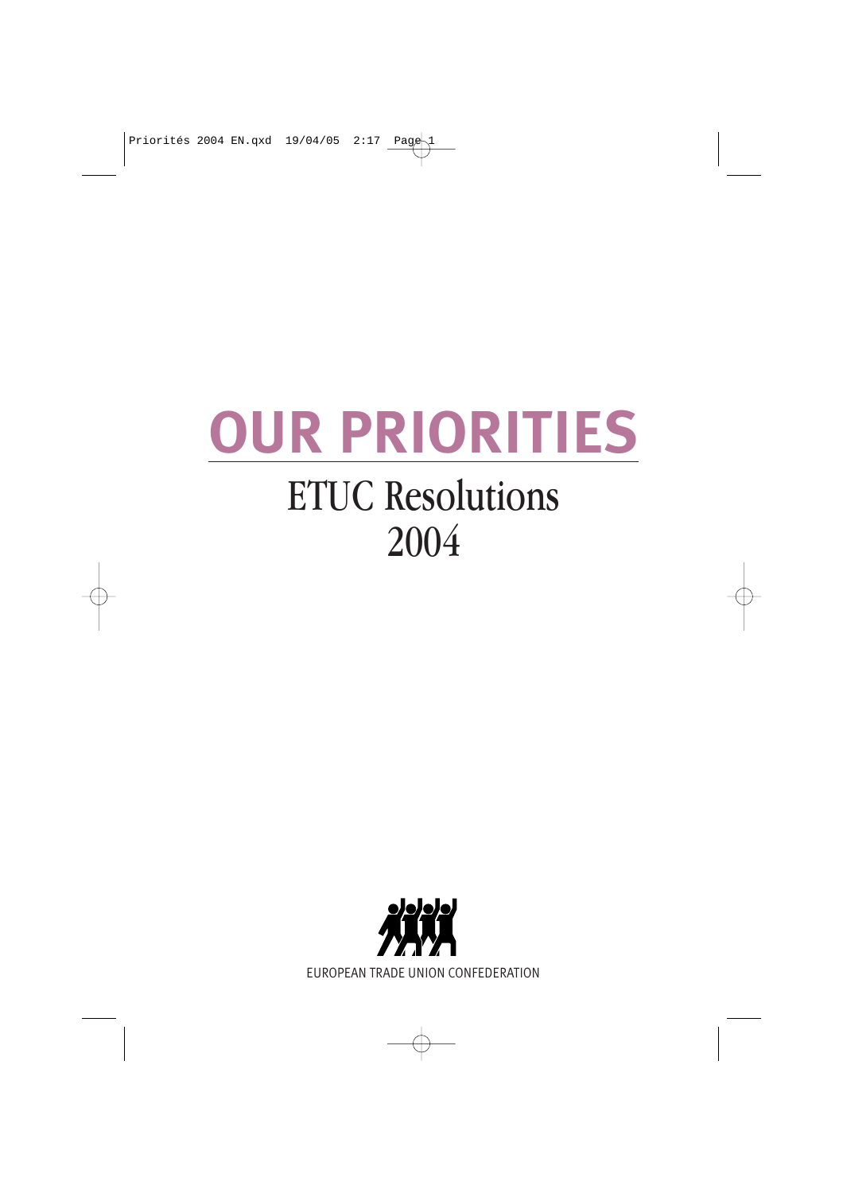# OUR PRIORITIES

## ETUC Resolutions 2004

EUROPEAN TRADE UNION CONFEDERATION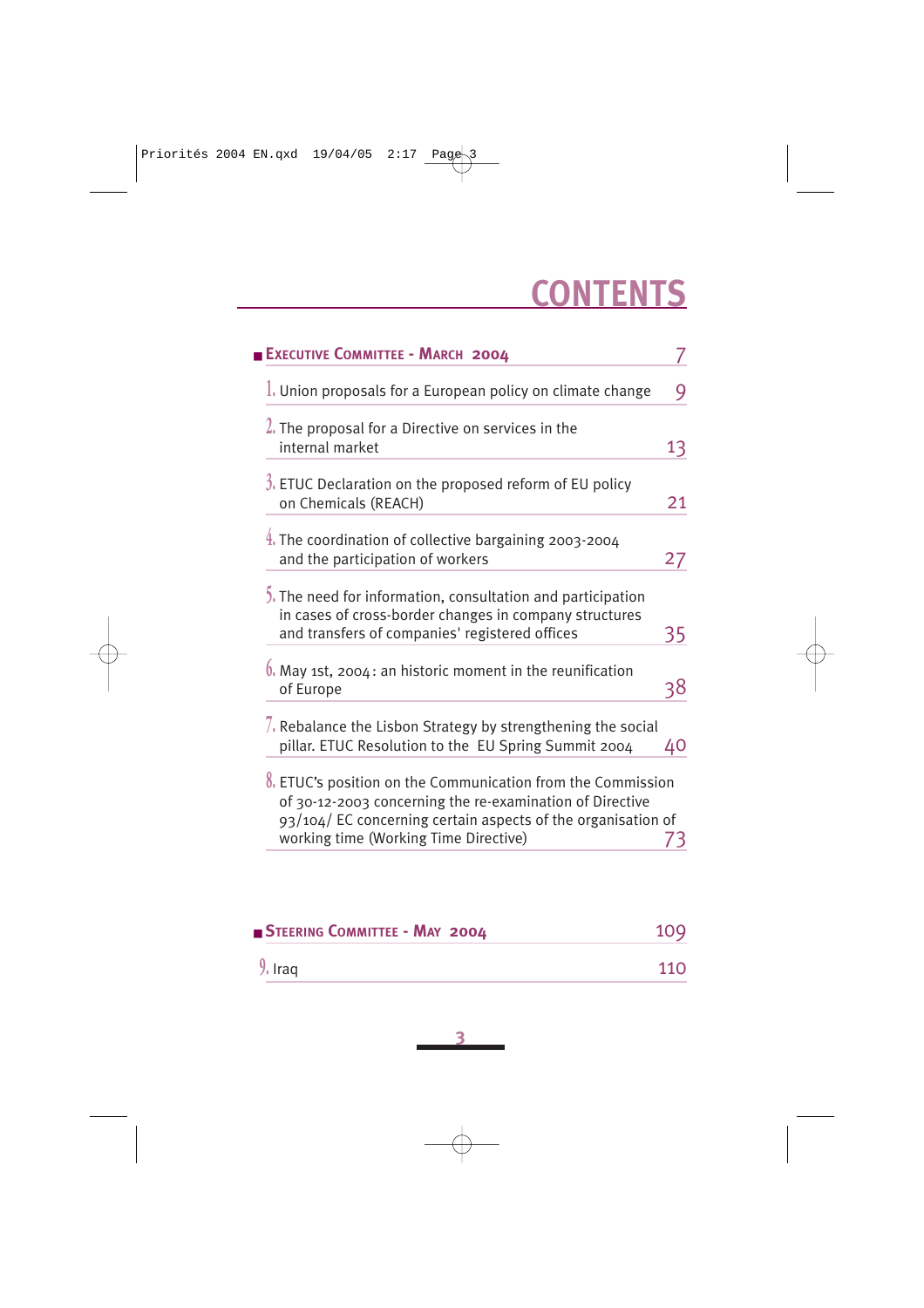# CONTENTS

## EXECUTIVE COMMITTEE - MARCH 2004 — 7

1. Union proposals for a European policy on climate change — 9
2. The proposal for a Directive on services in the internal market — 13
3. ETUC Declaration on the proposed reform of EU policy on Chemicals (REACH) — 21
4. The coordination of collective bargaining 2003-2004 and the participation of workers — 27
5. The need for information, consultation and participation in cases of cross-border changes in company structures and transfers of companies' registered offices — 35
6. May 1st, 2004: an historic moment in the reunification of Europe — 38
7. Rebalance the Lisbon Strategy by strengthening the social pillar. ETUC Resolution to the EU Spring Summit 2004 — 40
8. ETUC's position on the Communication from the Commission of 30-12-2003 concerning the re-examination of Directive 93/104/ EC concerning certain aspects of the organisation of working time (Working Time Directive) — 73

## STEERING COMMITTEE - MAY 2004 — 109

9. Iraq — 110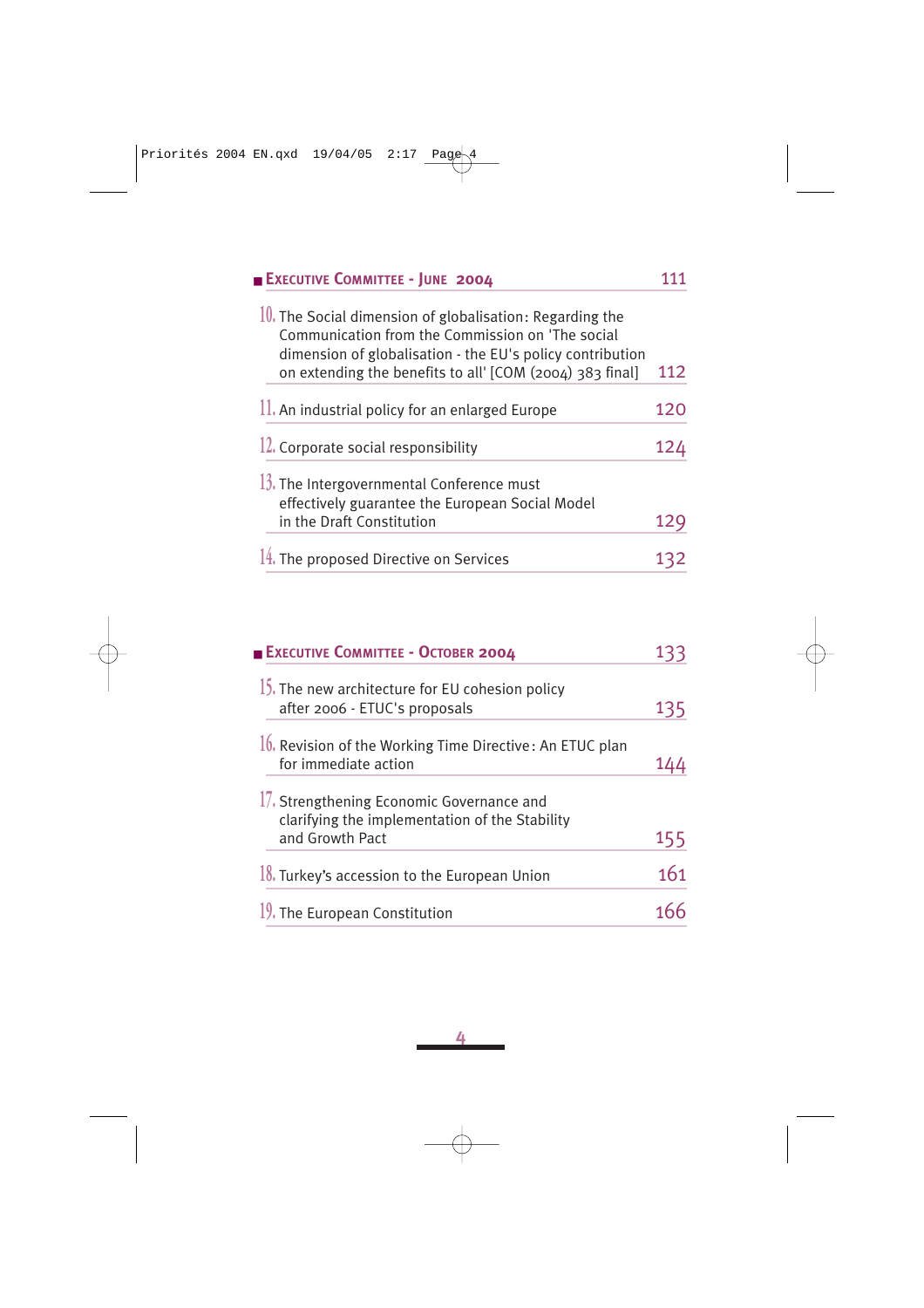## Executive Committee - June 2004 — 111

10. The Social dimension of globalisation: Regarding the Communication from the Commission on 'The social dimension of globalisation - the EU's policy contribution on extending the benefits to all' [COM (2004) 383 final] — 112

11. An industrial policy for an enlarged Europe — 120

12. Corporate social responsibility — 124

13. The Intergovernmental Conference must effectively guarantee the European Social Model in the Draft Constitution — 129

14. The proposed Directive on Services — 132

## Executive Committee - October 2004 — 133

15. The new architecture for EU cohesion policy after 2006 - ETUC's proposals — 135

16. Revision of the Working Time Directive: An ETUC plan for immediate action — 144

17. Strengthening Economic Governance and clarifying the implementation of the Stability and Growth Pact — 155

18. Turkey's accession to the European Union — 161

19. The European Constitution — 166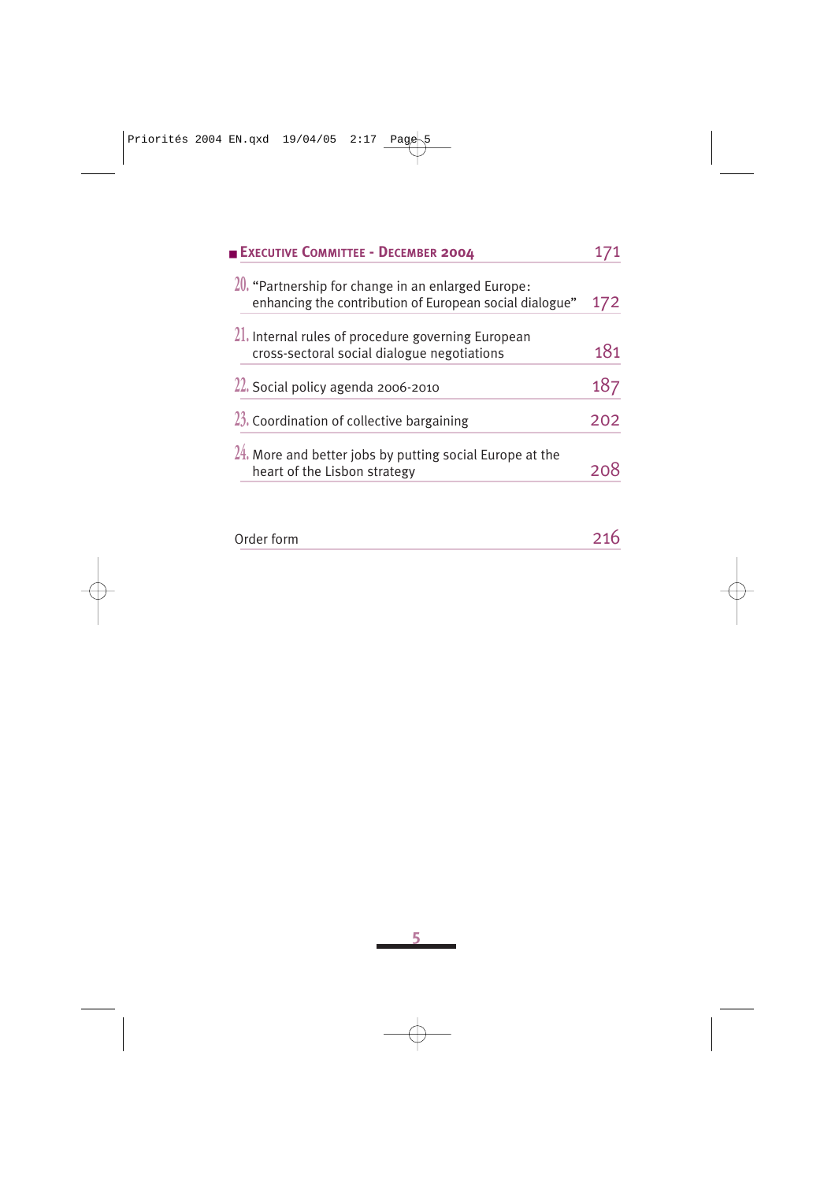| EXECUTIVE COMMITTEE - DECEMBER 2004 | 171 |
| --- | --- |
| 20. "Partnership for change in an enlarged Europe: enhancing the contribution of European social dialogue" | 172 |
| 21. Internal rules of procedure governing European cross-sectoral social dialogue negotiations | 181 |
| 22. Social policy agenda 2006-2010 | 187 |
| 23. Coordination of collective bargaining | 202 |
| 24. More and better jobs by putting social Europe at the heart of the Lisbon strategy | 208 |
| Order form | 216 |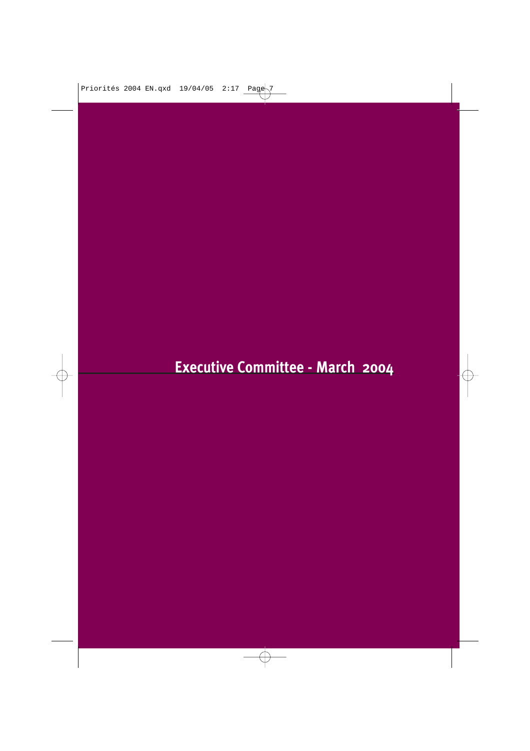# Executive Committee - March 2004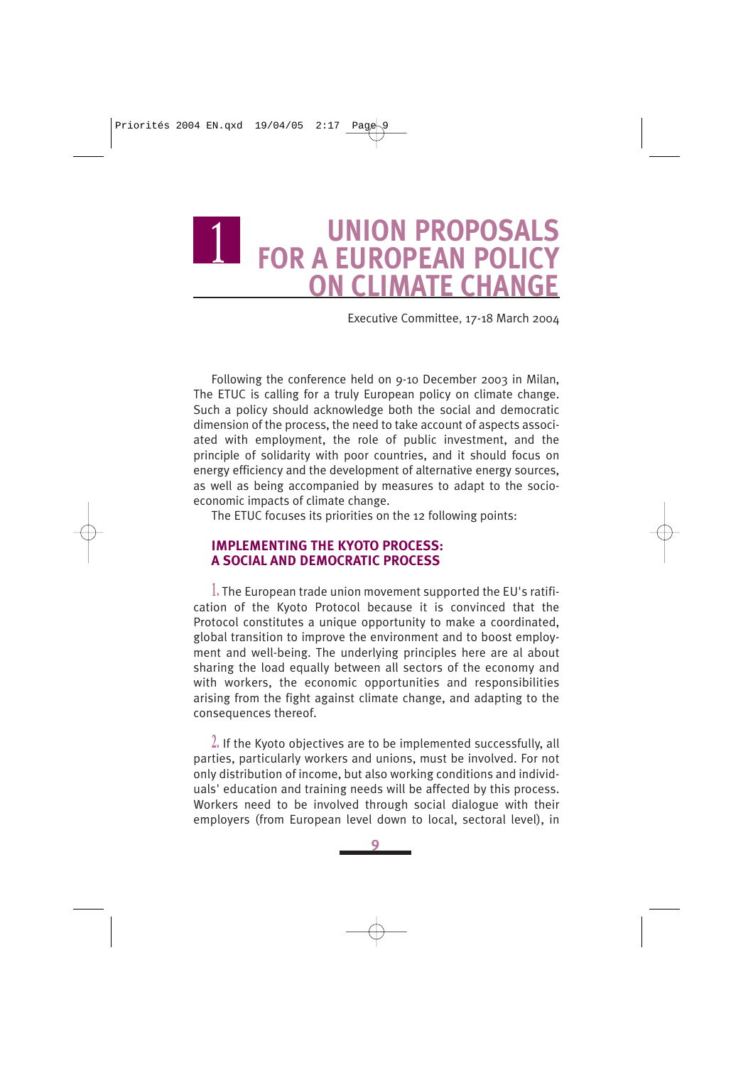# 1 UNION PROPOSALS FOR A EUROPEAN POLICY ON CLIMATE CHANGE

Executive Committee, 17-18 March 2004

Following the conference held on 9-10 December 2003 in Milan, The ETUC is calling for a truly European policy on climate change. Such a policy should acknowledge both the social and democratic dimension of the process, the need to take account of aspects associated with employment, the role of public investment, and the principle of solidarity with poor countries, and it should focus on energy efficiency and the development of alternative energy sources, as well as being accompanied by measures to adapt to the socio-economic impacts of climate change.

The ETUC focuses its priorities on the 12 following points:

## IMPLEMENTING THE KYOTO PROCESS: A SOCIAL AND DEMOCRATIC PROCESS

1. The European trade union movement supported the EU's ratification of the Kyoto Protocol because it is convinced that the Protocol constitutes a unique opportunity to make a coordinated, global transition to improve the environment and to boost employment and well-being. The underlying principles here are al about sharing the load equally between all sectors of the economy and with workers, the economic opportunities and responsibilities arising from the fight against climate change, and adapting to the consequences thereof.

2. If the Kyoto objectives are to be implemented successfully, all parties, particularly workers and unions, must be involved. For not only distribution of income, but also working conditions and individuals' education and training needs will be affected by this process. Workers need to be involved through social dialogue with their employers (from European level down to local, sectoral level), in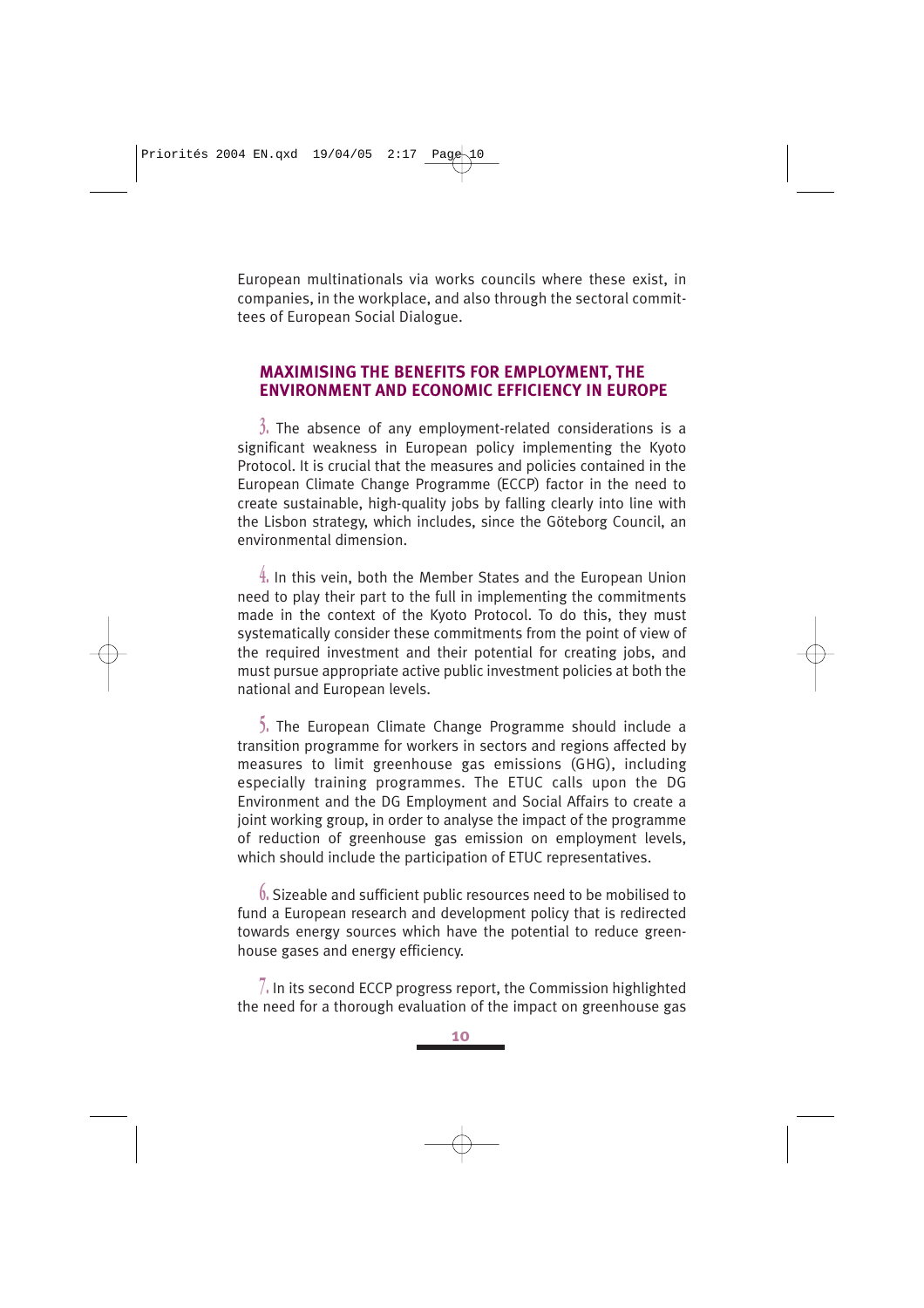European multinationals via works councils where these exist, in companies, in the workplace, and also through the sectoral committees of European Social Dialogue.

## MAXIMISING THE BENEFITS FOR EMPLOYMENT, THE ENVIRONMENT AND ECONOMIC EFFICIENCY IN EUROPE

3. The absence of any employment-related considerations is a significant weakness in European policy implementing the Kyoto Protocol. It is crucial that the measures and policies contained in the European Climate Change Programme (ECCP) factor in the need to create sustainable, high-quality jobs by falling clearly into line with the Lisbon strategy, which includes, since the Göteborg Council, an environmental dimension.

4. In this vein, both the Member States and the European Union need to play their part to the full in implementing the commitments made in the context of the Kyoto Protocol. To do this, they must systematically consider these commitments from the point of view of the required investment and their potential for creating jobs, and must pursue appropriate active public investment policies at both the national and European levels.

5. The European Climate Change Programme should include a transition programme for workers in sectors and regions affected by measures to limit greenhouse gas emissions (GHG), including especially training programmes. The ETUC calls upon the DG Environment and the DG Employment and Social Affairs to create a joint working group, in order to analyse the impact of the programme of reduction of greenhouse gas emission on employment levels, which should include the participation of ETUC representatives.

6. Sizeable and sufficient public resources need to be mobilised to fund a European research and development policy that is redirected towards energy sources which have the potential to reduce greenhouse gases and energy efficiency.

7. In its second ECCP progress report, the Commission highlighted the need for a thorough evaluation of the impact on greenhouse gas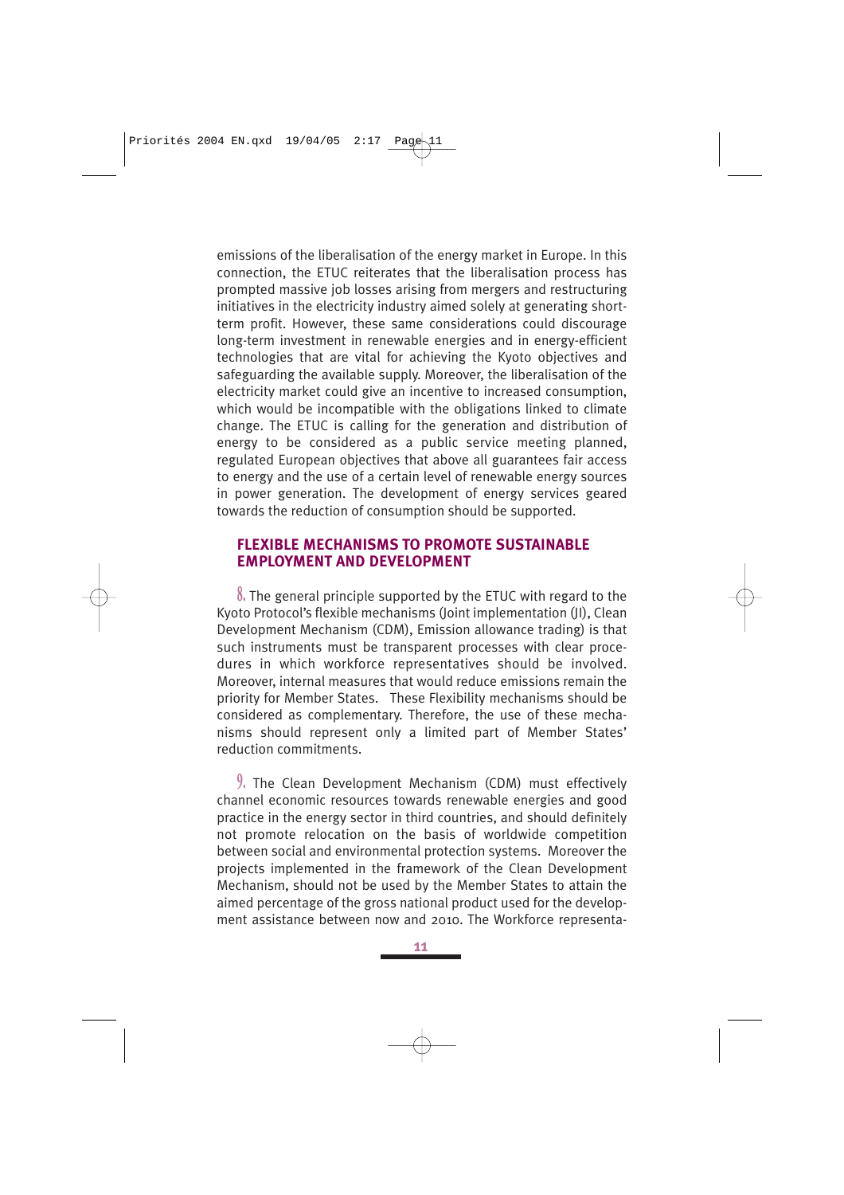emissions of the liberalisation of the energy market in Europe. In this connection, the ETUC reiterates that the liberalisation process has prompted massive job losses arising from mergers and restructuring initiatives in the electricity industry aimed solely at generating short-term profit. However, these same considerations could discourage long-term investment in renewable energies and in energy-efficient technologies that are vital for achieving the Kyoto objectives and safeguarding the available supply. Moreover, the liberalisation of the electricity market could give an incentive to increased consumption, which would be incompatible with the obligations linked to climate change. The ETUC is calling for the generation and distribution of energy to be considered as a public service meeting planned, regulated European objectives that above all guarantees fair access to energy and the use of a certain level of renewable energy sources in power generation. The development of energy services geared towards the reduction of consumption should be supported.

## FLEXIBLE MECHANISMS TO PROMOTE SUSTAINABLE EMPLOYMENT AND DEVELOPMENT

8. The general principle supported by the ETUC with regard to the Kyoto Protocol's flexible mechanisms (Joint implementation (JI), Clean Development Mechanism (CDM), Emission allowance trading) is that such instruments must be transparent processes with clear procedures in which workforce representatives should be involved. Moreover, internal measures that would reduce emissions remain the priority for Member States. These Flexibility mechanisms should be considered as complementary. Therefore, the use of these mechanisms should represent only a limited part of Member States' reduction commitments.

9. The Clean Development Mechanism (CDM) must effectively channel economic resources towards renewable energies and good practice in the energy sector in third countries, and should definitely not promote relocation on the basis of worldwide competition between social and environmental protection systems. Moreover the projects implemented in the framework of the Clean Development Mechanism, should not be used by the Member States to attain the aimed percentage of the gross national product used for the development assistance between now and 2010. The Workforce representa-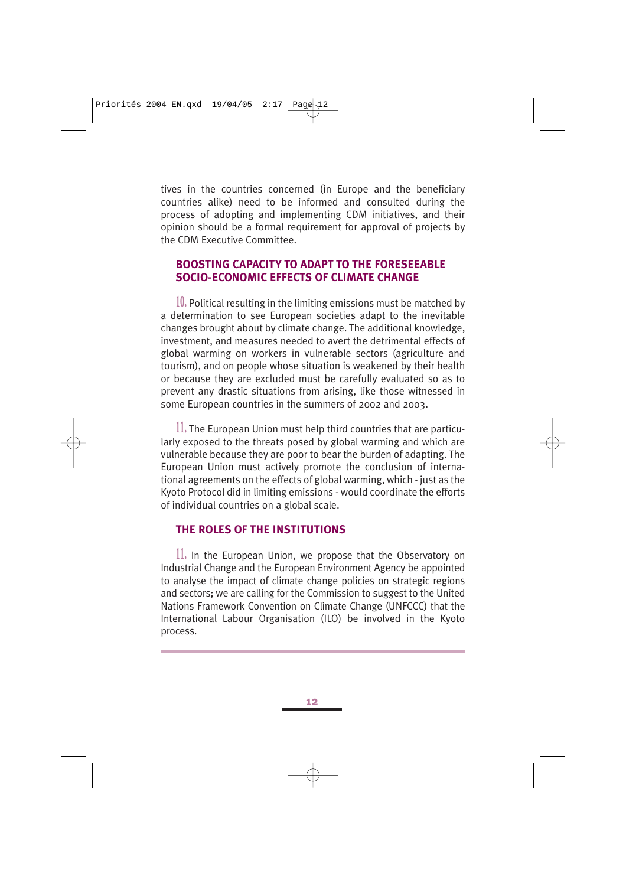tives in the countries concerned (in Europe and the beneficiary countries alike) need to be informed and consulted during the process of adopting and implementing CDM initiatives, and their opinion should be a formal requirement for approval of projects by the CDM Executive Committee.

## BOOSTING CAPACITY TO ADAPT TO THE FORESEEABLE SOCIO-ECONOMIC EFFECTS OF CLIMATE CHANGE

10. Political resulting in the limiting emissions must be matched by a determination to see European societies adapt to the inevitable changes brought about by climate change. The additional knowledge, investment, and measures needed to avert the detrimental effects of global warming on workers in vulnerable sectors (agriculture and tourism), and on people whose situation is weakened by their health or because they are excluded must be carefully evaluated so as to prevent any drastic situations from arising, like those witnessed in some European countries in the summers of 2002 and 2003.

11. The European Union must help third countries that are particularly exposed to the threats posed by global warming and which are vulnerable because they are poor to bear the burden of adapting. The European Union must actively promote the conclusion of international agreements on the effects of global warming, which - just as the Kyoto Protocol did in limiting emissions - would coordinate the efforts of individual countries on a global scale.

## THE ROLES OF THE INSTITUTIONS

11. In the European Union, we propose that the Observatory on Industrial Change and the European Environment Agency be appointed to analyse the impact of climate change policies on strategic regions and sectors; we are calling for the Commission to suggest to the United Nations Framework Convention on Climate Change (UNFCCC) that the International Labour Organisation (ILO) be involved in the Kyoto process.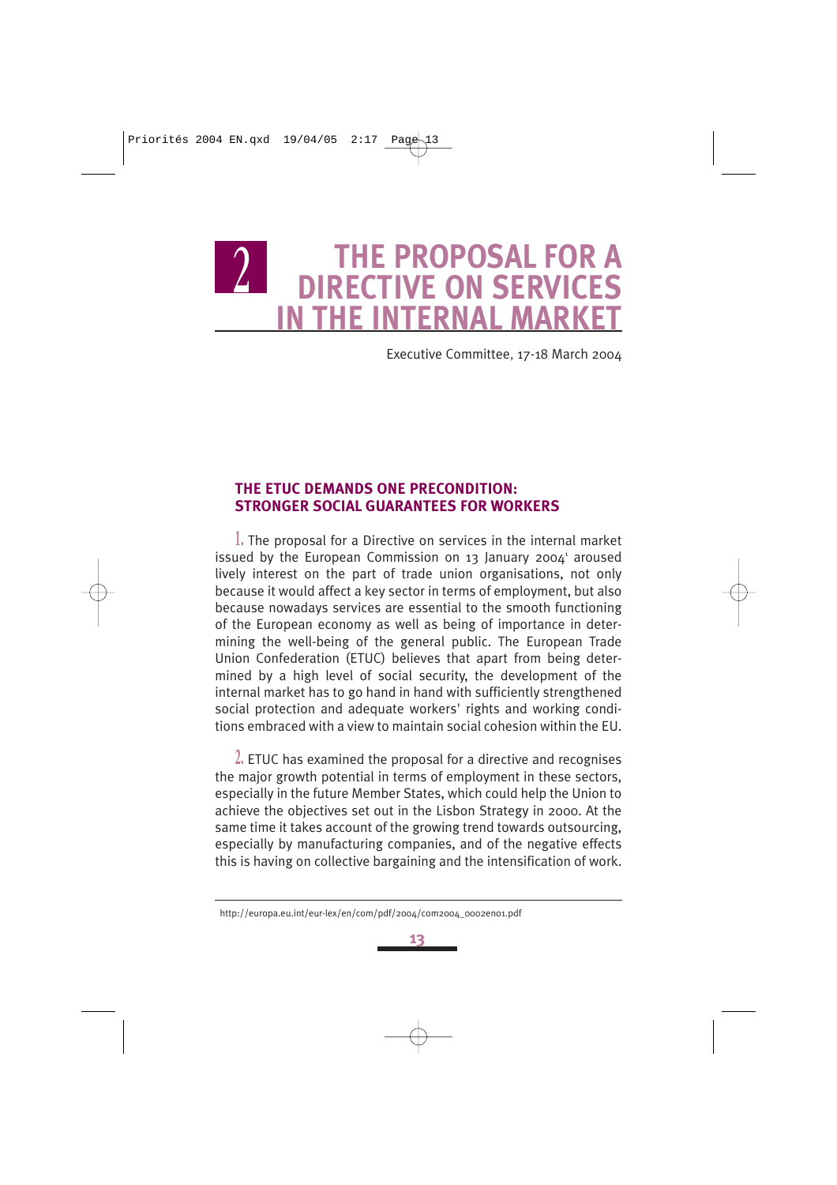# 2 THE PROPOSAL FOR A DIRECTIVE ON SERVICES IN THE INTERNAL MARKET

Executive Committee, 17-18 March 2004

## THE ETUC DEMANDS ONE PRECONDITION: STRONGER SOCIAL GUARANTEES FOR WORKERS

1. The proposal for a Directive on services in the internal market issued by the European Commission on 13 January 2004[1] aroused lively interest on the part of trade union organisations, not only because it would affect a key sector in terms of employment, but also because nowadays services are essential to the smooth functioning of the European economy as well as being of importance in determining the well-being of the general public. The European Trade Union Confederation (ETUC) believes that apart from being determined by a high level of social security, the development of the internal market has to go hand in hand with sufficiently strengthened social protection and adequate workers' rights and working conditions embraced with a view to maintain social cohesion within the EU.

2. ETUC has examined the proposal for a directive and recognises the major growth potential in terms of employment in these sectors, especially in the future Member States, which could help the Union to achieve the objectives set out in the Lisbon Strategy in 2000. At the same time it takes account of the growing trend towards outsourcing, especially by manufacturing companies, and of the negative effects this is having on collective bargaining and the intensification of work.

---

http://europa.eu.int/eur-lex/en/com/pdf/2004/com2004_0002en01.pdf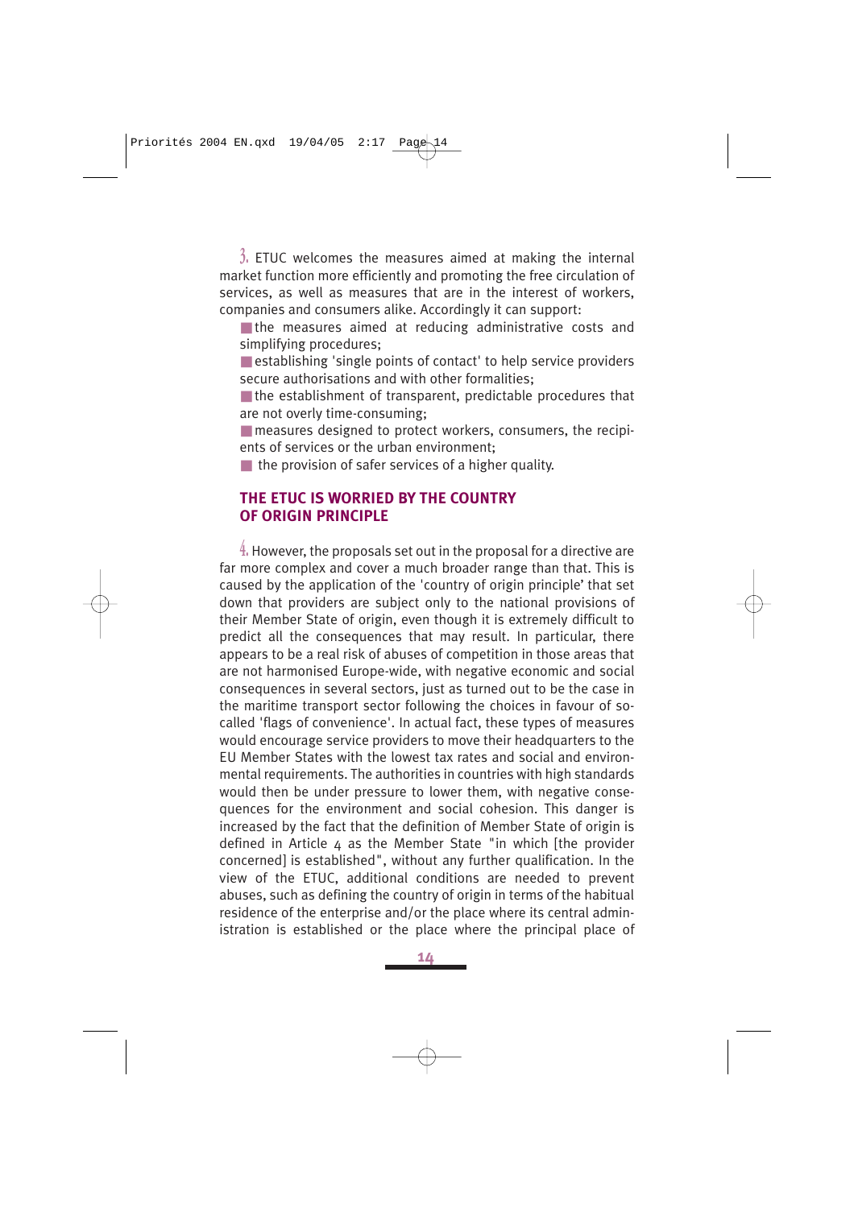3. ETUC welcomes the measures aimed at making the internal market function more efficiently and promoting the free circulation of services, as well as measures that are in the interest of workers, companies and consumers alike. Accordingly it can support:

- the measures aimed at reducing administrative costs and simplifying procedures;
- establishing 'single points of contact' to help service providers secure authorisations and with other formalities;
- the establishment of transparent, predictable procedures that are not overly time-consuming;
- measures designed to protect workers, consumers, the recipients of services or the urban environment;
- the provision of safer services of a higher quality.

## THE ETUC IS WORRIED BY THE COUNTRY OF ORIGIN PRINCIPLE

4. However, the proposals set out in the proposal for a directive are far more complex and cover a much broader range than that. This is caused by the application of the 'country of origin principle' that set down that providers are subject only to the national provisions of their Member State of origin, even though it is extremely difficult to predict all the consequences that may result. In particular, there appears to be a real risk of abuses of competition in those areas that are not harmonised Europe-wide, with negative economic and social consequences in several sectors, just as turned out to be the case in the maritime transport sector following the choices in favour of so-called 'flags of convenience'. In actual fact, these types of measures would encourage service providers to move their headquarters to the EU Member States with the lowest tax rates and social and environmental requirements. The authorities in countries with high standards would then be under pressure to lower them, with negative consequences for the environment and social cohesion. This danger is increased by the fact that the definition of Member State of origin is defined in Article 4 as the Member State "in which [the provider concerned] is established", without any further qualification. In the view of the ETUC, additional conditions are needed to prevent abuses, such as defining the country of origin in terms of the habitual residence of the enterprise and/or the place where its central administration is established or the place where the principal place of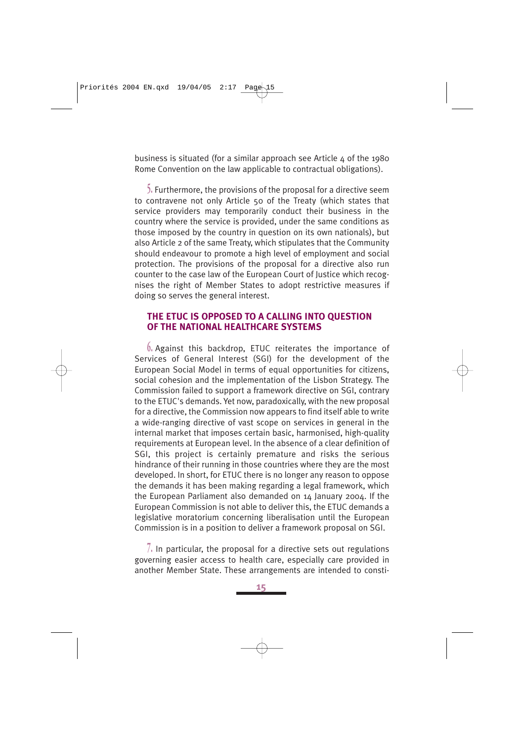business is situated (for a similar approach see Article 4 of the 1980 Rome Convention on the law applicable to contractual obligations).

5. Furthermore, the provisions of the proposal for a directive seem to contravene not only Article 50 of the Treaty (which states that service providers may temporarily conduct their business in the country where the service is provided, under the same conditions as those imposed by the country in question on its own nationals), but also Article 2 of the same Treaty, which stipulates that the Community should endeavour to promote a high level of employment and social protection. The provisions of the proposal for a directive also run counter to the case law of the European Court of Justice which recognises the right of Member States to adopt restrictive measures if doing so serves the general interest.

## THE ETUC IS OPPOSED TO A CALLING INTO QUESTION OF THE NATIONAL HEALTHCARE SYSTEMS

6. Against this backdrop, ETUC reiterates the importance of Services of General Interest (SGI) for the development of the European Social Model in terms of equal opportunities for citizens, social cohesion and the implementation of the Lisbon Strategy. The Commission failed to support a framework directive on SGI, contrary to the ETUC's demands. Yet now, paradoxically, with the new proposal for a directive, the Commission now appears to find itself able to write a wide-ranging directive of vast scope on services in general in the internal market that imposes certain basic, harmonised, high-quality requirements at European level. In the absence of a clear definition of SGI, this project is certainly premature and risks the serious hindrance of their running in those countries where they are the most developed. In short, for ETUC there is no longer any reason to oppose the demands it has been making regarding a legal framework, which the European Parliament also demanded on 14 January 2004. If the European Commission is not able to deliver this, the ETUC demands a legislative moratorium concerning liberalisation until the European Commission is in a position to deliver a framework proposal on SGI.

7. In particular, the proposal for a directive sets out regulations governing easier access to health care, especially care provided in another Member State. These arrangements are intended to consti-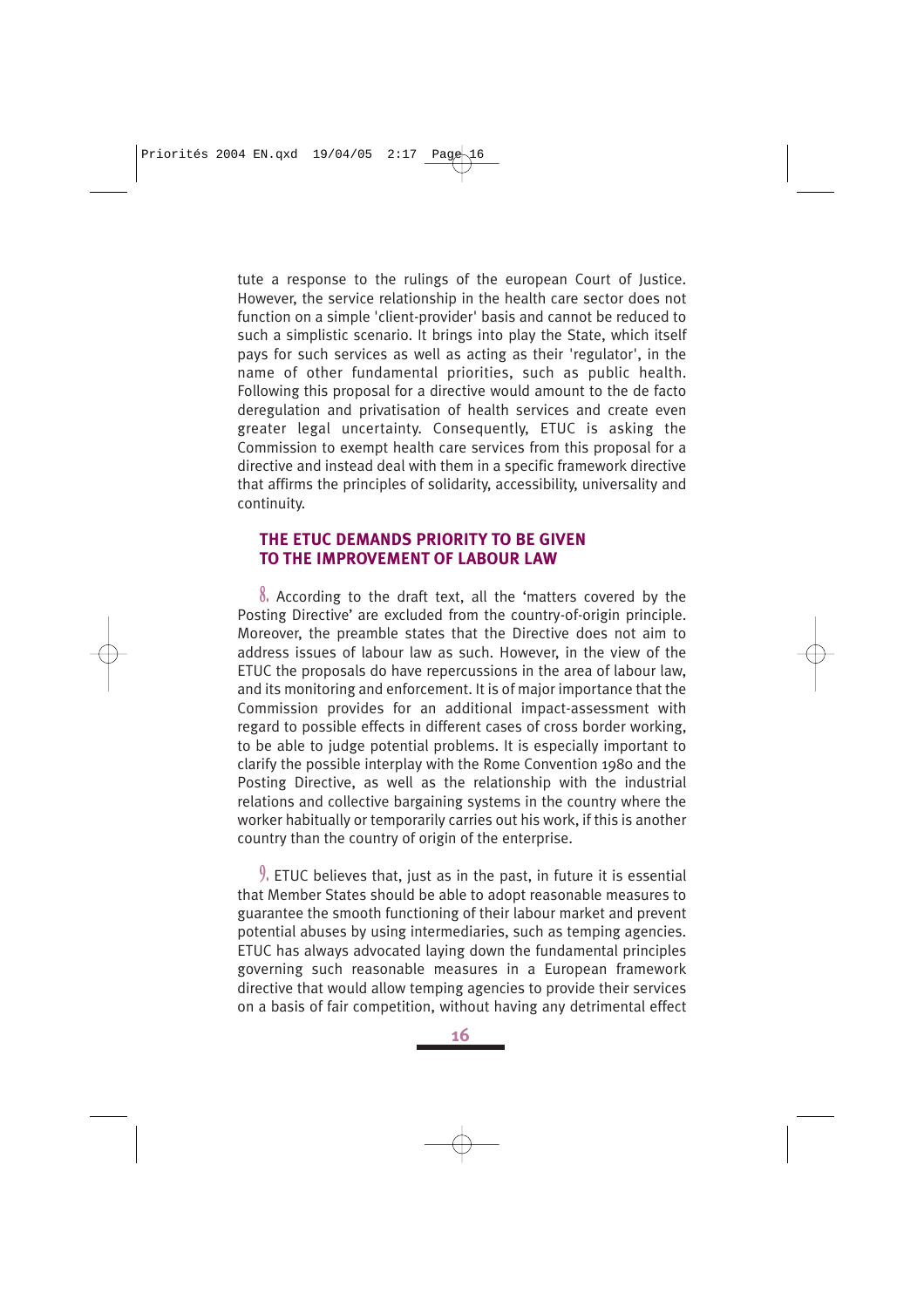tute a response to the rulings of the european Court of Justice. However, the service relationship in the health care sector does not function on a simple 'client-provider' basis and cannot be reduced to such a simplistic scenario. It brings into play the State, which itself pays for such services as well as acting as their 'regulator', in the name of other fundamental priorities, such as public health. Following this proposal for a directive would amount to the de facto deregulation and privatisation of health services and create even greater legal uncertainty. Consequently, ETUC is asking the Commission to exempt health care services from this proposal for a directive and instead deal with them in a specific framework directive that affirms the principles of solidarity, accessibility, universality and continuity.

## THE ETUC DEMANDS PRIORITY TO BE GIVEN TO THE IMPROVEMENT OF LABOUR LAW

8. According to the draft text, all the 'matters covered by the Posting Directive' are excluded from the country-of-origin principle. Moreover, the preamble states that the Directive does not aim to address issues of labour law as such. However, in the view of the ETUC the proposals do have repercussions in the area of labour law, and its monitoring and enforcement. It is of major importance that the Commission provides for an additional impact-assessment with regard to possible effects in different cases of cross border working, to be able to judge potential problems. It is especially important to clarify the possible interplay with the Rome Convention 1980 and the Posting Directive, as well as the relationship with the industrial relations and collective bargaining systems in the country where the worker habitually or temporarily carries out his work, if this is another country than the country of origin of the enterprise.

9. ETUC believes that, just as in the past, in future it is essential that Member States should be able to adopt reasonable measures to guarantee the smooth functioning of their labour market and prevent potential abuses by using intermediaries, such as temping agencies. ETUC has always advocated laying down the fundamental principles governing such reasonable measures in a European framework directive that would allow temping agencies to provide their services on a basis of fair competition, without having any detrimental effect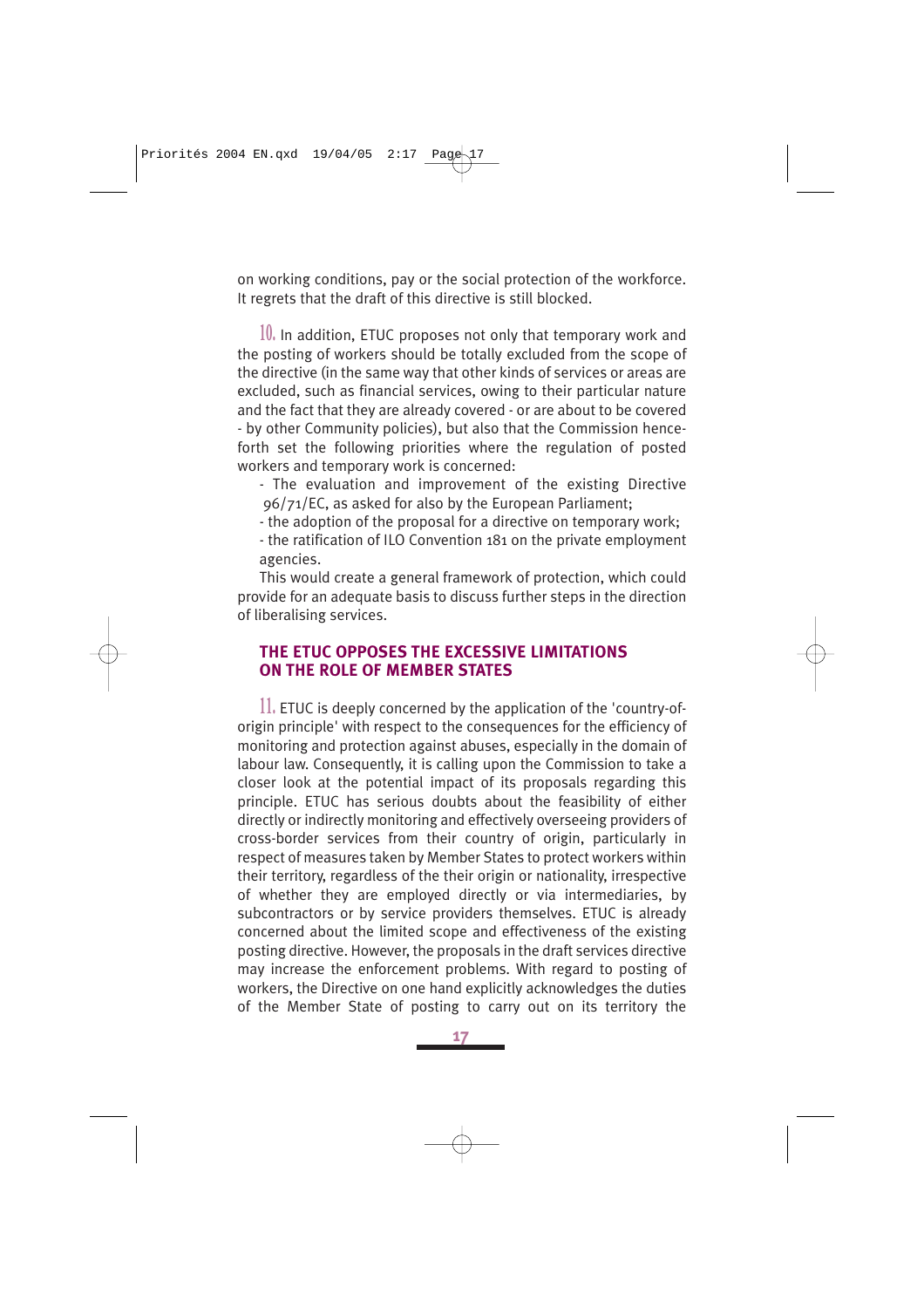on working conditions, pay or the social protection of the workforce. It regrets that the draft of this directive is still blocked.

10. In addition, ETUC proposes not only that temporary work and the posting of workers should be totally excluded from the scope of the directive (in the same way that other kinds of services or areas are excluded, such as financial services, owing to their particular nature and the fact that they are already covered - or are about to be covered - by other Community policies), but also that the Commission henceforth set the following priorities where the regulation of posted workers and temporary work is concerned:

- The evaluation and improvement of the existing Directive 96/71/EC, as asked for also by the European Parliament;
- the adoption of the proposal for a directive on temporary work;
- the ratification of ILO Convention 181 on the private employment agencies.

This would create a general framework of protection, which could provide for an adequate basis to discuss further steps in the direction of liberalising services.

## THE ETUC OPPOSES THE EXCESSIVE LIMITATIONS ON THE ROLE OF MEMBER STATES

11. ETUC is deeply concerned by the application of the 'country-of-origin principle' with respect to the consequences for the efficiency of monitoring and protection against abuses, especially in the domain of labour law. Consequently, it is calling upon the Commission to take a closer look at the potential impact of its proposals regarding this principle. ETUC has serious doubts about the feasibility of either directly or indirectly monitoring and effectively overseeing providers of cross-border services from their country of origin, particularly in respect of measures taken by Member States to protect workers within their territory, regardless of the their origin or nationality, irrespective of whether they are employed directly or via intermediaries, by subcontractors or by service providers themselves. ETUC is already concerned about the limited scope and effectiveness of the existing posting directive. However, the proposals in the draft services directive may increase the enforcement problems. With regard to posting of workers, the Directive on one hand explicitly acknowledges the duties of the Member State of posting to carry out on its territory the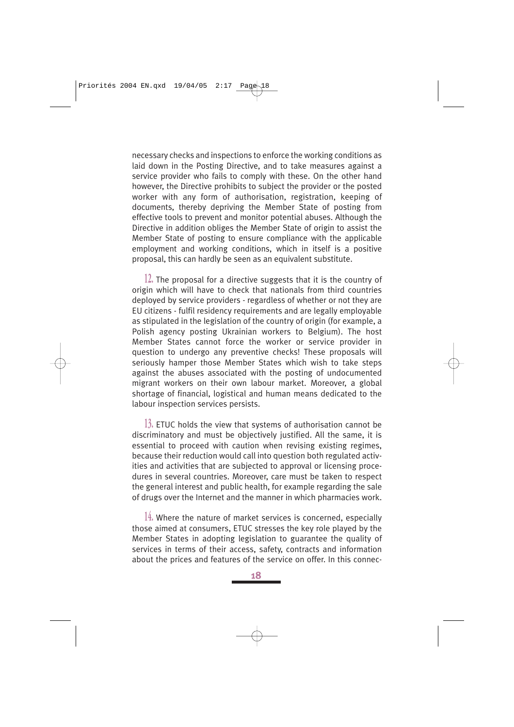necessary checks and inspections to enforce the working conditions as laid down in the Posting Directive, and to take measures against a service provider who fails to comply with these. On the other hand however, the Directive prohibits to subject the provider or the posted worker with any form of authorisation, registration, keeping of documents, thereby depriving the Member State of posting from effective tools to prevent and monitor potential abuses. Although the Directive in addition obliges the Member State of origin to assist the Member State of posting to ensure compliance with the applicable employment and working conditions, which in itself is a positive proposal, this can hardly be seen as an equivalent substitute.

12. The proposal for a directive suggests that it is the country of origin which will have to check that nationals from third countries deployed by service providers - regardless of whether or not they are EU citizens - fulfil residency requirements and are legally employable as stipulated in the legislation of the country of origin (for example, a Polish agency posting Ukrainian workers to Belgium). The host Member States cannot force the worker or service provider in question to undergo any preventive checks! These proposals will seriously hamper those Member States which wish to take steps against the abuses associated with the posting of undocumented migrant workers on their own labour market. Moreover, a global shortage of financial, logistical and human means dedicated to the labour inspection services persists.

13. ETUC holds the view that systems of authorisation cannot be discriminatory and must be objectively justified. All the same, it is essential to proceed with caution when revising existing regimes, because their reduction would call into question both regulated activities and activities that are subjected to approval or licensing procedures in several countries. Moreover, care must be taken to respect the general interest and public health, for example regarding the sale of drugs over the Internet and the manner in which pharmacies work.

14. Where the nature of market services is concerned, especially those aimed at consumers, ETUC stresses the key role played by the Member States in adopting legislation to guarantee the quality of services in terms of their access, safety, contracts and information about the prices and features of the service on offer. In this connec-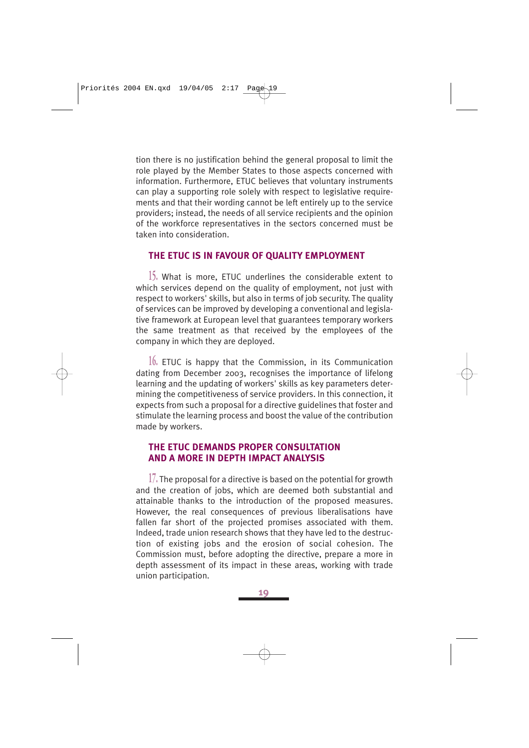tion there is no justification behind the general proposal to limit the role played by the Member States to those aspects concerned with information. Furthermore, ETUC believes that voluntary instruments can play a supporting role solely with respect to legislative requirements and that their wording cannot be left entirely up to the service providers; instead, the needs of all service recipients and the opinion of the workforce representatives in the sectors concerned must be taken into consideration.

### THE ETUC IS IN FAVOUR OF QUALITY EMPLOYMENT

15. What is more, ETUC underlines the considerable extent to which services depend on the quality of employment, not just with respect to workers' skills, but also in terms of job security. The quality of services can be improved by developing a conventional and legislative framework at European level that guarantees temporary workers the same treatment as that received by the employees of the company in which they are deployed.

16. ETUC is happy that the Commission, in its Communication dating from December 2003, recognises the importance of lifelong learning and the updating of workers' skills as key parameters determining the competitiveness of service providers. In this connection, it expects from such a proposal for a directive guidelines that foster and stimulate the learning process and boost the value of the contribution made by workers.

### THE ETUC DEMANDS PROPER CONSULTATION AND A MORE IN DEPTH IMPACT ANALYSIS

17. The proposal for a directive is based on the potential for growth and the creation of jobs, which are deemed both substantial and attainable thanks to the introduction of the proposed measures. However, the real consequences of previous liberalisations have fallen far short of the projected promises associated with them. Indeed, trade union research shows that they have led to the destruction of existing jobs and the erosion of social cohesion. The Commission must, before adopting the directive, prepare a more in depth assessment of its impact in these areas, working with trade union participation.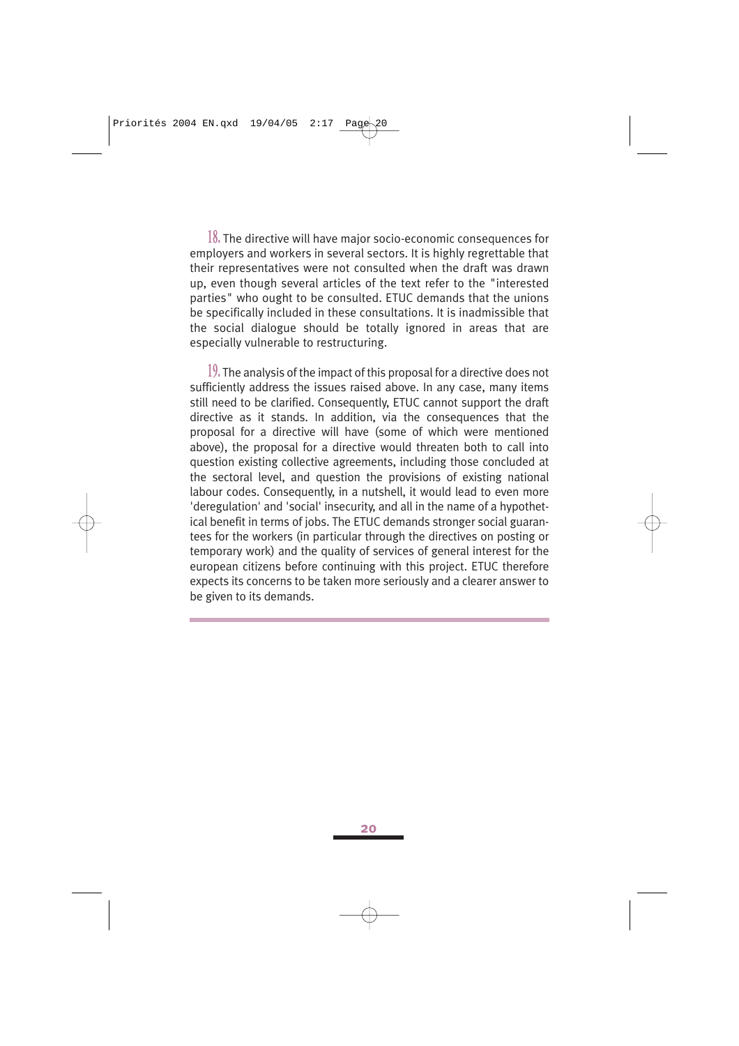18. The directive will have major socio-economic consequences for employers and workers in several sectors. It is highly regrettable that their representatives were not consulted when the draft was drawn up, even though several articles of the text refer to the "interested parties" who ought to be consulted. ETUC demands that the unions be specifically included in these consultations. It is inadmissible that the social dialogue should be totally ignored in areas that are especially vulnerable to restructuring.

19. The analysis of the impact of this proposal for a directive does not sufficiently address the issues raised above. In any case, many items still need to be clarified. Consequently, ETUC cannot support the draft directive as it stands. In addition, via the consequences that the proposal for a directive will have (some of which were mentioned above), the proposal for a directive would threaten both to call into question existing collective agreements, including those concluded at the sectoral level, and question the provisions of existing national labour codes. Consequently, in a nutshell, it would lead to even more 'deregulation' and 'social' insecurity, and all in the name of a hypothetical benefit in terms of jobs. The ETUC demands stronger social guarantees for the workers (in particular through the directives on posting or temporary work) and the quality of services of general interest for the european citizens before continuing with this project. ETUC therefore expects its concerns to be taken more seriously and a clearer answer to be given to its demands.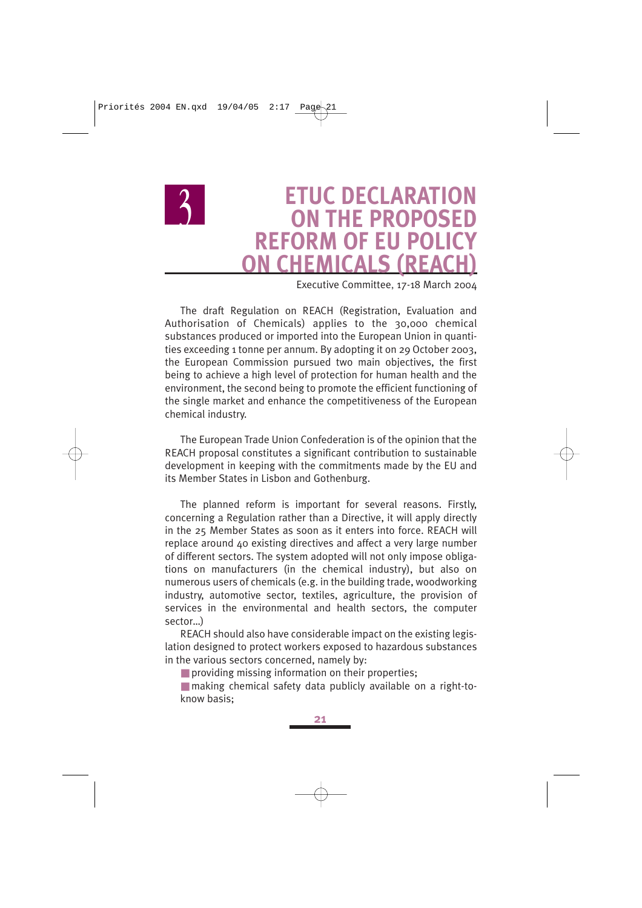# 3 ETUC DECLARATION ON THE PROPOSED REFORM OF EU POLICY ON CHEMICALS (REACH)

Executive Committee, 17-18 March 2004

The draft Regulation on REACH (Registration, Evaluation and Authorisation of Chemicals) applies to the 30,000 chemical substances produced or imported into the European Union in quantities exceeding 1 tonne per annum. By adopting it on 29 October 2003, the European Commission pursued two main objectives, the first being to achieve a high level of protection for human health and the environment, the second being to promote the efficient functioning of the single market and enhance the competitiveness of the European chemical industry.

The European Trade Union Confederation is of the opinion that the REACH proposal constitutes a significant contribution to sustainable development in keeping with the commitments made by the EU and its Member States in Lisbon and Gothenburg.

The planned reform is important for several reasons. Firstly, concerning a Regulation rather than a Directive, it will apply directly in the 25 Member States as soon as it enters into force. REACH will replace around 40 existing directives and affect a very large number of different sectors. The system adopted will not only impose obligations on manufacturers (in the chemical industry), but also on numerous users of chemicals (e.g. in the building trade, woodworking industry, automotive sector, textiles, agriculture, the provision of services in the environmental and health sectors, the computer sector...)

REACH should also have considerable impact on the existing legislation designed to protect workers exposed to hazardous substances in the various sectors concerned, namely by:

- providing missing information on their properties;
- making chemical safety data publicly available on a right-to-know basis;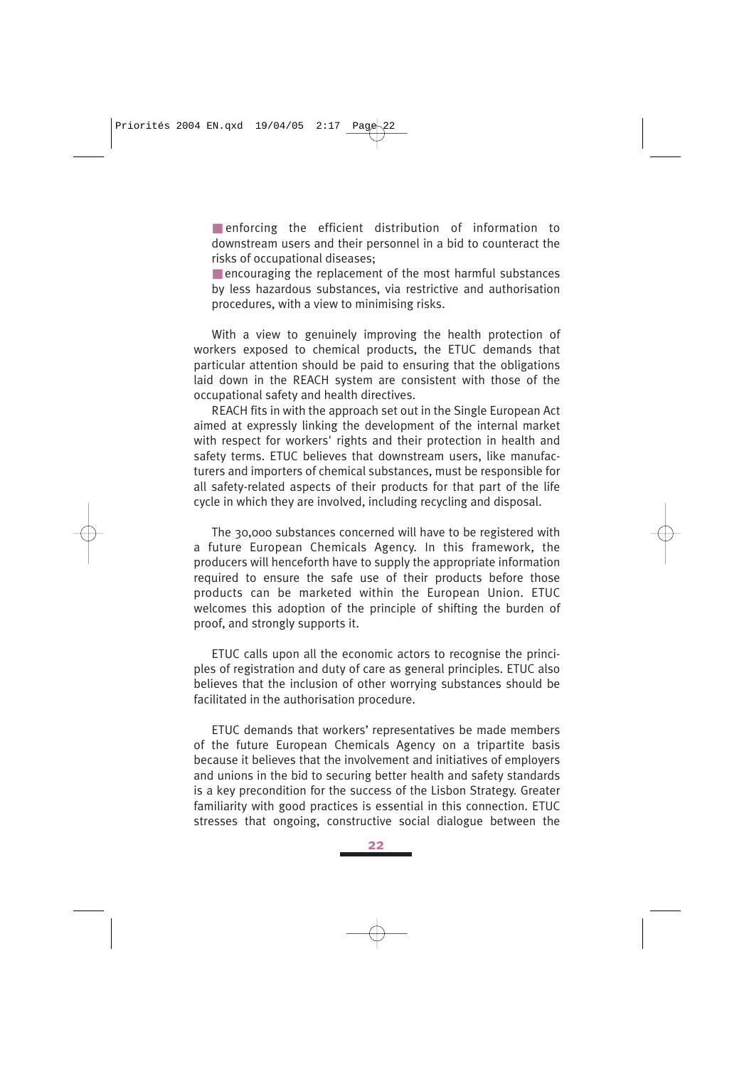- enforcing the efficient distribution of information to downstream users and their personnel in a bid to counteract the risks of occupational diseases;
- encouraging the replacement of the most harmful substances by less hazardous substances, via restrictive and authorisation procedures, with a view to minimising risks.

With a view to genuinely improving the health protection of workers exposed to chemical products, the ETUC demands that particular attention should be paid to ensuring that the obligations laid down in the REACH system are consistent with those of the occupational safety and health directives.

REACH fits in with the approach set out in the Single European Act aimed at expressly linking the development of the internal market with respect for workers' rights and their protection in health and safety terms. ETUC believes that downstream users, like manufacturers and importers of chemical substances, must be responsible for all safety-related aspects of their products for that part of the life cycle in which they are involved, including recycling and disposal.

The 30,000 substances concerned will have to be registered with a future European Chemicals Agency. In this framework, the producers will henceforth have to supply the appropriate information required to ensure the safe use of their products before those products can be marketed within the European Union. ETUC welcomes this adoption of the principle of shifting the burden of proof, and strongly supports it.

ETUC calls upon all the economic actors to recognise the principles of registration and duty of care as general principles. ETUC also believes that the inclusion of other worrying substances should be facilitated in the authorisation procedure.

ETUC demands that workers' representatives be made members of the future European Chemicals Agency on a tripartite basis because it believes that the involvement and initiatives of employers and unions in the bid to securing better health and safety standards is a key precondition for the success of the Lisbon Strategy. Greater familiarity with good practices is essential in this connection. ETUC stresses that ongoing, constructive social dialogue between the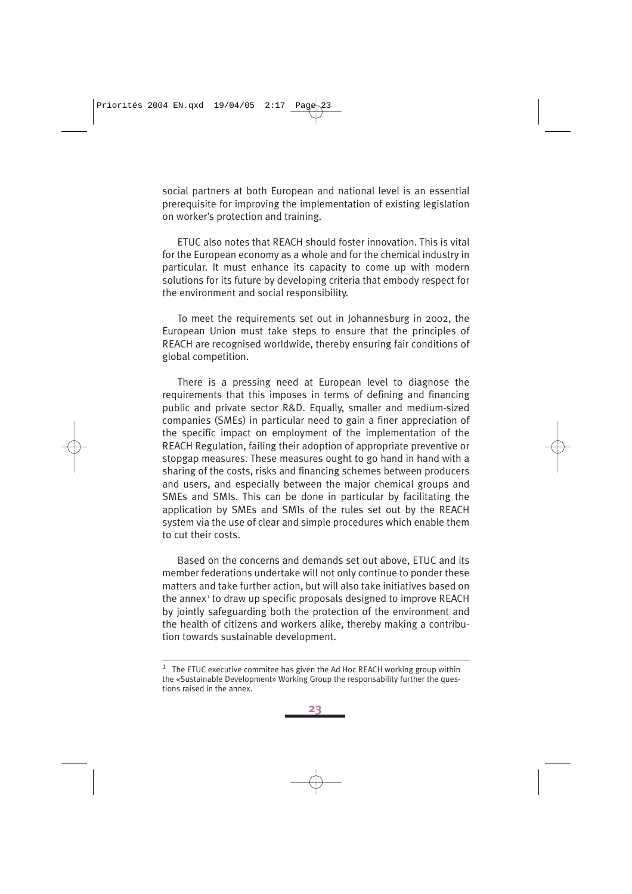social partners at both European and national level is an essential prerequisite for improving the implementation of existing legislation on worker's protection and training.

ETUC also notes that REACH should foster innovation. This is vital for the European economy as a whole and for the chemical industry in particular. It must enhance its capacity to come up with modern solutions for its future by developing criteria that embody respect for the environment and social responsibility.

To meet the requirements set out in Johannesburg in 2002, the European Union must take steps to ensure that the principles of REACH are recognised worldwide, thereby ensuring fair conditions of global competition.

There is a pressing need at European level to diagnose the requirements that this imposes in terms of defining and financing public and private sector R&D. Equally, smaller and medium-sized companies (SMEs) in particular need to gain a finer appreciation of the specific impact on employment of the implementation of the REACH Regulation, failing their adoption of appropriate preventive or stopgap measures. These measures ought to go hand in hand with a sharing of the costs, risks and financing schemes between producers and users, and especially between the major chemical groups and SMEs and SMIs. This can be done in particular by facilitating the application by SMEs and SMIs of the rules set out by the REACH system via the use of clear and simple procedures which enable them to cut their costs.

Based on the concerns and demands set out above, ETUC and its member federations undertake will not only continue to ponder these matters and take further action, but will also take initiatives based on the annex[1] to draw up specific proposals designed to improve REACH by jointly safeguarding both the protection of the environment and the health of citizens and workers alike, thereby making a contribution towards sustainable development.

---

[1] The ETUC executive commitee has given the Ad Hoc REACH working group within the «Sustainable Development» Working Group the responsability further the questions raised in the annex.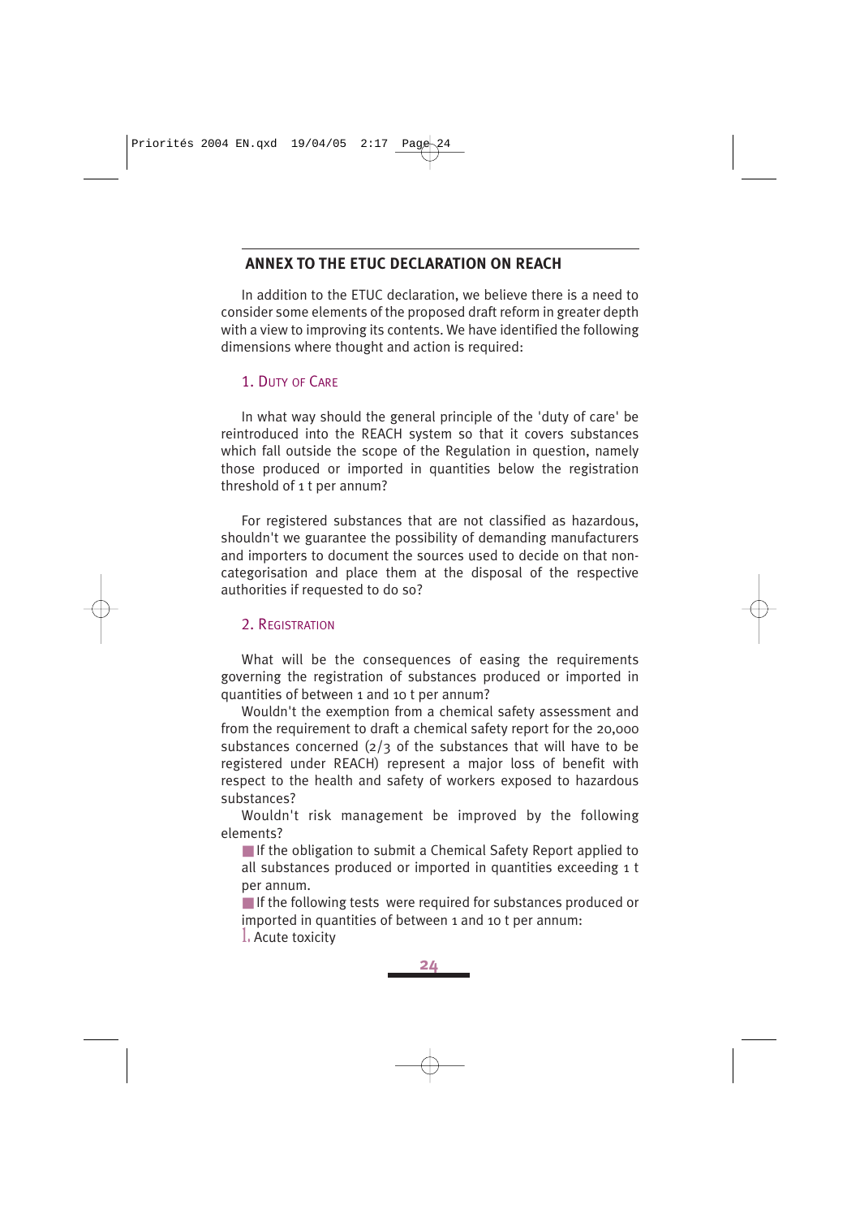## ANNEX TO THE ETUC DECLARATION ON REACH

In addition to the ETUC declaration, we believe there is a need to consider some elements of the proposed draft reform in greater depth with a view to improving its contents. We have identified the following dimensions where thought and action is required:

### 1. Duty of Care

In what way should the general principle of the 'duty of care' be reintroduced into the REACH system so that it covers substances which fall outside the scope of the Regulation in question, namely those produced or imported in quantities below the registration threshold of 1 t per annum?

For registered substances that are not classified as hazardous, shouldn't we guarantee the possibility of demanding manufacturers and importers to document the sources used to decide on that non-categorisation and place them at the disposal of the respective authorities if requested to do so?

### 2. Registration

What will be the consequences of easing the requirements governing the registration of substances produced or imported in quantities of between 1 and 10 t per annum?

Wouldn't the exemption from a chemical safety assessment and from the requirement to draft a chemical safety report for the 20,000 substances concerned (2/3 of the substances that will have to be registered under REACH) represent a major loss of benefit with respect to the health and safety of workers exposed to hazardous substances?

Wouldn't risk management be improved by the following elements?

- If the obligation to submit a Chemical Safety Report applied to all substances produced or imported in quantities exceeding 1 t per annum.
- If the following tests were required for substances produced or imported in quantities of between 1 and 10 t per annum:

1. Acute toxicity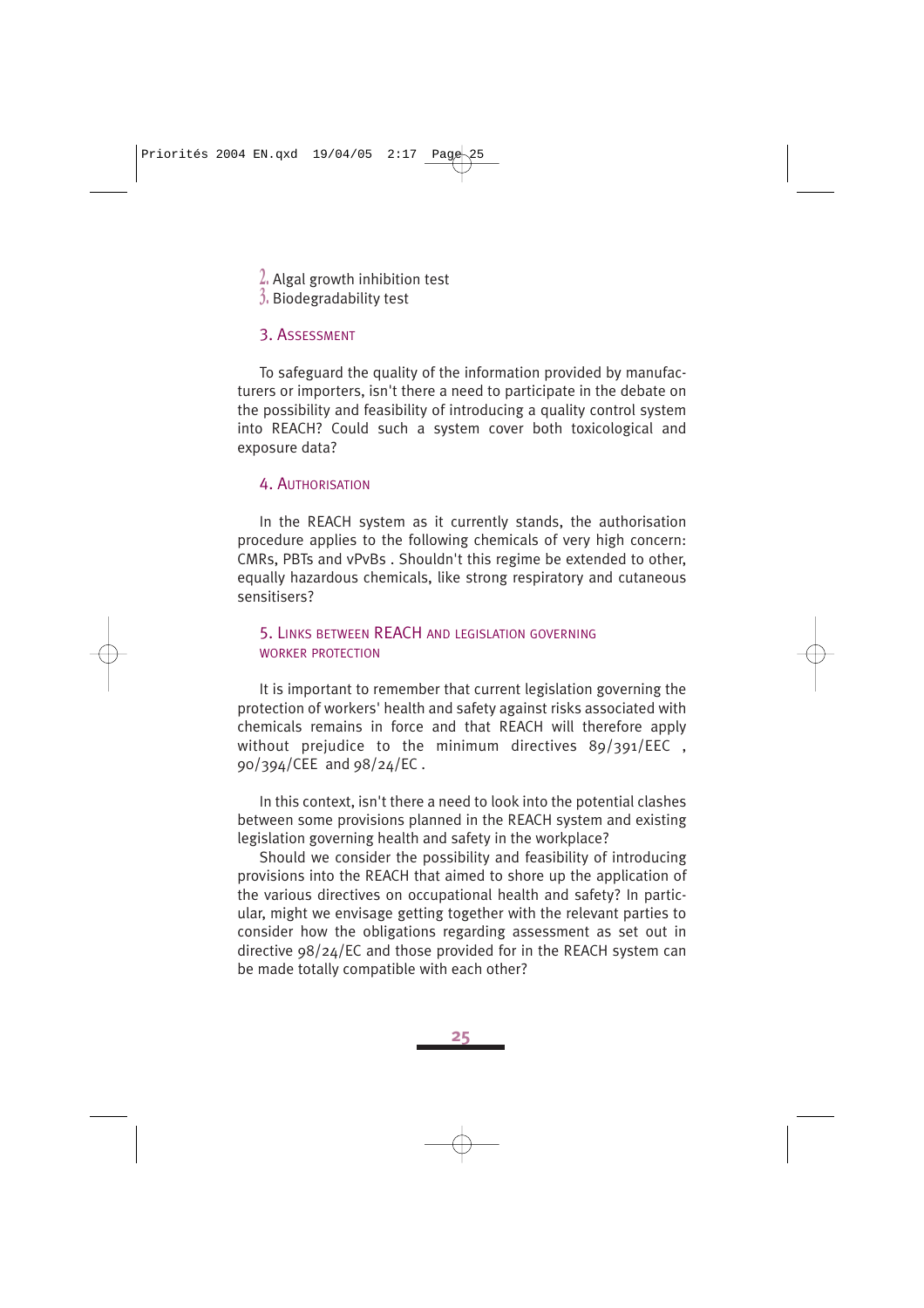2. Algal growth inhibition test
3. Biodegradability test

### 3. Assessment

To safeguard the quality of the information provided by manufacturers or importers, isn't there a need to participate in the debate on the possibility and feasibility of introducing a quality control system into REACH? Could such a system cover both toxicological and exposure data?

### 4. Authorisation

In the REACH system as it currently stands, the authorisation procedure applies to the following chemicals of very high concern: CMRs, PBTs and vPvBs . Shouldn't this regime be extended to other, equally hazardous chemicals, like strong respiratory and cutaneous sensitisers?

### 5. Links between REACH and legislation governing worker protection

It is important to remember that current legislation governing the protection of workers' health and safety against risks associated with chemicals remains in force and that REACH will therefore apply without prejudice to the minimum directives 89/391/EEC , 90/394/CEE and 98/24/EC .

In this context, isn't there a need to look into the potential clashes between some provisions planned in the REACH system and existing legislation governing health and safety in the workplace?

Should we consider the possibility and feasibility of introducing provisions into the REACH that aimed to shore up the application of the various directives on occupational health and safety? In particular, might we envisage getting together with the relevant parties to consider how the obligations regarding assessment as set out in directive 98/24/EC and those provided for in the REACH system can be made totally compatible with each other?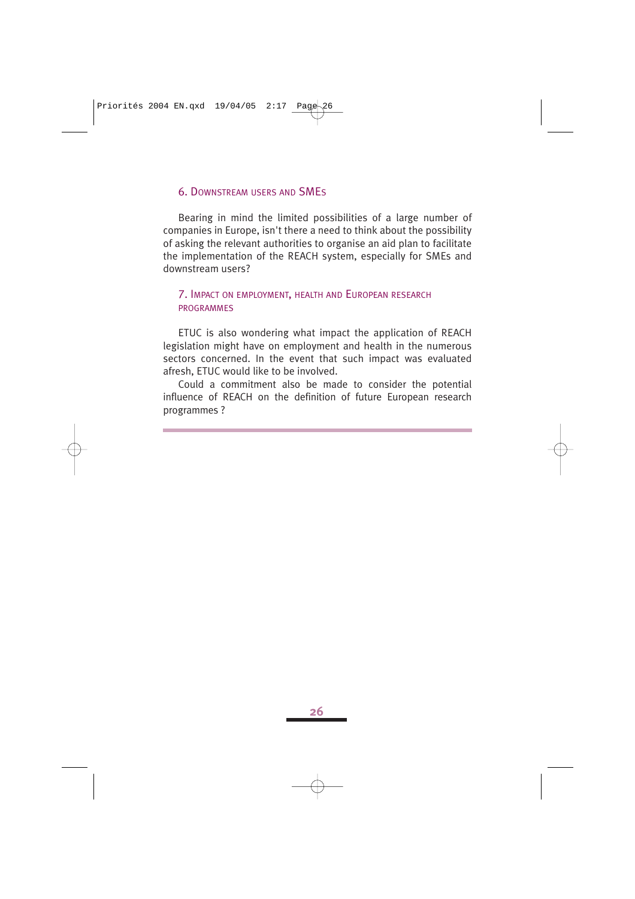## 6. Downstream users and SMEs

Bearing in mind the limited possibilities of a large number of companies in Europe, isn't there a need to think about the possibility of asking the relevant authorities to organise an aid plan to facilitate the implementation of the REACH system, especially for SMEs and downstream users?

## 7. Impact on employment, health and European research programmes

ETUC is also wondering what impact the application of REACH legislation might have on employment and health in the numerous sectors concerned. In the event that such impact was evaluated afresh, ETUC would like to be involved.

Could a commitment also be made to consider the potential influence of REACH on the definition of future European research programmes ?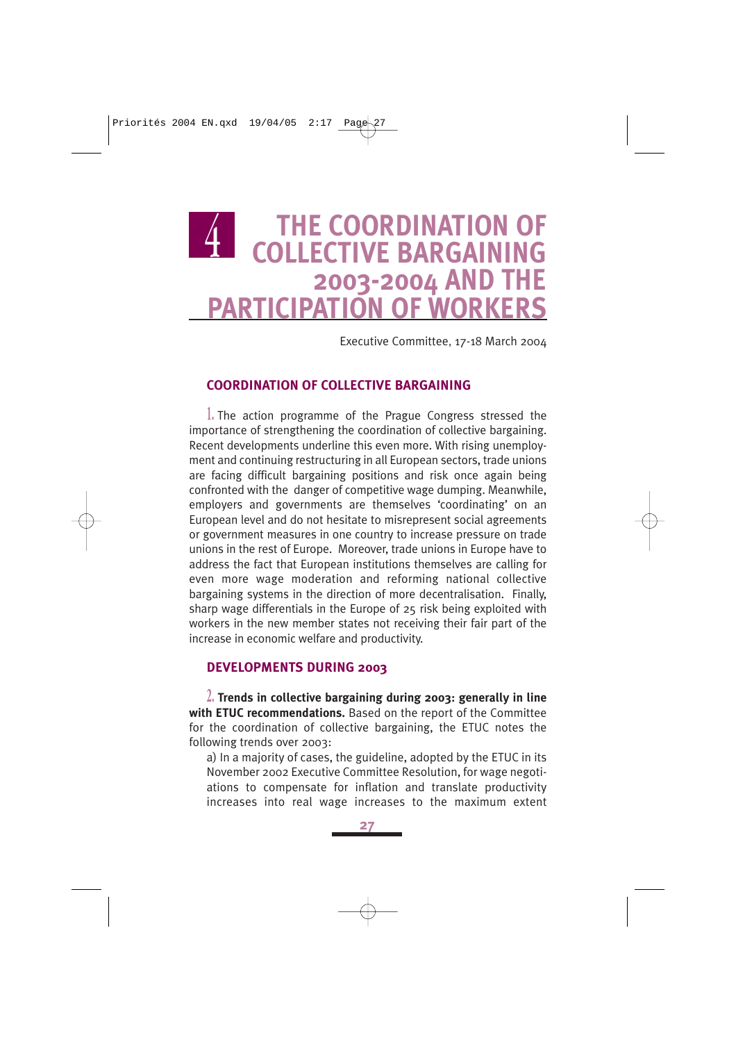# 4 THE COORDINATION OF COLLECTIVE BARGAINING 2003-2004 AND THE PARTICIPATION OF WORKERS

Executive Committee, 17-18 March 2004

## COORDINATION OF COLLECTIVE BARGAINING

1. The action programme of the Prague Congress stressed the importance of strengthening the coordination of collective bargaining. Recent developments underline this even more. With rising unemployment and continuing restructuring in all European sectors, trade unions are facing difficult bargaining positions and risk once again being confronted with the danger of competitive wage dumping. Meanwhile, employers and governments are themselves 'coordinating' on an European level and do not hesitate to misrepresent social agreements or government measures in one country to increase pressure on trade unions in the rest of Europe. Moreover, trade unions in Europe have to address the fact that European institutions themselves are calling for even more wage moderation and reforming national collective bargaining systems in the direction of more decentralisation. Finally, sharp wage differentials in the Europe of 25 risk being exploited with workers in the new member states not receiving their fair part of the increase in economic welfare and productivity.

## DEVELOPMENTS DURING 2003

2. **Trends in collective bargaining during 2003: generally in line with ETUC recommendations.** Based on the report of the Committee for the coordination of collective bargaining, the ETUC notes the following trends over 2003:

a) In a majority of cases, the guideline, adopted by the ETUC in its November 2002 Executive Committee Resolution, for wage negotiations to compensate for inflation and translate productivity increases into real wage increases to the maximum extent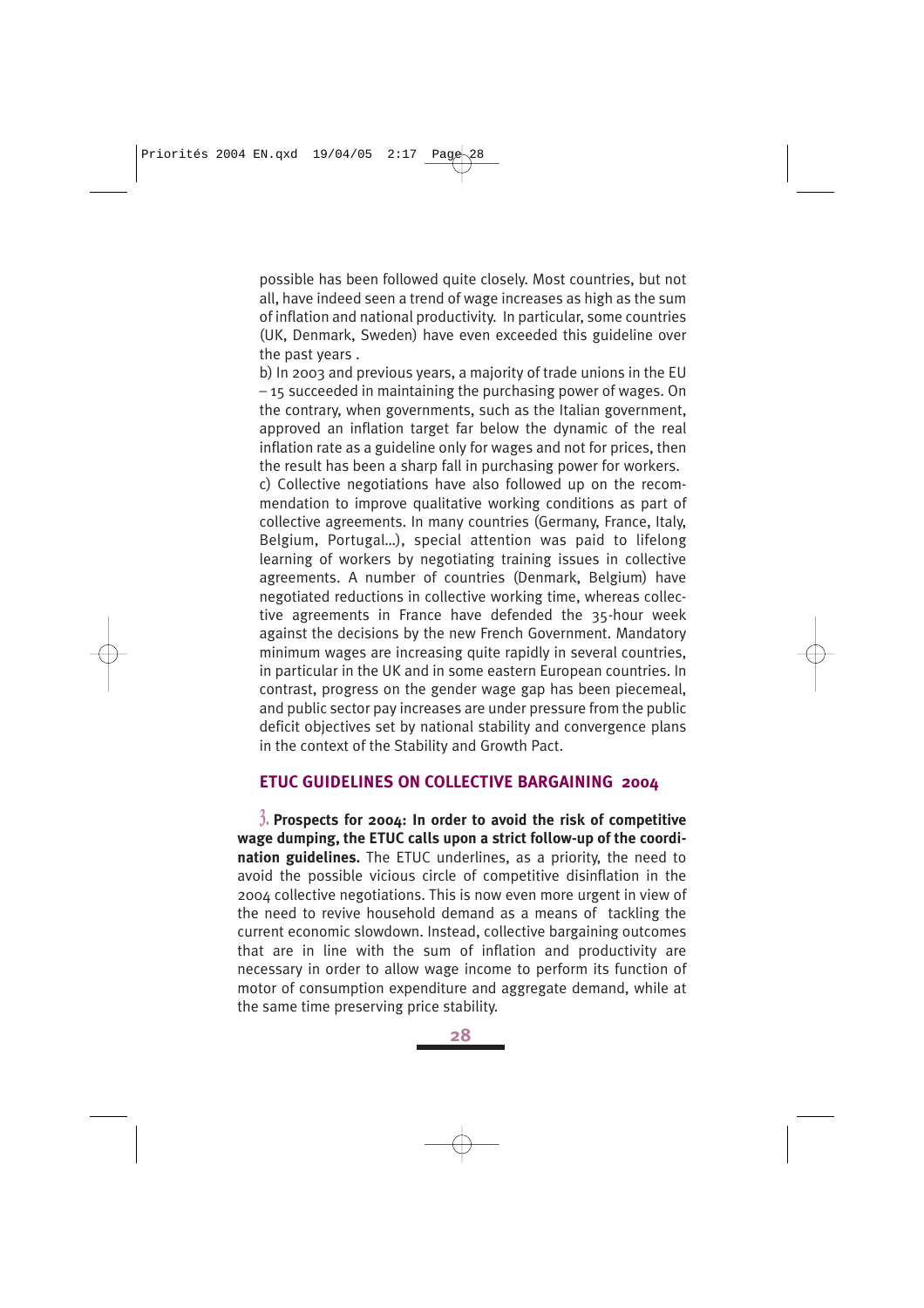possible has been followed quite closely. Most countries, but not all, have indeed seen a trend of wage increases as high as the sum of inflation and national productivity. In particular, some countries (UK, Denmark, Sweden) have even exceeded this guideline over the past years .

b) In 2003 and previous years, a majority of trade unions in the EU – 15 succeeded in maintaining the purchasing power of wages. On the contrary, when governments, such as the Italian government, approved an inflation target far below the dynamic of the real inflation rate as a guideline only for wages and not for prices, then the result has been a sharp fall in purchasing power for workers.

c) Collective negotiations have also followed up on the recommendation to improve qualitative working conditions as part of collective agreements. In many countries (Germany, France, Italy, Belgium, Portugal…), special attention was paid to lifelong learning of workers by negotiating training issues in collective agreements. A number of countries (Denmark, Belgium) have negotiated reductions in collective working time, whereas collective agreements in France have defended the 35-hour week against the decisions by the new French Government. Mandatory minimum wages are increasing quite rapidly in several countries, in particular in the UK and in some eastern European countries. In contrast, progress on the gender wage gap has been piecemeal, and public sector pay increases are under pressure from the public deficit objectives set by national stability and convergence plans in the context of the Stability and Growth Pact.

## ETUC GUIDELINES ON COLLECTIVE BARGAINING 2004

3. **Prospects for 2004: In order to avoid the risk of competitive wage dumping, the ETUC calls upon a strict follow-up of the coordination guidelines.** The ETUC underlines, as a priority, the need to avoid the possible vicious circle of competitive disinflation in the 2004 collective negotiations. This is now even more urgent in view of the need to revive household demand as a means of tackling the current economic slowdown. Instead, collective bargaining outcomes that are in line with the sum of inflation and productivity are necessary in order to allow wage income to perform its function of motor of consumption expenditure and aggregate demand, while at the same time preserving price stability.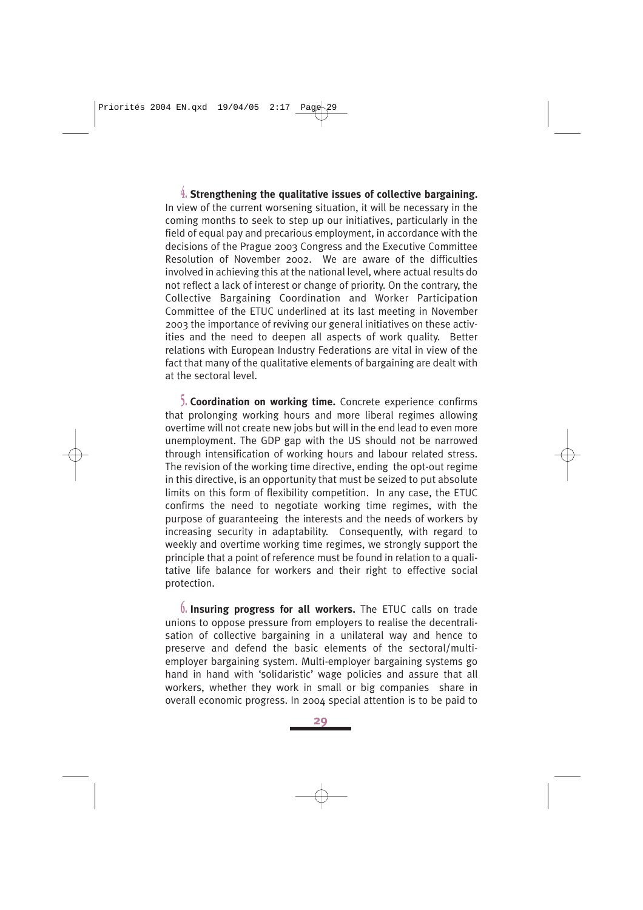4. **Strengthening the qualitative issues of collective bargaining.** In view of the current worsening situation, it will be necessary in the coming months to seek to step up our initiatives, particularly in the field of equal pay and precarious employment, in accordance with the decisions of the Prague 2003 Congress and the Executive Committee Resolution of November 2002. We are aware of the difficulties involved in achieving this at the national level, where actual results do not reflect a lack of interest or change of priority. On the contrary, the Collective Bargaining Coordination and Worker Participation Committee of the ETUC underlined at its last meeting in November 2003 the importance of reviving our general initiatives on these activities and the need to deepen all aspects of work quality. Better relations with European Industry Federations are vital in view of the fact that many of the qualitative elements of bargaining are dealt with at the sectoral level.

5. **Coordination on working time.** Concrete experience confirms that prolonging working hours and more liberal regimes allowing overtime will not create new jobs but will in the end lead to even more unemployment. The GDP gap with the US should not be narrowed through intensification of working hours and labour related stress. The revision of the working time directive, ending the opt-out regime in this directive, is an opportunity that must be seized to put absolute limits on this form of flexibility competition. In any case, the ETUC confirms the need to negotiate working time regimes, with the purpose of guaranteeing the interests and the needs of workers by increasing security in adaptability. Consequently, with regard to weekly and overtime working time regimes, we strongly support the principle that a point of reference must be found in relation to a qualitative life balance for workers and their right to effective social protection.

6. **Insuring progress for all workers.** The ETUC calls on trade unions to oppose pressure from employers to realise the decentralisation of collective bargaining in a unilateral way and hence to preserve and defend the basic elements of the sectoral/multi-employer bargaining system. Multi-employer bargaining systems go hand in hand with 'solidaristic' wage policies and assure that all workers, whether they work in small or big companies share in overall economic progress. In 2004 special attention is to be paid to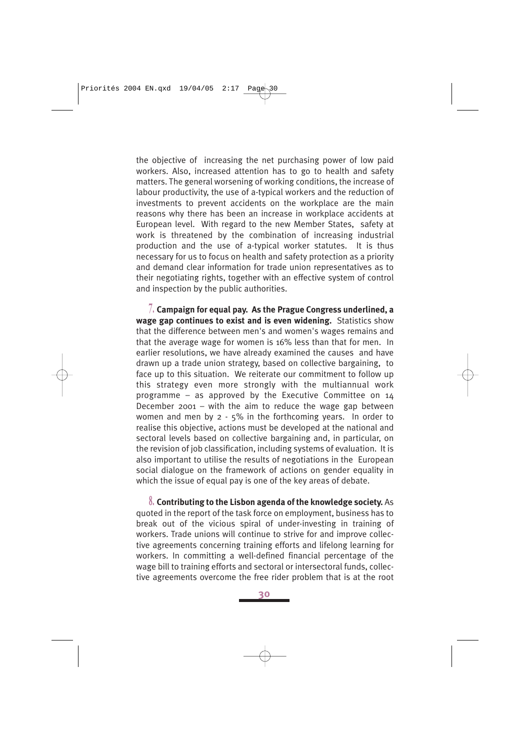the objective of increasing the net purchasing power of low paid workers. Also, increased attention has to go to health and safety matters. The general worsening of working conditions, the increase of labour productivity, the use of a-typical workers and the reduction of investments to prevent accidents on the workplace are the main reasons why there has been an increase in workplace accidents at European level. With regard to the new Member States, safety at work is threatened by the combination of increasing industrial production and the use of a-typical worker statutes. It is thus necessary for us to focus on health and safety protection as a priority and demand clear information for trade union representatives as to their negotiating rights, together with an effective system of control and inspection by the public authorities.

7. **Campaign for equal pay. As the Prague Congress underlined, a wage gap continues to exist and is even widening.** Statistics show that the difference between men's and women's wages remains and that the average wage for women is 16% less than that for men. In earlier resolutions, we have already examined the causes and have drawn up a trade union strategy, based on collective bargaining, to face up to this situation. We reiterate our commitment to follow up this strategy even more strongly with the multiannual work programme – as approved by the Executive Committee on 14 December 2001 – with the aim to reduce the wage gap between women and men by 2 - 5% in the forthcoming years. In order to realise this objective, actions must be developed at the national and sectoral levels based on collective bargaining and, in particular, on the revision of job classification, including systems of evaluation. It is also important to utilise the results of negotiations in the European social dialogue on the framework of actions on gender equality in which the issue of equal pay is one of the key areas of debate.

8. **Contributing to the Lisbon agenda of the knowledge society.** As quoted in the report of the task force on employment, business has to break out of the vicious spiral of under-investing in training of workers. Trade unions will continue to strive for and improve collective agreements concerning training efforts and lifelong learning for workers. In committing a well-defined financial percentage of the wage bill to training efforts and sectoral or intersectoral funds, collective agreements overcome the free rider problem that is at the root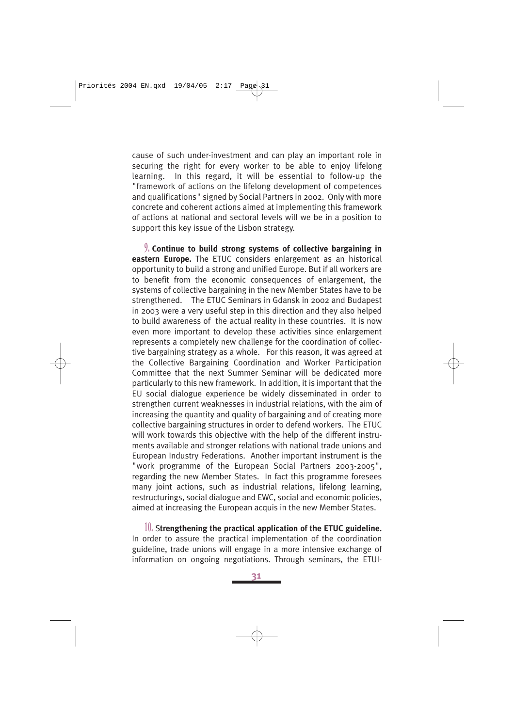cause of such under-investment and can play an important role in securing the right for every worker to be able to enjoy lifelong learning. In this regard, it will be essential to follow-up the "framework of actions on the lifelong development of competences and qualifications" signed by Social Partners in 2002. Only with more concrete and coherent actions aimed at implementing this framework of actions at national and sectoral levels will we be in a position to support this key issue of the Lisbon strategy.

9. **Continue to build strong systems of collective bargaining in eastern Europe.** The ETUC considers enlargement as an historical opportunity to build a strong and unified Europe. But if all workers are to benefit from the economic consequences of enlargement, the systems of collective bargaining in the new Member States have to be strengthened. The ETUC Seminars in Gdansk in 2002 and Budapest in 2003 were a very useful step in this direction and they also helped to build awareness of the actual reality in these countries. It is now even more important to develop these activities since enlargement represents a completely new challenge for the coordination of collective bargaining strategy as a whole. For this reason, it was agreed at the Collective Bargaining Coordination and Worker Participation Committee that the next Summer Seminar will be dedicated more particularly to this new framework. In addition, it is important that the EU social dialogue experience be widely disseminated in order to strengthen current weaknesses in industrial relations, with the aim of increasing the quantity and quality of bargaining and of creating more collective bargaining structures in order to defend workers. The ETUC will work towards this objective with the help of the different instruments available and stronger relations with national trade unions and European Industry Federations. Another important instrument is the "work programme of the European Social Partners 2003-2005", regarding the new Member States. In fact this programme foresees many joint actions, such as industrial relations, lifelong learning, restructurings, social dialogue and EWC, social and economic policies, aimed at increasing the European acquis in the new Member States.

10. **Strengthening the practical application of the ETUC guideline.** In order to assure the practical implementation of the coordination guideline, trade unions will engage in a more intensive exchange of information on ongoing negotiations. Through seminars, the ETUI-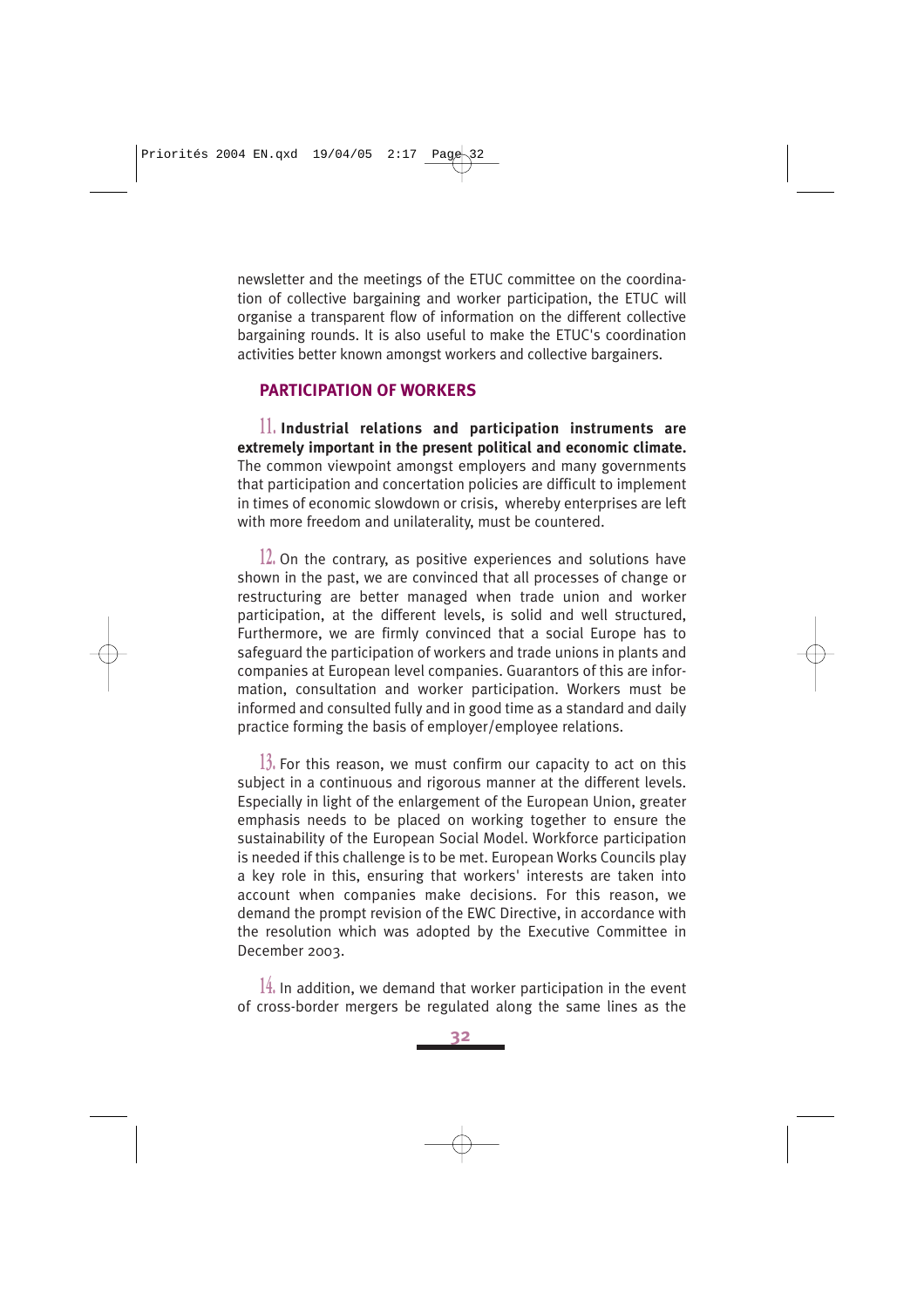newsletter and the meetings of the ETUC committee on the coordination of collective bargaining and worker participation, the ETUC will organise a transparent flow of information on the different collective bargaining rounds. It is also useful to make the ETUC's coordination activities better known amongst workers and collective bargainers.

## PARTICIPATION OF WORKERS

11. **Industrial relations and participation instruments are extremely important in the present political and economic climate.** The common viewpoint amongst employers and many governments that participation and concertation policies are difficult to implement in times of economic slowdown or crisis, whereby enterprises are left with more freedom and unilaterality, must be countered.

12. On the contrary, as positive experiences and solutions have shown in the past, we are convinced that all processes of change or restructuring are better managed when trade union and worker participation, at the different levels, is solid and well structured, Furthermore, we are firmly convinced that a social Europe has to safeguard the participation of workers and trade unions in plants and companies at European level companies. Guarantors of this are information, consultation and worker participation. Workers must be informed and consulted fully and in good time as a standard and daily practice forming the basis of employer/employee relations.

13. For this reason, we must confirm our capacity to act on this subject in a continuous and rigorous manner at the different levels. Especially in light of the enlargement of the European Union, greater emphasis needs to be placed on working together to ensure the sustainability of the European Social Model. Workforce participation is needed if this challenge is to be met. European Works Councils play a key role in this, ensuring that workers' interests are taken into account when companies make decisions. For this reason, we demand the prompt revision of the EWC Directive, in accordance with the resolution which was adopted by the Executive Committee in December 2003.

14. In addition, we demand that worker participation in the event of cross-border mergers be regulated along the same lines as the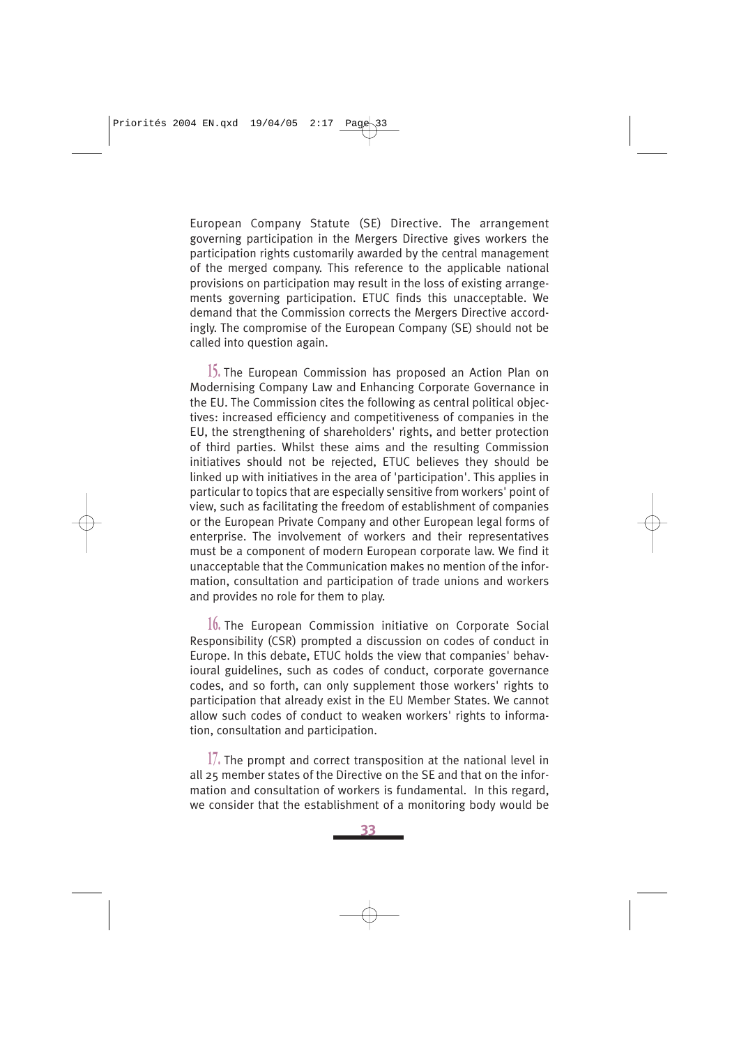European Company Statute (SE) Directive. The arrangement governing participation in the Mergers Directive gives workers the participation rights customarily awarded by the central management of the merged company. This reference to the applicable national provisions on participation may result in the loss of existing arrangements governing participation. ETUC finds this unacceptable. We demand that the Commission corrects the Mergers Directive accordingly. The compromise of the European Company (SE) should not be called into question again.

15. The European Commission has proposed an Action Plan on Modernising Company Law and Enhancing Corporate Governance in the EU. The Commission cites the following as central political objectives: increased efficiency and competitiveness of companies in the EU, the strengthening of shareholders' rights, and better protection of third parties. Whilst these aims and the resulting Commission initiatives should not be rejected, ETUC believes they should be linked up with initiatives in the area of 'participation'. This applies in particular to topics that are especially sensitive from workers' point of view, such as facilitating the freedom of establishment of companies or the European Private Company and other European legal forms of enterprise. The involvement of workers and their representatives must be a component of modern European corporate law. We find it unacceptable that the Communication makes no mention of the information, consultation and participation of trade unions and workers and provides no role for them to play.

16. The European Commission initiative on Corporate Social Responsibility (CSR) prompted a discussion on codes of conduct in Europe. In this debate, ETUC holds the view that companies' behavioural guidelines, such as codes of conduct, corporate governance codes, and so forth, can only supplement those workers' rights to participation that already exist in the EU Member States. We cannot allow such codes of conduct to weaken workers' rights to information, consultation and participation.

17. The prompt and correct transposition at the national level in all 25 member states of the Directive on the SE and that on the information and consultation of workers is fundamental. In this regard, we consider that the establishment of a monitoring body would be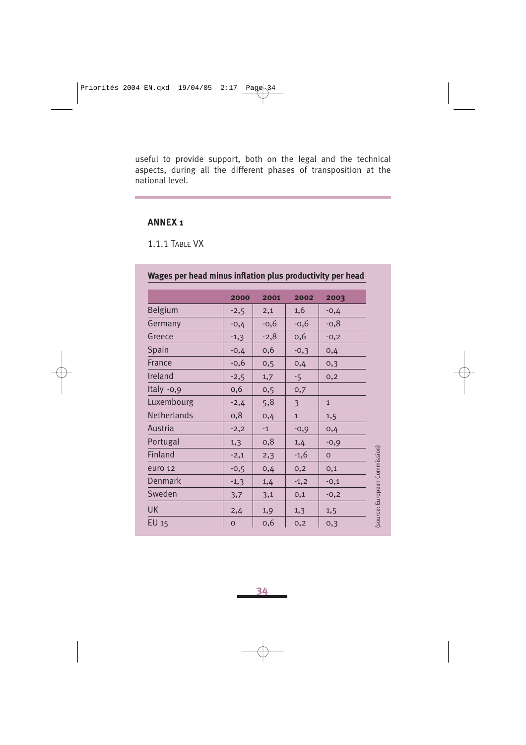useful to provide support, both on the legal and the technical aspects, during all the different phases of transposition at the national level.

## ANNEX 1

1.1.1 TABLE VX

**Wages per head minus inflation plus productivity per head**

| | 2000 | 2001 | 2002 | 2003 |
|---|---|---|---|---|
| Belgium | -2,5 | 2,1 | 1,6 | -0,4 |
| Germany | -0,4 | -0,6 | -0,6 | -0,8 |
| Greece | -1,3 | -2,8 | 0,6 | -0,2 |
| Spain | -0,4 | 0,6 | -0,3 | 0,4 |
| France | -0,6 | 0,5 | 0,4 | 0,3 |
| Ireland | -2,5 | 1,7 | -5 | 0,2 |
| Italy -0,9 | 0,6 | 0,5 | 0,7 | |
| Luxembourg | -2,4 | 5,8 | 3 | 1 |
| Netherlands | 0,8 | 0,4 | 1 | 1,5 |
| Austria | -2,2 | -1 | -0,9 | 0,4 |
| Portugal | 1,3 | 0,8 | 1,4 | -0,9 |
| Finland | -2,1 | 2,3 | -1,6 | 0 |
| euro 12 | -0,5 | 0,4 | 0,2 | 0,1 |
| Denmark | -1,3 | 1,4 | -1,2 | -0,1 |
| Sweden | 3,7 | 3,1 | 0,1 | -0,2 |
| UK | 2,4 | 1,9 | 1,3 | 1,5 |
| EU 15 | 0 | 0,6 | 0,2 | 0,3 |

(source: European Commission)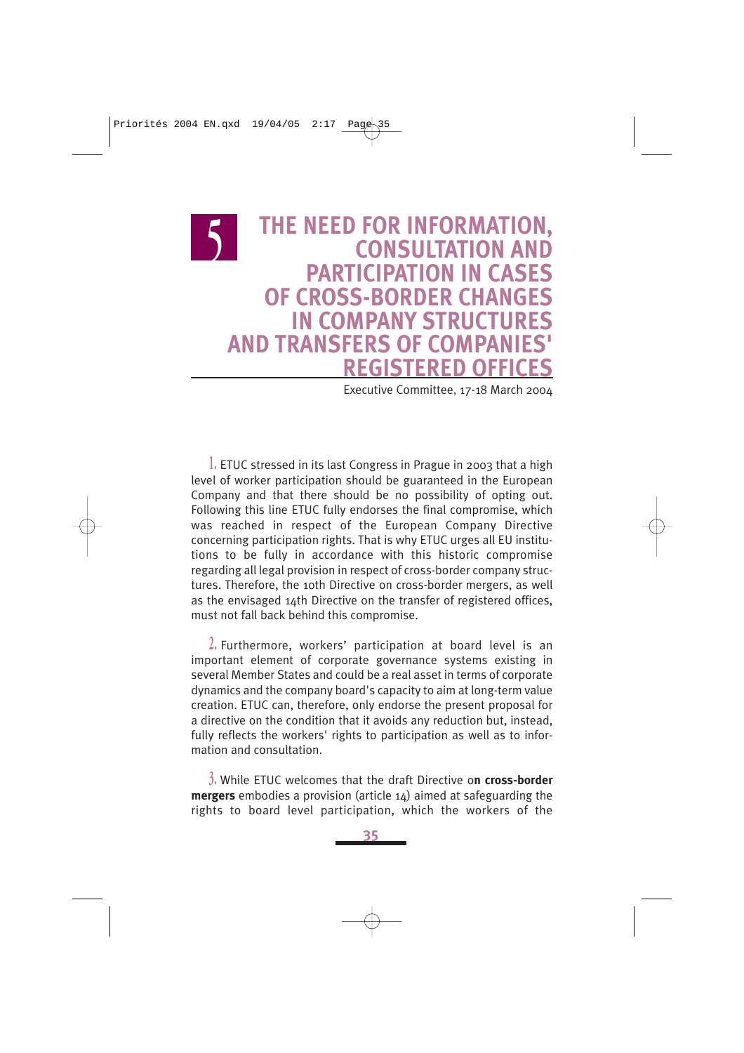# 5 THE NEED FOR INFORMATION, CONSULTATION AND PARTICIPATION IN CASES OF CROSS-BORDER CHANGES IN COMPANY STRUCTURES AND TRANSFERS OF COMPANIES' REGISTERED OFFICES

Executive Committee, 17-18 March 2004

1. ETUC stressed in its last Congress in Prague in 2003 that a high level of worker participation should be guaranteed in the European Company and that there should be no possibility of opting out. Following this line ETUC fully endorses the final compromise, which was reached in respect of the European Company Directive concerning participation rights. That is why ETUC urges all EU institutions to be fully in accordance with this historic compromise regarding all legal provision in respect of cross-border company structures. Therefore, the 10th Directive on cross-border mergers, as well as the envisaged 14th Directive on the transfer of registered offices, must not fall back behind this compromise.

2. Furthermore, workers' participation at board level is an important element of corporate governance systems existing in several Member States and could be a real asset in terms of corporate dynamics and the company board's capacity to aim at long-term value creation. ETUC can, therefore, only endorse the present proposal for a directive on the condition that it avoids any reduction but, instead, fully reflects the workers' rights to participation as well as to information and consultation.

3. While ETUC welcomes that the draft Directive o**n cross-border mergers** embodies a provision (article 14) aimed at safeguarding the rights to board level participation, which the workers of the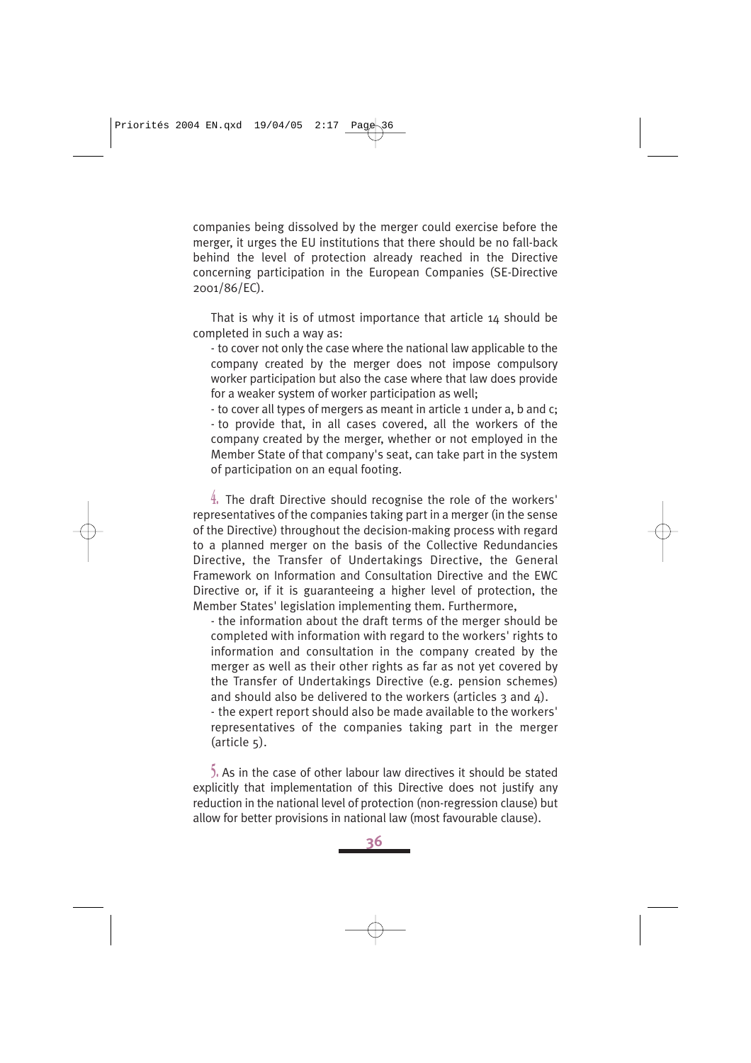companies being dissolved by the merger could exercise before the merger, it urges the EU institutions that there should be no fall-back behind the level of protection already reached in the Directive concerning participation in the European Companies (SE-Directive 2001/86/EC).

That is why it is of utmost importance that article 14 should be completed in such a way as:

- to cover not only the case where the national law applicable to the company created by the merger does not impose compulsory worker participation but also the case where that law does provide for a weaker system of worker participation as well;
- to cover all types of mergers as meant in article 1 under a, b and c;
- to provide that, in all cases covered, all the workers of the company created by the merger, whether or not employed in the Member State of that company's seat, can take part in the system of participation on an equal footing.

4. The draft Directive should recognise the role of the workers' representatives of the companies taking part in a merger (in the sense of the Directive) throughout the decision-making process with regard to a planned merger on the basis of the Collective Redundancies Directive, the Transfer of Undertakings Directive, the General Framework on Information and Consultation Directive and the EWC Directive or, if it is guaranteeing a higher level of protection, the Member States' legislation implementing them. Furthermore,

- the information about the draft terms of the merger should be completed with information with regard to the workers' rights to information and consultation in the company created by the merger as well as their other rights as far as not yet covered by the Transfer of Undertakings Directive (e.g. pension schemes) and should also be delivered to the workers (articles 3 and 4).
- the expert report should also be made available to the workers' representatives of the companies taking part in the merger (article 5).

5. As in the case of other labour law directives it should be stated explicitly that implementation of this Directive does not justify any reduction in the national level of protection (non-regression clause) but allow for better provisions in national law (most favourable clause).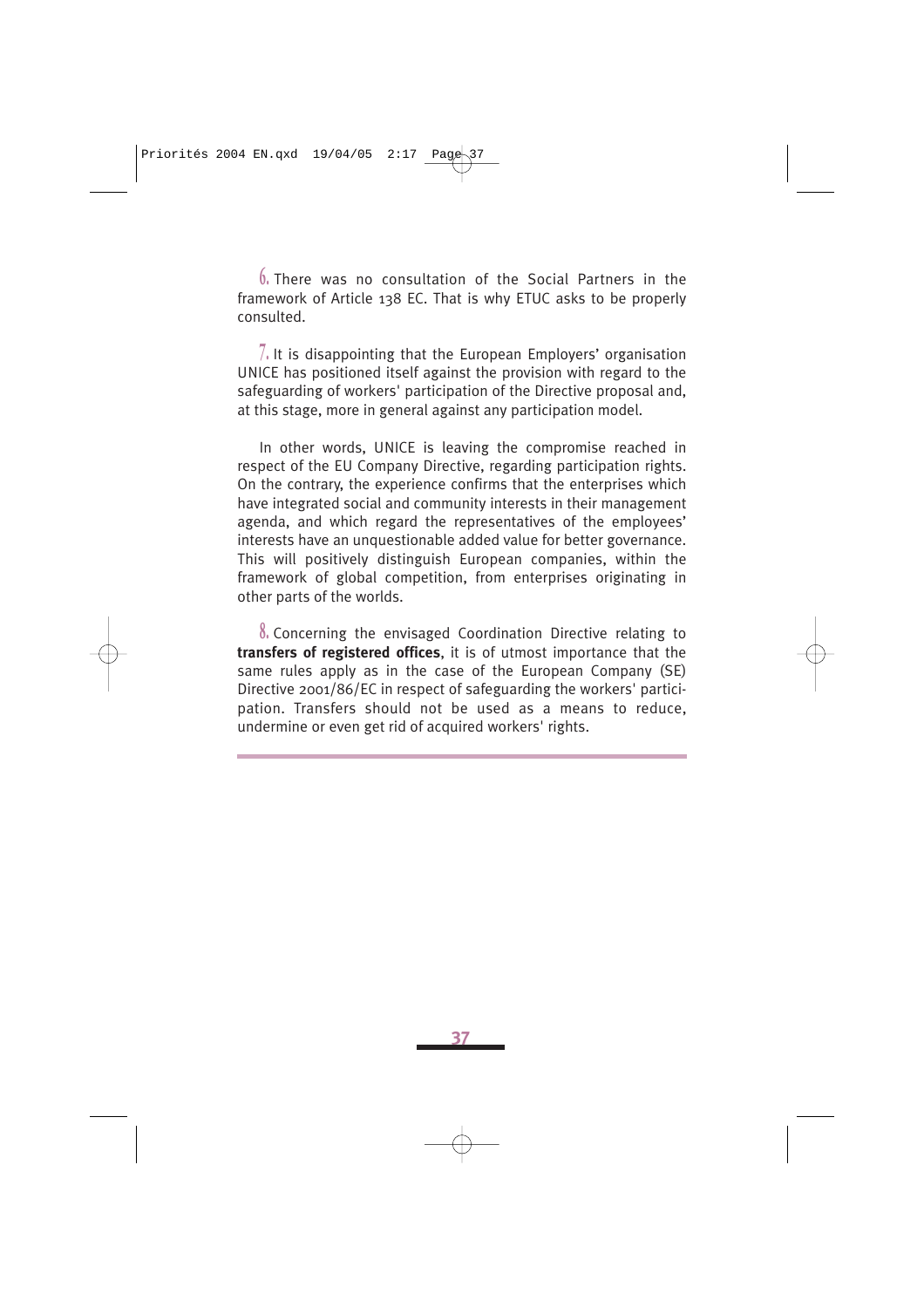6. There was no consultation of the Social Partners in the framework of Article 138 EC. That is why ETUC asks to be properly consulted.

7. It is disappointing that the European Employers' organisation UNICE has positioned itself against the provision with regard to the safeguarding of workers' participation of the Directive proposal and, at this stage, more in general against any participation model.

In other words, UNICE is leaving the compromise reached in respect of the EU Company Directive, regarding participation rights. On the contrary, the experience confirms that the enterprises which have integrated social and community interests in their management agenda, and which regard the representatives of the employees' interests have an unquestionable added value for better governance. This will positively distinguish European companies, within the framework of global competition, from enterprises originating in other parts of the worlds.

8. Concerning the envisaged Coordination Directive relating to **transfers of registered offices**, it is of utmost importance that the same rules apply as in the case of the European Company (SE) Directive 2001/86/EC in respect of safeguarding the workers' participation. Transfers should not be used as a means to reduce, undermine or even get rid of acquired workers' rights.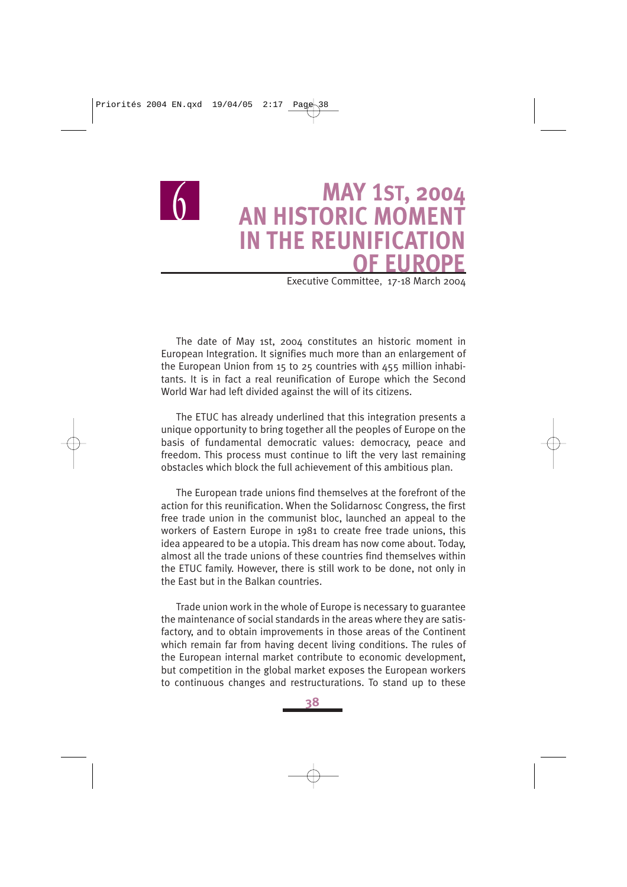# 6 MAY 1ST, 2004 AN HISTORIC MOMENT IN THE REUNIFICATION OF EUROPE

Executive Committee, 17-18 March 2004

The date of May 1st, 2004 constitutes an historic moment in European Integration. It signifies much more than an enlargement of the European Union from 15 to 25 countries with 455 million inhabitants. It is in fact a real reunification of Europe which the Second World War had left divided against the will of its citizens.

The ETUC has already underlined that this integration presents a unique opportunity to bring together all the peoples of Europe on the basis of fundamental democratic values: democracy, peace and freedom. This process must continue to lift the very last remaining obstacles which block the full achievement of this ambitious plan.

The European trade unions find themselves at the forefront of the action for this reunification. When the Solidarnosc Congress, the first free trade union in the communist bloc, launched an appeal to the workers of Eastern Europe in 1981 to create free trade unions, this idea appeared to be a utopia. This dream has now come about. Today, almost all the trade unions of these countries find themselves within the ETUC family. However, there is still work to be done, not only in the East but in the Balkan countries.

Trade union work in the whole of Europe is necessary to guarantee the maintenance of social standards in the areas where they are satisfactory, and to obtain improvements in those areas of the Continent which remain far from having decent living conditions. The rules of the European internal market contribute to economic development, but competition in the global market exposes the European workers to continuous changes and restructurations. To stand up to these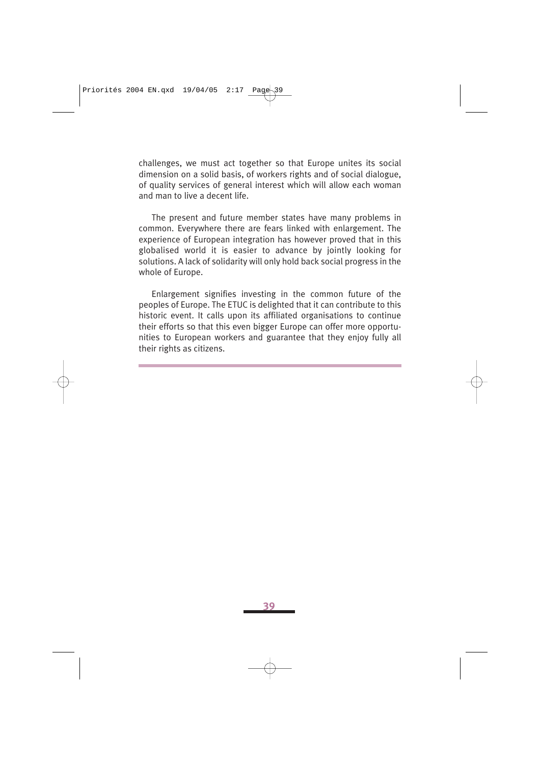challenges, we must act together so that Europe unites its social dimension on a solid basis, of workers rights and of social dialogue, of quality services of general interest which will allow each woman and man to live a decent life.

The present and future member states have many problems in common. Everywhere there are fears linked with enlargement. The experience of European integration has however proved that in this globalised world it is easier to advance by jointly looking for solutions. A lack of solidarity will only hold back social progress in the whole of Europe.

Enlargement signifies investing in the common future of the peoples of Europe. The ETUC is delighted that it can contribute to this historic event. It calls upon its affiliated organisations to continue their efforts so that this even bigger Europe can offer more opportunities to European workers and guarantee that they enjoy fully all their rights as citizens.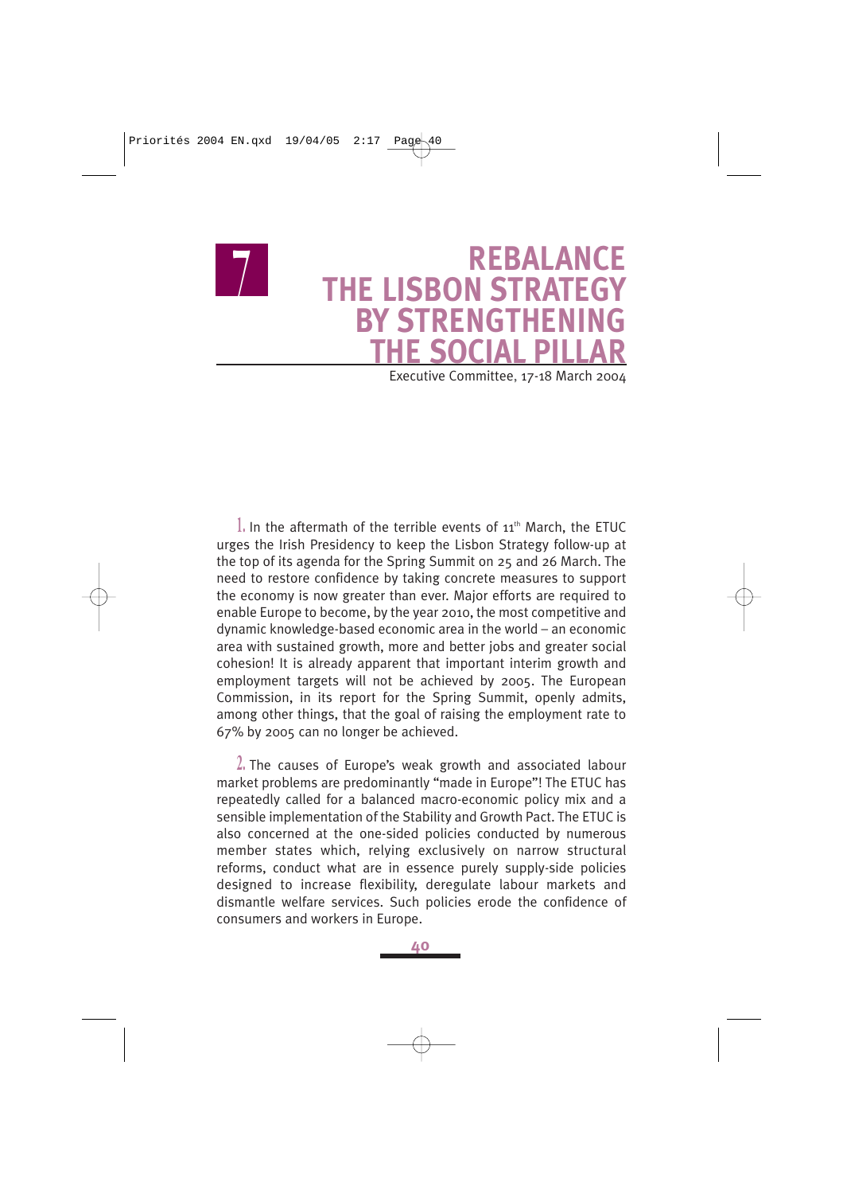# 7 REBALANCE THE LISBON STRATEGY BY STRENGTHENING THE SOCIAL PILLAR

Executive Committee, 17-18 March 2004

1. In the aftermath of the terrible events of 11th March, the ETUC urges the Irish Presidency to keep the Lisbon Strategy follow-up at the top of its agenda for the Spring Summit on 25 and 26 March. The need to restore confidence by taking concrete measures to support the economy is now greater than ever. Major efforts are required to enable Europe to become, by the year 2010, the most competitive and dynamic knowledge-based economic area in the world – an economic area with sustained growth, more and better jobs and greater social cohesion! It is already apparent that important interim growth and employment targets will not be achieved by 2005. The European Commission, in its report for the Spring Summit, openly admits, among other things, that the goal of raising the employment rate to 67% by 2005 can no longer be achieved.

2. The causes of Europe's weak growth and associated labour market problems are predominantly "made in Europe"! The ETUC has repeatedly called for a balanced macro-economic policy mix and a sensible implementation of the Stability and Growth Pact. The ETUC is also concerned at the one-sided policies conducted by numerous member states which, relying exclusively on narrow structural reforms, conduct what are in essence purely supply-side policies designed to increase flexibility, deregulate labour markets and dismantle welfare services. Such policies erode the confidence of consumers and workers in Europe.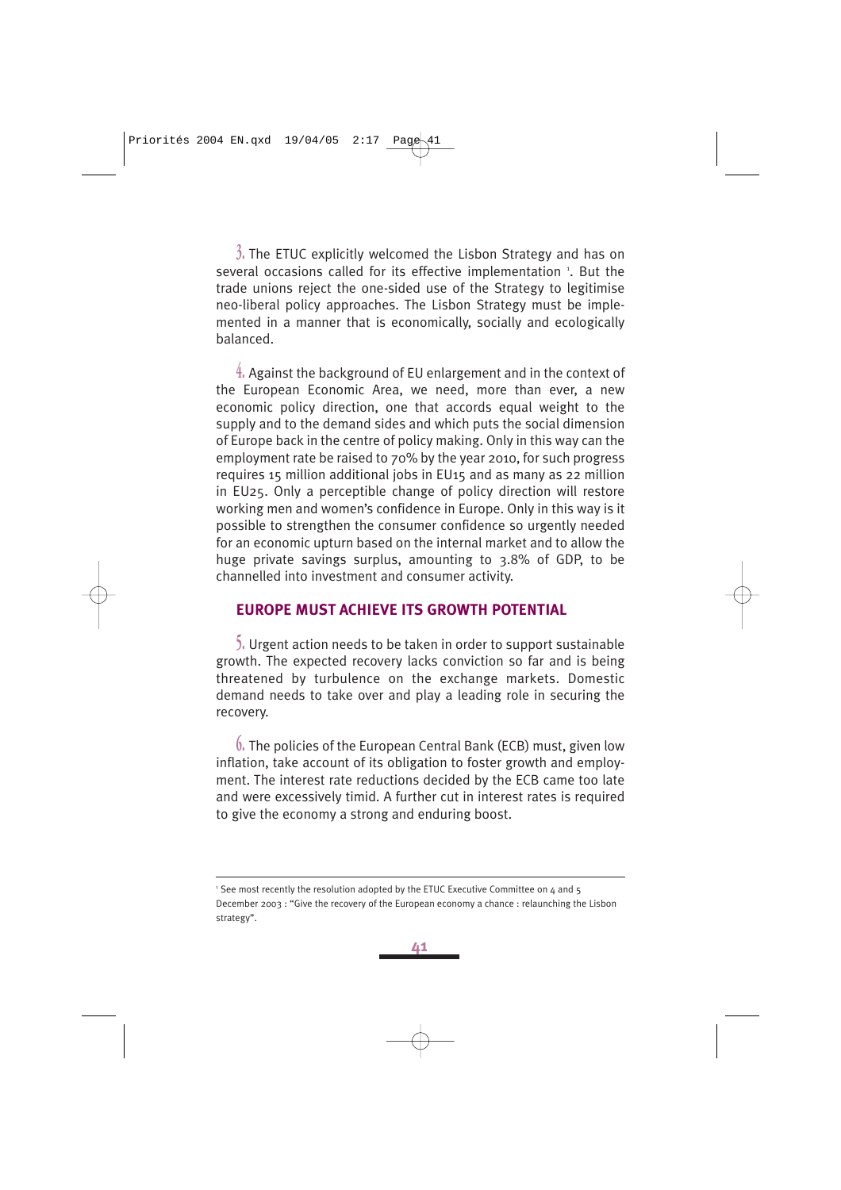3. The ETUC explicitly welcomed the Lisbon Strategy and has on several occasions called for its effective implementation [1]. But the trade unions reject the one-sided use of the Strategy to legitimise neo-liberal policy approaches. The Lisbon Strategy must be implemented in a manner that is economically, socially and ecologically balanced.

4. Against the background of EU enlargement and in the context of the European Economic Area, we need, more than ever, a new economic policy direction, one that accords equal weight to the supply and to the demand sides and which puts the social dimension of Europe back in the centre of policy making. Only in this way can the employment rate be raised to 70% by the year 2010, for such progress requires 15 million additional jobs in EU15 and as many as 22 million in EU25. Only a perceptible change of policy direction will restore working men and women's confidence in Europe. Only in this way is it possible to strengthen the consumer confidence so urgently needed for an economic upturn based on the internal market and to allow the huge private savings surplus, amounting to 3.8% of GDP, to be channelled into investment and consumer activity.

## EUROPE MUST ACHIEVE ITS GROWTH POTENTIAL

5. Urgent action needs to be taken in order to support sustainable growth. The expected recovery lacks conviction so far and is being threatened by turbulence on the exchange markets. Domestic demand needs to take over and play a leading role in securing the recovery.

6. The policies of the European Central Bank (ECB) must, given low inflation, take account of its obligation to foster growth and employment. The interest rate reductions decided by the ECB came too late and were excessively timid. A further cut in interest rates is required to give the economy a strong and enduring boost.

---

[1] See most recently the resolution adopted by the ETUC Executive Committee on 4 and 5 December 2003 : "Give the recovery of the European economy a chance : relaunching the Lisbon strategy".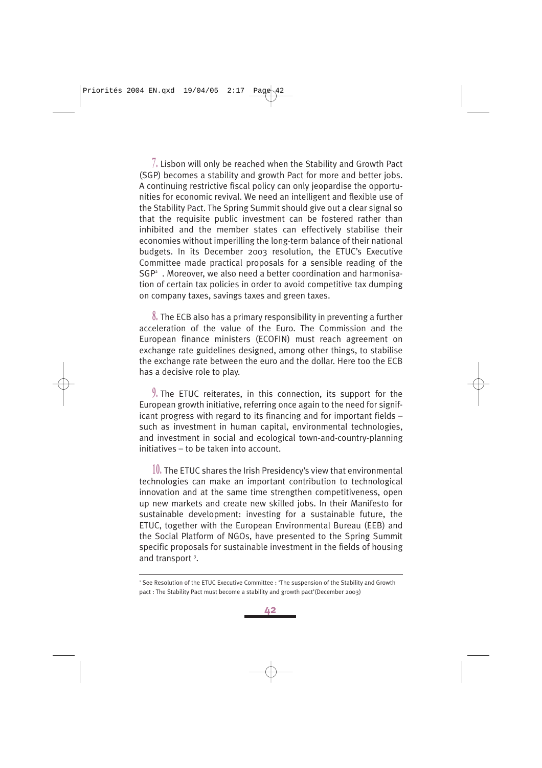7. Lisbon will only be reached when the Stability and Growth Pact (SGP) becomes a stability and growth Pact for more and better jobs. A continuing restrictive fiscal policy can only jeopardise the opportunities for economic revival. We need an intelligent and flexible use of the Stability Pact. The Spring Summit should give out a clear signal so that the requisite public investment can be fostered rather than inhibited and the member states can effectively stabilise their economies without imperilling the long-term balance of their national budgets. In its December 2003 resolution, the ETUC's Executive Committee made practical proposals for a sensible reading of the SGP[2] . Moreover, we also need a better coordination and harmonisation of certain tax policies in order to avoid competitive tax dumping on company taxes, savings taxes and green taxes.

8. The ECB also has a primary responsibility in preventing a further acceleration of the value of the Euro. The Commission and the European finance ministers (ECOFIN) must reach agreement on exchange rate guidelines designed, among other things, to stabilise the exchange rate between the euro and the dollar. Here too the ECB has a decisive role to play.

9. The ETUC reiterates, in this connection, its support for the European growth initiative, referring once again to the need for significant progress with regard to its financing and for important fields – such as investment in human capital, environmental technologies, and investment in social and ecological town-and-country-planning initiatives – to be taken into account.

10. The ETUC shares the Irish Presidency's view that environmental technologies can make an important contribution to technological innovation and at the same time strengthen competitiveness, open up new markets and create new skilled jobs. In their Manifesto for sustainable development: investing for a sustainable future, the ETUC, together with the European Environmental Bureau (EEB) and the Social Platform of NGOs, have presented to the Spring Summit specific proposals for sustainable investment in the fields of housing and transport [3].

---

[2] See Resolution of the ETUC Executive Committee : 'The suspension of the Stability and Growth pact : The Stability Pact must become a stability and growth pact'(December 2003)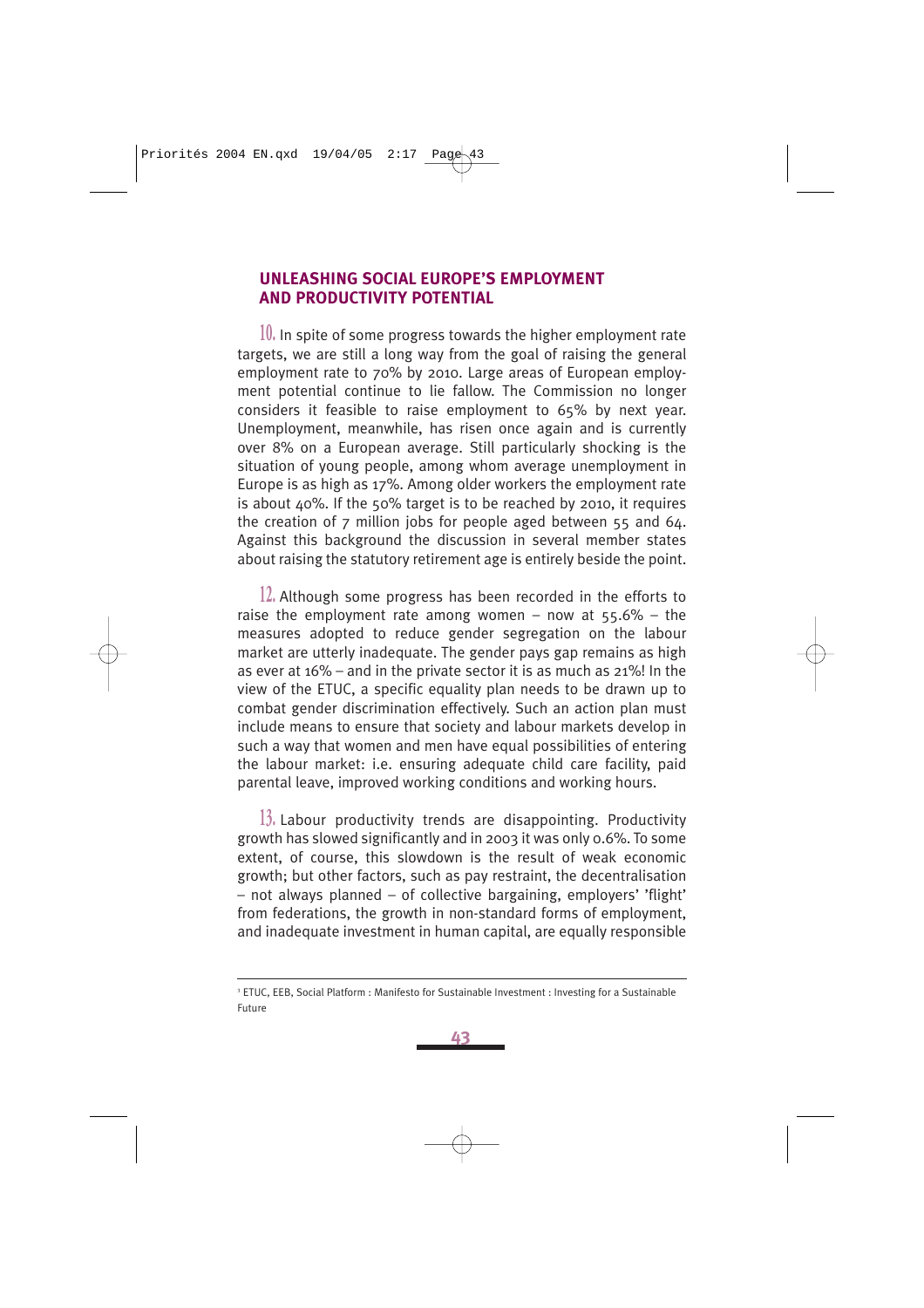## UNLEASHING SOCIAL EUROPE'S EMPLOYMENT AND PRODUCTIVITY POTENTIAL

**10.** In spite of some progress towards the higher employment rate targets, we are still a long way from the goal of raising the general employment rate to 70% by 2010. Large areas of European employment potential continue to lie fallow. The Commission no longer considers it feasible to raise employment to 65% by next year. Unemployment, meanwhile, has risen once again and is currently over 8% on a European average. Still particularly shocking is the situation of young people, among whom average unemployment in Europe is as high as 17%. Among older workers the employment rate is about 40%. If the 50% target is to be reached by 2010, it requires the creation of 7 million jobs for people aged between 55 and 64. Against this background the discussion in several member states about raising the statutory retirement age is entirely beside the point.

**12.** Although some progress has been recorded in the efforts to raise the employment rate among women – now at 55.6% – the measures adopted to reduce gender segregation on the labour market are utterly inadequate. The gender pays gap remains as high as ever at 16% – and in the private sector it is as much as 21%! In the view of the ETUC, a specific equality plan needs to be drawn up to combat gender discrimination effectively. Such an action plan must include means to ensure that society and labour markets develop in such a way that women and men have equal possibilities of entering the labour market: i.e. ensuring adequate child care facility, paid parental leave, improved working conditions and working hours.

**13.** Labour productivity trends are disappointing. Productivity growth has slowed significantly and in 2003 it was only 0.6%. To some extent, of course, this slowdown is the result of weak economic growth; but other factors, such as pay restraint, the decentralisation – not always planned – of collective bargaining, employers' 'flight' from federations, the growth in non-standard forms of employment, and inadequate investment in human capital, are equally responsible

---

[1] ETUC, EEB, Social Platform : Manifesto for Sustainable Investment : Investing for a Sustainable Future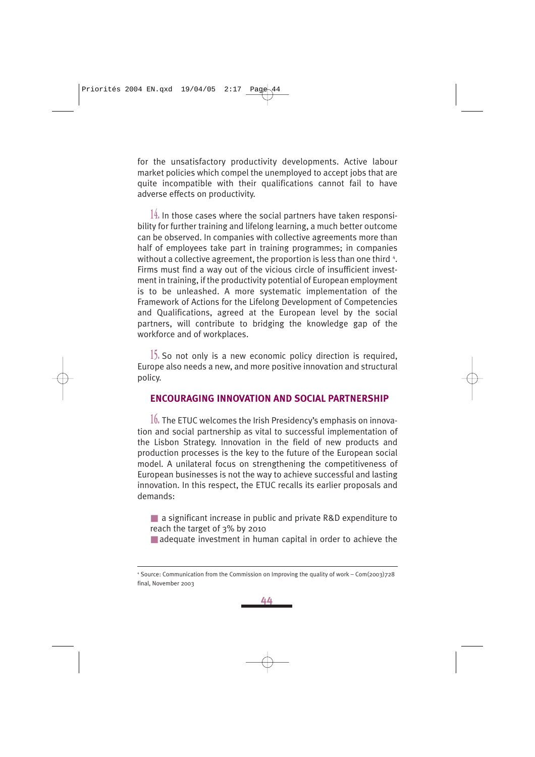for the unsatisfactory productivity developments. Active labour market policies which compel the unemployed to accept jobs that are quite incompatible with their qualifications cannot fail to have adverse effects on productivity.

14. In those cases where the social partners have taken responsibility for further training and lifelong learning, a much better outcome can be observed. In companies with collective agreements more than half of employees take part in training programmes; in companies without a collective agreement, the proportion is less than one third [4]. Firms must find a way out of the vicious circle of insufficient investment in training, if the productivity potential of European employment is to be unleashed. A more systematic implementation of the Framework of Actions for the Lifelong Development of Competencies and Qualifications, agreed at the European level by the social partners, will contribute to bridging the knowledge gap of the workforce and of workplaces.

15. So not only is a new economic policy direction is required, Europe also needs a new, and more positive innovation and structural policy.

## ENCOURAGING INNOVATION AND SOCIAL PARTNERSHIP

16. The ETUC welcomes the Irish Presidency's emphasis on innovation and social partnership as vital to successful implementation of the Lisbon Strategy. Innovation in the field of new products and production processes is the key to the future of the European social model. A unilateral focus on strengthening the competitiveness of European businesses is not the way to achieve successful and lasting innovation. In this respect, the ETUC recalls its earlier proposals and demands:

- a significant increase in public and private R&D expenditure to reach the target of 3% by 2010
- adequate investment in human capital in order to achieve the

---

[4] Source: Communication from the Commission on Improving the quality of work – Com(2003)728 final, November 2003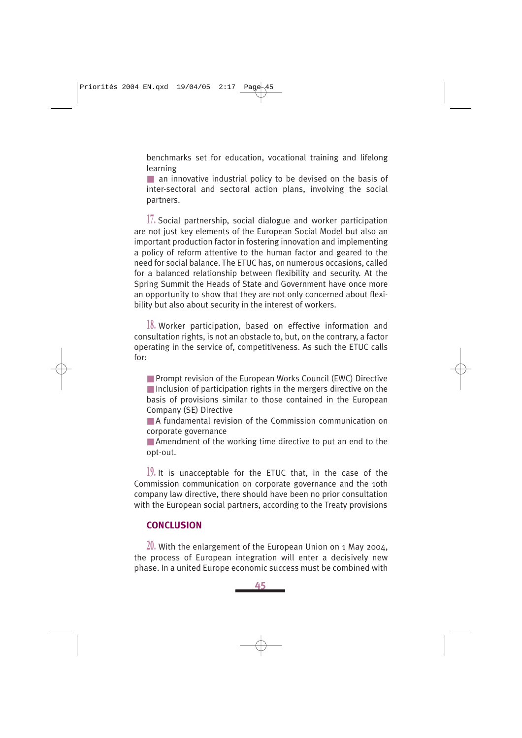benchmarks set for education, vocational training and lifelong learning

- an innovative industrial policy to be devised on the basis of inter-sectoral and sectoral action plans, involving the social partners.

17. Social partnership, social dialogue and worker participation are not just key elements of the European Social Model but also an important production factor in fostering innovation and implementing a policy of reform attentive to the human factor and geared to the need for social balance. The ETUC has, on numerous occasions, called for a balanced relationship between flexibility and security. At the Spring Summit the Heads of State and Government have once more an opportunity to show that they are not only concerned about flexibility but also about security in the interest of workers.

18. Worker participation, based on effective information and consultation rights, is not an obstacle to, but, on the contrary, a factor operating in the service of, competitiveness. As such the ETUC calls for:

- Prompt revision of the European Works Council (EWC) Directive
- Inclusion of participation rights in the mergers directive on the basis of provisions similar to those contained in the European Company (SE) Directive
- A fundamental revision of the Commission communication on corporate governance
- Amendment of the working time directive to put an end to the opt-out.

19. It is unacceptable for the ETUC that, in the case of the Commission communication on corporate governance and the 10th company law directive, there should have been no prior consultation with the European social partners, according to the Treaty provisions

## CONCLUSION

20. With the enlargement of the European Union on 1 May 2004, the process of European integration will enter a decisively new phase. In a united Europe economic success must be combined with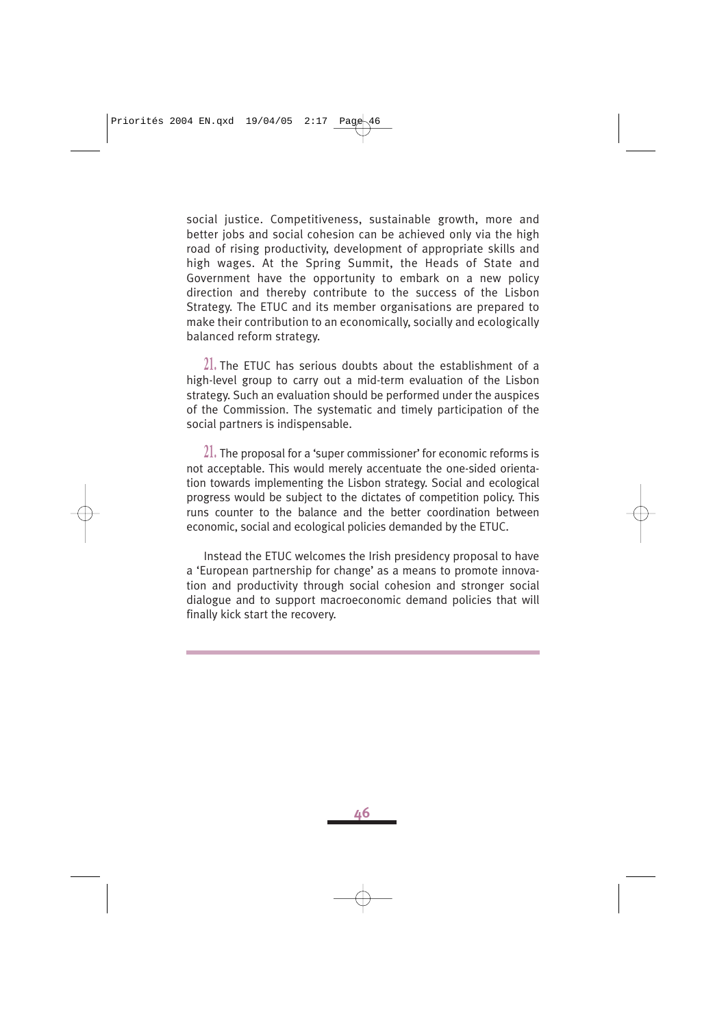social justice. Competitiveness, sustainable growth, more and better jobs and social cohesion can be achieved only via the high road of rising productivity, development of appropriate skills and high wages. At the Spring Summit, the Heads of State and Government have the opportunity to embark on a new policy direction and thereby contribute to the success of the Lisbon Strategy. The ETUC and its member organisations are prepared to make their contribution to an economically, socially and ecologically balanced reform strategy.

21. The ETUC has serious doubts about the establishment of a high-level group to carry out a mid-term evaluation of the Lisbon strategy. Such an evaluation should be performed under the auspices of the Commission. The systematic and timely participation of the social partners is indispensable.

21. The proposal for a 'super commissioner' for economic reforms is not acceptable. This would merely accentuate the one-sided orientation towards implementing the Lisbon strategy. Social and ecological progress would be subject to the dictates of competition policy. This runs counter to the balance and the better coordination between economic, social and ecological policies demanded by the ETUC.

Instead the ETUC welcomes the Irish presidency proposal to have a 'European partnership for change' as a means to promote innovation and productivity through social cohesion and stronger social dialogue and to support macroeconomic demand policies that will finally kick start the recovery.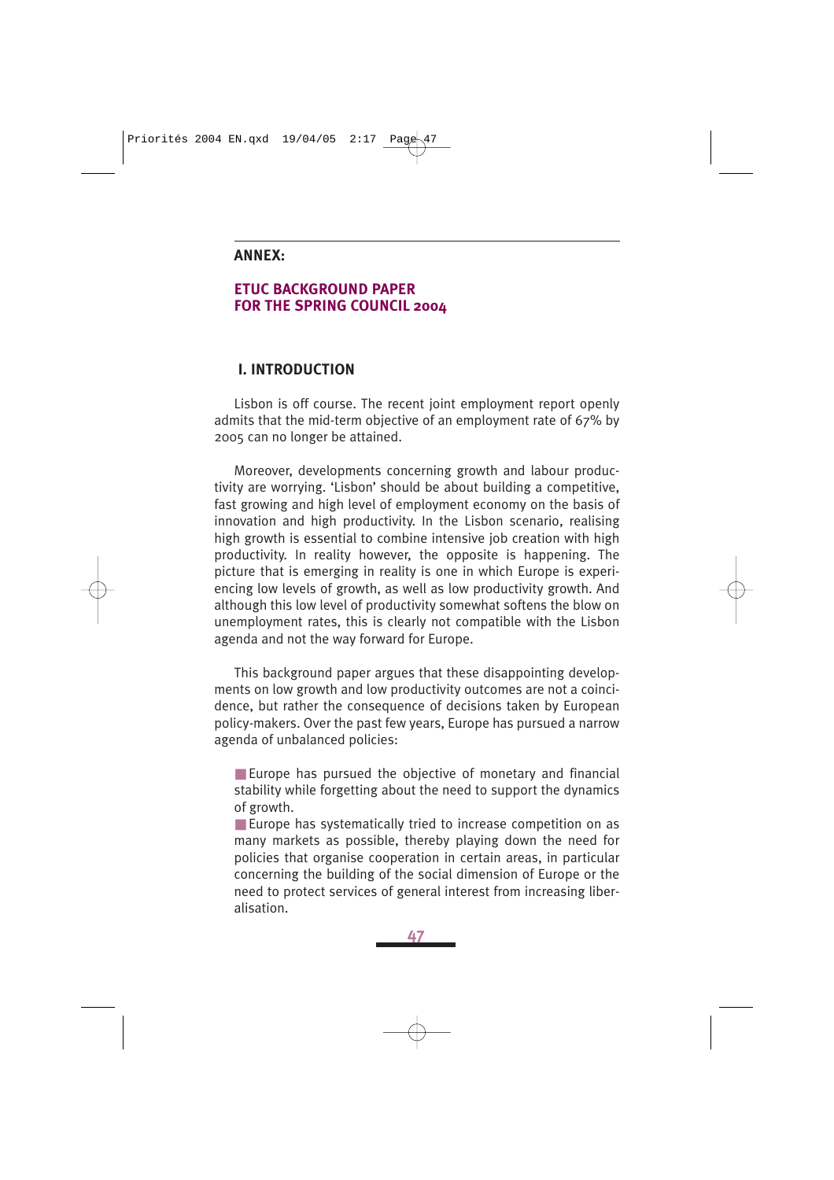## ANNEX:

## ETUC BACKGROUND PAPER FOR THE SPRING COUNCIL 2004

### I. INTRODUCTION

Lisbon is off course. The recent joint employment report openly admits that the mid-term objective of an employment rate of 67% by 2005 can no longer be attained.

Moreover, developments concerning growth and labour productivity are worrying. 'Lisbon' should be about building a competitive, fast growing and high level of employment economy on the basis of innovation and high productivity. In the Lisbon scenario, realising high growth is essential to combine intensive job creation with high productivity. In reality however, the opposite is happening. The picture that is emerging in reality is one in which Europe is experiencing low levels of growth, as well as low productivity growth. And although this low level of productivity somewhat softens the blow on unemployment rates, this is clearly not compatible with the Lisbon agenda and not the way forward for Europe.

This background paper argues that these disappointing developments on low growth and low productivity outcomes are not a coincidence, but rather the consequence of decisions taken by European policy-makers. Over the past few years, Europe has pursued a narrow agenda of unbalanced policies:

- Europe has pursued the objective of monetary and financial stability while forgetting about the need to support the dynamics of growth.
- Europe has systematically tried to increase competition on as many markets as possible, thereby playing down the need for policies that organise cooperation in certain areas, in particular concerning the building of the social dimension of Europe or the need to protect services of general interest from increasing liberalisation.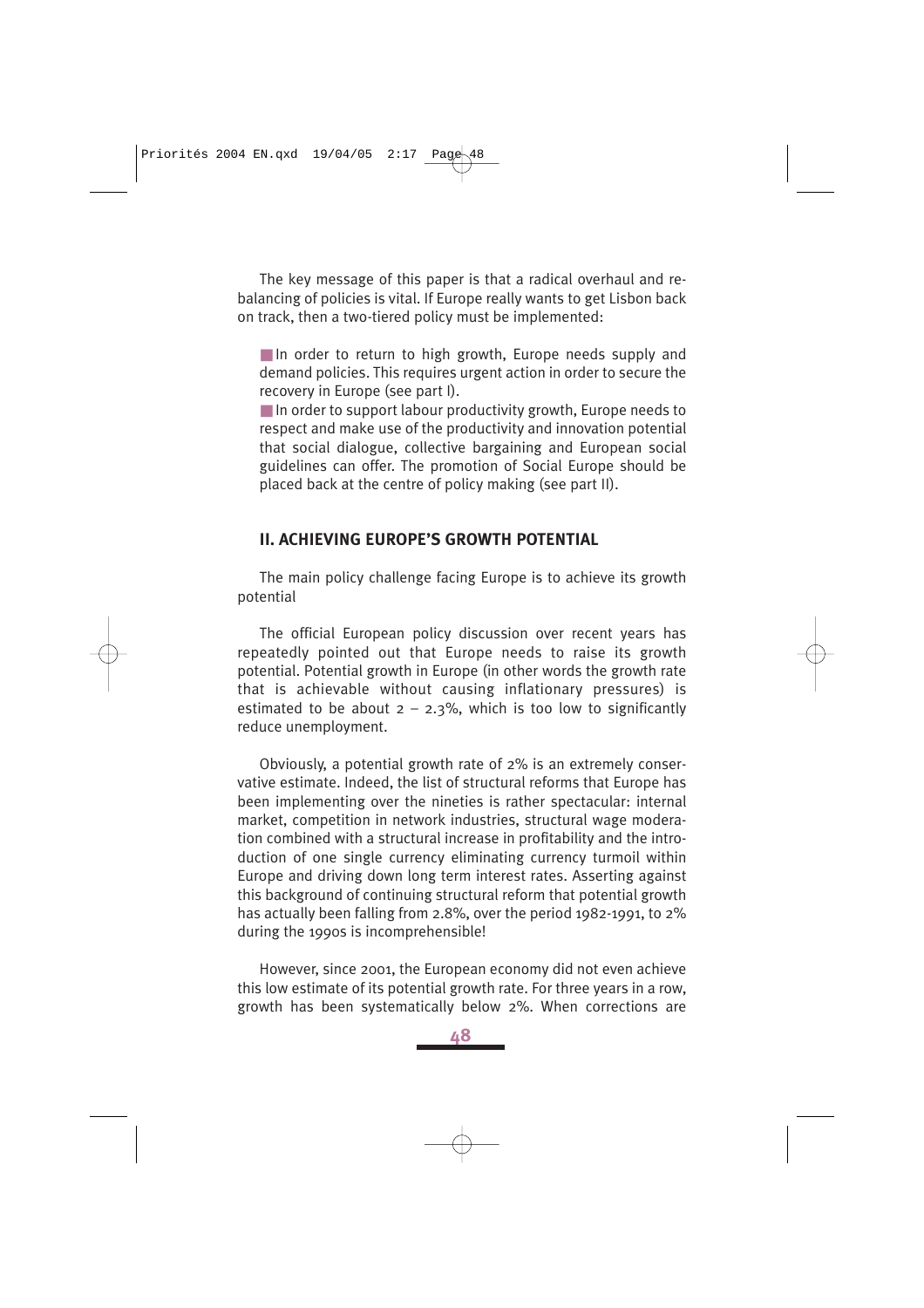The key message of this paper is that a radical overhaul and re-balancing of policies is vital. If Europe really wants to get Lisbon back on track, then a two-tiered policy must be implemented:

- In order to return to high growth, Europe needs supply and demand policies. This requires urgent action in order to secure the recovery in Europe (see part I).
- In order to support labour productivity growth, Europe needs to respect and make use of the productivity and innovation potential that social dialogue, collective bargaining and European social guidelines can offer. The promotion of Social Europe should be placed back at the centre of policy making (see part II).

## II. ACHIEVING EUROPE'S GROWTH POTENTIAL

The main policy challenge facing Europe is to achieve its growth potential

The official European policy discussion over recent years has repeatedly pointed out that Europe needs to raise its growth potential. Potential growth in Europe (in other words the growth rate that is achievable without causing inflationary pressures) is estimated to be about 2 – 2.3%, which is too low to significantly reduce unemployment.

Obviously, a potential growth rate of 2% is an extremely conservative estimate. Indeed, the list of structural reforms that Europe has been implementing over the nineties is rather spectacular: internal market, competition in network industries, structural wage moderation combined with a structural increase in profitability and the introduction of one single currency eliminating currency turmoil within Europe and driving down long term interest rates. Asserting against this background of continuing structural reform that potential growth has actually been falling from 2.8%, over the period 1982-1991, to 2% during the 1990s is incomprehensible!

However, since 2001, the European economy did not even achieve this low estimate of its potential growth rate. For three years in a row, growth has been systematically below 2%. When corrections are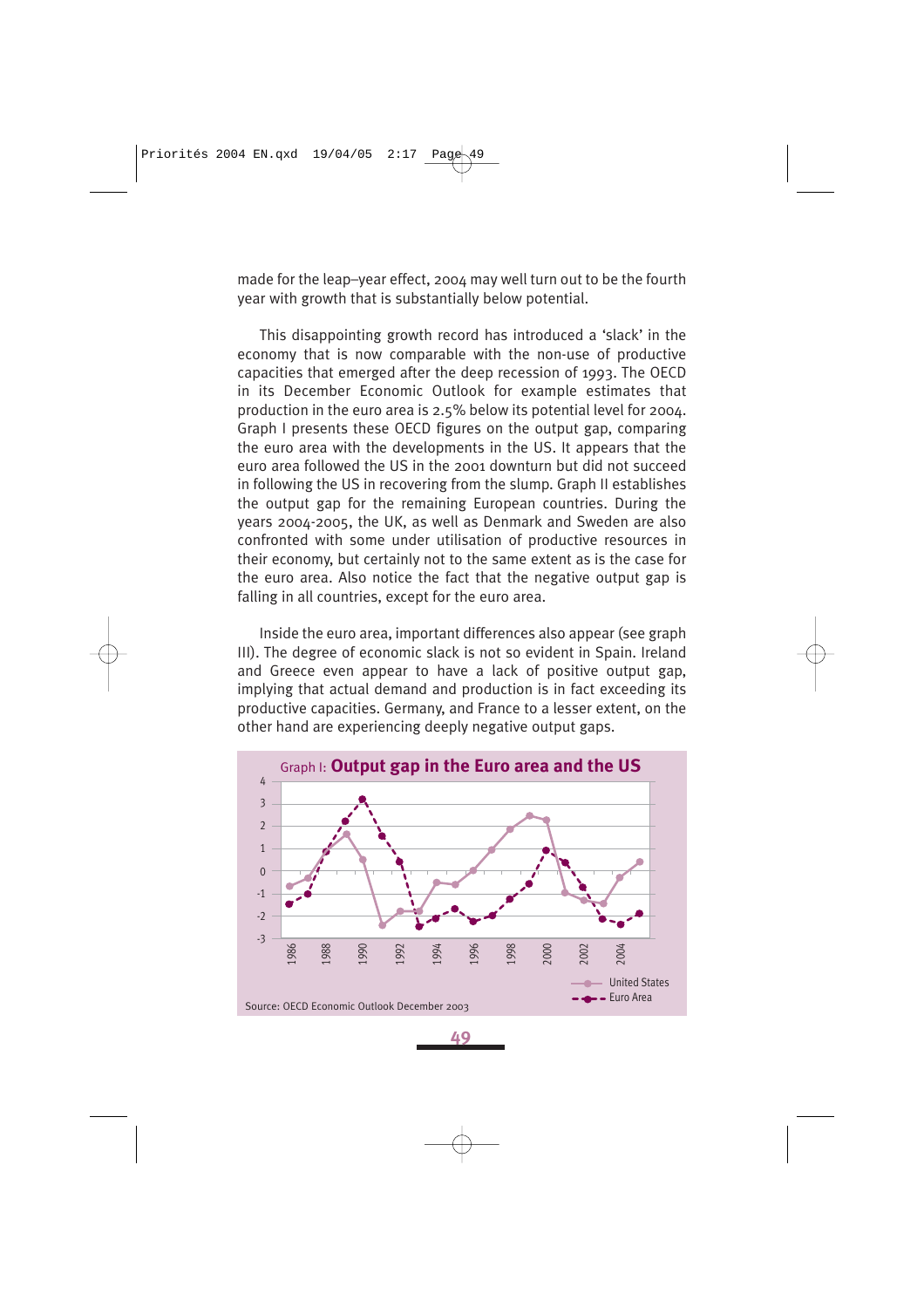made for the leap–year effect, 2004 may well turn out to be the fourth year with growth that is substantially below potential.

This disappointing growth record has introduced a 'slack' in the economy that is now comparable with the non-use of productive capacities that emerged after the deep recession of 1993. The OECD in its December Economic Outlook for example estimates that production in the euro area is 2.5% below its potential level for 2004. Graph I presents these OECD figures on the output gap, comparing the euro area with the developments in the US. It appears that the euro area followed the US in the 2001 downturn but did not succeed in following the US in recovering from the slump. Graph II establishes the output gap for the remaining European countries. During the years 2004-2005, the UK, as well as Denmark and Sweden are also confronted with some under utilisation of productive resources in their economy, but certainly not to the same extent as is the case for the euro area. Also notice the fact that the negative output gap is falling in all countries, except for the euro area.

Inside the euro area, important differences also appear (see graph III). The degree of economic slack is not so evident in Spain. Ireland and Greece even appear to have a lack of positive output gap, implying that actual demand and production is in fact exceeding its productive capacities. Germany, and France to a lesser extent, on the other hand are experiencing deeply negative output gaps.

Graph I: **Output gap in the Euro area and the US**

Source: OECD Economic Outlook December 2003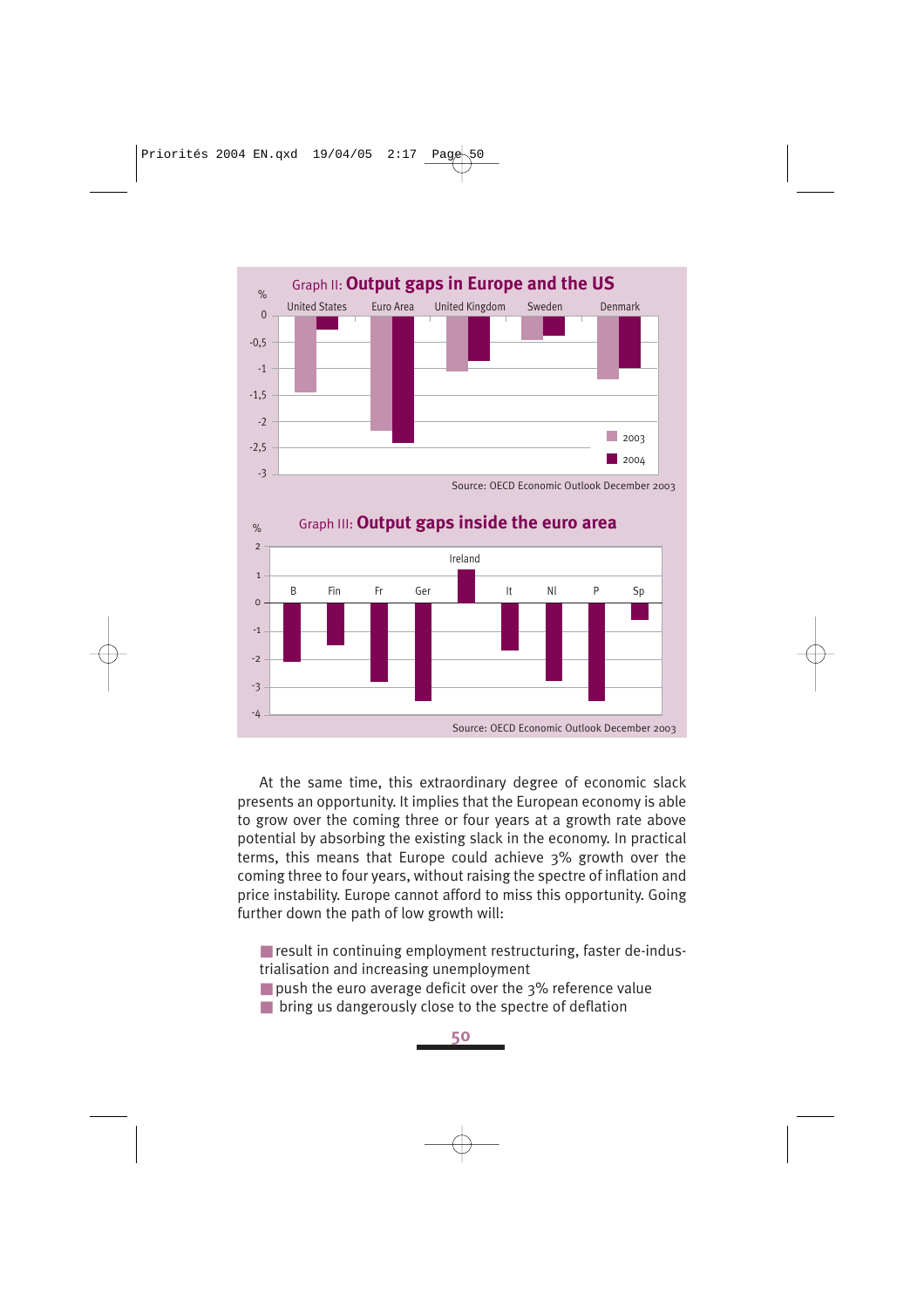Graph II: **Output gaps in Europe and the US**

Source: OECD Economic Outlook December 2003

Graph III: **Output gaps inside the euro area**

Source: OECD Economic Outlook December 2003

At the same time, this extraordinary degree of economic slack presents an opportunity. It implies that the European economy is able to grow over the coming three or four years at a growth rate above potential by absorbing the existing slack in the economy. In practical terms, this means that Europe could achieve 3% growth over the coming three to four years, without raising the spectre of inflation and price instability. Europe cannot afford to miss this opportunity. Going further down the path of low growth will:

- result in continuing employment restructuring, faster de-industrialisation and increasing unemployment
- push the euro average deficit over the 3% reference value
- bring us dangerously close to the spectre of deflation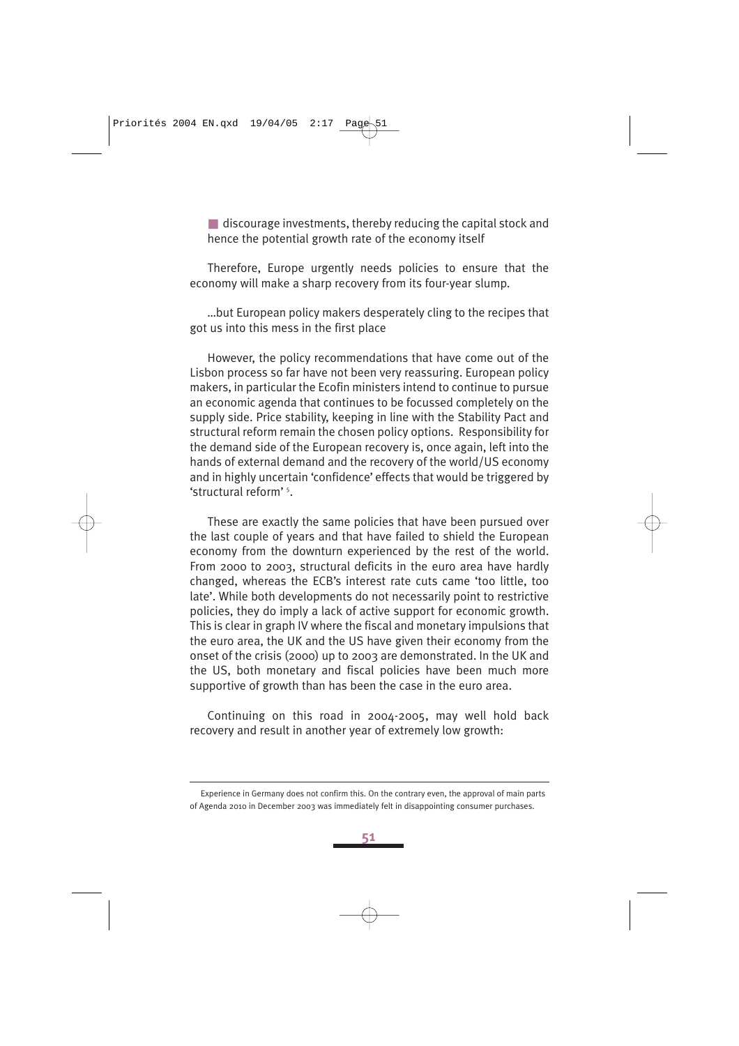- discourage investments, thereby reducing the capital stock and hence the potential growth rate of the economy itself

Therefore, Europe urgently needs policies to ensure that the economy will make a sharp recovery from its four-year slump.

...but European policy makers desperately cling to the recipes that got us into this mess in the first place

However, the policy recommendations that have come out of the Lisbon process so far have not been very reassuring. European policy makers, in particular the Ecofin ministers intend to continue to pursue an economic agenda that continues to be focussed completely on the supply side. Price stability, keeping in line with the Stability Pact and structural reform remain the chosen policy options. Responsibility for the demand side of the European recovery is, once again, left into the hands of external demand and the recovery of the world/US economy and in highly uncertain 'confidence' effects that would be triggered by 'structural reform' [5].

These are exactly the same policies that have been pursued over the last couple of years and that have failed to shield the European economy from the downturn experienced by the rest of the world. From 2000 to 2003, structural deficits in the euro area have hardly changed, whereas the ECB's interest rate cuts came 'too little, too late'. While both developments do not necessarily point to restrictive policies, they do imply a lack of active support for economic growth. This is clear in graph IV where the fiscal and monetary impulsions that the euro area, the UK and the US have given their economy from the onset of the crisis (2000) up to 2003 are demonstrated. In the UK and the US, both monetary and fiscal policies have been much more supportive of growth than has been the case in the euro area.

Continuing on this road in 2004-2005, may well hold back recovery and result in another year of extremely low growth:

---

[5] Experience in Germany does not confirm this. On the contrary even, the approval of main parts of Agenda 2010 in December 2003 was immediately felt in disappointing consumer purchases.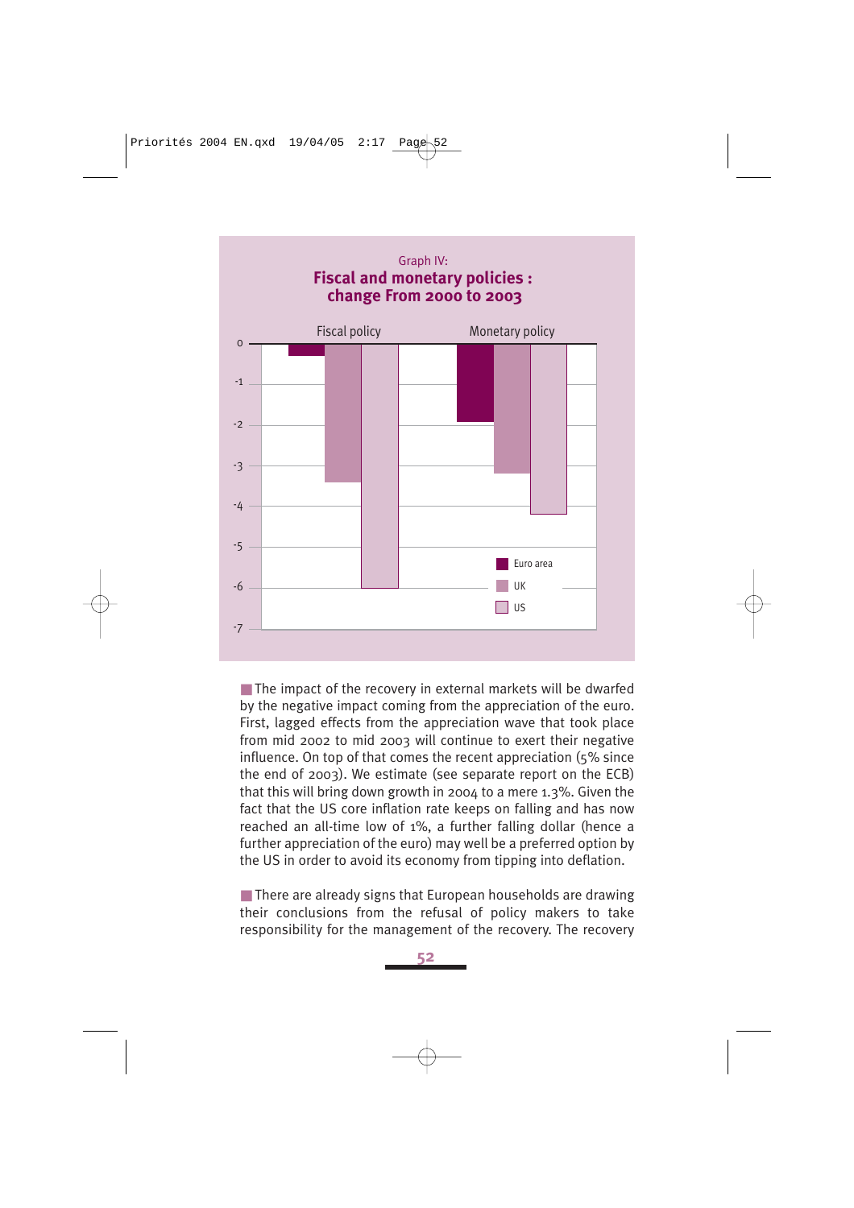Graph IV:
**Fiscal and monetary policies : change From 2000 to 2003**

| | Fiscal policy | Monetary policy |
|---|---|---|
| Euro area | -0.3 | -1.9 |
| UK | -3.4 | -3.2 |
| US | -6.0 | -4.2 |

The impact of the recovery in external markets will be dwarfed by the negative impact coming from the appreciation of the euro. First, lagged effects from the appreciation wave that took place from mid 2002 to mid 2003 will continue to exert their negative influence. On top of that comes the recent appreciation (5% since the end of 2003). We estimate (see separate report on the ECB) that this will bring down growth in 2004 to a mere 1.3%. Given the fact that the US core inflation rate keeps on falling and has now reached an all-time low of 1%, a further falling dollar (hence a further appreciation of the euro) may well be a preferred option by the US in order to avoid its economy from tipping into deflation.

There are already signs that European households are drawing their conclusions from the refusal of policy makers to take responsibility for the management of the recovery. The recovery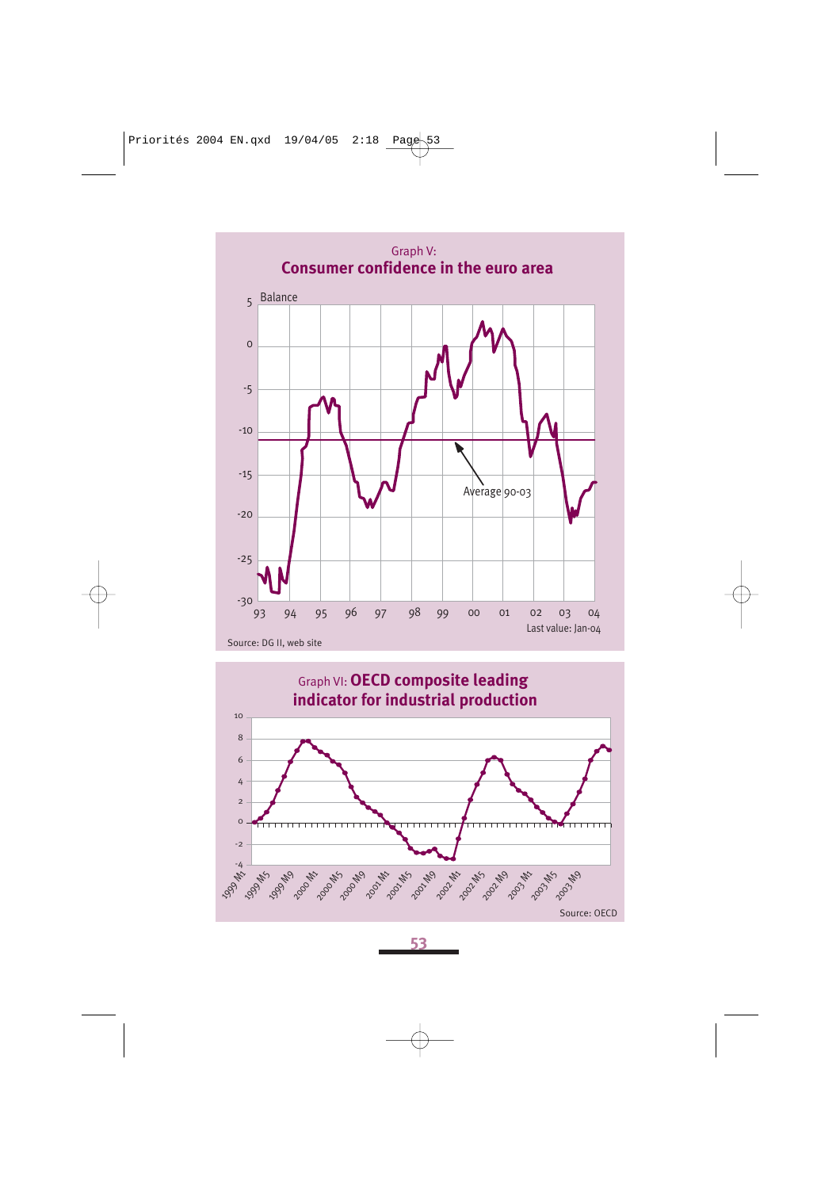### Graph V:
## Consumer confidence in the euro area

Balance

Average 90-03

Last value: Jan-04

Source: DG II, web site

### Graph VI: OECD composite leading indicator for industrial production

Source: OECD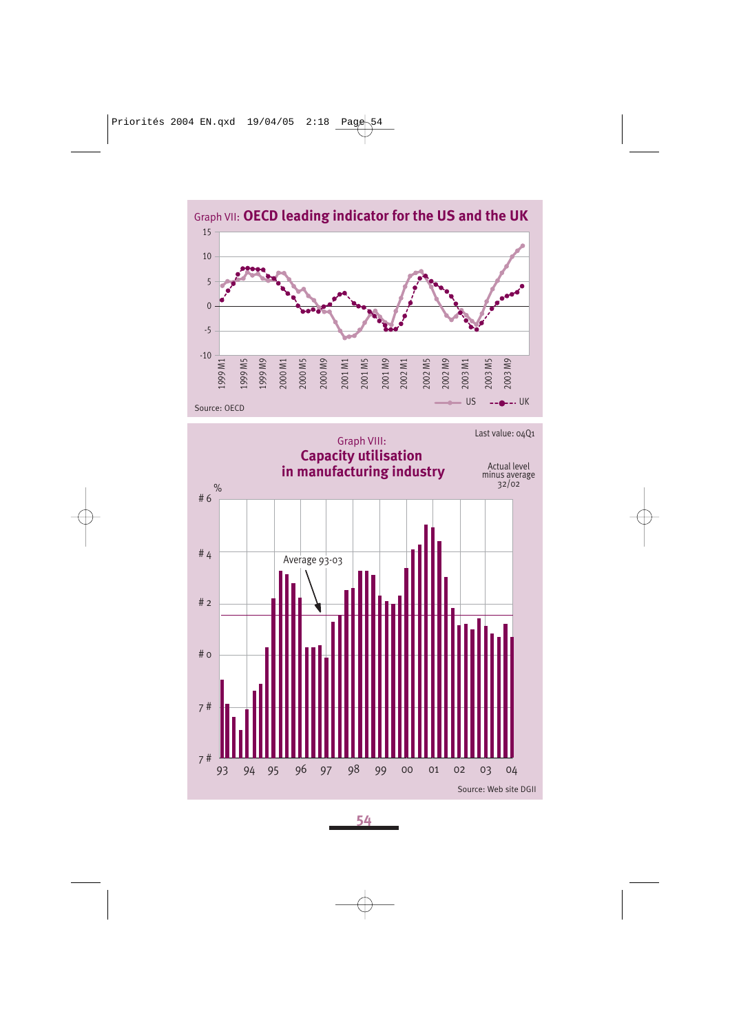Graph VII: **OECD leading indicator for the US and the UK**

15
10
5
0
-5
-10

1999 M1, 1999 M5, 1999 M9, 2000 M1, 2000 M5, 2000 M9, 2001 M1, 2001 M5, 2001 M9, 2002 M1, 2002 M5, 2002 M9, 2003 M1, 2003 M5, 2003 M9

US — UK

Source: OECD

Last value: 04Q1

Graph VIII:
**Capacity utilisation in manufacturing industry**

Actual level minus average 32/02

%

# 6
# 4
# 2
# 0
7 #
7 #

Average 93-03

93 94 95 96 97 98 99 00 01 02 03 04

Source: Web site DGII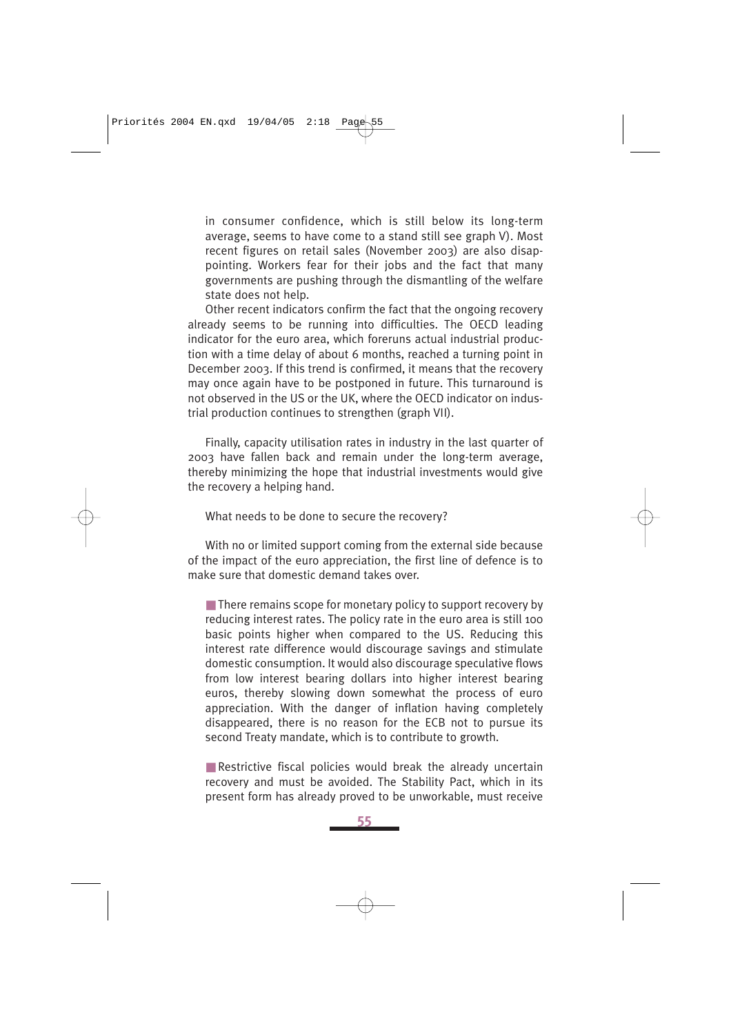in consumer confidence, which is still below its long-term average, seems to have come to a stand still see graph V). Most recent figures on retail sales (November 2003) are also disappointing. Workers fear for their jobs and the fact that many governments are pushing through the dismantling of the welfare state does not help.

Other recent indicators confirm the fact that the ongoing recovery already seems to be running into difficulties. The OECD leading indicator for the euro area, which foreruns actual industrial production with a time delay of about 6 months, reached a turning point in December 2003. If this trend is confirmed, it means that the recovery may once again have to be postponed in future. This turnaround is not observed in the US or the UK, where the OECD indicator on industrial production continues to strengthen (graph VII).

Finally, capacity utilisation rates in industry in the last quarter of 2003 have fallen back and remain under the long-term average, thereby minimizing the hope that industrial investments would give the recovery a helping hand.

What needs to be done to secure the recovery?

With no or limited support coming from the external side because of the impact of the euro appreciation, the first line of defence is to make sure that domestic demand takes over.

- There remains scope for monetary policy to support recovery by reducing interest rates. The policy rate in the euro area is still 100 basic points higher when compared to the US. Reducing this interest rate difference would discourage savings and stimulate domestic consumption. It would also discourage speculative flows from low interest bearing dollars into higher interest bearing euros, thereby slowing down somewhat the process of euro appreciation. With the danger of inflation having completely disappeared, there is no reason for the ECB not to pursue its second Treaty mandate, which is to contribute to growth.

- Restrictive fiscal policies would break the already uncertain recovery and must be avoided. The Stability Pact, which in its present form has already proved to be unworkable, must receive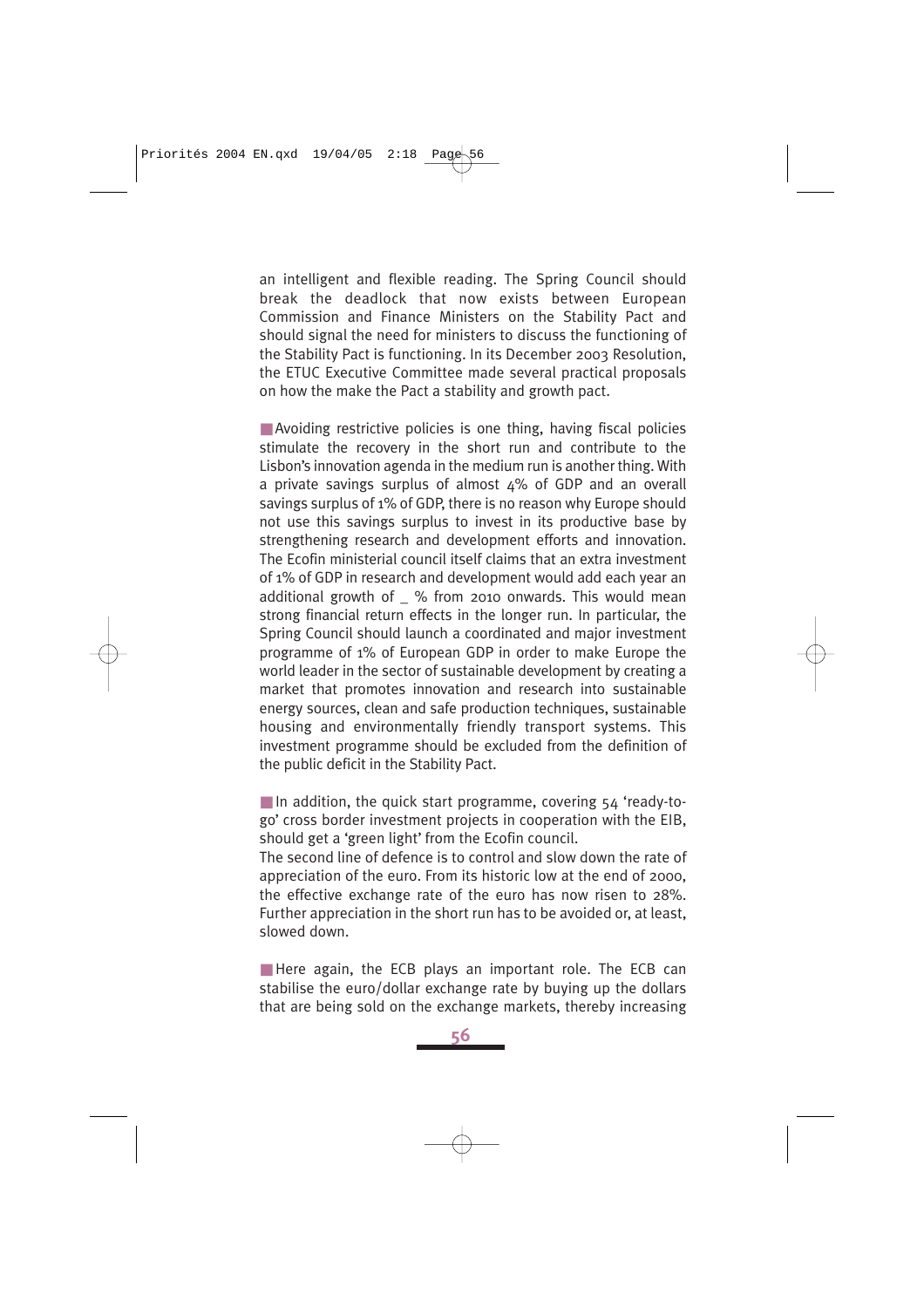an intelligent and flexible reading. The Spring Council should break the deadlock that now exists between European Commission and Finance Ministers on the Stability Pact and should signal the need for ministers to discuss the functioning of the Stability Pact is functioning. In its December 2003 Resolution, the ETUC Executive Committee made several practical proposals on how the make the Pact a stability and growth pact.

Avoiding restrictive policies is one thing, having fiscal policies stimulate the recovery in the short run and contribute to the Lisbon's innovation agenda in the medium run is another thing. With a private savings surplus of almost 4% of GDP and an overall savings surplus of 1% of GDP, there is no reason why Europe should not use this savings surplus to invest in its productive base by strengthening research and development efforts and innovation. The Ecofin ministerial council itself claims that an extra investment of 1% of GDP in research and development would add each year an additional growth of _ % from 2010 onwards. This would mean strong financial return effects in the longer run. In particular, the Spring Council should launch a coordinated and major investment programme of 1% of European GDP in order to make Europe the world leader in the sector of sustainable development by creating a market that promotes innovation and research into sustainable energy sources, clean and safe production techniques, sustainable housing and environmentally friendly transport systems. This investment programme should be excluded from the definition of the public deficit in the Stability Pact.

In addition, the quick start programme, covering 54 'ready-to-go' cross border investment projects in cooperation with the EIB, should get a 'green light' from the Ecofin council.
The second line of defence is to control and slow down the rate of appreciation of the euro. From its historic low at the end of 2000, the effective exchange rate of the euro has now risen to 28%. Further appreciation in the short run has to be avoided or, at least, slowed down.

Here again, the ECB plays an important role. The ECB can stabilise the euro/dollar exchange rate by buying up the dollars that are being sold on the exchange markets, thereby increasing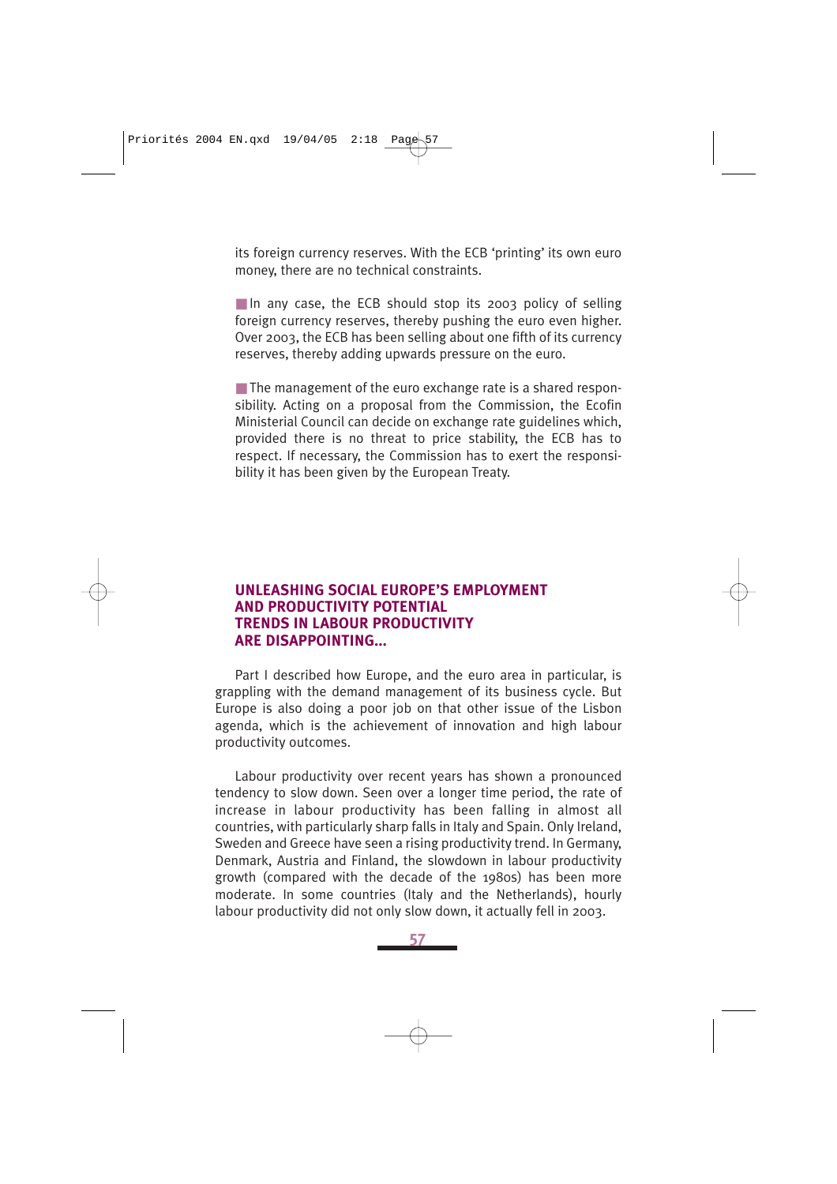its foreign currency reserves. With the ECB 'printing' its own euro money, there are no technical constraints.

- In any case, the ECB should stop its 2003 policy of selling foreign currency reserves, thereby pushing the euro even higher. Over 2003, the ECB has been selling about one fifth of its currency reserves, thereby adding upwards pressure on the euro.

- The management of the euro exchange rate is a shared responsibility. Acting on a proposal from the Commission, the Ecofin Ministerial Council can decide on exchange rate guidelines which, provided there is no threat to price stability, the ECB has to respect. If necessary, the Commission has to exert the responsibility it has been given by the European Treaty.

## UNLEASHING SOCIAL EUROPE'S EMPLOYMENT AND PRODUCTIVITY POTENTIAL

### TRENDS IN LABOUR PRODUCTIVITY ARE DISAPPOINTING...

Part I described how Europe, and the euro area in particular, is grappling with the demand management of its business cycle. But Europe is also doing a poor job on that other issue of the Lisbon agenda, which is the achievement of innovation and high labour productivity outcomes.

Labour productivity over recent years has shown a pronounced tendency to slow down. Seen over a longer time period, the rate of increase in labour productivity has been falling in almost all countries, with particularly sharp falls in Italy and Spain. Only Ireland, Sweden and Greece have seen a rising productivity trend. In Germany, Denmark, Austria and Finland, the slowdown in labour productivity growth (compared with the decade of the 1980s) has been more moderate. In some countries (Italy and the Netherlands), hourly labour productivity did not only slow down, it actually fell in 2003.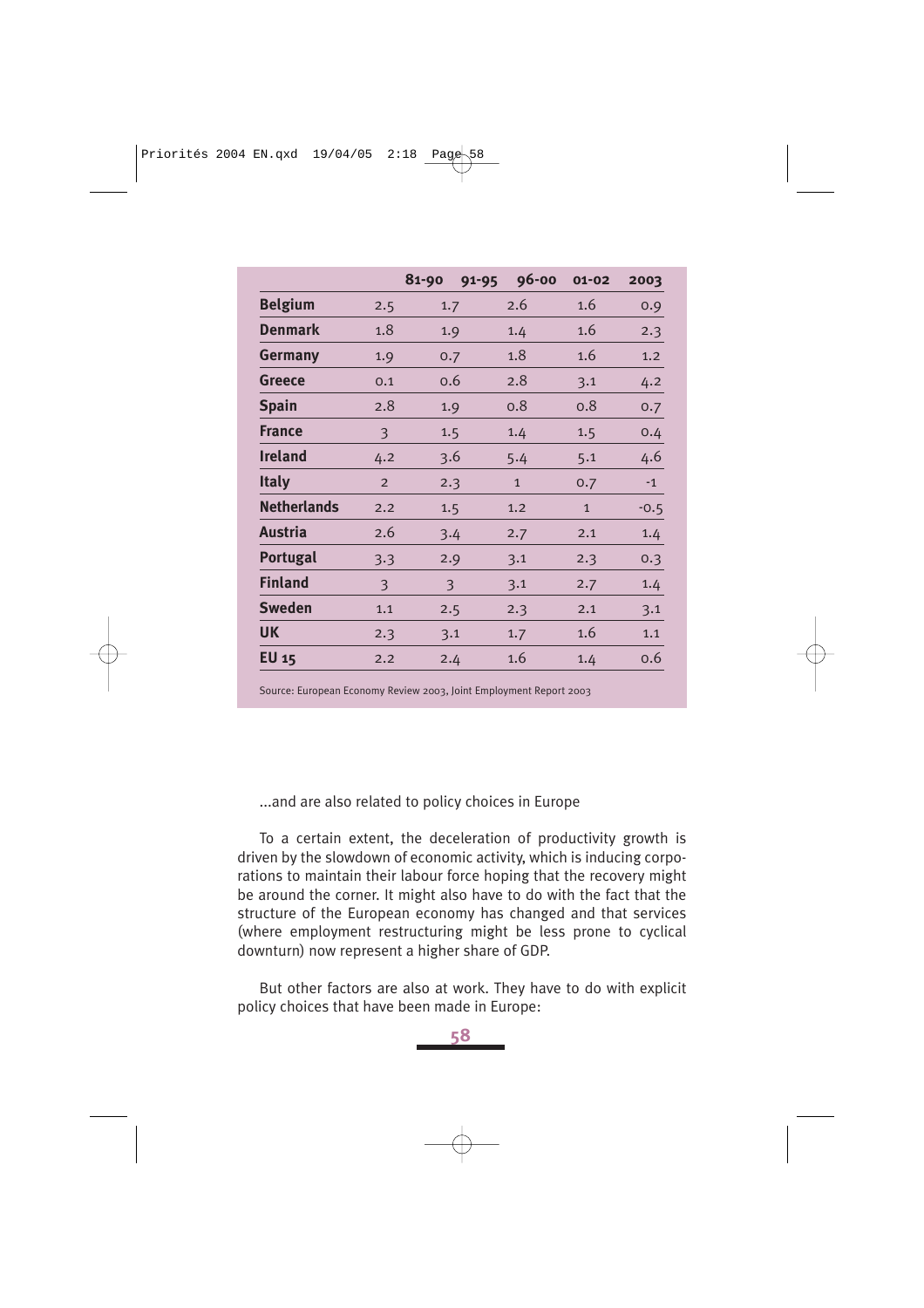| | 81-90 | 91-95 | 96-00 | 01-02 | 2003 |
|---|---|---|---|---|---|
| **Belgium** | 2.5 | 1.7 | 2.6 | 1.6 | 0.9 |
| **Denmark** | 1.8 | 1.9 | 1.4 | 1.6 | 2.3 |
| **Germany** | 1.9 | 0.7 | 1.8 | 1.6 | 1.2 |
| **Greece** | 0.1 | 0.6 | 2.8 | 3.1 | 4.2 |
| **Spain** | 2.8 | 1.9 | 0.8 | 0.8 | 0.7 |
| **France** | 3 | 1.5 | 1.4 | 1.5 | 0.4 |
| **Ireland** | 4.2 | 3.6 | 5.4 | 5.1 | 4.6 |
| **Italy** | 2 | 2.3 | 1 | 0.7 | -1 |
| **Netherlands** | 2.2 | 1.5 | 1.2 | 1 | -0.5 |
| **Austria** | 2.6 | 3.4 | 2.7 | 2.1 | 1.4 |
| **Portugal** | 3.3 | 2.9 | 3.1 | 2.3 | 0.3 |
| **Finland** | 3 | 3 | 3.1 | 2.7 | 1.4 |
| **Sweden** | 1.1 | 2.5 | 2.3 | 2.1 | 3.1 |
| **UK** | 2.3 | 3.1 | 1.7 | 1.6 | 1.1 |
| **EU 15** | 2.2 | 2.4 | 1.6 | 1.4 | 0.6 |

Source: European Economy Review 2003, Joint Employment Report 2003

...and are also related to policy choices in Europe

To a certain extent, the deceleration of productivity growth is driven by the slowdown of economic activity, which is inducing corporations to maintain their labour force hoping that the recovery might be around the corner. It might also have to do with the fact that the structure of the European economy has changed and that services (where employment restructuring might be less prone to cyclical downturn) now represent a higher share of GDP.

But other factors are also at work. They have to do with explicit policy choices that have been made in Europe: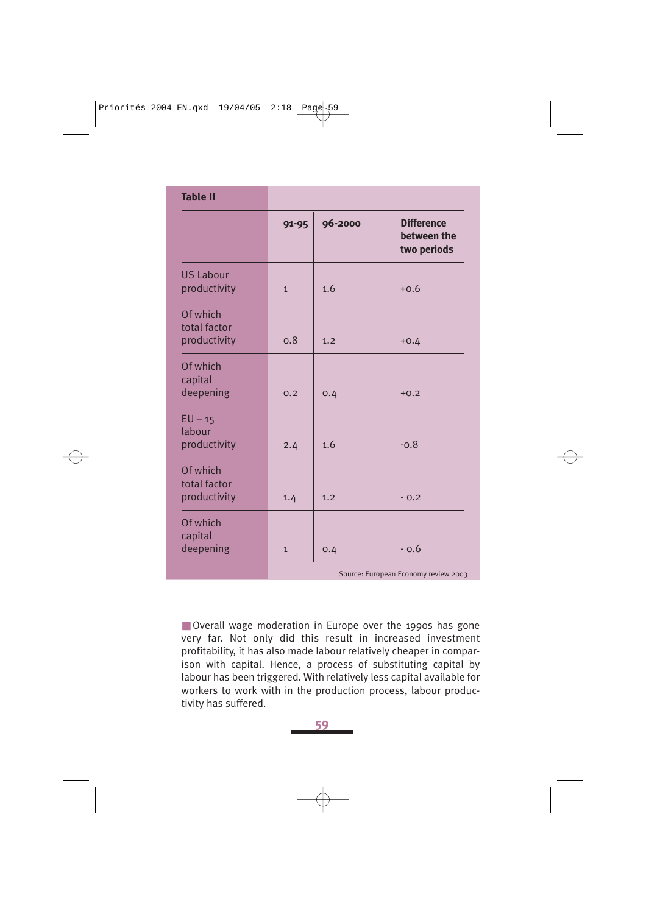**Table II**

| | 91-95 | 96-2000 | Difference between the two periods |
|---|---|---|---|
| US Labour productivity | 1 | 1.6 | +0.6 |
| Of which total factor productivity | 0.8 | 1.2 | +0.4 |
| Of which capital deepening | 0.2 | 0.4 | +0.2 |
| EU – 15 labour productivity | 2.4 | 1.6 | -0.8 |
| Of which total factor productivity | 1.4 | 1.2 | - 0.2 |
| Of which capital deepening | 1 | 0.4 | - 0.6 |

Source: European Economy review 2003

Overall wage moderation in Europe over the 1990s has gone very far. Not only did this result in increased investment profitability, it has also made labour relatively cheaper in comparison with capital. Hence, a process of substituting capital by labour has been triggered. With relatively less capital available for workers to work with in the production process, labour productivity has suffered.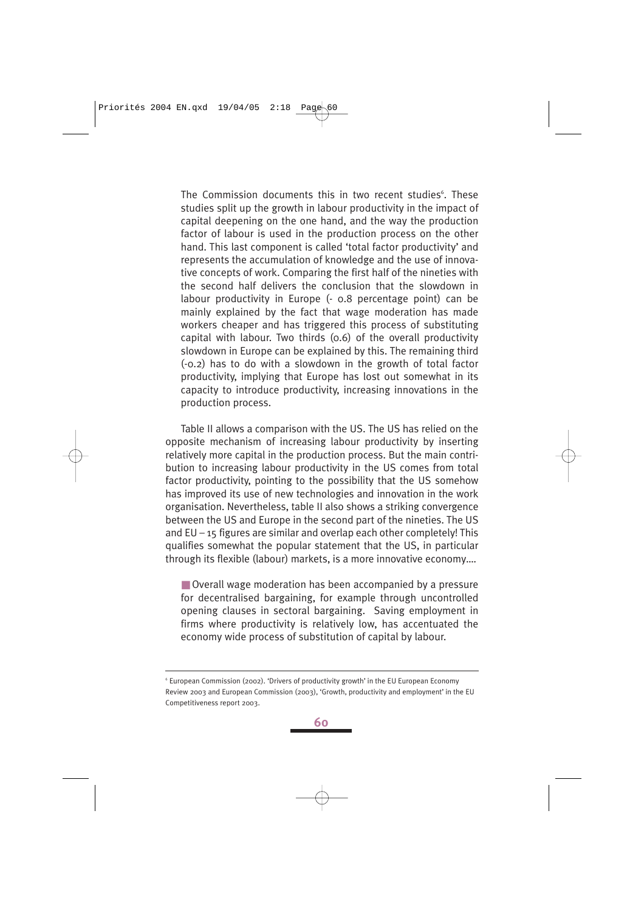The Commission documents this in two recent studies[6]. These studies split up the growth in labour productivity in the impact of capital deepening on the one hand, and the way the production factor of labour is used in the production process on the other hand. This last component is called 'total factor productivity' and represents the accumulation of knowledge and the use of innovative concepts of work. Comparing the first half of the nineties with the second half delivers the conclusion that the slowdown in labour productivity in Europe (- 0.8 percentage point) can be mainly explained by the fact that wage moderation has made workers cheaper and has triggered this process of substituting capital with labour. Two thirds (0.6) of the overall productivity slowdown in Europe can be explained by this. The remaining third (-0.2) has to do with a slowdown in the growth of total factor productivity, implying that Europe has lost out somewhat in its capacity to introduce productivity, increasing innovations in the production process.

Table II allows a comparison with the US. The US has relied on the opposite mechanism of increasing labour productivity by inserting relatively more capital in the production process. But the main contribution to increasing labour productivity in the US comes from total factor productivity, pointing to the possibility that the US somehow has improved its use of new technologies and innovation in the work organisation. Nevertheless, table II also shows a striking convergence between the US and Europe in the second part of the nineties. The US and EU – 15 figures are similar and overlap each other completely! This qualifies somewhat the popular statement that the US, in particular through its flexible (labour) markets, is a more innovative economy....

- Overall wage moderation has been accompanied by a pressure for decentralised bargaining, for example through uncontrolled opening clauses in sectoral bargaining. Saving employment in firms where productivity is relatively low, has accentuated the economy wide process of substitution of capital by labour.

---

[6] European Commission (2002). 'Drivers of productivity growth' in the EU European Economy Review 2003 and European Commission (2003), 'Growth, productivity and employment' in the EU Competitiveness report 2003.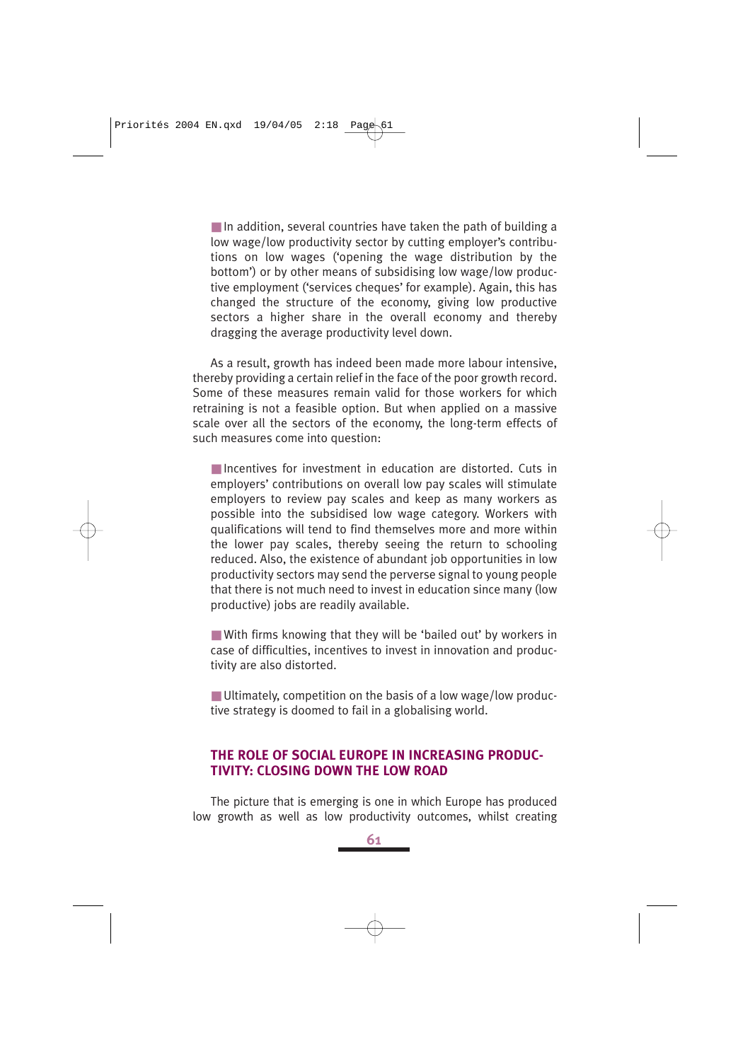- In addition, several countries have taken the path of building a low wage/low productivity sector by cutting employer's contributions on low wages ('opening the wage distribution by the bottom') or by other means of subsidising low wage/low productive employment ('services cheques' for example). Again, this has changed the structure of the economy, giving low productive sectors a higher share in the overall economy and thereby dragging the average productivity level down.

As a result, growth has indeed been made more labour intensive, thereby providing a certain relief in the face of the poor growth record. Some of these measures remain valid for those workers for which retraining is not a feasible option. But when applied on a massive scale over all the sectors of the economy, the long-term effects of such measures come into question:

- Incentives for investment in education are distorted. Cuts in employers' contributions on overall low pay scales will stimulate employers to review pay scales and keep as many workers as possible into the subsidised low wage category. Workers with qualifications will tend to find themselves more and more within the lower pay scales, thereby seeing the return to schooling reduced. Also, the existence of abundant job opportunities in low productivity sectors may send the perverse signal to young people that there is not much need to invest in education since many (low productive) jobs are readily available.

- With firms knowing that they will be 'bailed out' by workers in case of difficulties, incentives to invest in innovation and productivity are also distorted.

- Ultimately, competition on the basis of a low wage/low productive strategy is doomed to fail in a globalising world.

## THE ROLE OF SOCIAL EUROPE IN INCREASING PRODUCTIVITY: CLOSING DOWN THE LOW ROAD

The picture that is emerging is one in which Europe has produced low growth as well as low productivity outcomes, whilst creating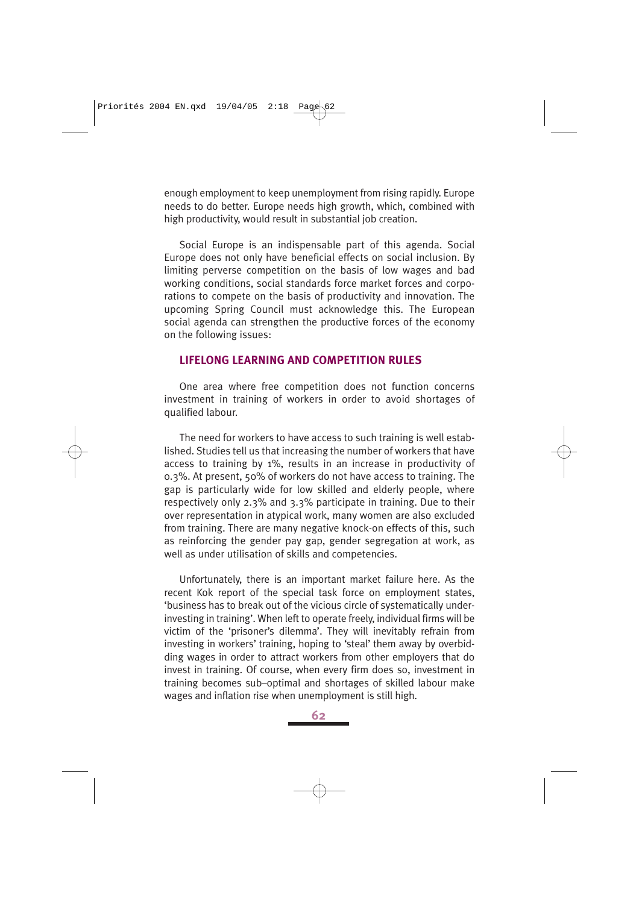enough employment to keep unemployment from rising rapidly. Europe needs to do better. Europe needs high growth, which, combined with high productivity, would result in substantial job creation.

Social Europe is an indispensable part of this agenda. Social Europe does not only have beneficial effects on social inclusion. By limiting perverse competition on the basis of low wages and bad working conditions, social standards force market forces and corporations to compete on the basis of productivity and innovation. The upcoming Spring Council must acknowledge this. The European social agenda can strengthen the productive forces of the economy on the following issues:

## LIFELONG LEARNING AND COMPETITION RULES

One area where free competition does not function concerns investment in training of workers in order to avoid shortages of qualified labour.

The need for workers to have access to such training is well established. Studies tell us that increasing the number of workers that have access to training by 1%, results in an increase in productivity of 0.3%. At present, 50% of workers do not have access to training. The gap is particularly wide for low skilled and elderly people, where respectively only 2.3% and 3.3% participate in training. Due to their over representation in atypical work, many women are also excluded from training. There are many negative knock-on effects of this, such as reinforcing the gender pay gap, gender segregation at work, as well as under utilisation of skills and competencies.

Unfortunately, there is an important market failure here. As the recent Kok report of the special task force on employment states, 'business has to break out of the vicious circle of systematically underinvesting in training'. When left to operate freely, individual firms will be victim of the 'prisoner's dilemma'. They will inevitably refrain from investing in workers' training, hoping to 'steal' them away by overbidding wages in order to attract workers from other employers that do invest in training. Of course, when every firm does so, investment in training becomes sub–optimal and shortages of skilled labour make wages and inflation rise when unemployment is still high.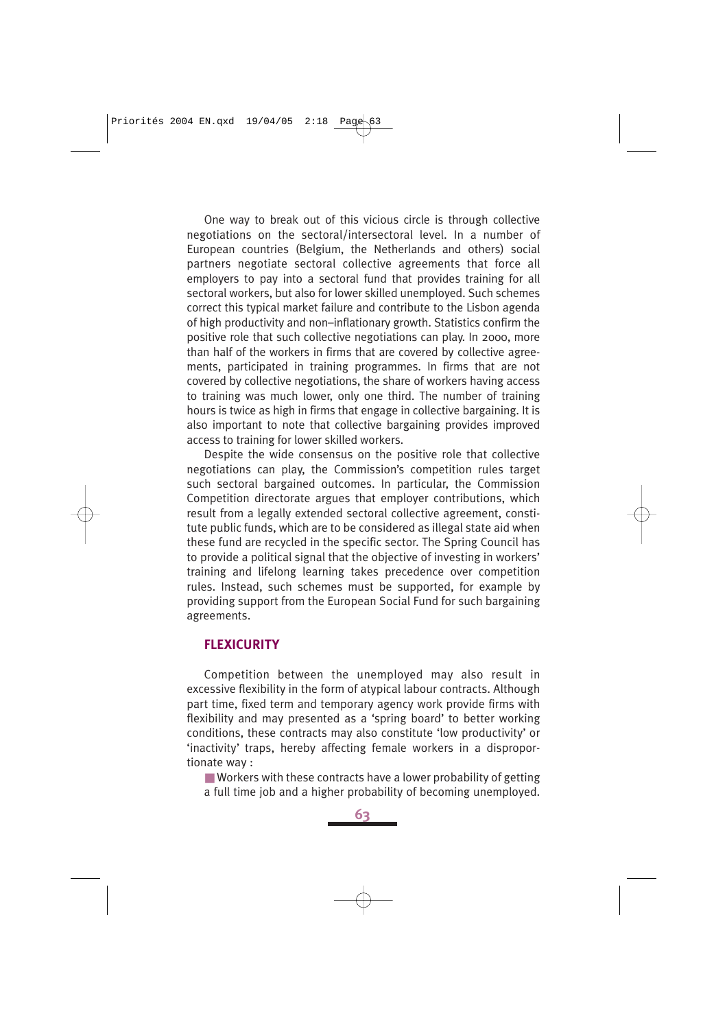One way to break out of this vicious circle is through collective negotiations on the sectoral/intersectoral level. In a number of European countries (Belgium, the Netherlands and others) social partners negotiate sectoral collective agreements that force all employers to pay into a sectoral fund that provides training for all sectoral workers, but also for lower skilled unemployed. Such schemes correct this typical market failure and contribute to the Lisbon agenda of high productivity and non–inflationary growth. Statistics confirm the positive role that such collective negotiations can play. In 2000, more than half of the workers in firms that are covered by collective agreements, participated in training programmes. In firms that are not covered by collective negotiations, the share of workers having access to training was much lower, only one third. The number of training hours is twice as high in firms that engage in collective bargaining. It is also important to note that collective bargaining provides improved access to training for lower skilled workers.

Despite the wide consensus on the positive role that collective negotiations can play, the Commission's competition rules target such sectoral bargained outcomes. In particular, the Commission Competition directorate argues that employer contributions, which result from a legally extended sectoral collective agreement, constitute public funds, which are to be considered as illegal state aid when these fund are recycled in the specific sector. The Spring Council has to provide a political signal that the objective of investing in workers' training and lifelong learning takes precedence over competition rules. Instead, such schemes must be supported, for example by providing support from the European Social Fund for such bargaining agreements.

## FLEXICURITY

Competition between the unemployed may also result in excessive flexibility in the form of atypical labour contracts. Although part time, fixed term and temporary agency work provide firms with flexibility and may presented as a 'spring board' to better working conditions, these contracts may also constitute 'low productivity' or 'inactivity' traps, hereby affecting female workers in a disproportionate way :

- Workers with these contracts have a lower probability of getting a full time job and a higher probability of becoming unemployed.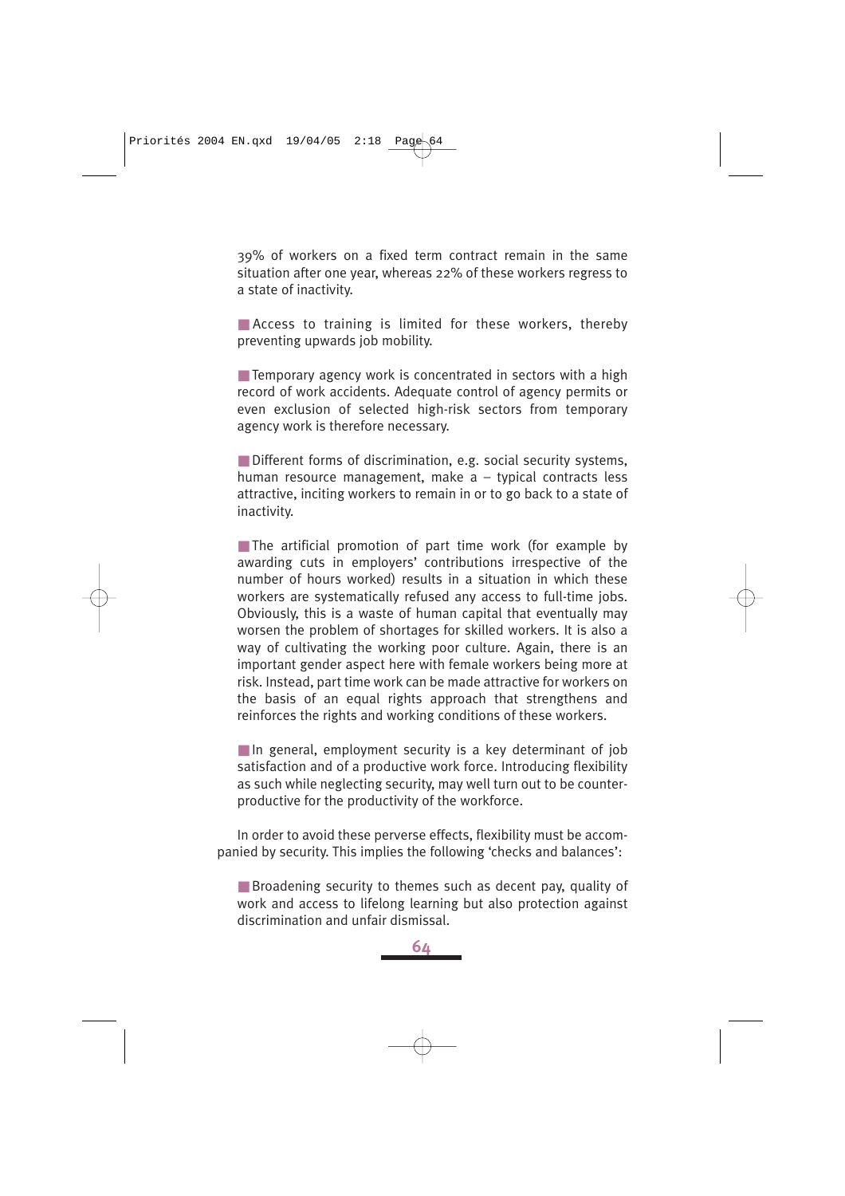39% of workers on a fixed term contract remain in the same situation after one year, whereas 22% of these workers regress to a state of inactivity.

- Access to training is limited for these workers, thereby preventing upwards job mobility.

- Temporary agency work is concentrated in sectors with a high record of work accidents. Adequate control of agency permits or even exclusion of selected high-risk sectors from temporary agency work is therefore necessary.

- Different forms of discrimination, e.g. social security systems, human resource management, make a – typical contracts less attractive, inciting workers to remain in or to go back to a state of inactivity.

- The artificial promotion of part time work (for example by awarding cuts in employers' contributions irrespective of the number of hours worked) results in a situation in which these workers are systematically refused any access to full-time jobs. Obviously, this is a waste of human capital that eventually may worsen the problem of shortages for skilled workers. It is also a way of cultivating the working poor culture. Again, there is an important gender aspect here with female workers being more at risk. Instead, part time work can be made attractive for workers on the basis of an equal rights approach that strengthens and reinforces the rights and working conditions of these workers.

- In general, employment security is a key determinant of job satisfaction and of a productive work force. Introducing flexibility as such while neglecting security, may well turn out to be counter-productive for the productivity of the workforce.

In order to avoid these perverse effects, flexibility must be accompanied by security. This implies the following 'checks and balances':

- Broadening security to themes such as decent pay, quality of work and access to lifelong learning but also protection against discrimination and unfair dismissal.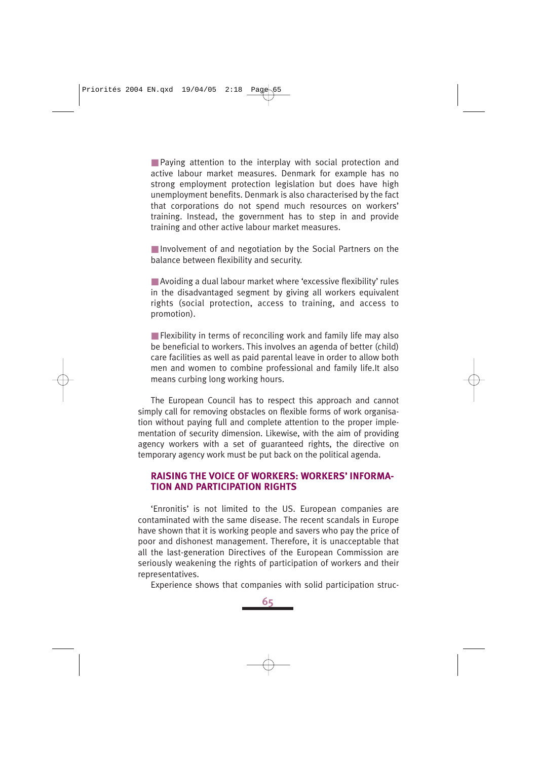- Paying attention to the interplay with social protection and active labour market measures. Denmark for example has no strong employment protection legislation but does have high unemployment benefits. Denmark is also characterised by the fact that corporations do not spend much resources on workers' training. Instead, the government has to step in and provide training and other active labour market measures.

- Involvement of and negotiation by the Social Partners on the balance between flexibility and security.

- Avoiding a dual labour market where 'excessive flexibility' rules in the disadvantaged segment by giving all workers equivalent rights (social protection, access to training, and access to promotion).

- Flexibility in terms of reconciling work and family life may also be beneficial to workers. This involves an agenda of better (child) care facilities as well as paid parental leave in order to allow both men and women to combine professional and family life.It also means curbing long working hours.

The European Council has to respect this approach and cannot simply call for removing obstacles on flexible forms of work organisation without paying full and complete attention to the proper implementation of security dimension. Likewise, with the aim of providing agency workers with a set of guaranteed rights, the directive on temporary agency work must be put back on the political agenda.

## RAISING THE VOICE OF WORKERS: WORKERS' INFORMATION AND PARTICIPATION RIGHTS

'Enronitis' is not limited to the US. European companies are contaminated with the same disease. The recent scandals in Europe have shown that it is working people and savers who pay the price of poor and dishonest management. Therefore, it is unacceptable that all the last-generation Directives of the European Commission are seriously weakening the rights of participation of workers and their representatives.

Experience shows that companies with solid participation struc-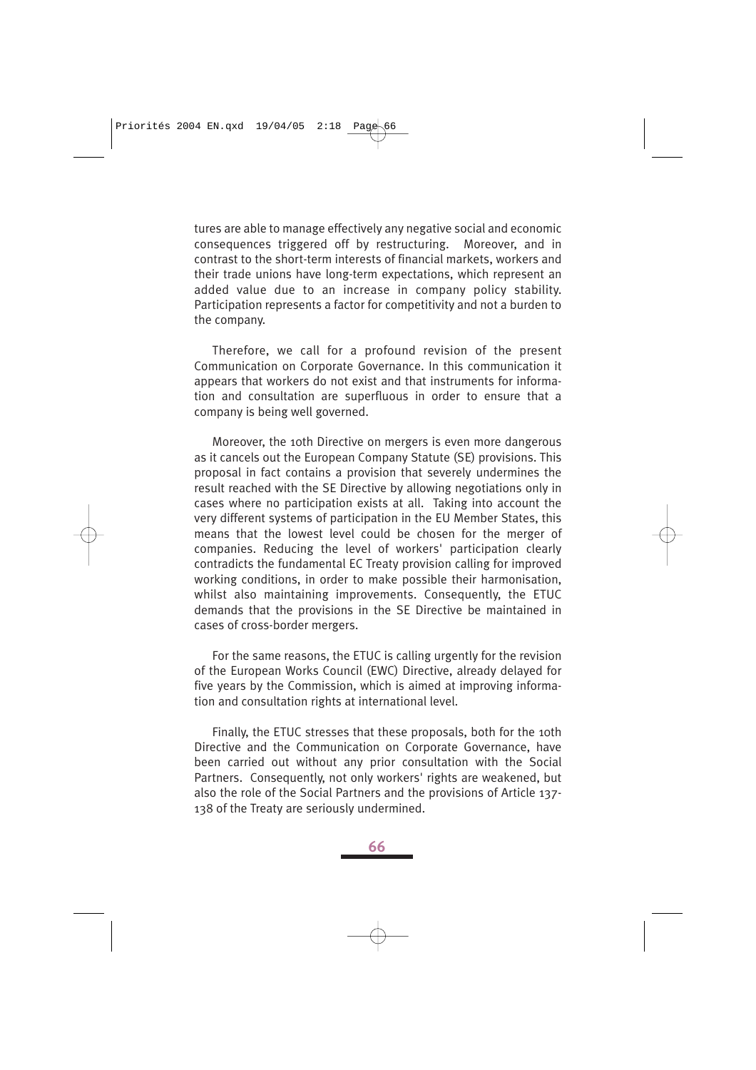tures are able to manage effectively any negative social and economic consequences triggered off by restructuring. Moreover, and in contrast to the short-term interests of financial markets, workers and their trade unions have long-term expectations, which represent an added value due to an increase in company policy stability. Participation represents a factor for competitivity and not a burden to the company.

Therefore, we call for a profound revision of the present Communication on Corporate Governance. In this communication it appears that workers do not exist and that instruments for information and consultation are superfluous in order to ensure that a company is being well governed.

Moreover, the 10th Directive on mergers is even more dangerous as it cancels out the European Company Statute (SE) provisions. This proposal in fact contains a provision that severely undermines the result reached with the SE Directive by allowing negotiations only in cases where no participation exists at all. Taking into account the very different systems of participation in the EU Member States, this means that the lowest level could be chosen for the merger of companies. Reducing the level of workers' participation clearly contradicts the fundamental EC Treaty provision calling for improved working conditions, in order to make possible their harmonisation, whilst also maintaining improvements. Consequently, the ETUC demands that the provisions in the SE Directive be maintained in cases of cross-border mergers.

For the same reasons, the ETUC is calling urgently for the revision of the European Works Council (EWC) Directive, already delayed for five years by the Commission, which is aimed at improving information and consultation rights at international level.

Finally, the ETUC stresses that these proposals, both for the 10th Directive and the Communication on Corporate Governance, have been carried out without any prior consultation with the Social Partners. Consequently, not only workers' rights are weakened, but also the role of the Social Partners and the provisions of Article 137-138 of the Treaty are seriously undermined.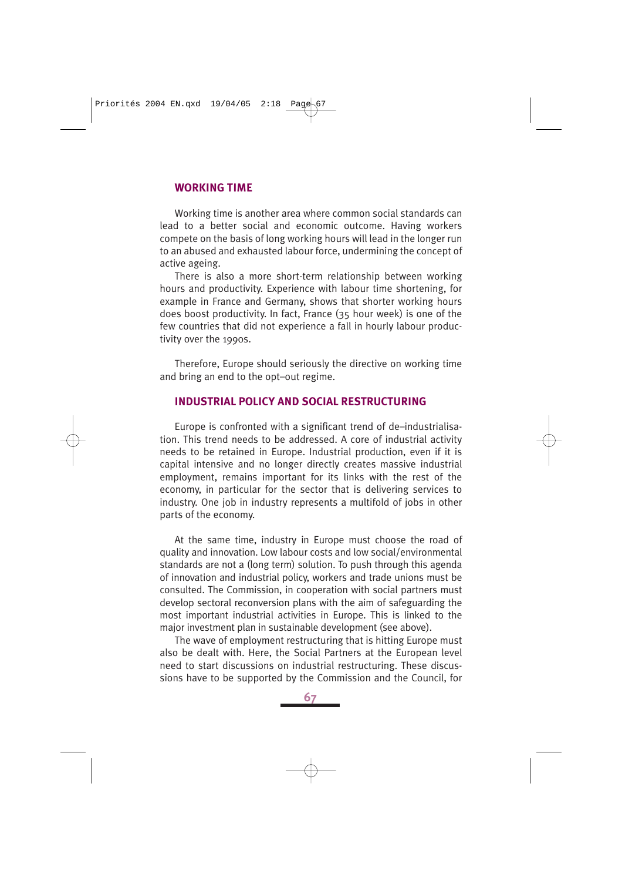## WORKING TIME

Working time is another area where common social standards can lead to a better social and economic outcome. Having workers compete on the basis of long working hours will lead in the longer run to an abused and exhausted labour force, undermining the concept of active ageing.

There is also a more short-term relationship between working hours and productivity. Experience with labour time shortening, for example in France and Germany, shows that shorter working hours does boost productivity. In fact, France (35 hour week) is one of the few countries that did not experience a fall in hourly labour productivity over the 1990s.

Therefore, Europe should seriously the directive on working time and bring an end to the opt–out regime.

## INDUSTRIAL POLICY AND SOCIAL RESTRUCTURING

Europe is confronted with a significant trend of de–industrialisation. This trend needs to be addressed. A core of industrial activity needs to be retained in Europe. Industrial production, even if it is capital intensive and no longer directly creates massive industrial employment, remains important for its links with the rest of the economy, in particular for the sector that is delivering services to industry. One job in industry represents a multifold of jobs in other parts of the economy.

At the same time, industry in Europe must choose the road of quality and innovation. Low labour costs and low social/environmental standards are not a (long term) solution. To push through this agenda of innovation and industrial policy, workers and trade unions must be consulted. The Commission, in cooperation with social partners must develop sectoral reconversion plans with the aim of safeguarding the most important industrial activities in Europe. This is linked to the major investment plan in sustainable development (see above).

The wave of employment restructuring that is hitting Europe must also be dealt with. Here, the Social Partners at the European level need to start discussions on industrial restructuring. These discussions have to be supported by the Commission and the Council, for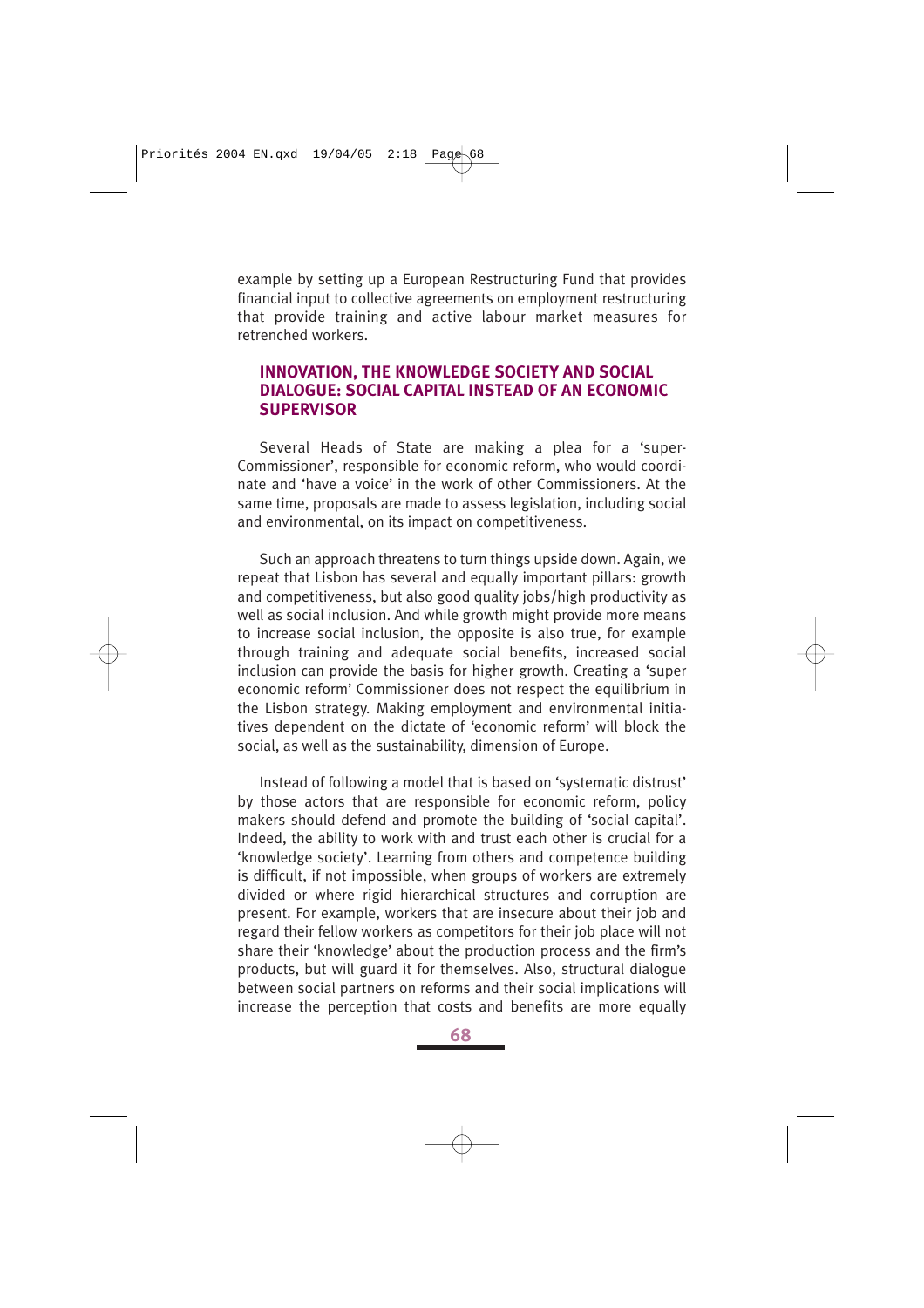example by setting up a European Restructuring Fund that provides financial input to collective agreements on employment restructuring that provide training and active labour market measures for retrenched workers.

## INNOVATION, THE KNOWLEDGE SOCIETY AND SOCIAL DIALOGUE: SOCIAL CAPITAL INSTEAD OF AN ECONOMIC SUPERVISOR

Several Heads of State are making a plea for a 'super-Commissioner', responsible for economic reform, who would coordinate and 'have a voice' in the work of other Commissioners. At the same time, proposals are made to assess legislation, including social and environmental, on its impact on competitiveness.

Such an approach threatens to turn things upside down. Again, we repeat that Lisbon has several and equally important pillars: growth and competitiveness, but also good quality jobs/high productivity as well as social inclusion. And while growth might provide more means to increase social inclusion, the opposite is also true, for example through training and adequate social benefits, increased social inclusion can provide the basis for higher growth. Creating a 'super economic reform' Commissioner does not respect the equilibrium in the Lisbon strategy. Making employment and environmental initiatives dependent on the dictate of 'economic reform' will block the social, as well as the sustainability, dimension of Europe.

Instead of following a model that is based on 'systematic distrust' by those actors that are responsible for economic reform, policy makers should defend and promote the building of 'social capital'. Indeed, the ability to work with and trust each other is crucial for a 'knowledge society'. Learning from others and competence building is difficult, if not impossible, when groups of workers are extremely divided or where rigid hierarchical structures and corruption are present. For example, workers that are insecure about their job and regard their fellow workers as competitors for their job place will not share their 'knowledge' about the production process and the firm's products, but will guard it for themselves. Also, structural dialogue between social partners on reforms and their social implications will increase the perception that costs and benefits are more equally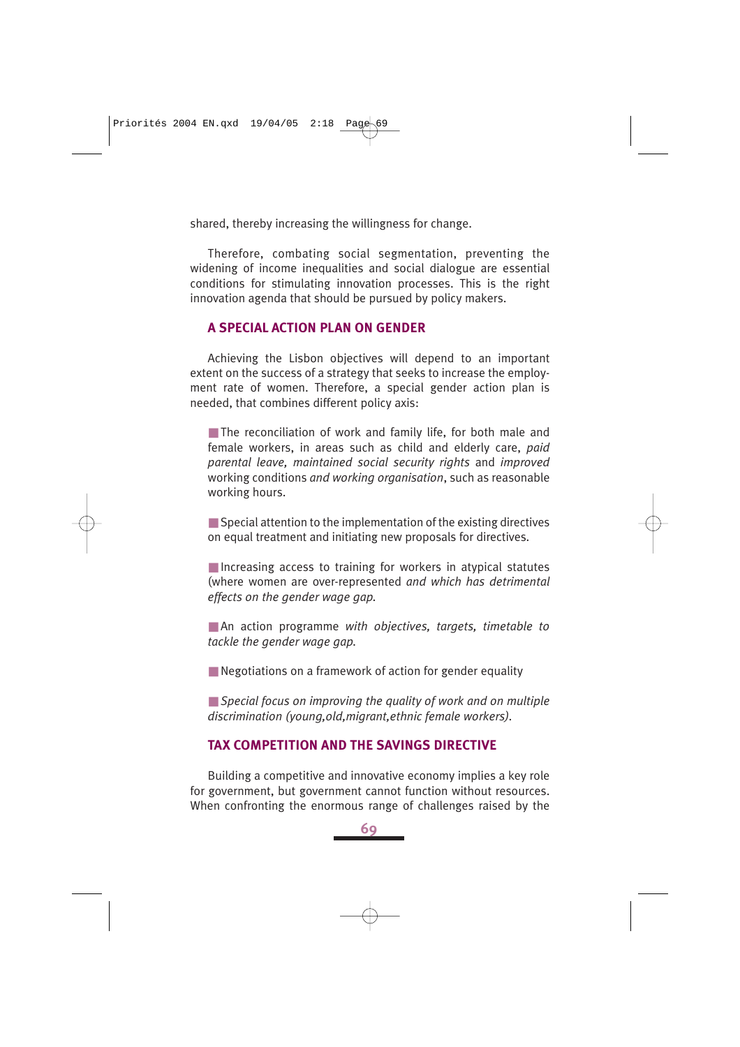shared, thereby increasing the willingness for change.

Therefore, combating social segmentation, preventing the widening of income inequalities and social dialogue are essential conditions for stimulating innovation processes. This is the right innovation agenda that should be pursued by policy makers.

## A SPECIAL ACTION PLAN ON GENDER

Achieving the Lisbon objectives will depend to an important extent on the success of a strategy that seeks to increase the employment rate of women. Therefore, a special gender action plan is needed, that combines different policy axis:

- The reconciliation of work and family life, for both male and female workers, in areas such as child and elderly care, *paid parental leave, maintained social security rights* and *improved* working conditions *and working organisation*, such as reasonable working hours.

- Special attention to the implementation of the existing directives on equal treatment and initiating new proposals for directives.

- Increasing access to training for workers in atypical statutes (where women are over-represented *and which has detrimental effects on the gender wage gap.*

- An action programme *with objectives, targets, timetable to tackle the gender wage gap.*

- Negotiations on a framework of action for gender equality

- *Special focus on improving the quality of work and on multiple discrimination (young,old,migrant,ethnic female workers)*.

## TAX COMPETITION AND THE SAVINGS DIRECTIVE

Building a competitive and innovative economy implies a key role for government, but government cannot function without resources. When confronting the enormous range of challenges raised by the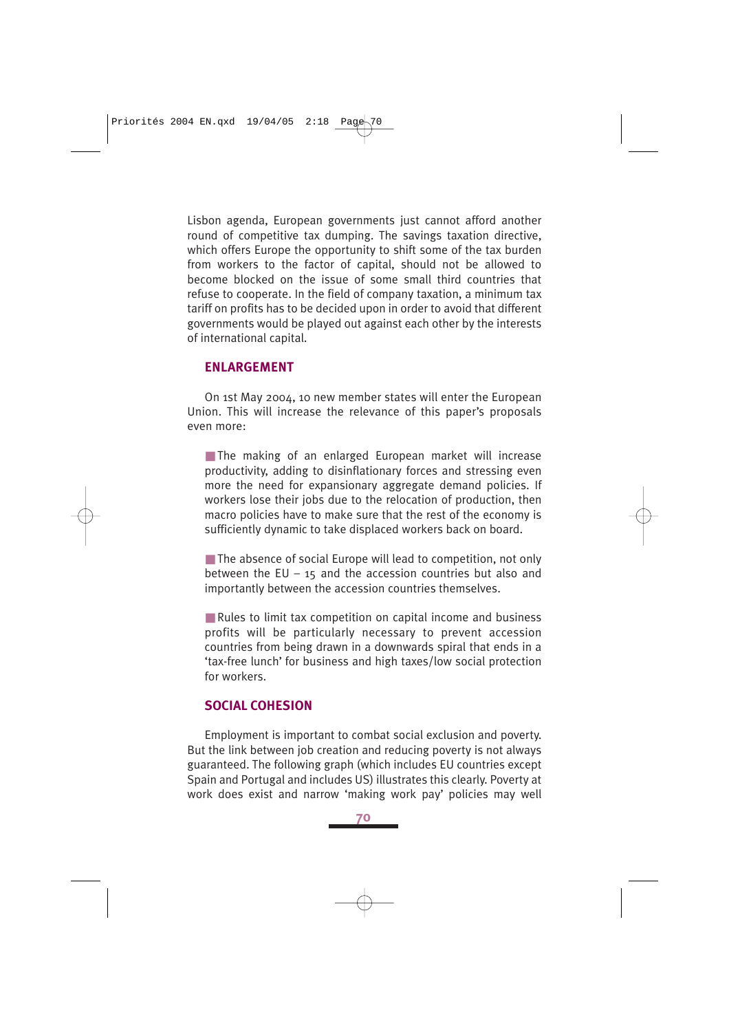Lisbon agenda, European governments just cannot afford another round of competitive tax dumping. The savings taxation directive, which offers Europe the opportunity to shift some of the tax burden from workers to the factor of capital, should not be allowed to become blocked on the issue of some small third countries that refuse to cooperate. In the field of company taxation, a minimum tax tariff on profits has to be decided upon in order to avoid that different governments would be played out against each other by the interests of international capital.

## ENLARGEMENT

On 1st May 2004, 10 new member states will enter the European Union. This will increase the relevance of this paper's proposals even more:

- The making of an enlarged European market will increase productivity, adding to disinflationary forces and stressing even more the need for expansionary aggregate demand policies. If workers lose their jobs due to the relocation of production, then macro policies have to make sure that the rest of the economy is sufficiently dynamic to take displaced workers back on board.

- The absence of social Europe will lead to competition, not only between the EU – 15 and the accession countries but also and importantly between the accession countries themselves.

- Rules to limit tax competition on capital income and business profits will be particularly necessary to prevent accession countries from being drawn in a downwards spiral that ends in a 'tax-free lunch' for business and high taxes/low social protection for workers.

## SOCIAL COHESION

Employment is important to combat social exclusion and poverty. But the link between job creation and reducing poverty is not always guaranteed. The following graph (which includes EU countries except Spain and Portugal and includes US) illustrates this clearly. Poverty at work does exist and narrow 'making work pay' policies may well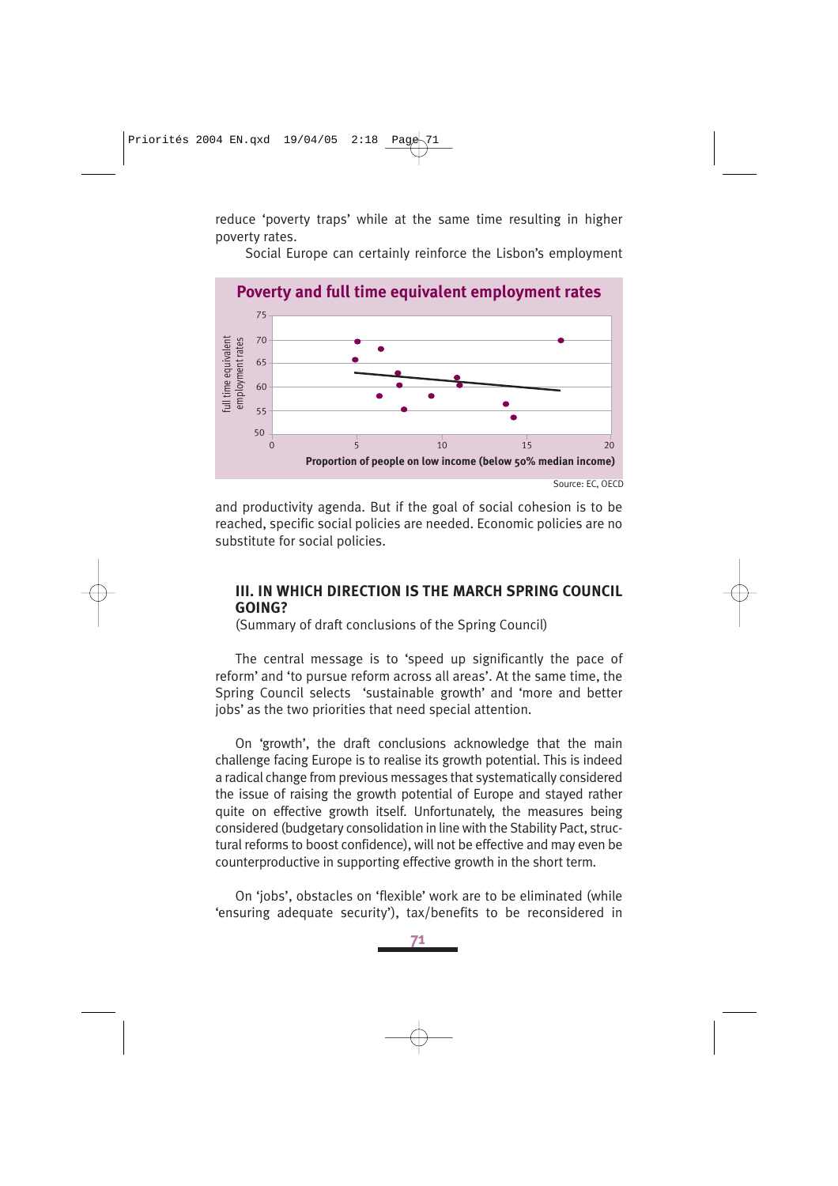reduce 'poverty traps' while at the same time resulting in higher poverty rates.

Social Europe can certainly reinforce the Lisbon's employment

**Poverty and full time equivalent employment rates**

Source: EC, OECD

and productivity agenda. But if the goal of social cohesion is to be reached, specific social policies are needed. Economic policies are no substitute for social policies.

## III. IN WHICH DIRECTION IS THE MARCH SPRING COUNCIL GOING?

(Summary of draft conclusions of the Spring Council)

The central message is to 'speed up significantly the pace of reform' and 'to pursue reform across all areas'. At the same time, the Spring Council selects 'sustainable growth' and 'more and better jobs' as the two priorities that need special attention.

On 'growth', the draft conclusions acknowledge that the main challenge facing Europe is to realise its growth potential. This is indeed a radical change from previous messages that systematically considered the issue of raising the growth potential of Europe and stayed rather quite on effective growth itself. Unfortunately, the measures being considered (budgetary consolidation in line with the Stability Pact, structural reforms to boost confidence), will not be effective and may even be counterproductive in supporting effective growth in the short term.

On 'jobs', obstacles on 'flexible' work are to be eliminated (while 'ensuring adequate security'), tax/benefits to be reconsidered in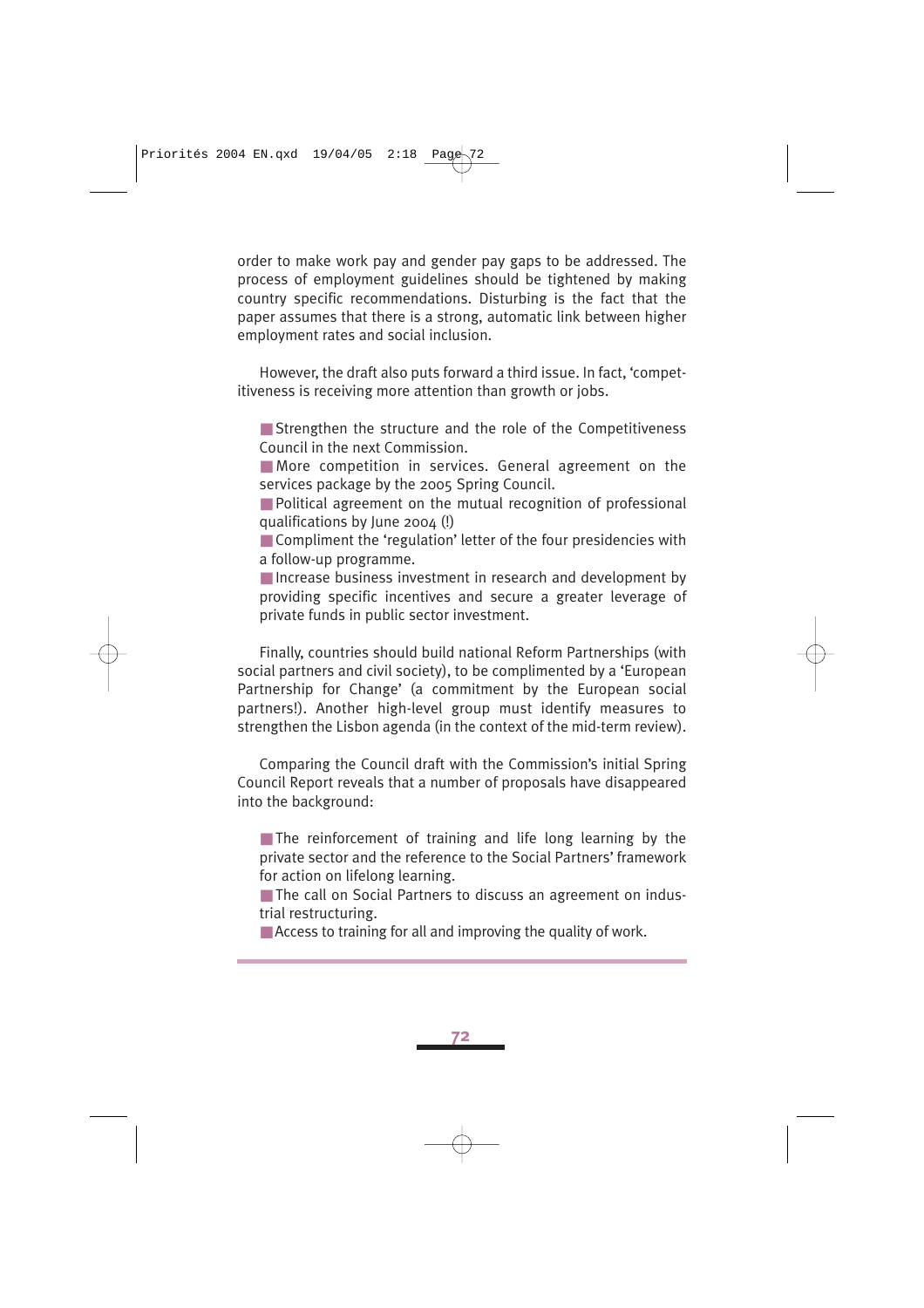order to make work pay and gender pay gaps to be addressed. The process of employment guidelines should be tightened by making country specific recommendations. Disturbing is the fact that the paper assumes that there is a strong, automatic link between higher employment rates and social inclusion.

However, the draft also puts forward a third issue. In fact, 'competitiveness is receiving more attention than growth or jobs.

- Strengthen the structure and the role of the Competitiveness Council in the next Commission.
- More competition in services. General agreement on the services package by the 2005 Spring Council.
- Political agreement on the mutual recognition of professional qualifications by June 2004 (!)
- Compliment the 'regulation' letter of the four presidencies with a follow-up programme.
- Increase business investment in research and development by providing specific incentives and secure a greater leverage of private funds in public sector investment.

Finally, countries should build national Reform Partnerships (with social partners and civil society), to be complimented by a 'European Partnership for Change' (a commitment by the European social partners!). Another high-level group must identify measures to strengthen the Lisbon agenda (in the context of the mid-term review).

Comparing the Council draft with the Commission's initial Spring Council Report reveals that a number of proposals have disappeared into the background:

- The reinforcement of training and life long learning by the private sector and the reference to the Social Partners' framework for action on lifelong learning.
- The call on Social Partners to discuss an agreement on industrial restructuring.
- Access to training for all and improving the quality of work.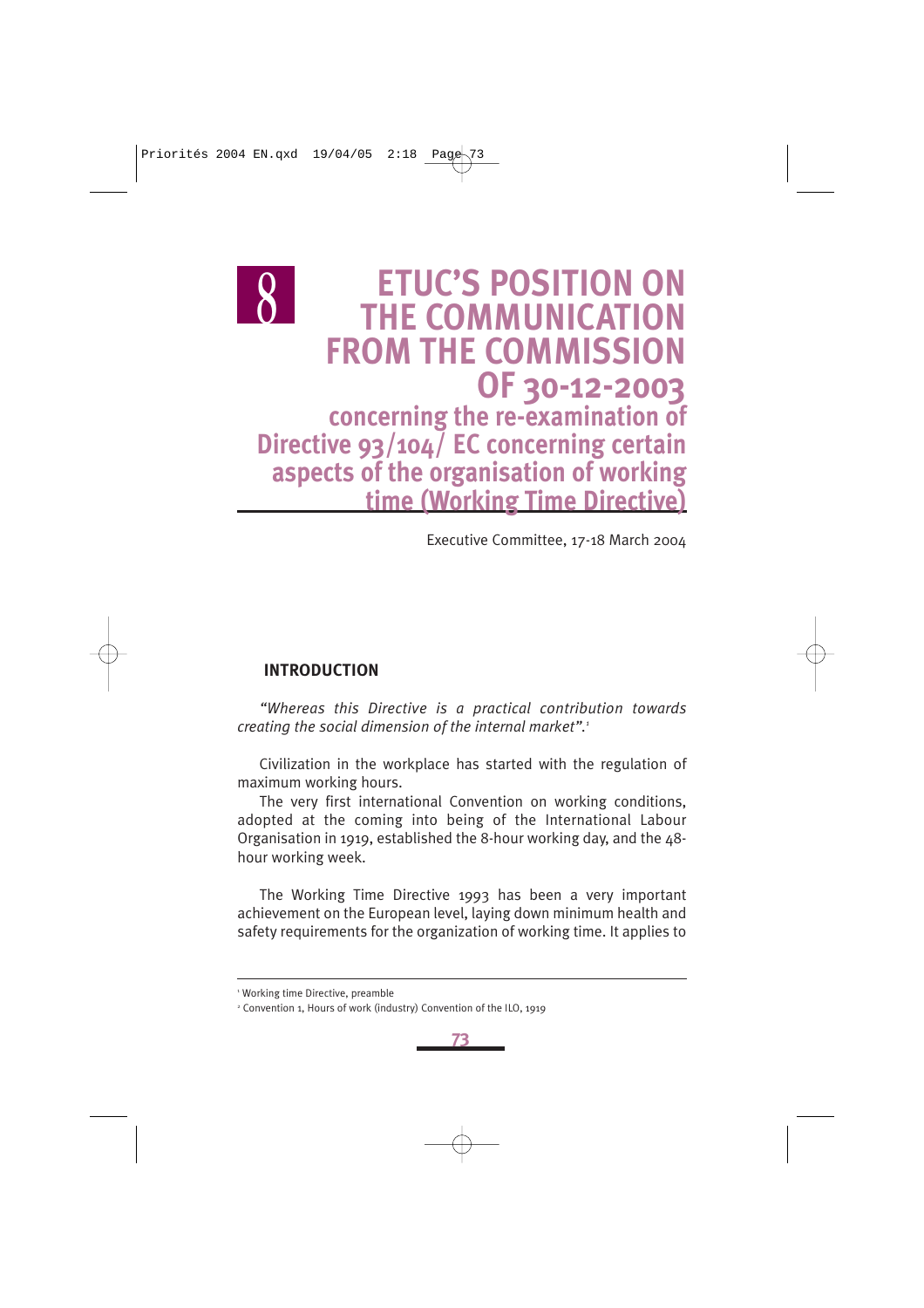# 8 ETUC'S POSITION ON THE COMMUNICATION FROM THE COMMISSION OF 30-12-2003

## concerning the re-examination of Directive 93/104/ EC concerning certain aspects of the organisation of working time (Working Time Directive)

Executive Committee, 17-18 March 2004

### INTRODUCTION

*"Whereas this Directive is a practical contribution towards creating the social dimension of the internal market".*[1]

Civilization in the workplace has started with the regulation of maximum working hours.

The very first international Convention on working conditions, adopted at the coming into being of the International Labour Organisation in 1919, established the 8-hour working day, and the 48-hour working week.

The Working Time Directive 1993 has been a very important achievement on the European level, laying down minimum health and safety requirements for the organization of working time. It applies to

---

[1] Working time Directive, preamble

[2] Convention 1, Hours of work (industry) Convention of the ILO, 1919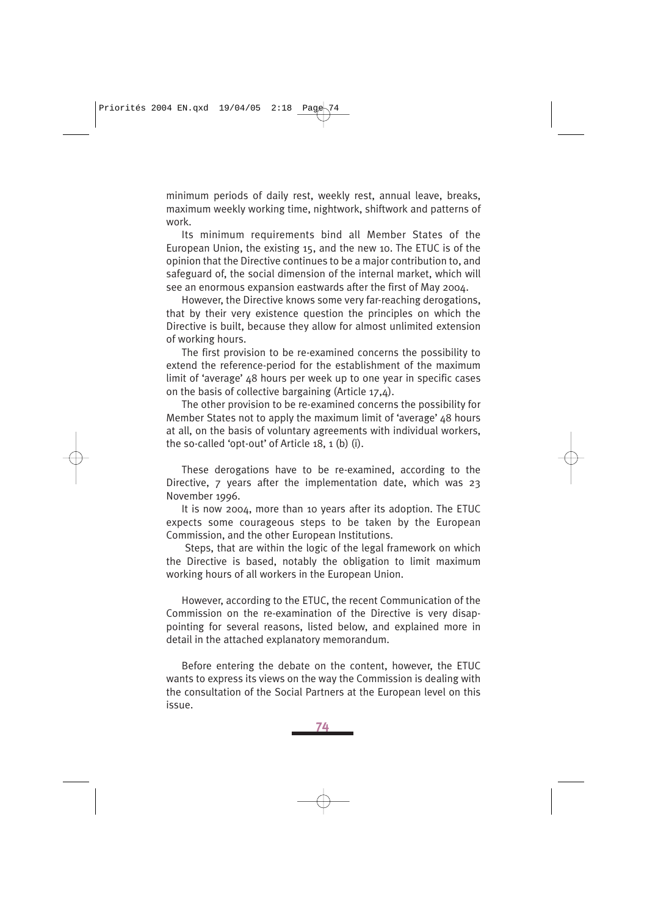minimum periods of daily rest, weekly rest, annual leave, breaks, maximum weekly working time, nightwork, shiftwork and patterns of work.

Its minimum requirements bind all Member States of the European Union, the existing 15, and the new 10. The ETUC is of the opinion that the Directive continues to be a major contribution to, and safeguard of, the social dimension of the internal market, which will see an enormous expansion eastwards after the first of May 2004.

However, the Directive knows some very far-reaching derogations, that by their very existence question the principles on which the Directive is built, because they allow for almost unlimited extension of working hours.

The first provision to be re-examined concerns the possibility to extend the reference-period for the establishment of the maximum limit of 'average' 48 hours per week up to one year in specific cases on the basis of collective bargaining (Article 17,4).

The other provision to be re-examined concerns the possibility for Member States not to apply the maximum limit of 'average' 48 hours at all, on the basis of voluntary agreements with individual workers, the so-called 'opt-out' of Article 18, 1 (b) (i).

These derogations have to be re-examined, according to the Directive, 7 years after the implementation date, which was 23 November 1996.

It is now 2004, more than 10 years after its adoption. The ETUC expects some courageous steps to be taken by the European Commission, and the other European Institutions.

Steps, that are within the logic of the legal framework on which the Directive is based, notably the obligation to limit maximum working hours of all workers in the European Union.

However, according to the ETUC, the recent Communication of the Commission on the re-examination of the Directive is very disappointing for several reasons, listed below, and explained more in detail in the attached explanatory memorandum.

Before entering the debate on the content, however, the ETUC wants to express its views on the way the Commission is dealing with the consultation of the Social Partners at the European level on this issue.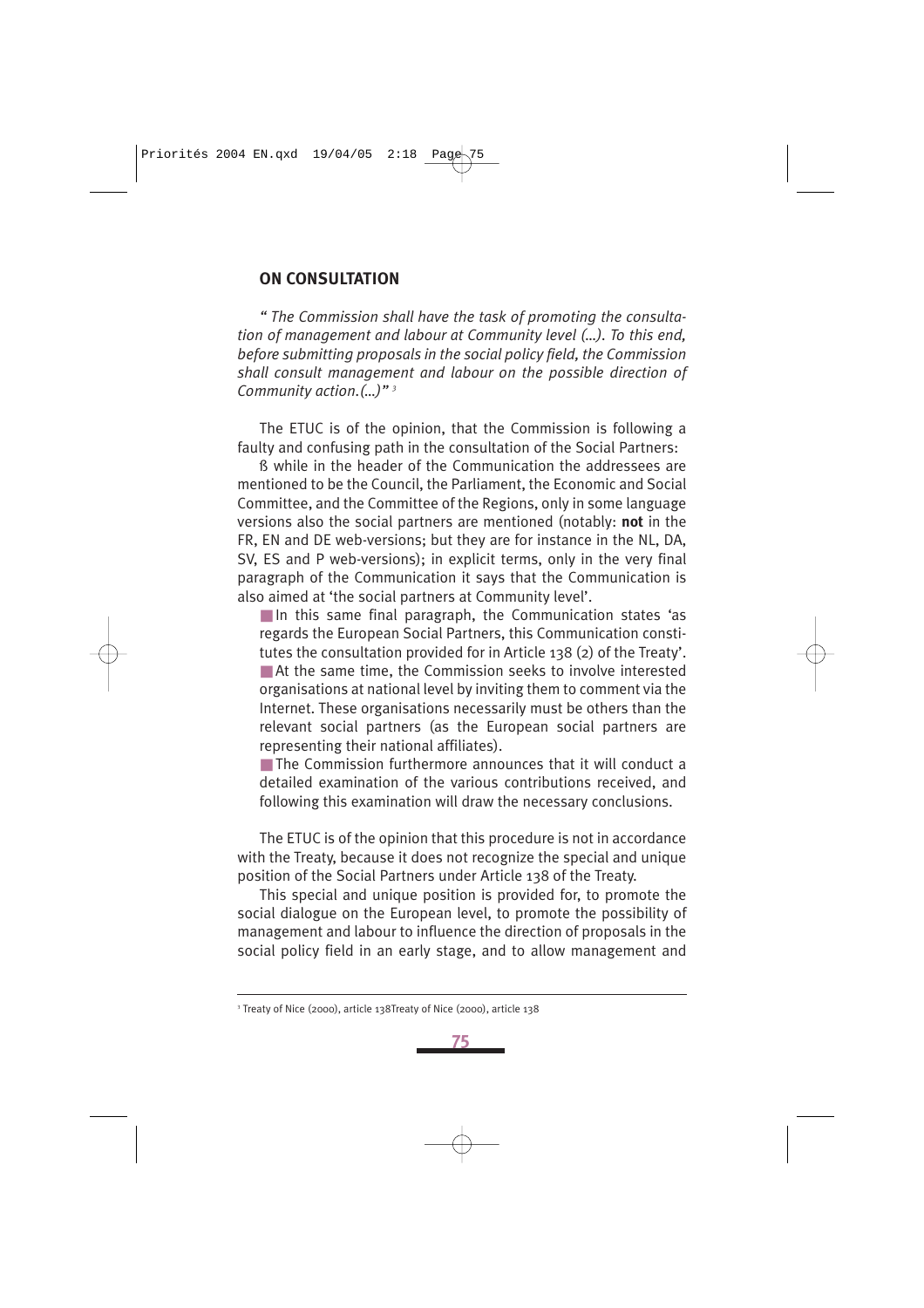## ON CONSULTATION

*" The Commission shall have the task of promoting the consultation of management and labour at Community level (...). To this end, before submitting proposals in the social policy field, the Commission shall consult management and labour on the possible direction of Community action.(...)"* [3]

The ETUC is of the opinion, that the Commission is following a faulty and confusing path in the consultation of the Social Partners:

ß while in the header of the Communication the addressees are mentioned to be the Council, the Parliament, the Economic and Social Committee, and the Committee of the Regions, only in some language versions also the social partners are mentioned (notably: **not** in the FR, EN and DE web-versions; but they are for instance in the NL, DA, SV, ES and P web-versions); in explicit terms, only in the very final paragraph of the Communication it says that the Communication is also aimed at 'the social partners at Community level'.

- In this same final paragraph, the Communication states 'as regards the European Social Partners, this Communication constitutes the consultation provided for in Article 138 (2) of the Treaty'.
- At the same time, the Commission seeks to involve interested organisations at national level by inviting them to comment via the Internet. These organisations necessarily must be others than the relevant social partners (as the European social partners are representing their national affiliates).
- The Commission furthermore announces that it will conduct a detailed examination of the various contributions received, and following this examination will draw the necessary conclusions.

The ETUC is of the opinion that this procedure is not in accordance with the Treaty, because it does not recognize the special and unique position of the Social Partners under Article 138 of the Treaty.

This special and unique position is provided for, to promote the social dialogue on the European level, to promote the possibility of management and labour to influence the direction of proposals in the social policy field in an early stage, and to allow management and

---

[3] Treaty of Nice (2000), article 138Treaty of Nice (2000), article 138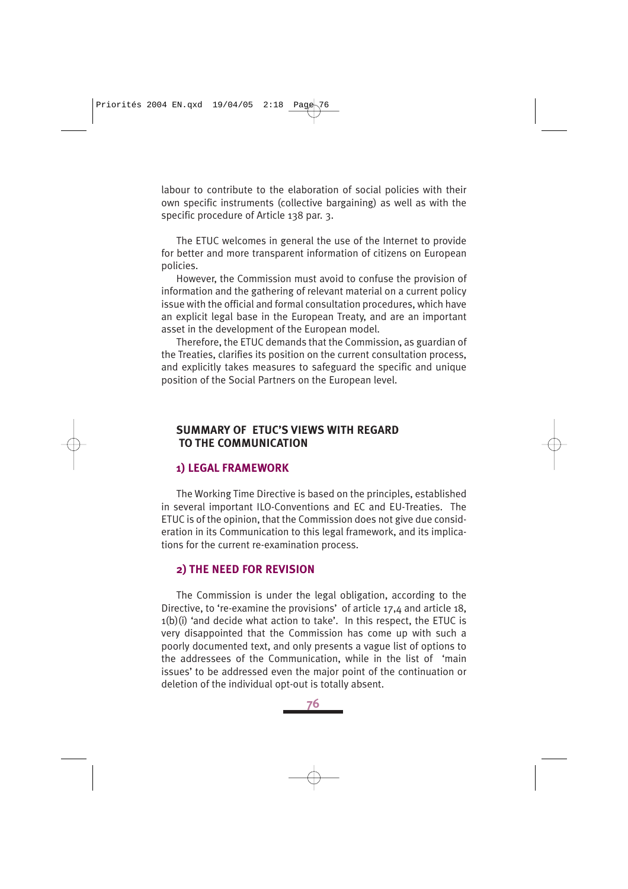labour to contribute to the elaboration of social policies with their own specific instruments (collective bargaining) as well as with the specific procedure of Article 138 par. 3.

The ETUC welcomes in general the use of the Internet to provide for better and more transparent information of citizens on European policies.

However, the Commission must avoid to confuse the provision of information and the gathering of relevant material on a current policy issue with the official and formal consultation procedures, which have an explicit legal base in the European Treaty, and are an important asset in the development of the European model.

Therefore, the ETUC demands that the Commission, as guardian of the Treaties, clarifies its position on the current consultation process, and explicitly takes measures to safeguard the specific and unique position of the Social Partners on the European level.

## SUMMARY OF ETUC'S VIEWS WITH REGARD TO THE COMMUNICATION

### 1) LEGAL FRAMEWORK

The Working Time Directive is based on the principles, established in several important ILO-Conventions and EC and EU-Treaties. The ETUC is of the opinion, that the Commission does not give due consideration in its Communication to this legal framework, and its implications for the current re-examination process.

### 2) THE NEED FOR REVISION

The Commission is under the legal obligation, according to the Directive, to 're-examine the provisions' of article 17,4 and article 18, 1(b)(i) 'and decide what action to take'. In this respect, the ETUC is very disappointed that the Commission has come up with such a poorly documented text, and only presents a vague list of options to the addressees of the Communication, while in the list of 'main issues' to be addressed even the major point of the continuation or deletion of the individual opt-out is totally absent.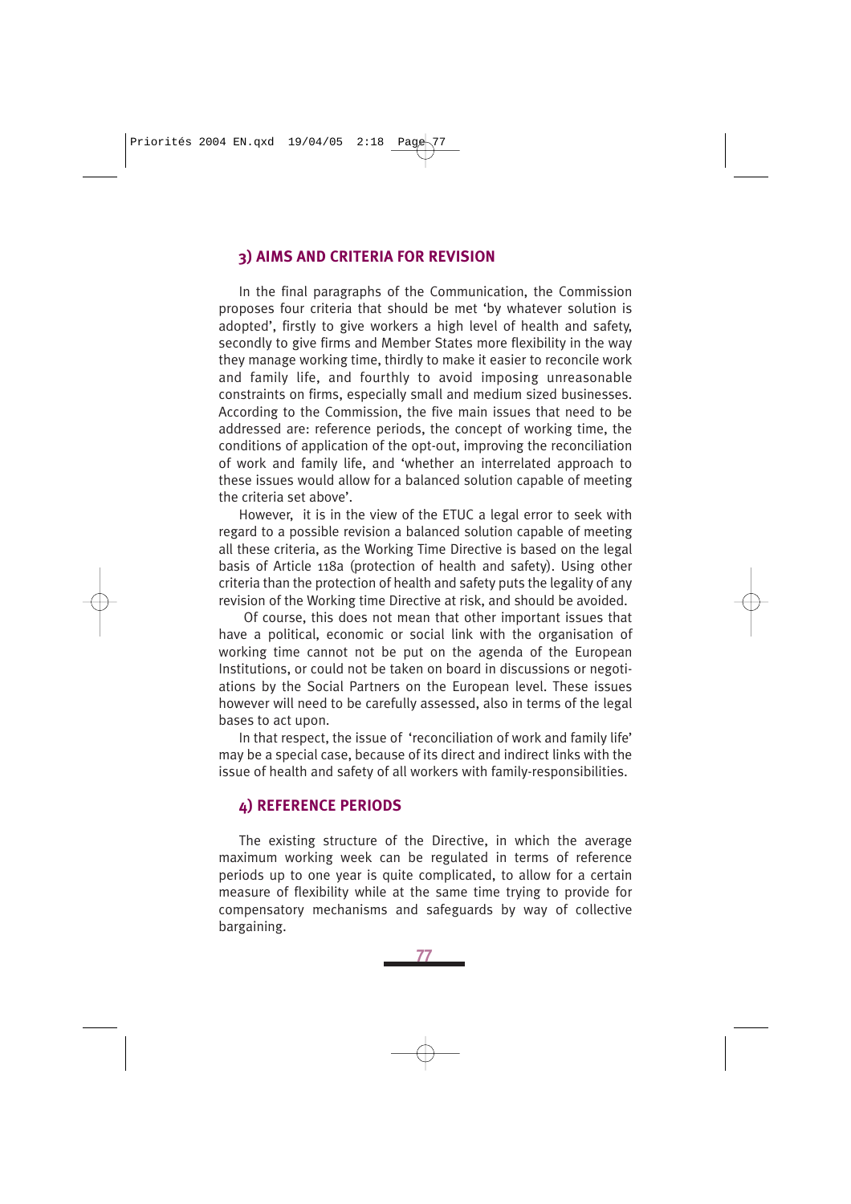## 3) AIMS AND CRITERIA FOR REVISION

In the final paragraphs of the Communication, the Commission proposes four criteria that should be met 'by whatever solution is adopted', firstly to give workers a high level of health and safety, secondly to give firms and Member States more flexibility in the way they manage working time, thirdly to make it easier to reconcile work and family life, and fourthly to avoid imposing unreasonable constraints on firms, especially small and medium sized businesses. According to the Commission, the five main issues that need to be addressed are: reference periods, the concept of working time, the conditions of application of the opt-out, improving the reconciliation of work and family life, and 'whether an interrelated approach to these issues would allow for a balanced solution capable of meeting the criteria set above'.

However, it is in the view of the ETUC a legal error to seek with regard to a possible revision a balanced solution capable of meeting all these criteria, as the Working Time Directive is based on the legal basis of Article 118a (protection of health and safety). Using other criteria than the protection of health and safety puts the legality of any revision of the Working time Directive at risk, and should be avoided.

Of course, this does not mean that other important issues that have a political, economic or social link with the organisation of working time cannot not be put on the agenda of the European Institutions, or could not be taken on board in discussions or negotiations by the Social Partners on the European level. These issues however will need to be carefully assessed, also in terms of the legal bases to act upon.

In that respect, the issue of 'reconciliation of work and family life' may be a special case, because of its direct and indirect links with the issue of health and safety of all workers with family-responsibilities.

## 4) REFERENCE PERIODS

The existing structure of the Directive, in which the average maximum working week can be regulated in terms of reference periods up to one year is quite complicated, to allow for a certain measure of flexibility while at the same time trying to provide for compensatory mechanisms and safeguards by way of collective bargaining.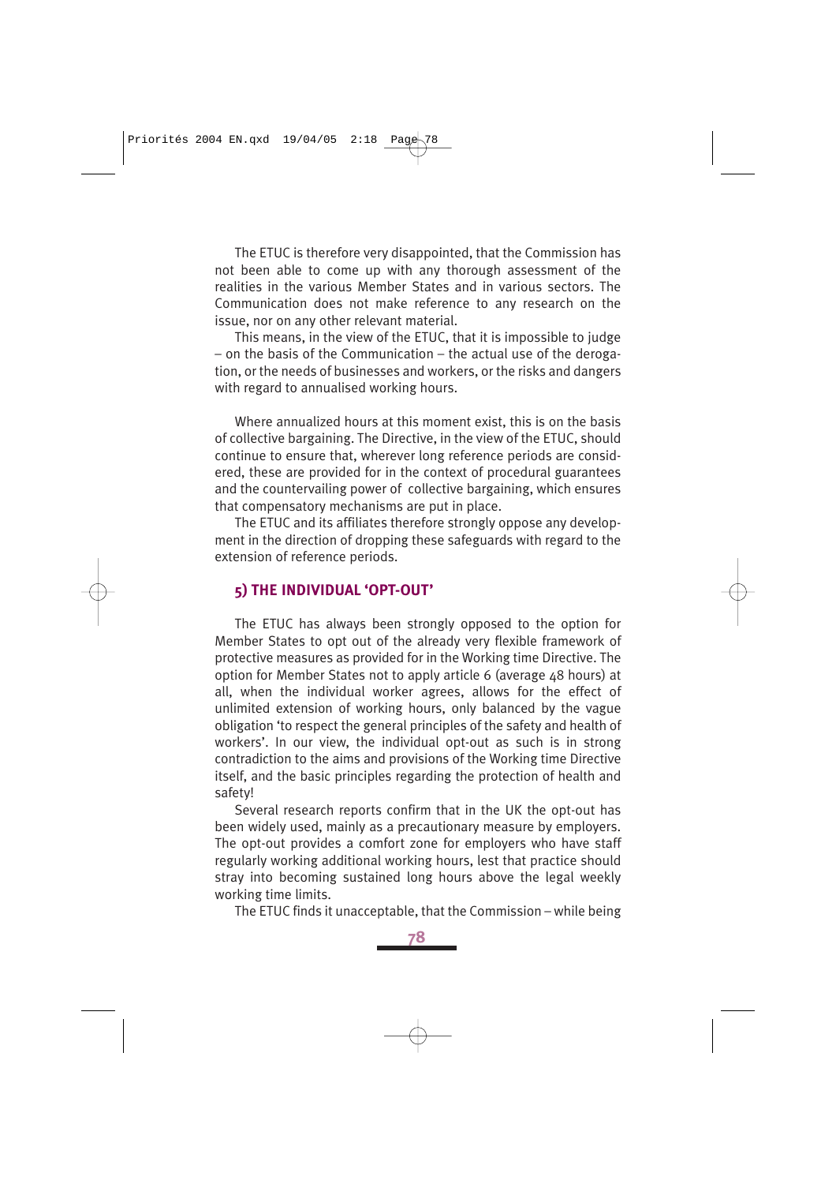The ETUC is therefore very disappointed, that the Commission has not been able to come up with any thorough assessment of the realities in the various Member States and in various sectors. The Communication does not make reference to any research on the issue, nor on any other relevant material.

This means, in the view of the ETUC, that it is impossible to judge – on the basis of the Communication – the actual use of the derogation, or the needs of businesses and workers, or the risks and dangers with regard to annualised working hours.

Where annualized hours at this moment exist, this is on the basis of collective bargaining. The Directive, in the view of the ETUC, should continue to ensure that, wherever long reference periods are considered, these are provided for in the context of procedural guarantees and the countervailing power of collective bargaining, which ensures that compensatory mechanisms are put in place.

The ETUC and its affiliates therefore strongly oppose any development in the direction of dropping these safeguards with regard to the extension of reference periods.

## 5) THE INDIVIDUAL 'OPT-OUT'

The ETUC has always been strongly opposed to the option for Member States to opt out of the already very flexible framework of protective measures as provided for in the Working time Directive. The option for Member States not to apply article 6 (average 48 hours) at all, when the individual worker agrees, allows for the effect of unlimited extension of working hours, only balanced by the vague obligation 'to respect the general principles of the safety and health of workers'. In our view, the individual opt-out as such is in strong contradiction to the aims and provisions of the Working time Directive itself, and the basic principles regarding the protection of health and safety!

Several research reports confirm that in the UK the opt-out has been widely used, mainly as a precautionary measure by employers. The opt-out provides a comfort zone for employers who have staff regularly working additional working hours, lest that practice should stray into becoming sustained long hours above the legal weekly working time limits.

The ETUC finds it unacceptable, that the Commission – while being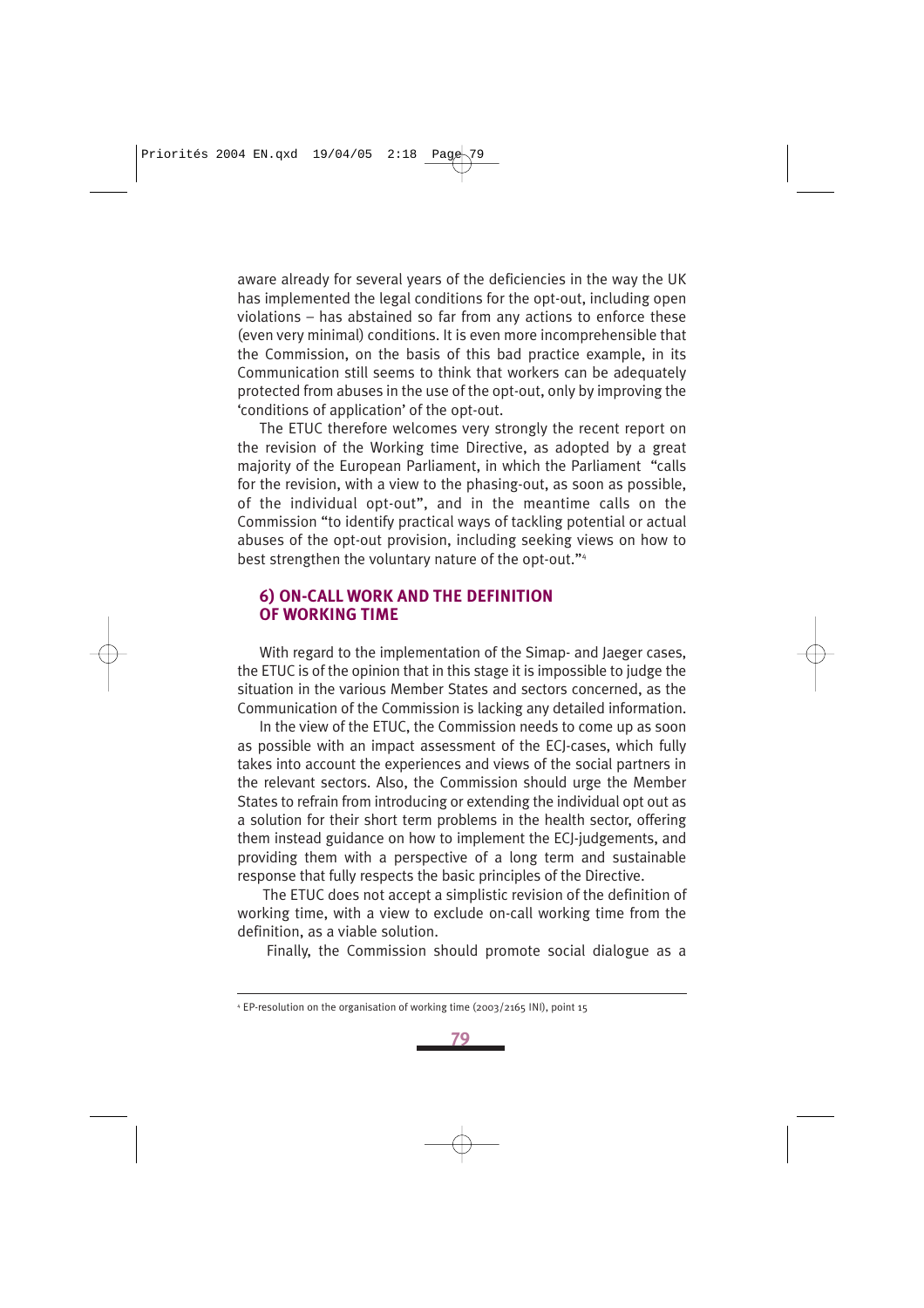aware already for several years of the deficiencies in the way the UK has implemented the legal conditions for the opt-out, including open violations – has abstained so far from any actions to enforce these (even very minimal) conditions. It is even more incomprehensible that the Commission, on the basis of this bad practice example, in its Communication still seems to think that workers can be adequately protected from abuses in the use of the opt-out, only by improving the 'conditions of application' of the opt-out.

The ETUC therefore welcomes very strongly the recent report on the revision of the Working time Directive, as adopted by a great majority of the European Parliament, in which the Parliament "calls for the revision, with a view to the phasing-out, as soon as possible, of the individual opt-out", and in the meantime calls on the Commission "to identify practical ways of tackling potential or actual abuses of the opt-out provision, including seeking views on how to best strengthen the voluntary nature of the opt-out."[4]

## 6) ON-CALL WORK AND THE DEFINITION OF WORKING TIME

With regard to the implementation of the Simap- and Jaeger cases, the ETUC is of the opinion that in this stage it is impossible to judge the situation in the various Member States and sectors concerned, as the Communication of the Commission is lacking any detailed information.

In the view of the ETUC, the Commission needs to come up as soon as possible with an impact assessment of the ECJ-cases, which fully takes into account the experiences and views of the social partners in the relevant sectors. Also, the Commission should urge the Member States to refrain from introducing or extending the individual opt out as a solution for their short term problems in the health sector, offering them instead guidance on how to implement the ECJ-judgements, and providing them with a perspective of a long term and sustainable response that fully respects the basic principles of the Directive.

The ETUC does not accept a simplistic revision of the definition of working time, with a view to exclude on-call working time from the definition, as a viable solution.

Finally, the Commission should promote social dialogue as a

---

[4] EP-resolution on the organisation of working time (2003/2165 INI), point 15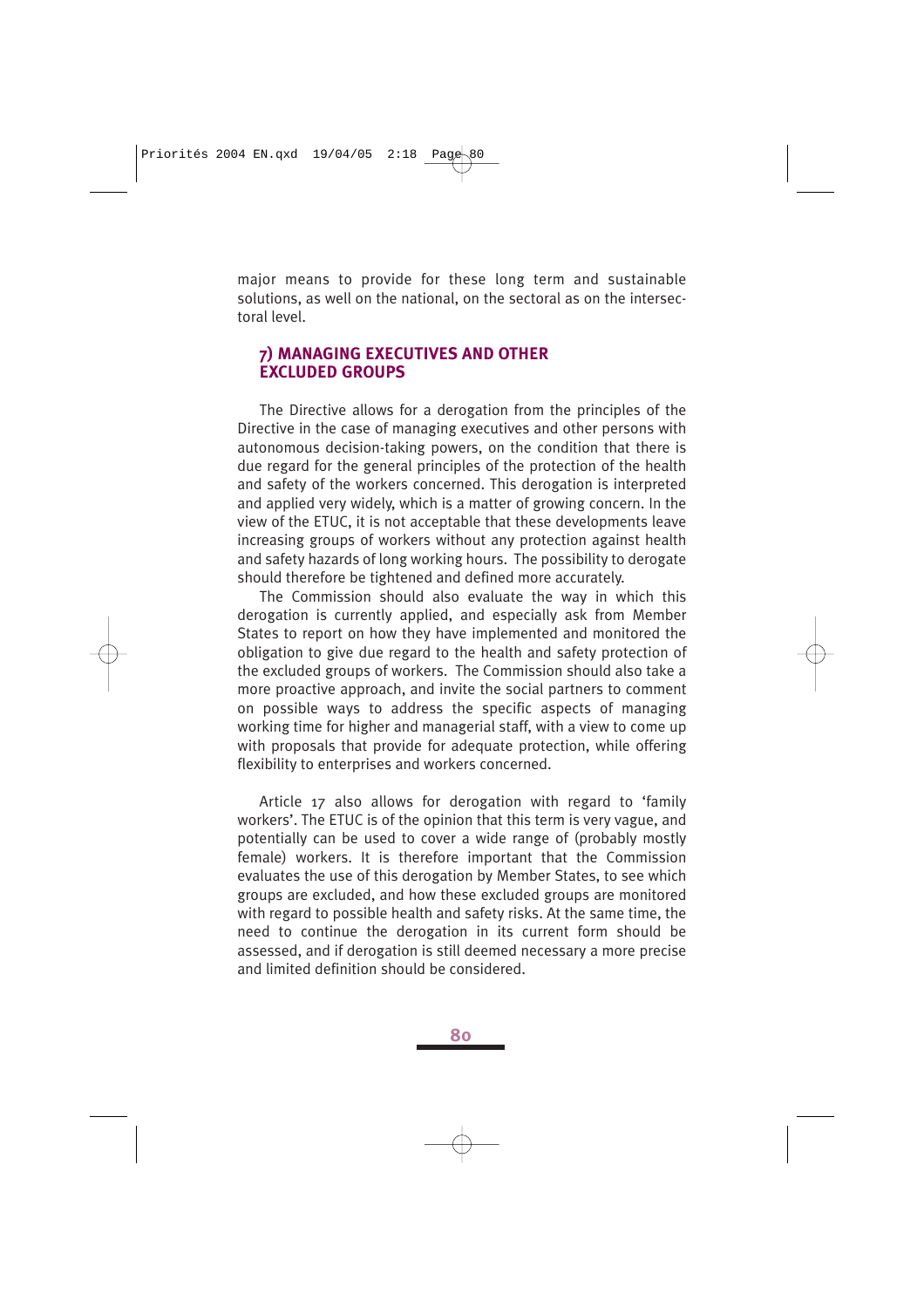major means to provide for these long term and sustainable solutions, as well on the national, on the sectoral as on the intersectoral level.

### 7) MANAGING EXECUTIVES AND OTHER EXCLUDED GROUPS

The Directive allows for a derogation from the principles of the Directive in the case of managing executives and other persons with autonomous decision-taking powers, on the condition that there is due regard for the general principles of the protection of the health and safety of the workers concerned. This derogation is interpreted and applied very widely, which is a matter of growing concern. In the view of the ETUC, it is not acceptable that these developments leave increasing groups of workers without any protection against health and safety hazards of long working hours. The possibility to derogate should therefore be tightened and defined more accurately.

The Commission should also evaluate the way in which this derogation is currently applied, and especially ask from Member States to report on how they have implemented and monitored the obligation to give due regard to the health and safety protection of the excluded groups of workers. The Commission should also take a more proactive approach, and invite the social partners to comment on possible ways to address the specific aspects of managing working time for higher and managerial staff, with a view to come up with proposals that provide for adequate protection, while offering flexibility to enterprises and workers concerned.

Article 17 also allows for derogation with regard to 'family workers'. The ETUC is of the opinion that this term is very vague, and potentially can be used to cover a wide range of (probably mostly female) workers. It is therefore important that the Commission evaluates the use of this derogation by Member States, to see which groups are excluded, and how these excluded groups are monitored with regard to possible health and safety risks. At the same time, the need to continue the derogation in its current form should be assessed, and if derogation is still deemed necessary a more precise and limited definition should be considered.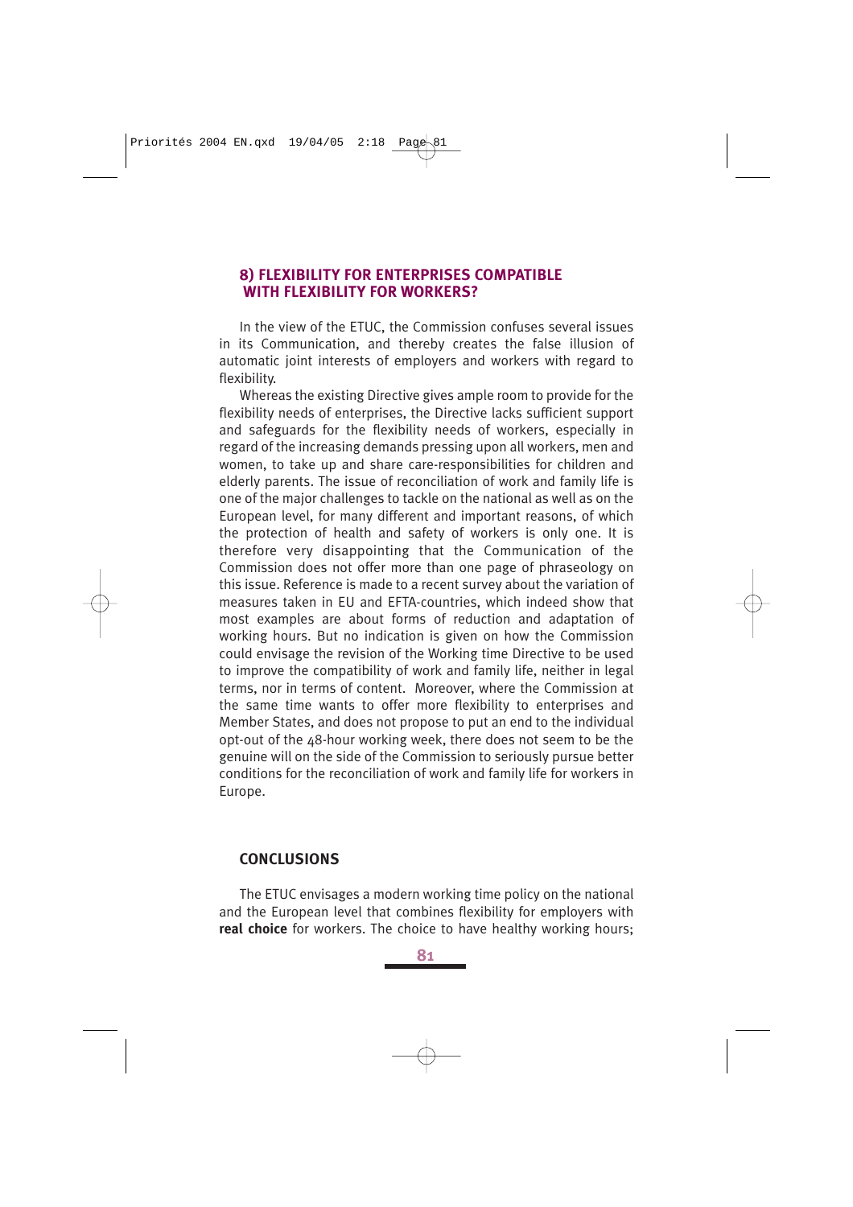### 8) FLEXIBILITY FOR ENTERPRISES COMPATIBLE WITH FLEXIBILITY FOR WORKERS?

In the view of the ETUC, the Commission confuses several issues in its Communication, and thereby creates the false illusion of automatic joint interests of employers and workers with regard to flexibility.

Whereas the existing Directive gives ample room to provide for the flexibility needs of enterprises, the Directive lacks sufficient support and safeguards for the flexibility needs of workers, especially in regard of the increasing demands pressing upon all workers, men and women, to take up and share care-responsibilities for children and elderly parents. The issue of reconciliation of work and family life is one of the major challenges to tackle on the national as well as on the European level, for many different and important reasons, of which the protection of health and safety of workers is only one. It is therefore very disappointing that the Communication of the Commission does not offer more than one page of phraseology on this issue. Reference is made to a recent survey about the variation of measures taken in EU and EFTA-countries, which indeed show that most examples are about forms of reduction and adaptation of working hours. But no indication is given on how the Commission could envisage the revision of the Working time Directive to be used to improve the compatibility of work and family life, neither in legal terms, nor in terms of content. Moreover, where the Commission at the same time wants to offer more flexibility to enterprises and Member States, and does not propose to put an end to the individual opt-out of the 48-hour working week, there does not seem to be the genuine will on the side of the Commission to seriously pursue better conditions for the reconciliation of work and family life for workers in Europe.

### CONCLUSIONS

The ETUC envisages a modern working time policy on the national and the European level that combines flexibility for employers with **real choice** for workers. The choice to have healthy working hours;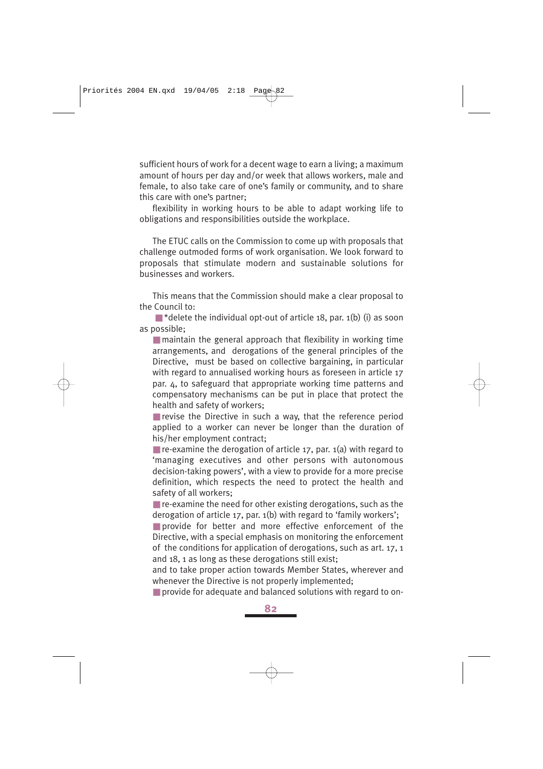sufficient hours of work for a decent wage to earn a living; a maximum amount of hours per day and/or week that allows workers, male and female, to also take care of one's family or community, and to share this care with one's partner;

flexibility in working hours to be able to adapt working life to obligations and responsibilities outside the workplace.

The ETUC calls on the Commission to come up with proposals that challenge outmoded forms of work organisation. We look forward to proposals that stimulate modern and sustainable solutions for businesses and workers.

This means that the Commission should make a clear proposal to the Council to:

- *delete the individual opt-out of article 18, par. 1(b) (i) as soon as possible;
- maintain the general approach that flexibility in working time arrangements, and derogations of the general principles of the Directive, must be based on collective bargaining, in particular with regard to annualised working hours as foreseen in article 17 par. 4, to safeguard that appropriate working time patterns and compensatory mechanisms can be put in place that protect the health and safety of workers;
- revise the Directive in such a way, that the reference period applied to a worker can never be longer than the duration of his/her employment contract;
- re-examine the derogation of article 17, par. 1(a) with regard to 'managing executives and other persons with autonomous decision-taking powers', with a view to provide for a more precise definition, which respects the need to protect the health and safety of all workers;
- re-examine the need for other existing derogations, such as the derogation of article 17, par. 1(b) with regard to 'family workers';
- provide for better and more effective enforcement of the Directive, with a special emphasis on monitoring the enforcement of the conditions for application of derogations, such as art. 17, 1 and 18, 1 as long as these derogations still exist;
  and to take proper action towards Member States, wherever and whenever the Directive is not properly implemented;
- provide for adequate and balanced solutions with regard to on-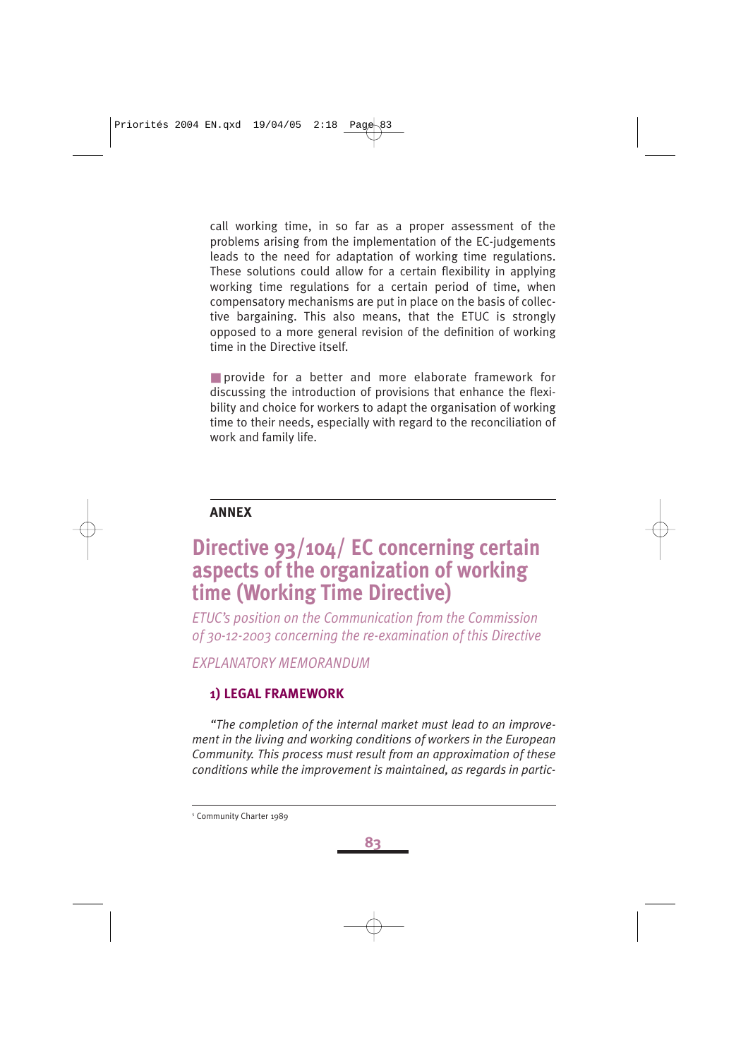call working time, in so far as a proper assessment of the problems arising from the implementation of the EC-judgements leads to the need for adaptation of working time regulations. These solutions could allow for a certain flexibility in applying working time regulations for a certain period of time, when compensatory mechanisms are put in place on the basis of collective bargaining. This also means, that the ETUC is strongly opposed to a more general revision of the definition of working time in the Directive itself.

- provide for a better and more elaborate framework for discussing the introduction of provisions that enhance the flexibility and choice for workers to adapt the organisation of working time to their needs, especially with regard to the reconciliation of work and family life.

---

**ANNEX**

# Directive 93/104/ EC concerning certain aspects of the organization of working time (Working Time Directive)

*ETUC's position on the Communication from the Commission of 30-12-2003 concerning the re-examination of this Directive*

*EXPLANATORY MEMORANDUM*

## 1) LEGAL FRAMEWORK

*"The completion of the internal market must lead to an improvement in the living and working conditions of workers in the European Community. This process must result from an approximation of these conditions while the improvement is maintained, as regards in partic-*

---

[1] Community Charter 1989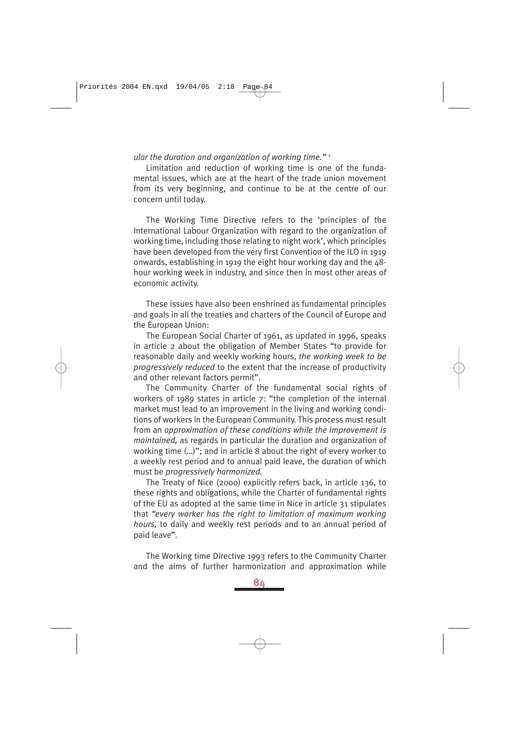*ular the duration and organization of working time."* [5]

Limitation and reduction of working time is one of the fundamental issues, which are at the heart of the trade union movement from its very beginning, and continue to be at the centre of our concern until today.

The Working Time Directive refers to the 'principles of the International Labour Organization with regard to the organization of working time, including those relating to night work', which principles have been developed from the very first Convention of the ILO in 1919 onwards, establishing in 1919 the eight hour working day and the 48-hour working week in industry, and since then in most other areas of economic activity.

These issues have also been enshrined as fundamental principles and goals in all the treaties and charters of the Council of Europe and the European Union:

The European Social Charter of 1961, as updated in 1996, speaks in article 2 about the obligation of Member States "to provide for reasonable daily and weekly working hours, *the working week to be progressively reduced* to the extent that the increase of productivity and other relevant factors permit".

The Community Charter of the fundamental social rights of workers of 1989 states in article 7: "the completion of the internal market must lead to an improvement in the living and working conditions of workers in the European Community. This process must result from an *approximation of these conditions while the improvement is maintained,* as regards in particular the duration and organization of working time (...)"; and in article 8 about the right of every worker to a weekly rest period and to annual paid leave, the duration of which must be *progressively harmonized.*

The Treaty of Nice (2000) explicitly refers back, in article 136, to these rights and obligations, while the Charter of fundamental rights of the EU as adopted at the same time in Nice in article 31 stipulates that *"every worker has the right to limitation of maximum working hours,* to daily and weekly rest periods and to an annual period of paid leave".

The Working time Directive 1993 refers to the Community Charter and the aims of further harmonization and approximation while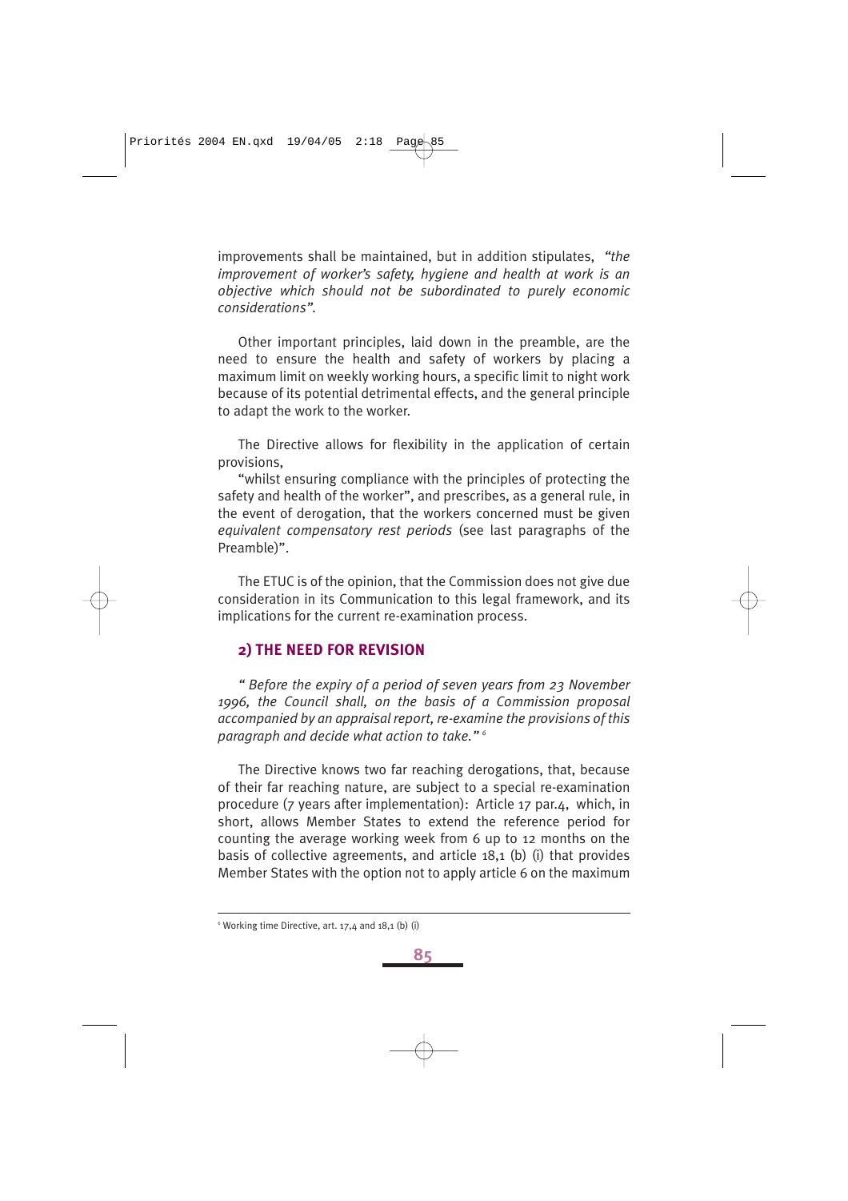improvements shall be maintained, but in addition stipulates, *"the improvement of worker's safety, hygiene and health at work is an objective which should not be subordinated to purely economic considerations"*.

Other important principles, laid down in the preamble, are the need to ensure the health and safety of workers by placing a maximum limit on weekly working hours, a specific limit to night work because of its potential detrimental effects, and the general principle to adapt the work to the worker.

The Directive allows for flexibility in the application of certain provisions,

"whilst ensuring compliance with the principles of protecting the safety and health of the worker", and prescribes, as a general rule, in the event of derogation, that the workers concerned must be given *equivalent compensatory rest periods* (see last paragraphs of the Preamble)".

The ETUC is of the opinion, that the Commission does not give due consideration in its Communication to this legal framework, and its implications for the current re-examination process.

## 2) THE NEED FOR REVISION

*" Before the expiry of a period of seven years from 23 November 1996, the Council shall, on the basis of a Commission proposal accompanied by an appraisal report, re-examine the provisions of this paragraph and decide what action to take."* [6]

The Directive knows two far reaching derogations, that, because of their far reaching nature, are subject to a special re-examination procedure (7 years after implementation): Article 17 par.4, which, in short, allows Member States to extend the reference period for counting the average working week from 6 up to 12 months on the basis of collective agreements, and article 18,1 (b) (i) that provides Member States with the option not to apply article 6 on the maximum

[6] Working time Directive, art. 17,4 and 18,1 (b) (i)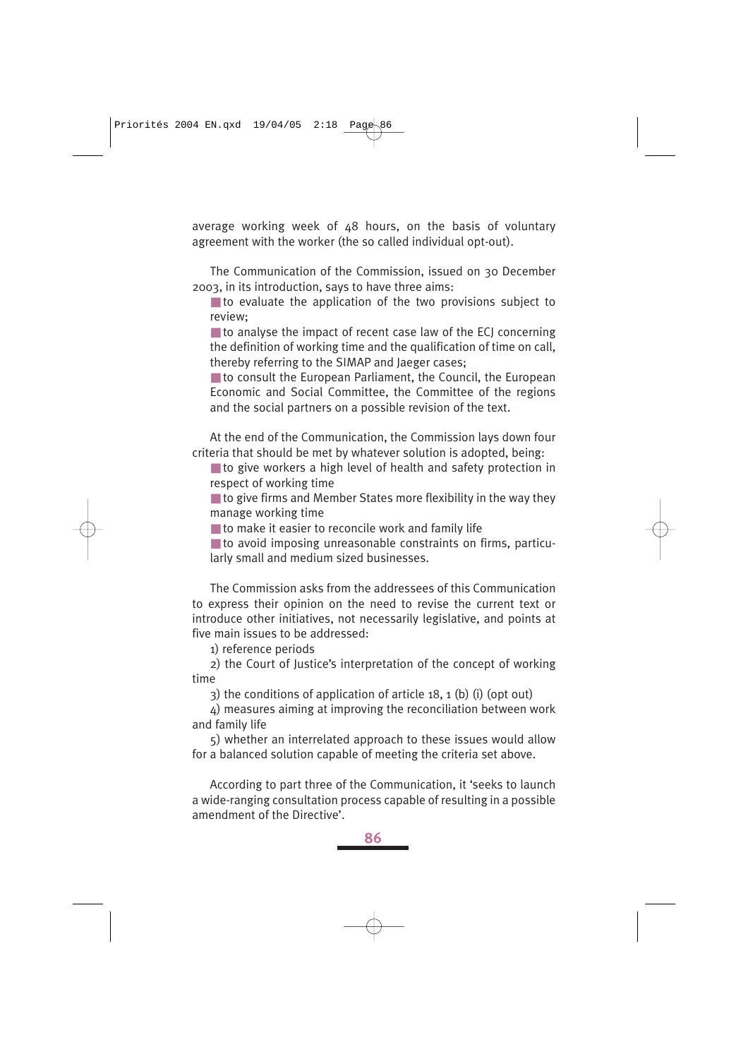average working week of 48 hours, on the basis of voluntary agreement with the worker (the so called individual opt-out).

The Communication of the Commission, issued on 30 December 2003, in its introduction, says to have three aims:

- to evaluate the application of the two provisions subject to review;
- to analyse the impact of recent case law of the ECJ concerning the definition of working time and the qualification of time on call, thereby referring to the SIMAP and Jaeger cases;
- to consult the European Parliament, the Council, the European Economic and Social Committee, the Committee of the regions and the social partners on a possible revision of the text.

At the end of the Communication, the Commission lays down four criteria that should be met by whatever solution is adopted, being:

- to give workers a high level of health and safety protection in respect of working time
- to give firms and Member States more flexibility in the way they manage working time
- to make it easier to reconcile work and family life
- to avoid imposing unreasonable constraints on firms, particularly small and medium sized businesses.

The Commission asks from the addressees of this Communication to express their opinion on the need to revise the current text or introduce other initiatives, not necessarily legislative, and points at five main issues to be addressed:

1) reference periods

2) the Court of Justice's interpretation of the concept of working time

3) the conditions of application of article 18, 1 (b) (i) (opt out)

4) measures aiming at improving the reconciliation between work and family life

5) whether an interrelated approach to these issues would allow for a balanced solution capable of meeting the criteria set above.

According to part three of the Communication, it 'seeks to launch a wide-ranging consultation process capable of resulting in a possible amendment of the Directive'.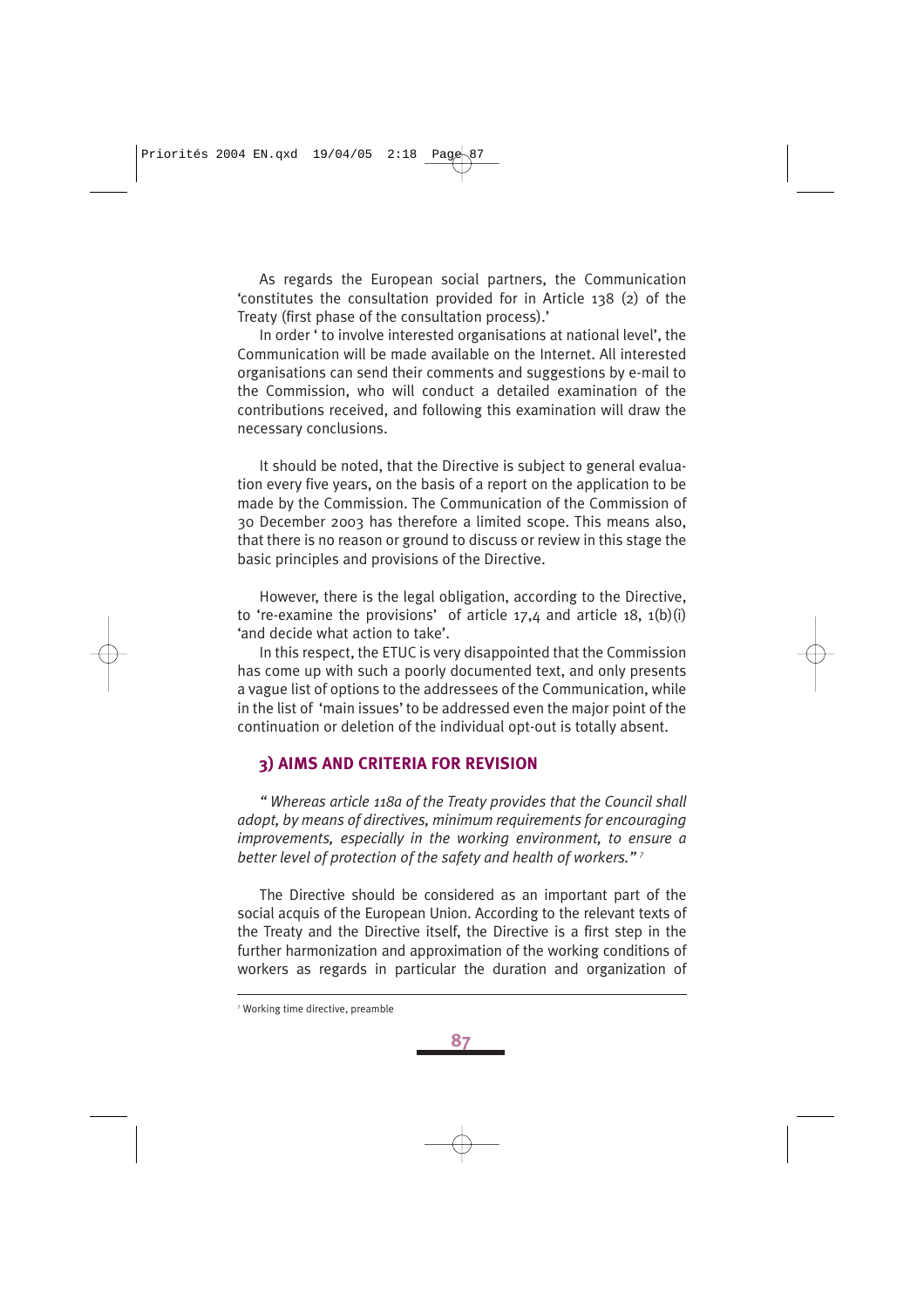As regards the European social partners, the Communication 'constitutes the consultation provided for in Article 138 (2) of the Treaty (first phase of the consultation process).'

In order ' to involve interested organisations at national level', the Communication will be made available on the Internet. All interested organisations can send their comments and suggestions by e-mail to the Commission, who will conduct a detailed examination of the contributions received, and following this examination will draw the necessary conclusions.

It should be noted, that the Directive is subject to general evaluation every five years, on the basis of a report on the application to be made by the Commission. The Communication of the Commission of 30 December 2003 has therefore a limited scope. This means also, that there is no reason or ground to discuss or review in this stage the basic principles and provisions of the Directive.

However, there is the legal obligation, according to the Directive, to 're-examine the provisions' of article 17,4 and article 18, 1(b)(i) 'and decide what action to take'.

In this respect, the ETUC is very disappointed that the Commission has come up with such a poorly documented text, and only presents a vague list of options to the addressees of the Communication, while in the list of 'main issues' to be addressed even the major point of the continuation or deletion of the individual opt-out is totally absent.

## 3) AIMS AND CRITERIA FOR REVISION

*" Whereas article 118a of the Treaty provides that the Council shall adopt, by means of directives, minimum requirements for encouraging improvements, especially in the working environment, to ensure a better level of protection of the safety and health of workers."* [7]

The Directive should be considered as an important part of the social acquis of the European Union. According to the relevant texts of the Treaty and the Directive itself, the Directive is a first step in the further harmonization and approximation of the working conditions of workers as regards in particular the duration and organization of

[7] Working time directive, preamble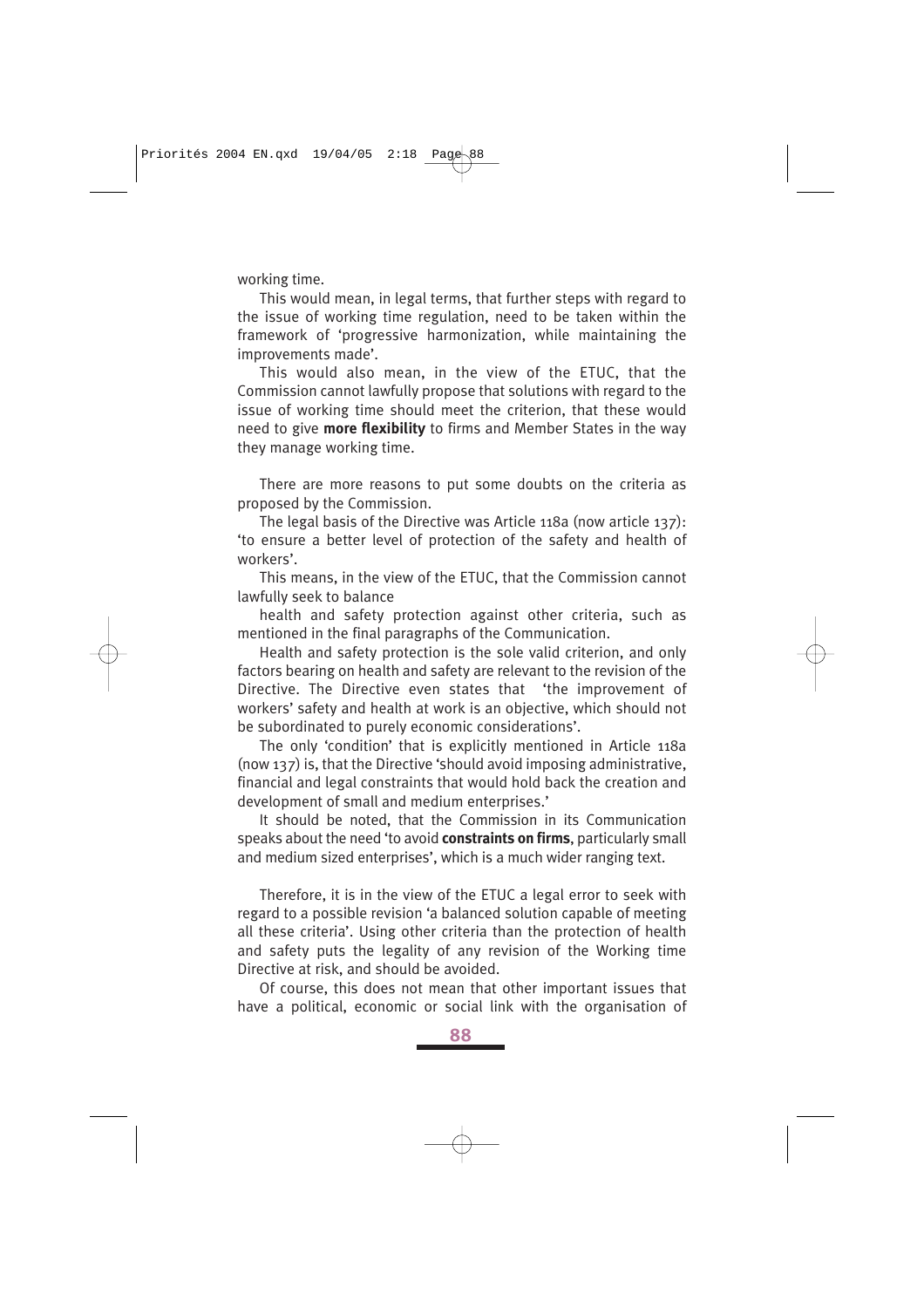working time.

This would mean, in legal terms, that further steps with regard to the issue of working time regulation, need to be taken within the framework of 'progressive harmonization, while maintaining the improvements made'.

This would also mean, in the view of the ETUC, that the Commission cannot lawfully propose that solutions with regard to the issue of working time should meet the criterion, that these would need to give **more flexibility** to firms and Member States in the way they manage working time.

There are more reasons to put some doubts on the criteria as proposed by the Commission.

The legal basis of the Directive was Article 118a (now article 137): 'to ensure a better level of protection of the safety and health of workers'.

This means, in the view of the ETUC, that the Commission cannot lawfully seek to balance

health and safety protection against other criteria, such as mentioned in the final paragraphs of the Communication.

Health and safety protection is the sole valid criterion, and only factors bearing on health and safety are relevant to the revision of the Directive. The Directive even states that 'the improvement of workers' safety and health at work is an objective, which should not be subordinated to purely economic considerations'.

The only 'condition' that is explicitly mentioned in Article 118a (now 137) is, that the Directive 'should avoid imposing administrative, financial and legal constraints that would hold back the creation and development of small and medium enterprises.'

It should be noted, that the Commission in its Communication speaks about the need 'to avoid **constraints on firms**, particularly small and medium sized enterprises', which is a much wider ranging text.

Therefore, it is in the view of the ETUC a legal error to seek with regard to a possible revision 'a balanced solution capable of meeting all these criteria'. Using other criteria than the protection of health and safety puts the legality of any revision of the Working time Directive at risk, and should be avoided.

Of course, this does not mean that other important issues that have a political, economic or social link with the organisation of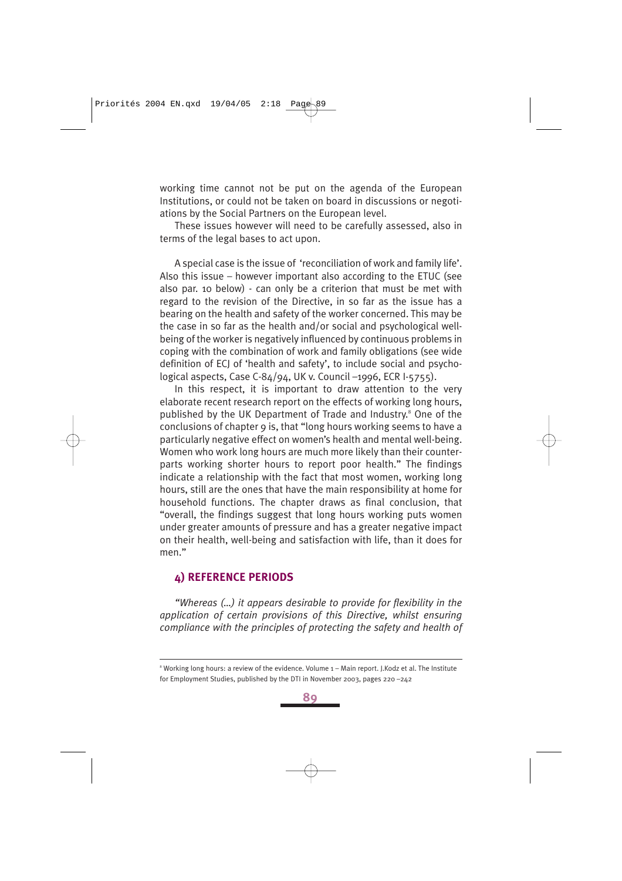working time cannot not be put on the agenda of the European Institutions, or could not be taken on board in discussions or negotiations by the Social Partners on the European level.

These issues however will need to be carefully assessed, also in terms of the legal bases to act upon.

A special case is the issue of 'reconciliation of work and family life'. Also this issue – however important also according to the ETUC (see also par. 10 below) - can only be a criterion that must be met with regard to the revision of the Directive, in so far as the issue has a bearing on the health and safety of the worker concerned. This may be the case in so far as the health and/or social and psychological well-being of the worker is negatively influenced by continuous problems in coping with the combination of work and family obligations (see wide definition of ECJ of 'health and safety', to include social and psychological aspects, Case C-84/94, UK v. Council –1996, ECR I-5755).

In this respect, it is important to draw attention to the very elaborate recent research report on the effects of working long hours, published by the UK Department of Trade and Industry.[8] One of the conclusions of chapter 9 is, that "long hours working seems to have a particularly negative effect on women's health and mental well-being. Women who work long hours are much more likely than their counterparts working shorter hours to report poor health." The findings indicate a relationship with the fact that most women, working long hours, still are the ones that have the main responsibility at home for household functions. The chapter draws as final conclusion, that "overall, the findings suggest that long hours working puts women under greater amounts of pressure and has a greater negative impact on their health, well-being and satisfaction with life, than it does for men."

## 4) REFERENCE PERIODS

*"Whereas (…) it appears desirable to provide for flexibility in the application of certain provisions of this Directive, whilst ensuring compliance with the principles of protecting the safety and health of*

---

[8] Working long hours: a review of the evidence. Volume 1 – Main report. J.Kodz et al. The Institute for Employment Studies, published by the DTI in November 2003, pages 220 –242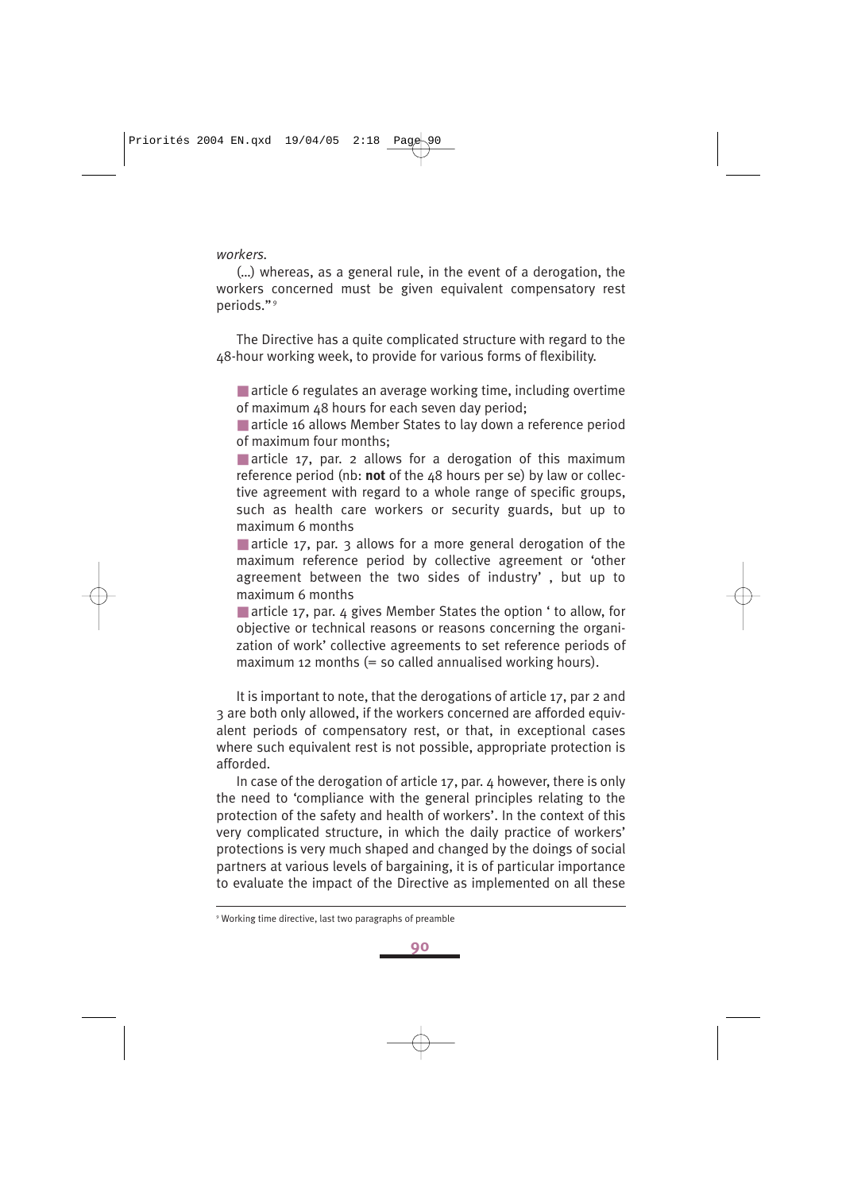*workers.*

(...) whereas, as a general rule, in the event of a derogation, the workers concerned must be given equivalent compensatory rest periods."[9]

The Directive has a quite complicated structure with regard to the 48-hour working week, to provide for various forms of flexibility.

- article 6 regulates an average working time, including overtime of maximum 48 hours for each seven day period;
- article 16 allows Member States to lay down a reference period of maximum four months;
- article 17, par. 2 allows for a derogation of this maximum reference period (nb: **not** of the 48 hours per se) by law or collective agreement with regard to a whole range of specific groups, such as health care workers or security guards, but up to maximum 6 months
- article 17, par. 3 allows for a more general derogation of the maximum reference period by collective agreement or 'other agreement between the two sides of industry' , but up to maximum 6 months
- article 17, par. 4 gives Member States the option ' to allow, for objective or technical reasons or reasons concerning the organization of work' collective agreements to set reference periods of maximum 12 months (= so called annualised working hours).

It is important to note, that the derogations of article 17, par 2 and 3 are both only allowed, if the workers concerned are afforded equivalent periods of compensatory rest, or that, in exceptional cases where such equivalent rest is not possible, appropriate protection is afforded.

In case of the derogation of article 17, par. 4 however, there is only the need to 'compliance with the general principles relating to the protection of the safety and health of workers'. In the context of this very complicated structure, in which the daily practice of workers' protections is very much shaped and changed by the doings of social partners at various levels of bargaining, it is of particular importance to evaluate the impact of the Directive as implemented on all these

[9] Working time directive, last two paragraphs of preamble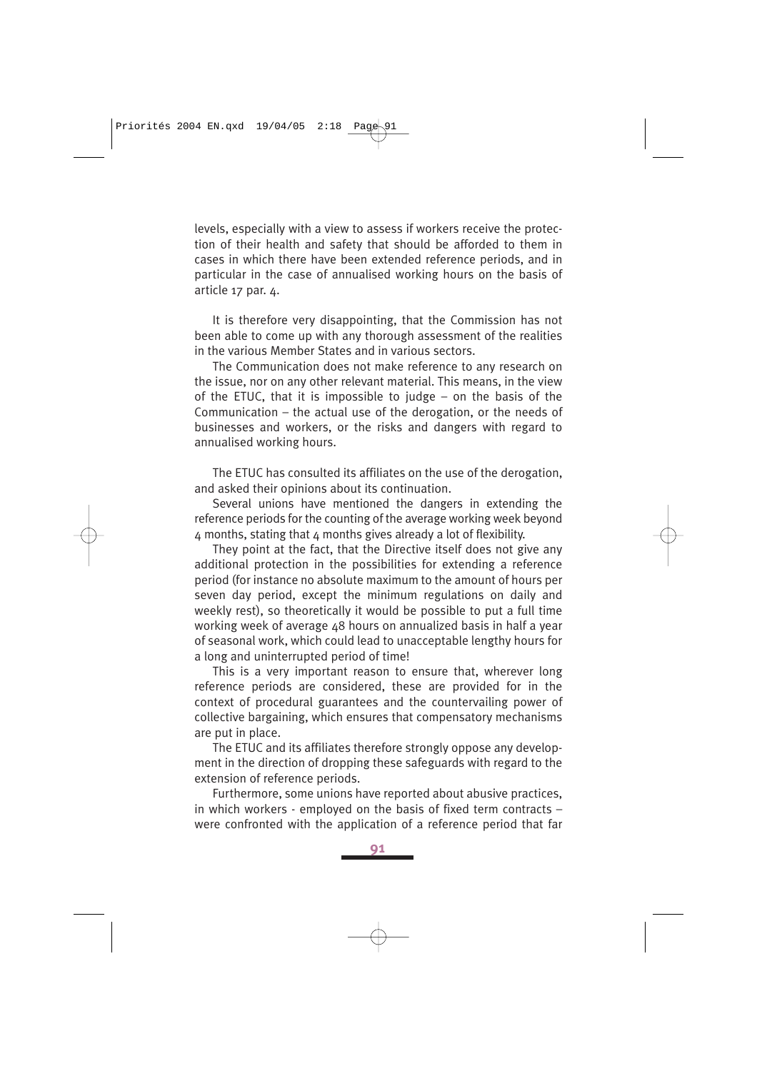levels, especially with a view to assess if workers receive the protection of their health and safety that should be afforded to them in cases in which there have been extended reference periods, and in particular in the case of annualised working hours on the basis of article 17 par. 4.

It is therefore very disappointing, that the Commission has not been able to come up with any thorough assessment of the realities in the various Member States and in various sectors.

The Communication does not make reference to any research on the issue, nor on any other relevant material. This means, in the view of the ETUC, that it is impossible to judge – on the basis of the Communication – the actual use of the derogation, or the needs of businesses and workers, or the risks and dangers with regard to annualised working hours.

The ETUC has consulted its affiliates on the use of the derogation, and asked their opinions about its continuation.

Several unions have mentioned the dangers in extending the reference periods for the counting of the average working week beyond 4 months, stating that 4 months gives already a lot of flexibility.

They point at the fact, that the Directive itself does not give any additional protection in the possibilities for extending a reference period (for instance no absolute maximum to the amount of hours per seven day period, except the minimum regulations on daily and weekly rest), so theoretically it would be possible to put a full time working week of average 48 hours on annualized basis in half a year of seasonal work, which could lead to unacceptable lengthy hours for a long and uninterrupted period of time!

This is a very important reason to ensure that, wherever long reference periods are considered, these are provided for in the context of procedural guarantees and the countervailing power of collective bargaining, which ensures that compensatory mechanisms are put in place.

The ETUC and its affiliates therefore strongly oppose any development in the direction of dropping these safeguards with regard to the extension of reference periods.

Furthermore, some unions have reported about abusive practices, in which workers - employed on the basis of fixed term contracts – were confronted with the application of a reference period that far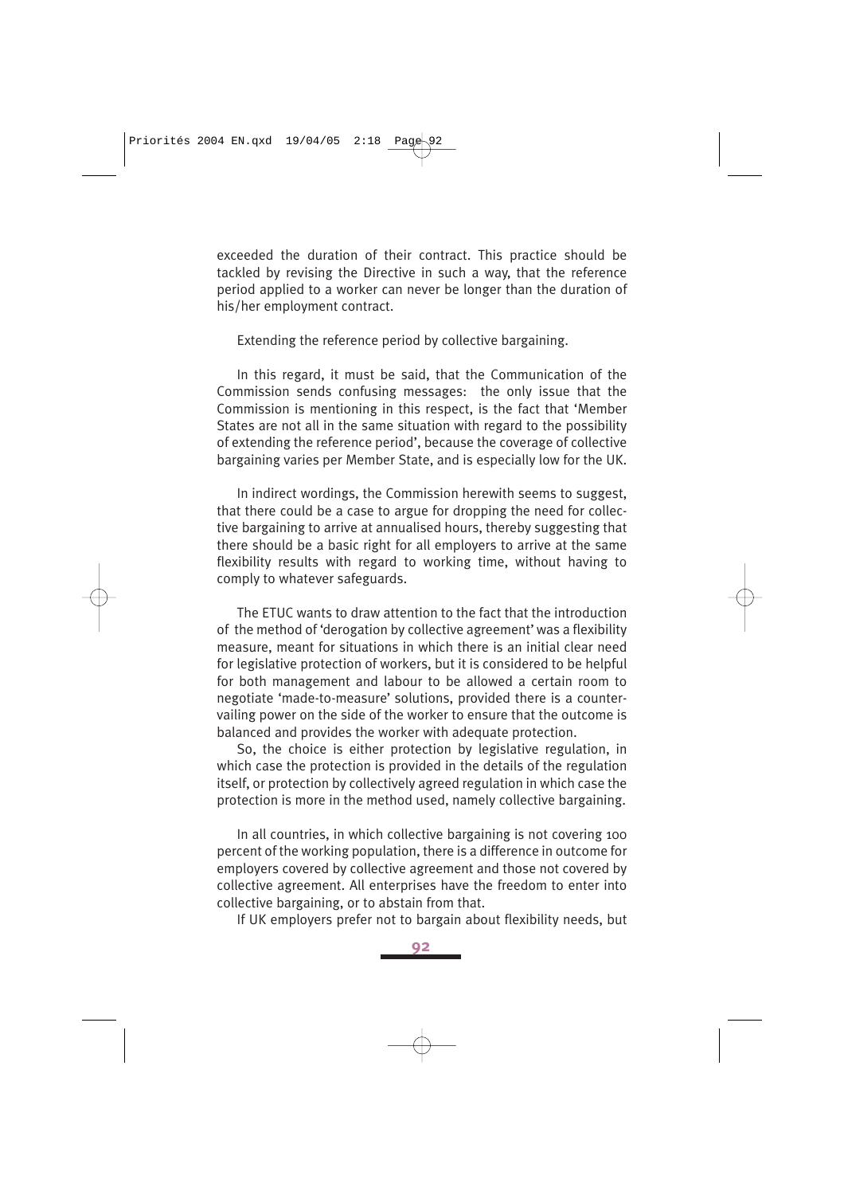exceeded the duration of their contract. This practice should be tackled by revising the Directive in such a way, that the reference period applied to a worker can never be longer than the duration of his/her employment contract.

Extending the reference period by collective bargaining.

In this regard, it must be said, that the Communication of the Commission sends confusing messages: the only issue that the Commission is mentioning in this respect, is the fact that 'Member States are not all in the same situation with regard to the possibility of extending the reference period', because the coverage of collective bargaining varies per Member State, and is especially low for the UK.

In indirect wordings, the Commission herewith seems to suggest, that there could be a case to argue for dropping the need for collective bargaining to arrive at annualised hours, thereby suggesting that there should be a basic right for all employers to arrive at the same flexibility results with regard to working time, without having to comply to whatever safeguards.

The ETUC wants to draw attention to the fact that the introduction of the method of 'derogation by collective agreement' was a flexibility measure, meant for situations in which there is an initial clear need for legislative protection of workers, but it is considered to be helpful for both management and labour to be allowed a certain room to negotiate 'made-to-measure' solutions, provided there is a countervailing power on the side of the worker to ensure that the outcome is balanced and provides the worker with adequate protection.

So, the choice is either protection by legislative regulation, in which case the protection is provided in the details of the regulation itself, or protection by collectively agreed regulation in which case the protection is more in the method used, namely collective bargaining.

In all countries, in which collective bargaining is not covering 100 percent of the working population, there is a difference in outcome for employers covered by collective agreement and those not covered by collective agreement. All enterprises have the freedom to enter into collective bargaining, or to abstain from that.

If UK employers prefer not to bargain about flexibility needs, but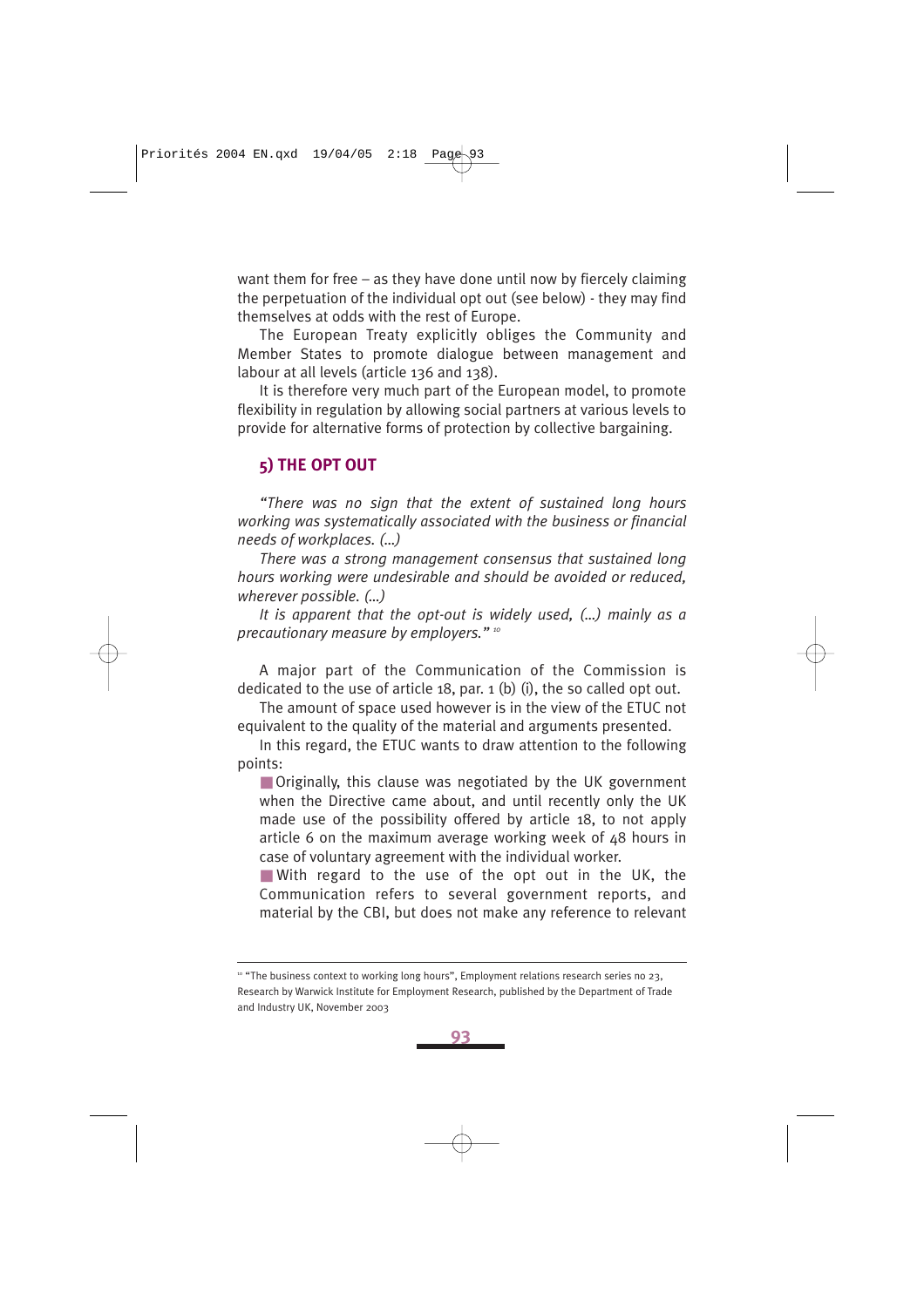want them for free – as they have done until now by fiercely claiming the perpetuation of the individual opt out (see below) - they may find themselves at odds with the rest of Europe.

The European Treaty explicitly obliges the Community and Member States to promote dialogue between management and labour at all levels (article 136 and 138).

It is therefore very much part of the European model, to promote flexibility in regulation by allowing social partners at various levels to provide for alternative forms of protection by collective bargaining.

## 5) THE OPT OUT

*"There was no sign that the extent of sustained long hours working was systematically associated with the business or financial needs of workplaces. (...)*

*There was a strong management consensus that sustained long hours working were undesirable and should be avoided or reduced, wherever possible. (...)*

*It is apparent that the opt-out is widely used, (...) mainly as a precautionary measure by employers."* [10]

A major part of the Communication of the Commission is dedicated to the use of article 18, par. 1 (b) (i), the so called opt out.

The amount of space used however is in the view of the ETUC not equivalent to the quality of the material and arguments presented.

In this regard, the ETUC wants to draw attention to the following points:

- Originally, this clause was negotiated by the UK government when the Directive came about, and until recently only the UK made use of the possibility offered by article 18, to not apply article 6 on the maximum average working week of 48 hours in case of voluntary agreement with the individual worker.
- With regard to the use of the opt out in the UK, the Communication refers to several government reports, and material by the CBI, but does not make any reference to relevant

---

[10] "The business context to working long hours", Employment relations research series no 23, Research by Warwick Institute for Employment Research, published by the Department of Trade and Industry UK, November 2003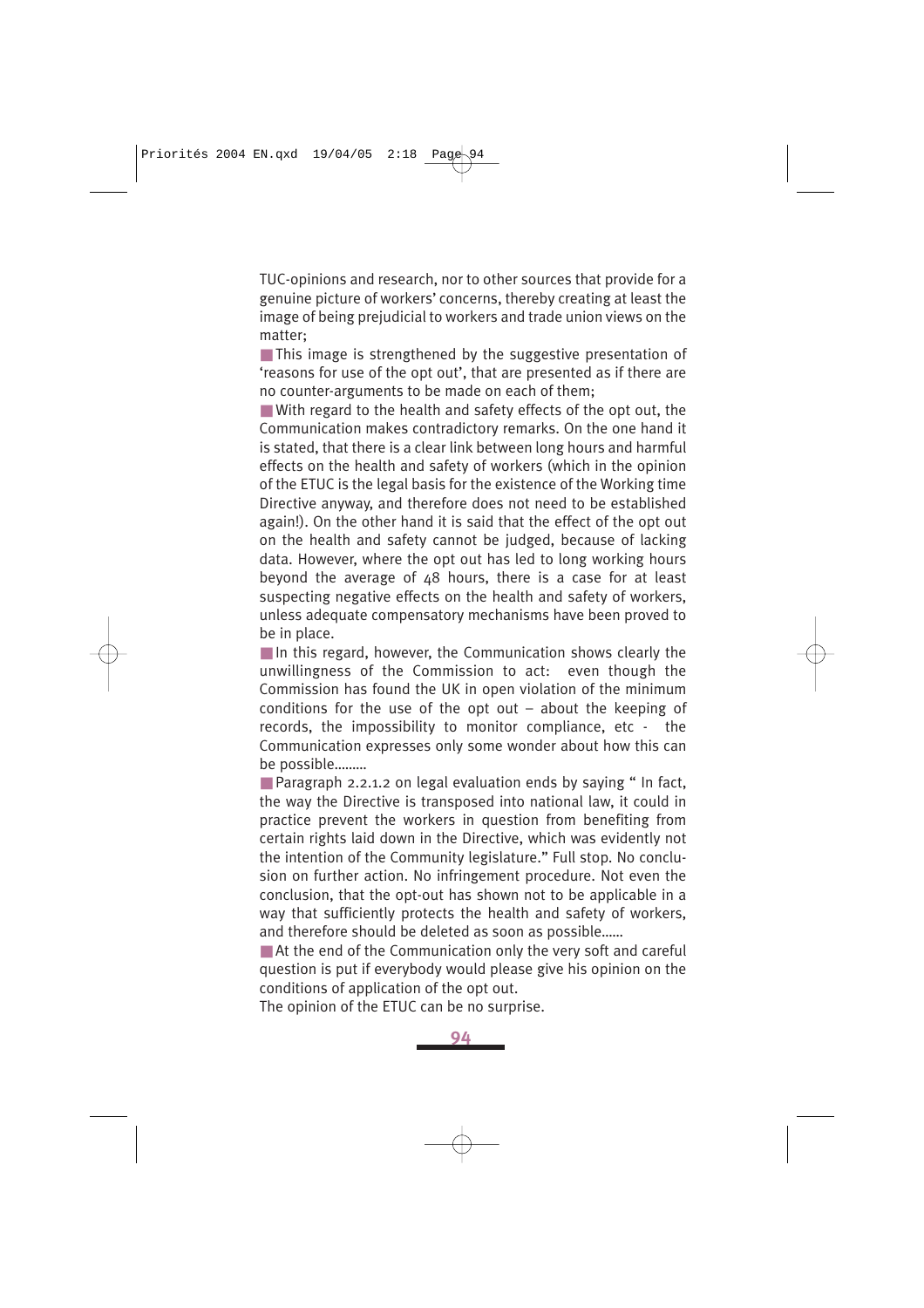TUC-opinions and research, nor to other sources that provide for a genuine picture of workers' concerns, thereby creating at least the image of being prejudicial to workers and trade union views on the matter;

- This image is strengthened by the suggestive presentation of 'reasons for use of the opt out', that are presented as if there are no counter-arguments to be made on each of them;
- With regard to the health and safety effects of the opt out, the Communication makes contradictory remarks. On the one hand it is stated, that there is a clear link between long hours and harmful effects on the health and safety of workers (which in the opinion of the ETUC is the legal basis for the existence of the Working time Directive anyway, and therefore does not need to be established again!). On the other hand it is said that the effect of the opt out on the health and safety cannot be judged, because of lacking data. However, where the opt out has led to long working hours beyond the average of 48 hours, there is a case for at least suspecting negative effects on the health and safety of workers, unless adequate compensatory mechanisms have been proved to be in place.
- In this regard, however, the Communication shows clearly the unwillingness of the Commission to act: even though the Commission has found the UK in open violation of the minimum conditions for the use of the opt out – about the keeping of records, the impossibility to monitor compliance, etc - the Communication expresses only some wonder about how this can be possible………
- Paragraph 2.2.1.2 on legal evaluation ends by saying " In fact, the way the Directive is transposed into national law, it could in practice prevent the workers in question from benefiting from certain rights laid down in the Directive, which was evidently not the intention of the Community legislature." Full stop. No conclusion on further action. No infringement procedure. Not even the conclusion, that the opt-out has shown not to be applicable in a way that sufficiently protects the health and safety of workers, and therefore should be deleted as soon as possible……
- At the end of the Communication only the very soft and careful question is put if everybody would please give his opinion on the conditions of application of the opt out.

The opinion of the ETUC can be no surprise.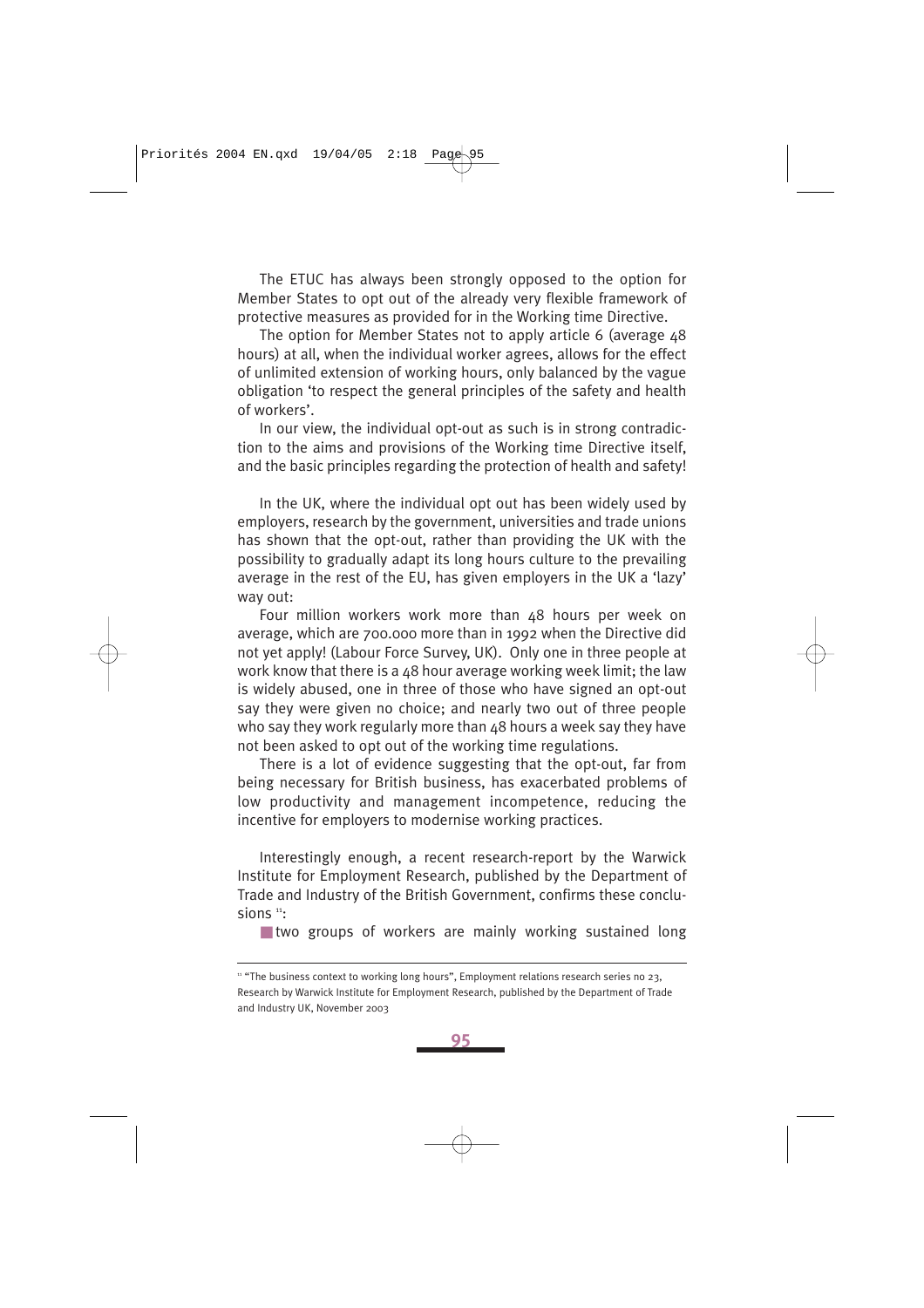The ETUC has always been strongly opposed to the option for Member States to opt out of the already very flexible framework of protective measures as provided for in the Working time Directive.

The option for Member States not to apply article 6 (average 48 hours) at all, when the individual worker agrees, allows for the effect of unlimited extension of working hours, only balanced by the vague obligation 'to respect the general principles of the safety and health of workers'.

In our view, the individual opt-out as such is in strong contradiction to the aims and provisions of the Working time Directive itself, and the basic principles regarding the protection of health and safety!

In the UK, where the individual opt out has been widely used by employers, research by the government, universities and trade unions has shown that the opt-out, rather than providing the UK with the possibility to gradually adapt its long hours culture to the prevailing average in the rest of the EU, has given employers in the UK a 'lazy' way out:

Four million workers work more than 48 hours per week on average, which are 700.000 more than in 1992 when the Directive did not yet apply! (Labour Force Survey, UK). Only one in three people at work know that there is a 48 hour average working week limit; the law is widely abused, one in three of those who have signed an opt-out say they were given no choice; and nearly two out of three people who say they work regularly more than 48 hours a week say they have not been asked to opt out of the working time regulations.

There is a lot of evidence suggesting that the opt-out, far from being necessary for British business, has exacerbated problems of low productivity and management incompetence, reducing the incentive for employers to modernise working practices.

Interestingly enough, a recent research-report by the Warwick Institute for Employment Research, published by the Department of Trade and Industry of the British Government, confirms these conclusions [11]:

- two groups of workers are mainly working sustained long

[11] "The business context to working long hours", Employment relations research series no 23, Research by Warwick Institute for Employment Research, published by the Department of Trade and Industry UK, November 2003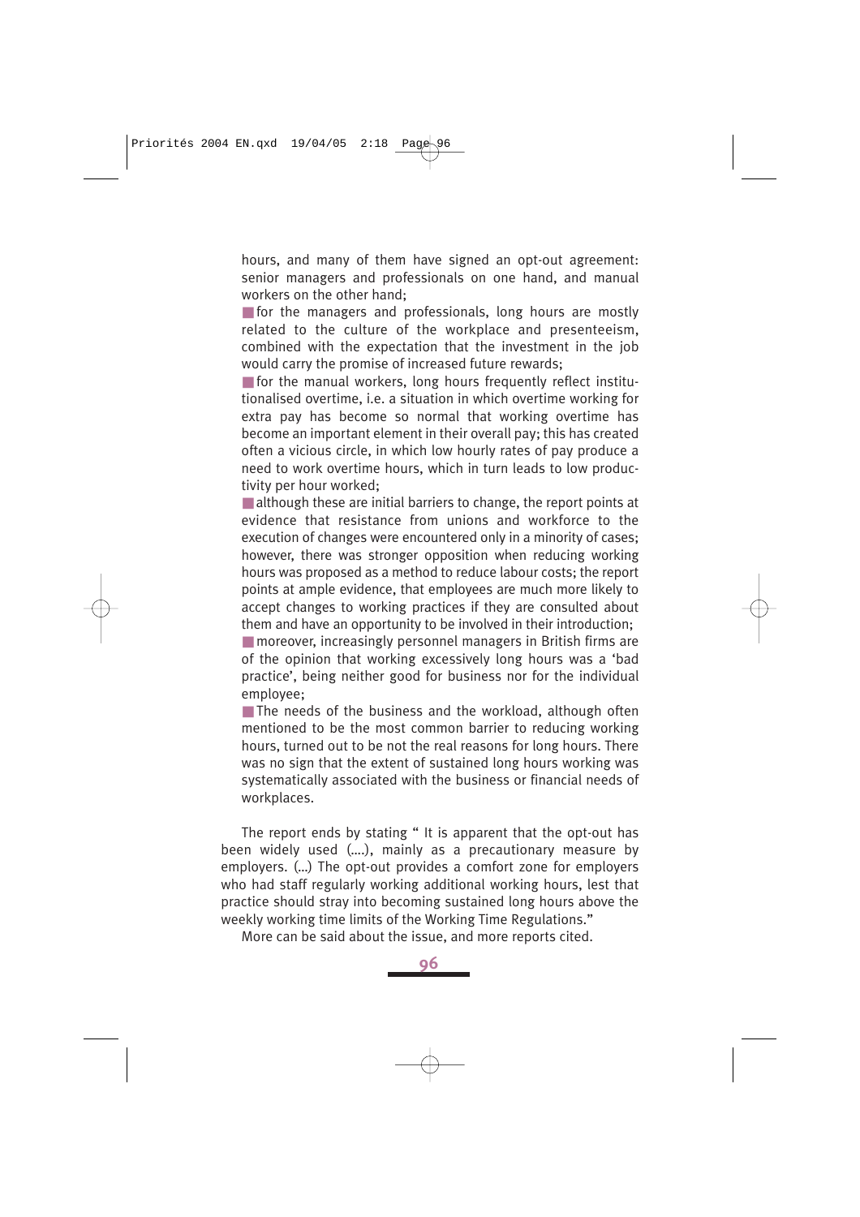hours, and many of them have signed an opt-out agreement: senior managers and professionals on one hand, and manual workers on the other hand;

- for the managers and professionals, long hours are mostly related to the culture of the workplace and presenteeism, combined with the expectation that the investment in the job would carry the promise of increased future rewards;
- for the manual workers, long hours frequently reflect institutionalised overtime, i.e. a situation in which overtime working for extra pay has become so normal that working overtime has become an important element in their overall pay; this has created often a vicious circle, in which low hourly rates of pay produce a need to work overtime hours, which in turn leads to low productivity per hour worked;
- although these are initial barriers to change, the report points at evidence that resistance from unions and workforce to the execution of changes were encountered only in a minority of cases; however, there was stronger opposition when reducing working hours was proposed as a method to reduce labour costs; the report points at ample evidence, that employees are much more likely to accept changes to working practices if they are consulted about them and have an opportunity to be involved in their introduction;
- moreover, increasingly personnel managers in British firms are of the opinion that working excessively long hours was a 'bad practice', being neither good for business nor for the individual employee;
- The needs of the business and the workload, although often mentioned to be the most common barrier to reducing working hours, turned out to be not the real reasons for long hours. There was no sign that the extent of sustained long hours working was systematically associated with the business or financial needs of workplaces.

The report ends by stating " It is apparent that the opt-out has been widely used (….), mainly as a precautionary measure by employers. (…) The opt-out provides a comfort zone for employers who had staff regularly working additional working hours, lest that practice should stray into becoming sustained long hours above the weekly working time limits of the Working Time Regulations."

More can be said about the issue, and more reports cited.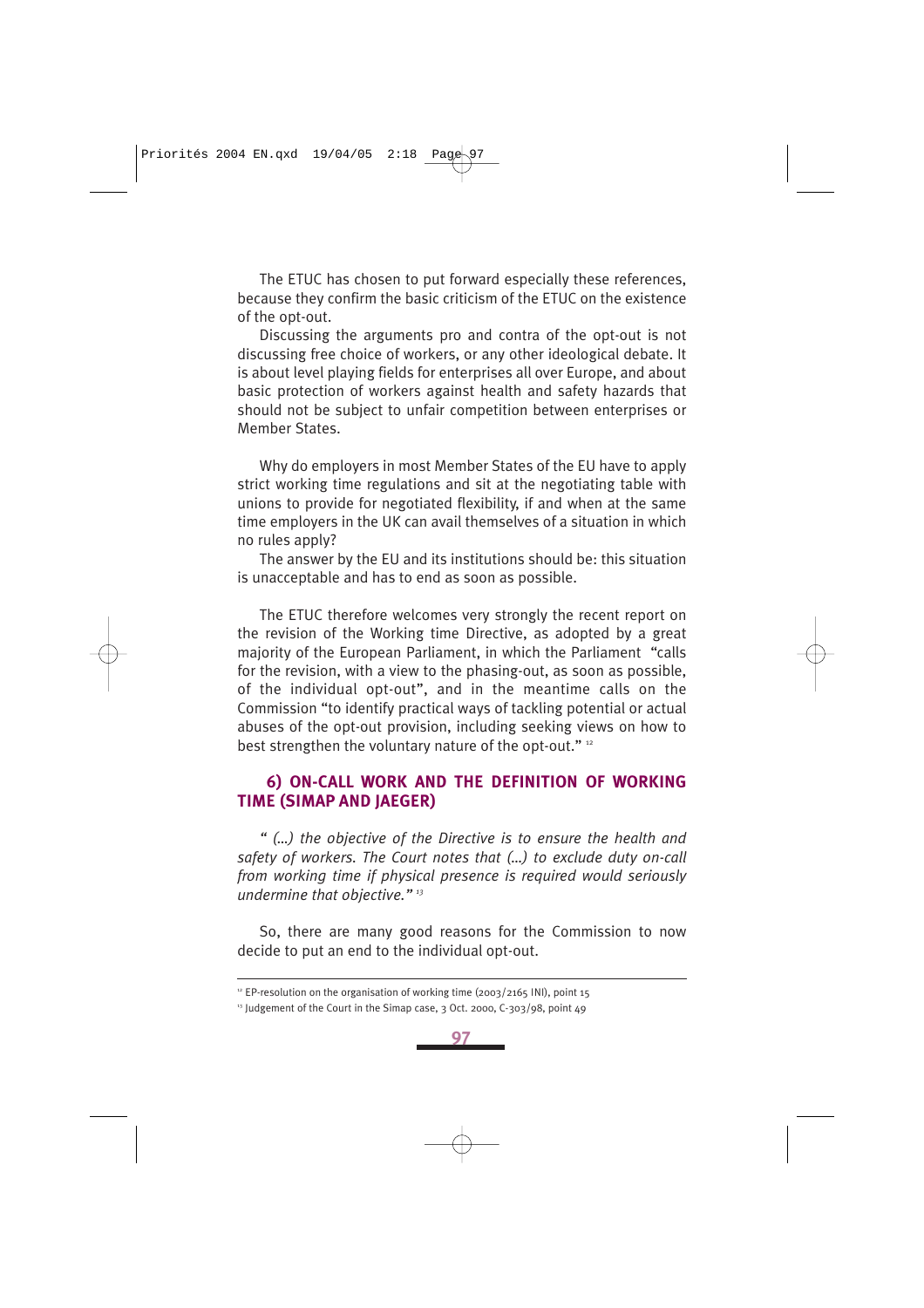The ETUC has chosen to put forward especially these references, because they confirm the basic criticism of the ETUC on the existence of the opt-out.

Discussing the arguments pro and contra of the opt-out is not discussing free choice of workers, or any other ideological debate. It is about level playing fields for enterprises all over Europe, and about basic protection of workers against health and safety hazards that should not be subject to unfair competition between enterprises or Member States.

Why do employers in most Member States of the EU have to apply strict working time regulations and sit at the negotiating table with unions to provide for negotiated flexibility, if and when at the same time employers in the UK can avail themselves of a situation in which no rules apply?

The answer by the EU and its institutions should be: this situation is unacceptable and has to end as soon as possible.

The ETUC therefore welcomes very strongly the recent report on the revision of the Working time Directive, as adopted by a great majority of the European Parliament, in which the Parliament "calls for the revision, with a view to the phasing-out, as soon as possible, of the individual opt-out", and in the meantime calls on the Commission "to identify practical ways of tackling potential or actual abuses of the opt-out provision, including seeking views on how to best strengthen the voluntary nature of the opt-out." [12]

### 6) ON-CALL WORK AND THE DEFINITION OF WORKING TIME (SIMAP AND JAEGER)

*" (…) the objective of the Directive is to ensure the health and safety of workers. The Court notes that (…) to exclude duty on-call from working time if physical presence is required would seriously undermine that objective."* [13]

So, there are many good reasons for the Commission to now decide to put an end to the individual opt-out.

---

[12] EP-resolution on the organisation of working time (2003/2165 INI), point 15

[13] Judgement of the Court in the Simap case, 3 Oct. 2000, C-303/98, point 49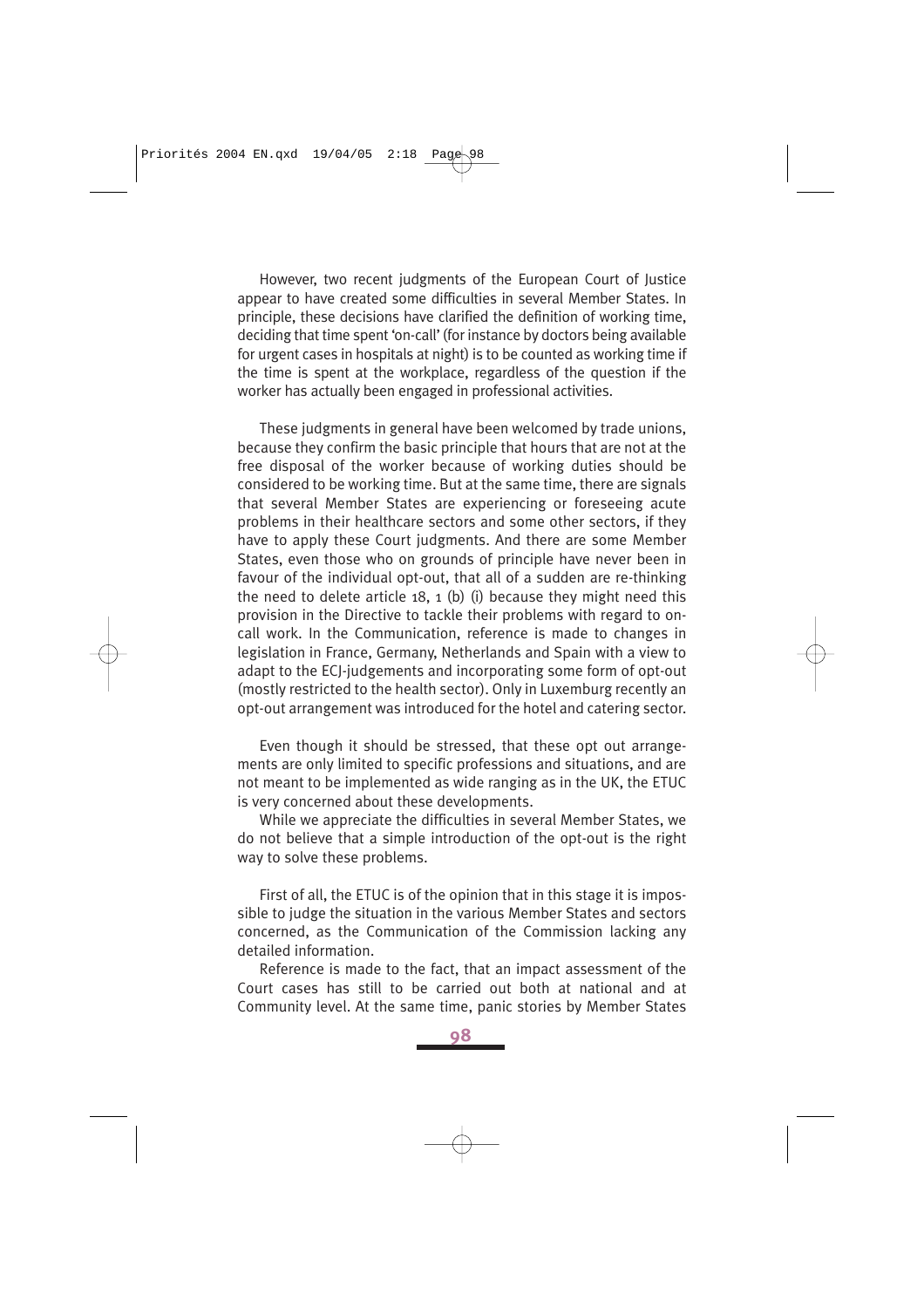However, two recent judgments of the European Court of Justice appear to have created some difficulties in several Member States. In principle, these decisions have clarified the definition of working time, deciding that time spent 'on-call' (for instance by doctors being available for urgent cases in hospitals at night) is to be counted as working time if the time is spent at the workplace, regardless of the question if the worker has actually been engaged in professional activities.

These judgments in general have been welcomed by trade unions, because they confirm the basic principle that hours that are not at the free disposal of the worker because of working duties should be considered to be working time. But at the same time, there are signals that several Member States are experiencing or foreseeing acute problems in their healthcare sectors and some other sectors, if they have to apply these Court judgments. And there are some Member States, even those who on grounds of principle have never been in favour of the individual opt-out, that all of a sudden are re-thinking the need to delete article 18, 1 (b) (i) because they might need this provision in the Directive to tackle their problems with regard to on-call work. In the Communication, reference is made to changes in legislation in France, Germany, Netherlands and Spain with a view to adapt to the ECJ-judgements and incorporating some form of opt-out (mostly restricted to the health sector). Only in Luxemburg recently an opt-out arrangement was introduced for the hotel and catering sector.

Even though it should be stressed, that these opt out arrangements are only limited to specific professions and situations, and are not meant to be implemented as wide ranging as in the UK, the ETUC is very concerned about these developments.

While we appreciate the difficulties in several Member States, we do not believe that a simple introduction of the opt-out is the right way to solve these problems.

First of all, the ETUC is of the opinion that in this stage it is impossible to judge the situation in the various Member States and sectors concerned, as the Communication of the Commission lacking any detailed information.

Reference is made to the fact, that an impact assessment of the Court cases has still to be carried out both at national and at Community level. At the same time, panic stories by Member States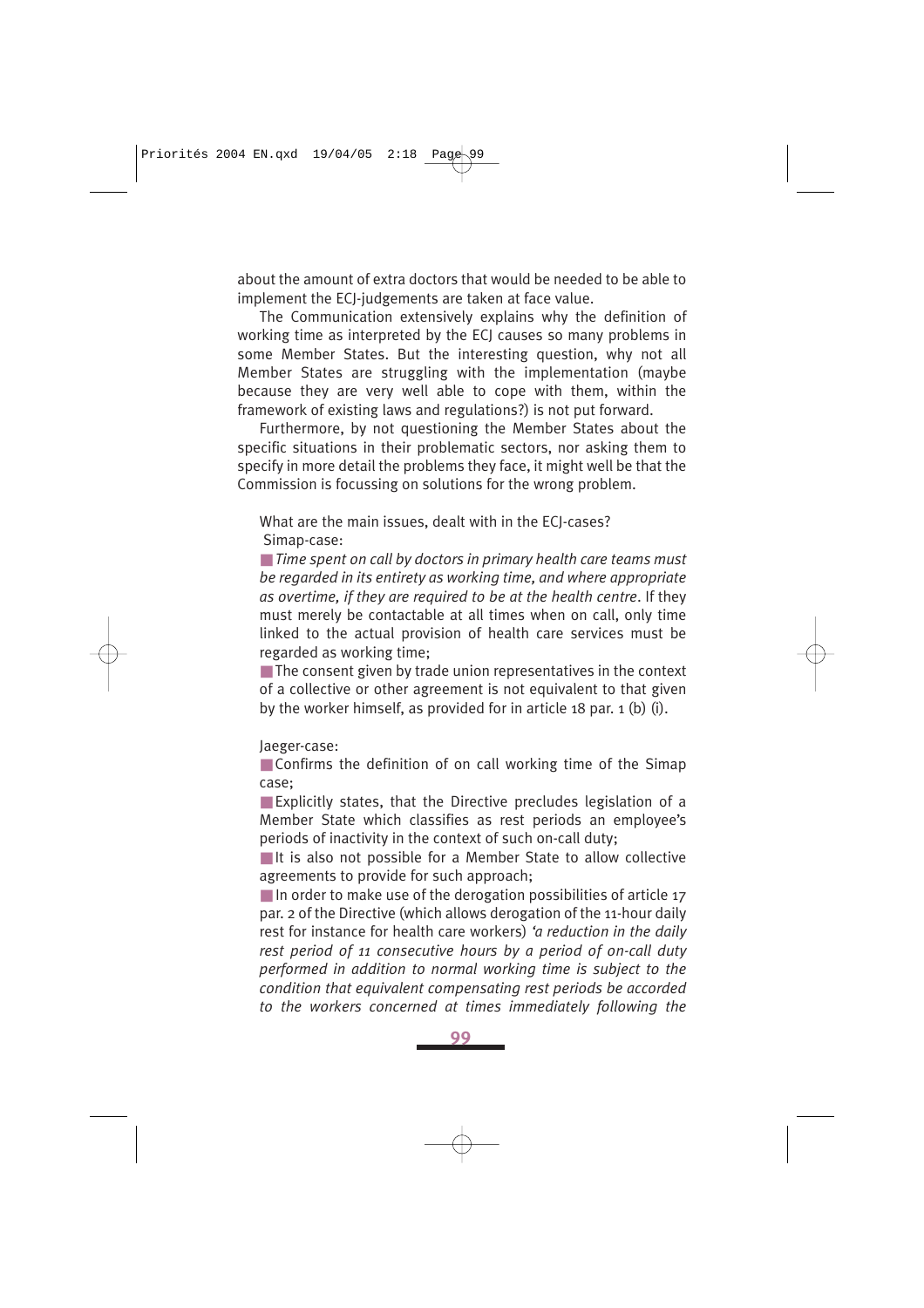about the amount of extra doctors that would be needed to be able to implement the ECJ-judgements are taken at face value.

The Communication extensively explains why the definition of working time as interpreted by the ECJ causes so many problems in some Member States. But the interesting question, why not all Member States are struggling with the implementation (maybe because they are very well able to cope with them, within the framework of existing laws and regulations?) is not put forward.

Furthermore, by not questioning the Member States about the specific situations in their problematic sectors, nor asking them to specify in more detail the problems they face, it might well be that the Commission is focussing on solutions for the wrong problem.

What are the main issues, dealt with in the ECJ-cases?

Simap-case:

- *Time spent on call by doctors in primary health care teams must be regarded in its entirety as working time, and where appropriate as overtime, if they are required to be at the health centre*. If they must merely be contactable at all times when on call, only time linked to the actual provision of health care services must be regarded as working time;
- The consent given by trade union representatives in the context of a collective or other agreement is not equivalent to that given by the worker himself, as provided for in article 18 par. 1 (b) (i).

Jaeger-case:

- Confirms the definition of on call working time of the Simap case;
- Explicitly states, that the Directive precludes legislation of a Member State which classifies as rest periods an employee's periods of inactivity in the context of such on-call duty;
- It is also not possible for a Member State to allow collective agreements to provide for such approach;
- In order to make use of the derogation possibilities of article 17 par. 2 of the Directive (which allows derogation of the 11-hour daily rest for instance for health care workers) *'a reduction in the daily rest period of 11 consecutive hours by a period of on-call duty performed in addition to normal working time is subject to the condition that equivalent compensating rest periods be accorded to the workers concerned at times immediately following the*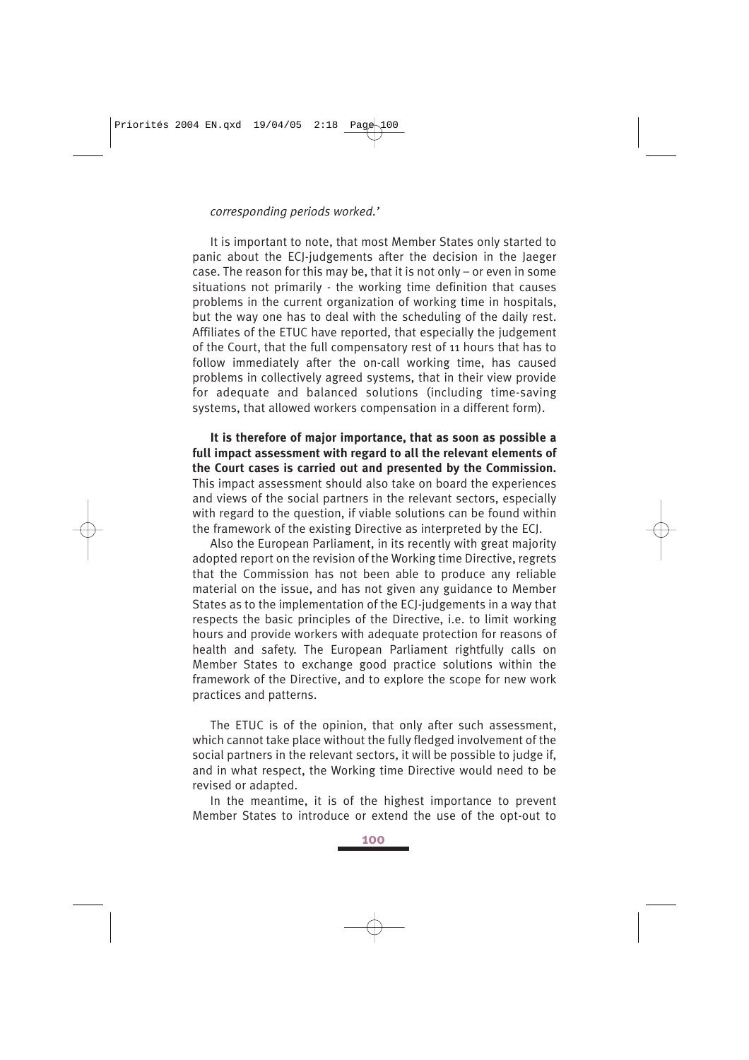*corresponding periods worked.'*

It is important to note, that most Member States only started to panic about the ECJ-judgements after the decision in the Jaeger case. The reason for this may be, that it is not only – or even in some situations not primarily - the working time definition that causes problems in the current organization of working time in hospitals, but the way one has to deal with the scheduling of the daily rest. Affiliates of the ETUC have reported, that especially the judgement of the Court, that the full compensatory rest of 11 hours that has to follow immediately after the on-call working time, has caused problems in collectively agreed systems, that in their view provide for adequate and balanced solutions (including time-saving systems, that allowed workers compensation in a different form).

**It is therefore of major importance, that as soon as possible a full impact assessment with regard to all the relevant elements of the Court cases is carried out and presented by the Commission.** This impact assessment should also take on board the experiences and views of the social partners in the relevant sectors, especially with regard to the question, if viable solutions can be found within the framework of the existing Directive as interpreted by the ECJ.

Also the European Parliament, in its recently with great majority adopted report on the revision of the Working time Directive, regrets that the Commission has not been able to produce any reliable material on the issue, and has not given any guidance to Member States as to the implementation of the ECJ-judgements in a way that respects the basic principles of the Directive, i.e. to limit working hours and provide workers with adequate protection for reasons of health and safety. The European Parliament rightfully calls on Member States to exchange good practice solutions within the framework of the Directive, and to explore the scope for new work practices and patterns.

The ETUC is of the opinion, that only after such assessment, which cannot take place without the fully fledged involvement of the social partners in the relevant sectors, it will be possible to judge if, and in what respect, the Working time Directive would need to be revised or adapted.

In the meantime, it is of the highest importance to prevent Member States to introduce or extend the use of the opt-out to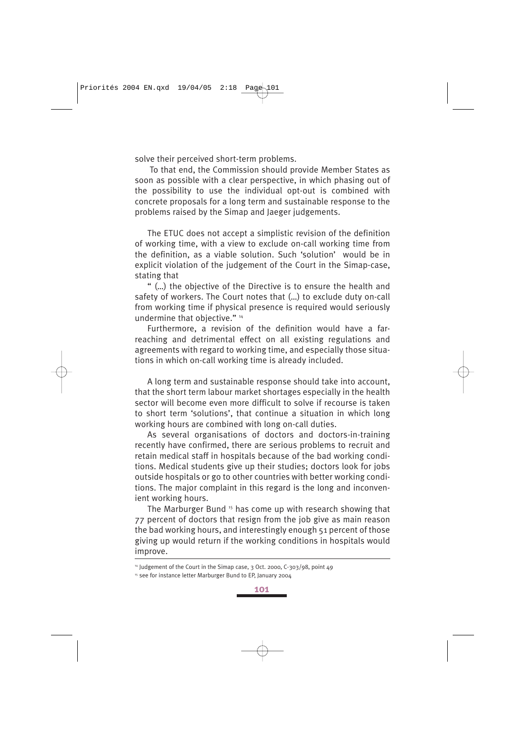solve their perceived short-term problems.

To that end, the Commission should provide Member States as soon as possible with a clear perspective, in which phasing out of the possibility to use the individual opt-out is combined with concrete proposals for a long term and sustainable response to the problems raised by the Simap and Jaeger judgements.

The ETUC does not accept a simplistic revision of the definition of working time, with a view to exclude on-call working time from the definition, as a viable solution. Such 'solution' would be in explicit violation of the judgement of the Court in the Simap-case, stating that

" (…) the objective of the Directive is to ensure the health and safety of workers. The Court notes that (…) to exclude duty on-call from working time if physical presence is required would seriously undermine that objective." [14]

Furthermore, a revision of the definition would have a far-reaching and detrimental effect on all existing regulations and agreements with regard to working time, and especially those situations in which on-call working time is already included.

A long term and sustainable response should take into account, that the short term labour market shortages especially in the health sector will become even more difficult to solve if recourse is taken to short term 'solutions', that continue a situation in which long working hours are combined with long on-call duties.

As several organisations of doctors and doctors-in-training recently have confirmed, there are serious problems to recruit and retain medical staff in hospitals because of the bad working conditions. Medical students give up their studies; doctors look for jobs outside hospitals or go to other countries with better working conditions. The major complaint in this regard is the long and inconvenient working hours.

The Marburger Bund [15] has come up with research showing that 77 percent of doctors that resign from the job give as main reason the bad working hours, and interestingly enough 51 percent of those giving up would return if the working conditions in hospitals would improve.

---

[14] Judgement of the Court in the Simap case, 3 Oct. 2000, C-303/98, point 49

[15] see for instance letter Marburger Bund to EP, January 2004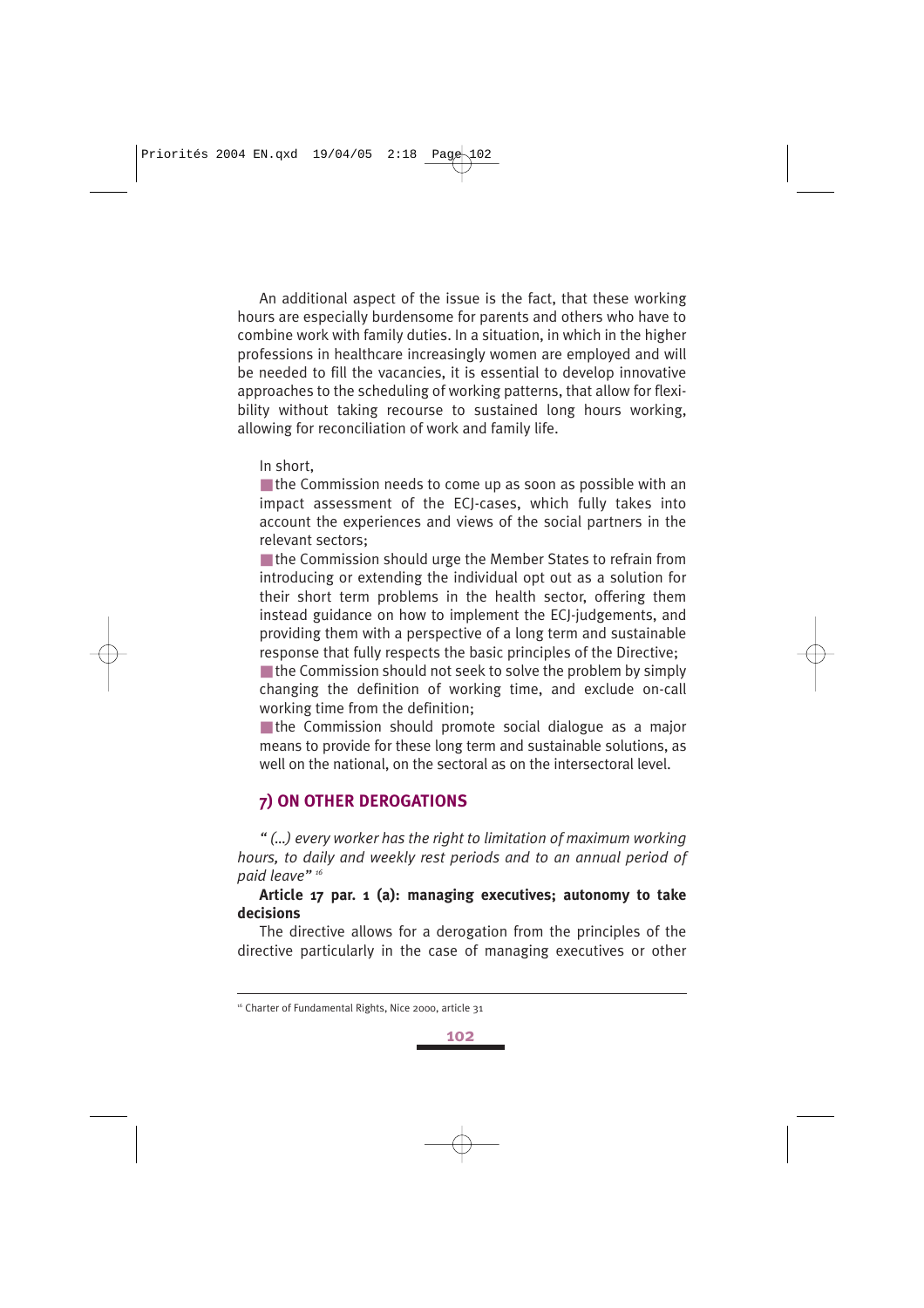An additional aspect of the issue is the fact, that these working hours are especially burdensome for parents and others who have to combine work with family duties. In a situation, in which in the higher professions in healthcare increasingly women are employed and will be needed to fill the vacancies, it is essential to develop innovative approaches to the scheduling of working patterns, that allow for flexibility without taking recourse to sustained long hours working, allowing for reconciliation of work and family life.

In short,

- the Commission needs to come up as soon as possible with an impact assessment of the ECJ-cases, which fully takes into account the experiences and views of the social partners in the relevant sectors;
- the Commission should urge the Member States to refrain from introducing or extending the individual opt out as a solution for their short term problems in the health sector, offering them instead guidance on how to implement the ECJ-judgements, and providing them with a perspective of a long term and sustainable response that fully respects the basic principles of the Directive;
- the Commission should not seek to solve the problem by simply changing the definition of working time, and exclude on-call working time from the definition;
- the Commission should promote social dialogue as a major means to provide for these long term and sustainable solutions, as well on the national, on the sectoral as on the intersectoral level.

## 7) ON OTHER DEROGATIONS

*" (...) every worker has the right to limitation of maximum working hours, to daily and weekly rest periods and to an annual period of paid leave"* [16]

**Article 17 par. 1 (a): managing executives; autonomy to take decisions**

The directive allows for a derogation from the principles of the directive particularly in the case of managing executives or other

---

[16] Charter of Fundamental Rights, Nice 2000, article 31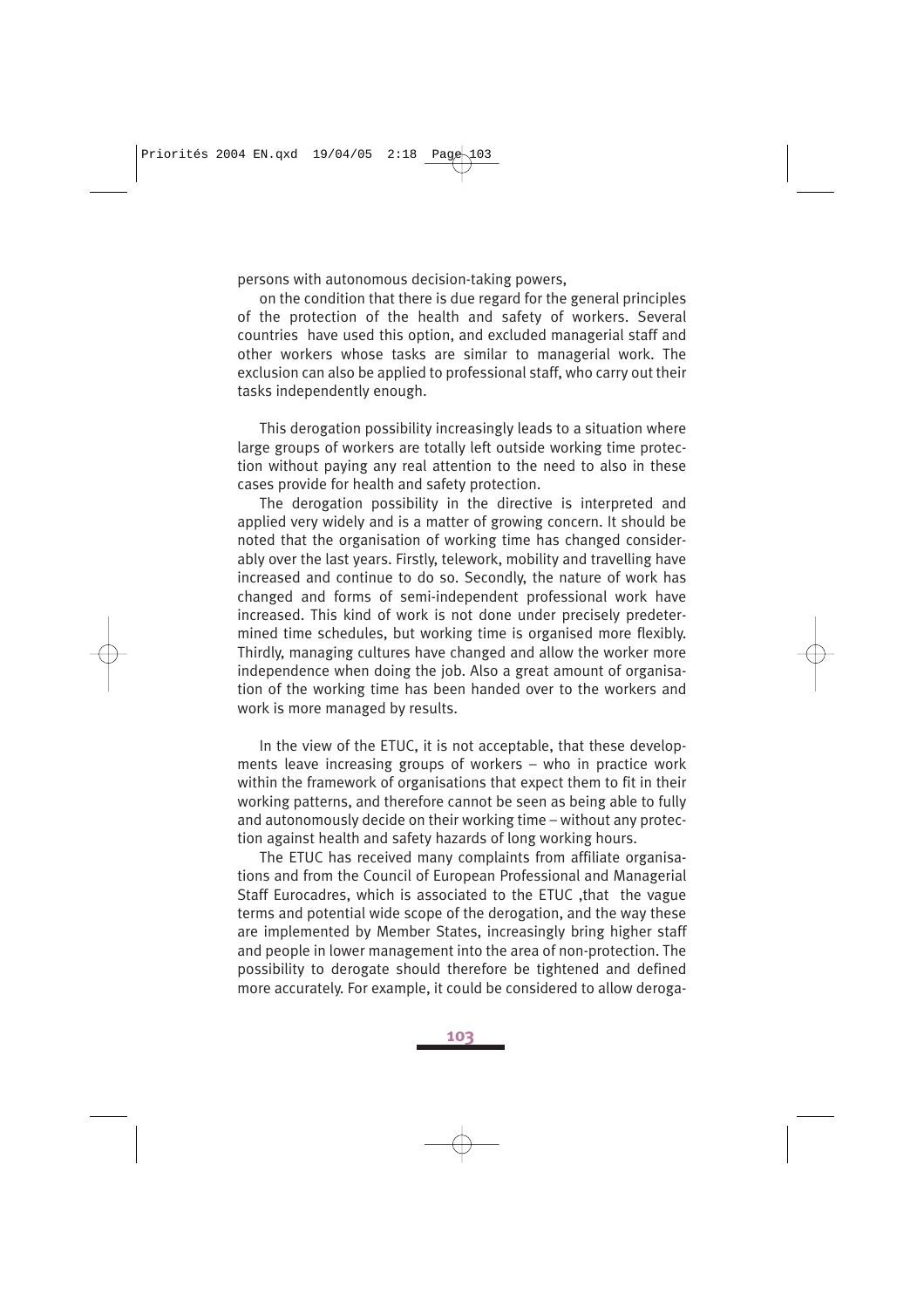persons with autonomous decision-taking powers,

on the condition that there is due regard for the general principles of the protection of the health and safety of workers. Several countries have used this option, and excluded managerial staff and other workers whose tasks are similar to managerial work. The exclusion can also be applied to professional staff, who carry out their tasks independently enough.

This derogation possibility increasingly leads to a situation where large groups of workers are totally left outside working time protection without paying any real attention to the need to also in these cases provide for health and safety protection.

The derogation possibility in the directive is interpreted and applied very widely and is a matter of growing concern. It should be noted that the organisation of working time has changed considerably over the last years. Firstly, telework, mobility and travelling have increased and continue to do so. Secondly, the nature of work has changed and forms of semi-independent professional work have increased. This kind of work is not done under precisely predetermined time schedules, but working time is organised more flexibly. Thirdly, managing cultures have changed and allow the worker more independence when doing the job. Also a great amount of organisation of the working time has been handed over to the workers and work is more managed by results.

In the view of the ETUC, it is not acceptable, that these developments leave increasing groups of workers – who in practice work within the framework of organisations that expect them to fit in their working patterns, and therefore cannot be seen as being able to fully and autonomously decide on their working time – without any protection against health and safety hazards of long working hours.

The ETUC has received many complaints from affiliate organisations and from the Council of European Professional and Managerial Staff Eurocadres, which is associated to the ETUC ,that the vague terms and potential wide scope of the derogation, and the way these are implemented by Member States, increasingly bring higher staff and people in lower management into the area of non-protection. The possibility to derogate should therefore be tightened and defined more accurately. For example, it could be considered to allow deroga-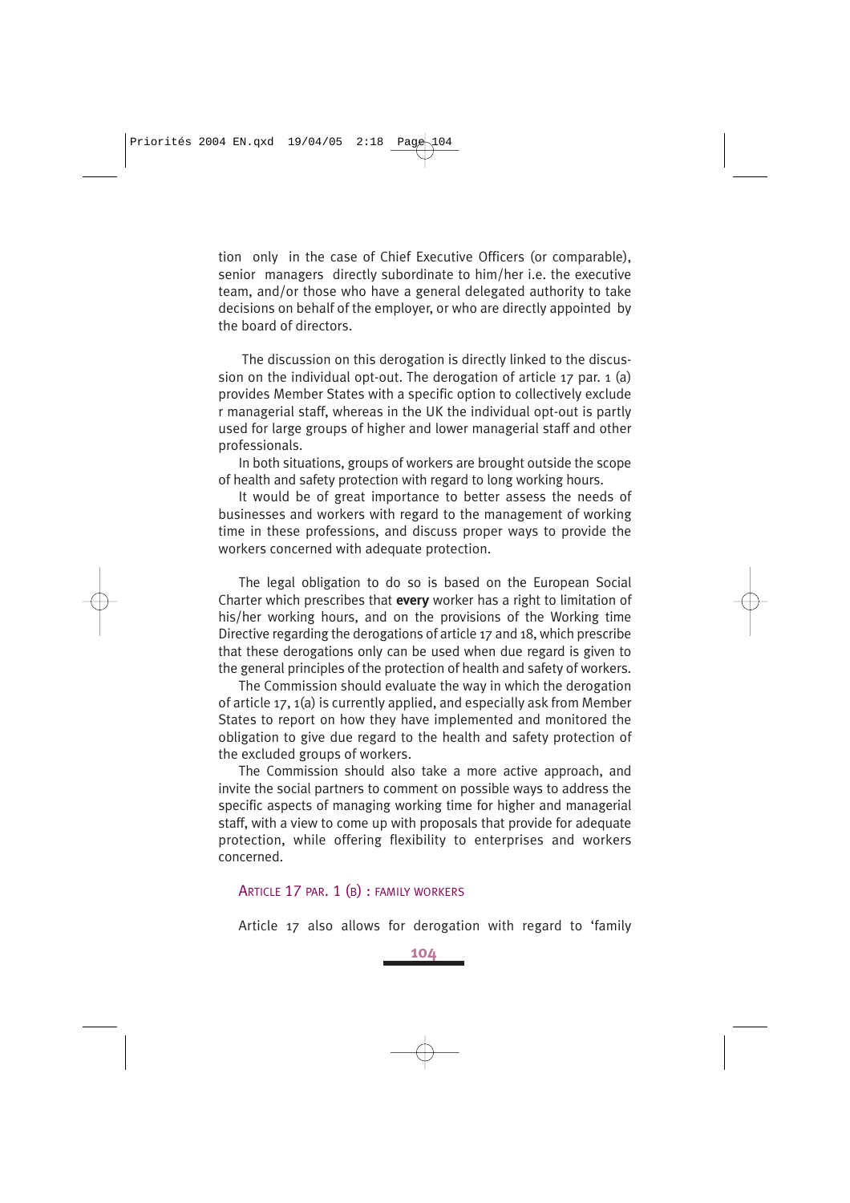tion only in the case of Chief Executive Officers (or comparable), senior managers directly subordinate to him/her i.e. the executive team, and/or those who have a general delegated authority to take decisions on behalf of the employer, or who are directly appointed by the board of directors.

The discussion on this derogation is directly linked to the discussion on the individual opt-out. The derogation of article 17 par. 1 (a) provides Member States with a specific option to collectively exclude r managerial staff, whereas in the UK the individual opt-out is partly used for large groups of higher and lower managerial staff and other professionals.

In both situations, groups of workers are brought outside the scope of health and safety protection with regard to long working hours.

It would be of great importance to better assess the needs of businesses and workers with regard to the management of working time in these professions, and discuss proper ways to provide the workers concerned with adequate protection.

The legal obligation to do so is based on the European Social Charter which prescribes that **every** worker has a right to limitation of his/her working hours, and on the provisions of the Working time Directive regarding the derogations of article 17 and 18, which prescribe that these derogations only can be used when due regard is given to the general principles of the protection of health and safety of workers.

The Commission should evaluate the way in which the derogation of article 17, 1(a) is currently applied, and especially ask from Member States to report on how they have implemented and monitored the obligation to give due regard to the health and safety protection of the excluded groups of workers.

The Commission should also take a more active approach, and invite the social partners to comment on possible ways to address the specific aspects of managing working time for higher and managerial staff, with a view to come up with proposals that provide for adequate protection, while offering flexibility to enterprises and workers concerned.

### Article 17 par. 1 (b) : family workers

Article 17 also allows for derogation with regard to 'family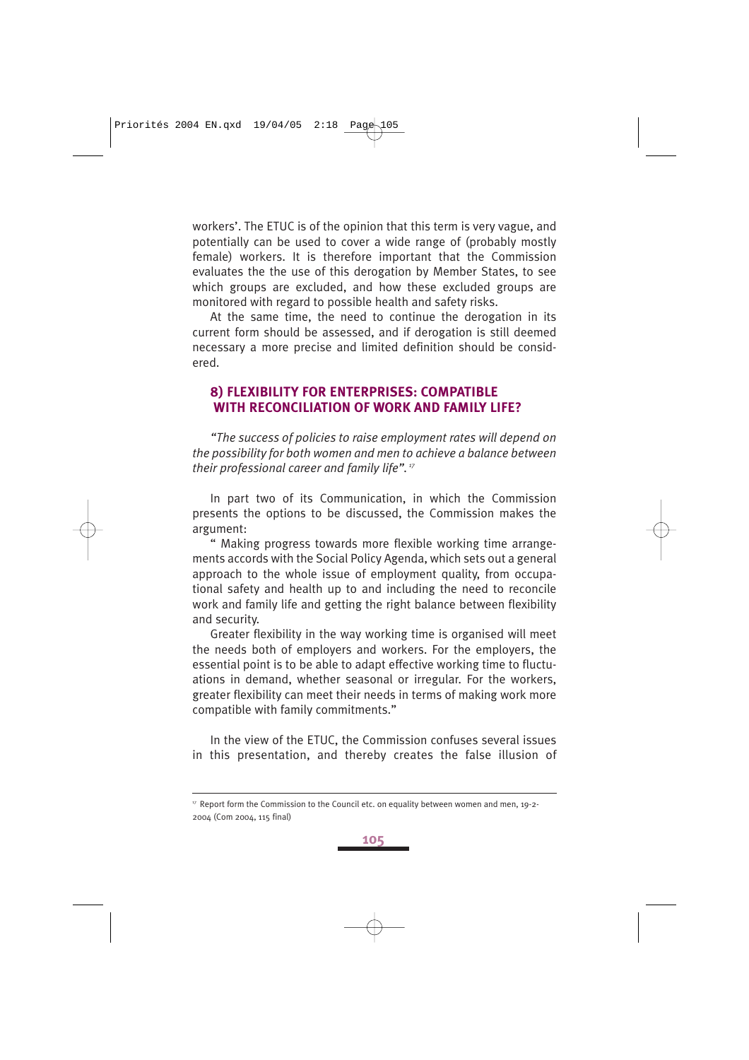workers'. The ETUC is of the opinion that this term is very vague, and potentially can be used to cover a wide range of (probably mostly female) workers. It is therefore important that the Commission evaluates the the use of this derogation by Member States, to see which groups are excluded, and how these excluded groups are monitored with regard to possible health and safety risks.

At the same time, the need to continue the derogation in its current form should be assessed, and if derogation is still deemed necessary a more precise and limited definition should be considered.

## 8) FLEXIBILITY FOR ENTERPRISES: COMPATIBLE WITH RECONCILIATION OF WORK AND FAMILY LIFE?

*"The success of policies to raise employment rates will depend on the possibility for both women and men to achieve a balance between their professional career and family life".* [17]

In part two of its Communication, in which the Commission presents the options to be discussed, the Commission makes the argument:

" Making progress towards more flexible working time arrangements accords with the Social Policy Agenda, which sets out a general approach to the whole issue of employment quality, from occupational safety and health up to and including the need to reconcile work and family life and getting the right balance between flexibility and security.

Greater flexibility in the way working time is organised will meet the needs both of employers and workers. For the employers, the essential point is to be able to adapt effective working time to fluctuations in demand, whether seasonal or irregular. For the workers, greater flexibility can meet their needs in terms of making work more compatible with family commitments."

In the view of the ETUC, the Commission confuses several issues in this presentation, and thereby creates the false illusion of

---

[17] Report form the Commission to the Council etc. on equality between women and men, 19-2-2004 (Com 2004, 115 final)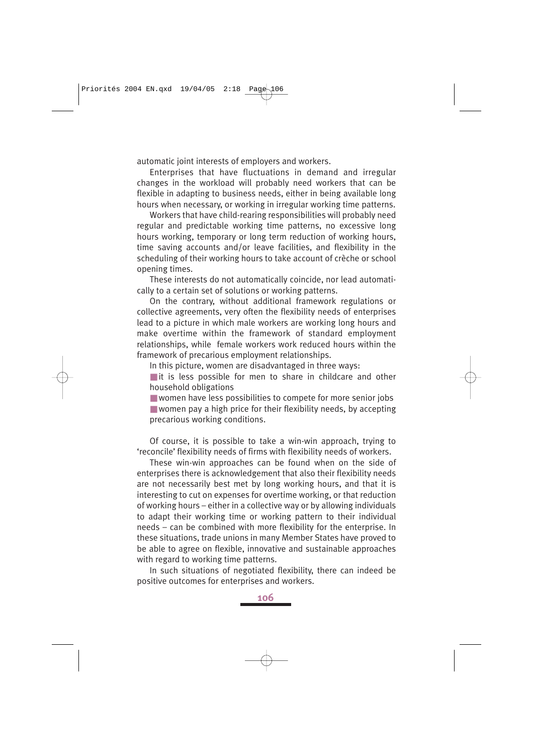automatic joint interests of employers and workers.

Enterprises that have fluctuations in demand and irregular changes in the workload will probably need workers that can be flexible in adapting to business needs, either in being available long hours when necessary, or working in irregular working time patterns.

Workers that have child-rearing responsibilities will probably need regular and predictable working time patterns, no excessive long hours working, temporary or long term reduction of working hours, time saving accounts and/or leave facilities, and flexibility in the scheduling of their working hours to take account of crèche or school opening times.

These interests do not automatically coincide, nor lead automatically to a certain set of solutions or working patterns.

On the contrary, without additional framework regulations or collective agreements, very often the flexibility needs of enterprises lead to a picture in which male workers are working long hours and make overtime within the framework of standard employment relationships, while female workers work reduced hours within the framework of precarious employment relationships.

In this picture, women are disadvantaged in three ways:

- it is less possible for men to share in childcare and other household obligations
- women have less possibilities to compete for more senior jobs
- women pay a high price for their flexibility needs, by accepting precarious working conditions.

Of course, it is possible to take a win-win approach, trying to 'reconcile' flexibility needs of firms with flexibility needs of workers.

These win-win approaches can be found when on the side of enterprises there is acknowledgement that also their flexibility needs are not necessarily best met by long working hours, and that it is interesting to cut on expenses for overtime working, or that reduction of working hours – either in a collective way or by allowing individuals to adapt their working time or working pattern to their individual needs – can be combined with more flexibility for the enterprise. In these situations, trade unions in many Member States have proved to be able to agree on flexible, innovative and sustainable approaches with regard to working time patterns.

In such situations of negotiated flexibility, there can indeed be positive outcomes for enterprises and workers.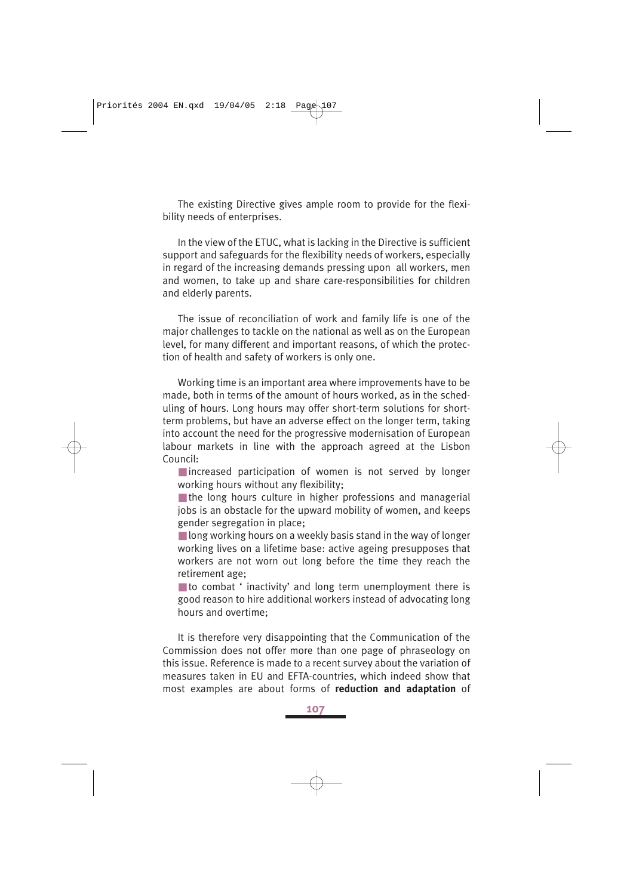The existing Directive gives ample room to provide for the flexibility needs of enterprises.

In the view of the ETUC, what is lacking in the Directive is sufficient support and safeguards for the flexibility needs of workers, especially in regard of the increasing demands pressing upon all workers, men and women, to take up and share care-responsibilities for children and elderly parents.

The issue of reconciliation of work and family life is one of the major challenges to tackle on the national as well as on the European level, for many different and important reasons, of which the protection of health and safety of workers is only one.

Working time is an important area where improvements have to be made, both in terms of the amount of hours worked, as in the scheduling of hours. Long hours may offer short-term solutions for short-term problems, but have an adverse effect on the longer term, taking into account the need for the progressive modernisation of European labour markets in line with the approach agreed at the Lisbon Council:

- increased participation of women is not served by longer working hours without any flexibility;
- the long hours culture in higher professions and managerial jobs is an obstacle for the upward mobility of women, and keeps gender segregation in place;
- long working hours on a weekly basis stand in the way of longer working lives on a lifetime base: active ageing presupposes that workers are not worn out long before the time they reach the retirement age;
- to combat ' inactivity' and long term unemployment there is good reason to hire additional workers instead of advocating long hours and overtime;

It is therefore very disappointing that the Communication of the Commission does not offer more than one page of phraseology on this issue. Reference is made to a recent survey about the variation of measures taken in EU and EFTA-countries, which indeed show that most examples are about forms of **reduction and adaptation** of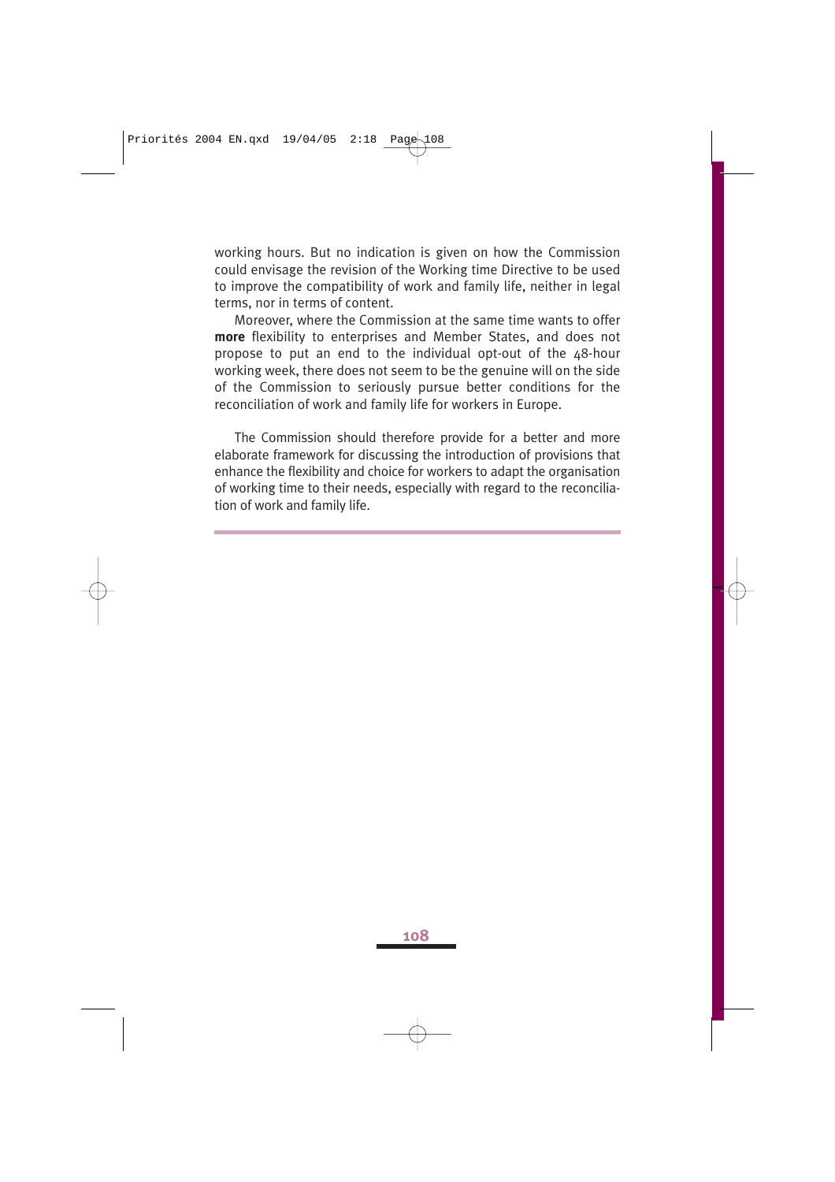working hours. But no indication is given on how the Commission could envisage the revision of the Working time Directive to be used to improve the compatibility of work and family life, neither in legal terms, nor in terms of content.

Moreover, where the Commission at the same time wants to offer **more** flexibility to enterprises and Member States, and does not propose to put an end to the individual opt-out of the 48-hour working week, there does not seem to be the genuine will on the side of the Commission to seriously pursue better conditions for the reconciliation of work and family life for workers in Europe.

The Commission should therefore provide for a better and more elaborate framework for discussing the introduction of provisions that enhance the flexibility and choice for workers to adapt the organisation of working time to their needs, especially with regard to the reconciliation of work and family life.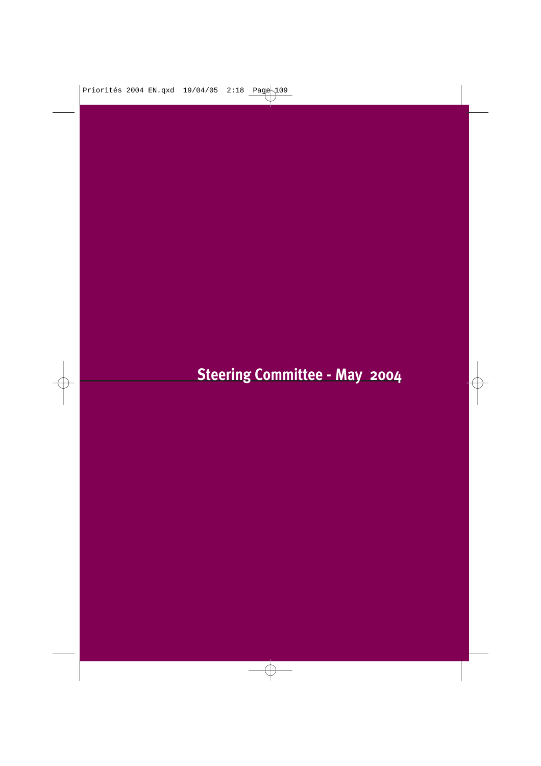# Steering Committee - May 2004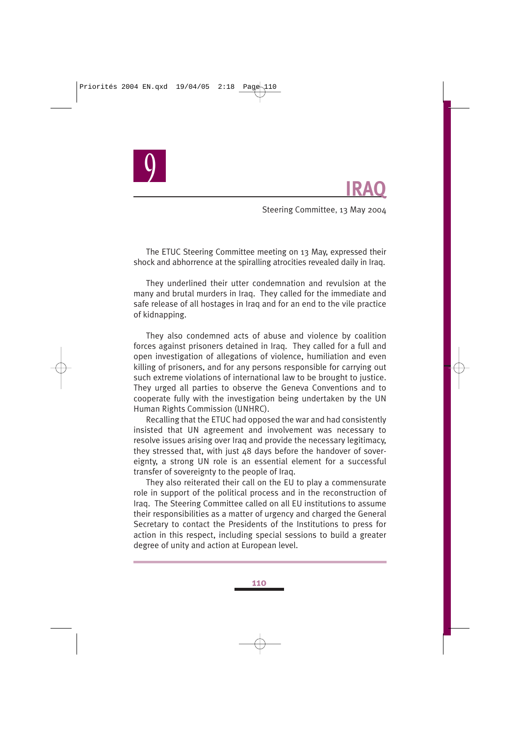# 9 IRAQ

Steering Committee, 13 May 2004

The ETUC Steering Committee meeting on 13 May, expressed their shock and abhorrence at the spiralling atrocities revealed daily in Iraq.

They underlined their utter condemnation and revulsion at the many and brutal murders in Iraq. They called for the immediate and safe release of all hostages in Iraq and for an end to the vile practice of kidnapping.

They also condemned acts of abuse and violence by coalition forces against prisoners detained in Iraq. They called for a full and open investigation of allegations of violence, humiliation and even killing of prisoners, and for any persons responsible for carrying out such extreme violations of international law to be brought to justice. They urged all parties to observe the Geneva Conventions and to cooperate fully with the investigation being undertaken by the UN Human Rights Commission (UNHRC).

Recalling that the ETUC had opposed the war and had consistently insisted that UN agreement and involvement was necessary to resolve issues arising over Iraq and provide the necessary legitimacy, they stressed that, with just 48 days before the handover of sovereignty, a strong UN role is an essential element for a successful transfer of sovereignty to the people of Iraq.

They also reiterated their call on the EU to play a commensurate role in support of the political process and in the reconstruction of Iraq. The Steering Committee called on all EU institutions to assume their responsibilities as a matter of urgency and charged the General Secretary to contact the Presidents of the Institutions to press for action in this respect, including special sessions to build a greater degree of unity and action at European level.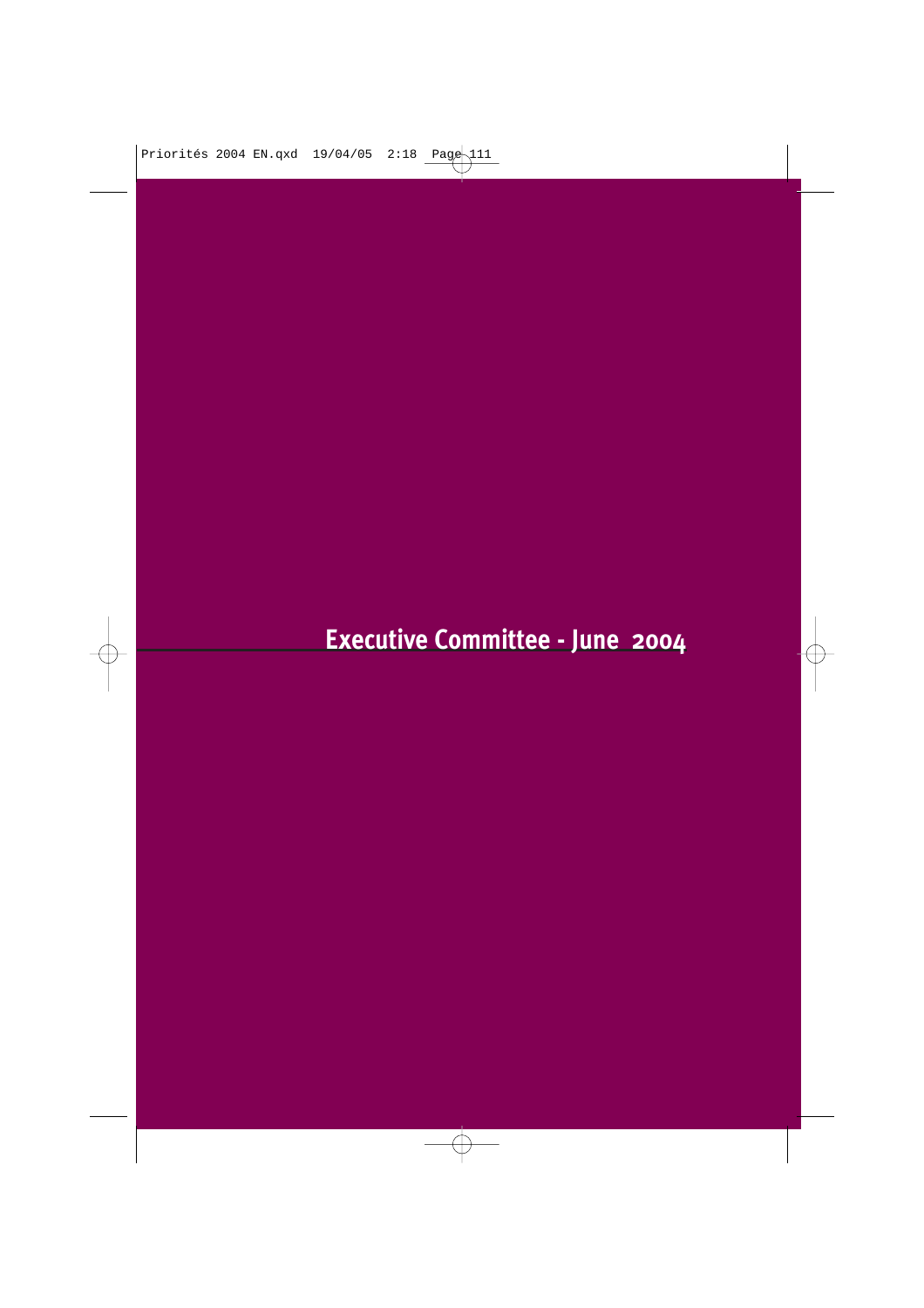# Executive Committee - June 2004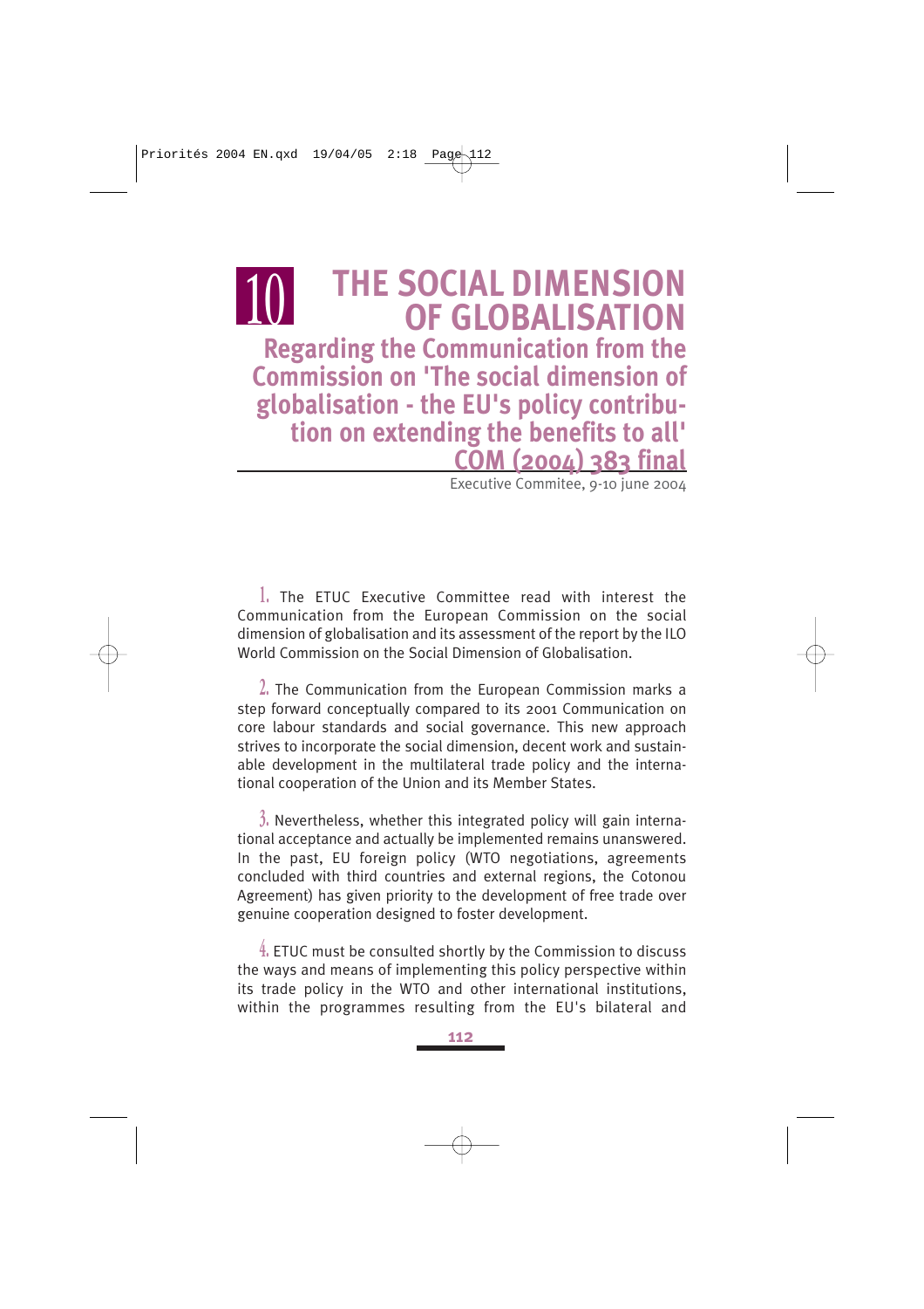# 10 THE SOCIAL DIMENSION OF GLOBALISATION

## Regarding the Communication from the Commission on 'The social dimension of globalisation - the EU's policy contribution on extending the benefits to all' COM (2004) 383 final

Executive Commitee, 9-10 june 2004

1. The ETUC Executive Committee read with interest the Communication from the European Commission on the social dimension of globalisation and its assessment of the report by the ILO World Commission on the Social Dimension of Globalisation.

2. The Communication from the European Commission marks a step forward conceptually compared to its 2001 Communication on core labour standards and social governance. This new approach strives to incorporate the social dimension, decent work and sustainable development in the multilateral trade policy and the international cooperation of the Union and its Member States.

3. Nevertheless, whether this integrated policy will gain international acceptance and actually be implemented remains unanswered. In the past, EU foreign policy (WTO negotiations, agreements concluded with third countries and external regions, the Cotonou Agreement) has given priority to the development of free trade over genuine cooperation designed to foster development.

4. ETUC must be consulted shortly by the Commission to discuss the ways and means of implementing this policy perspective within its trade policy in the WTO and other international institutions, within the programmes resulting from the EU's bilateral and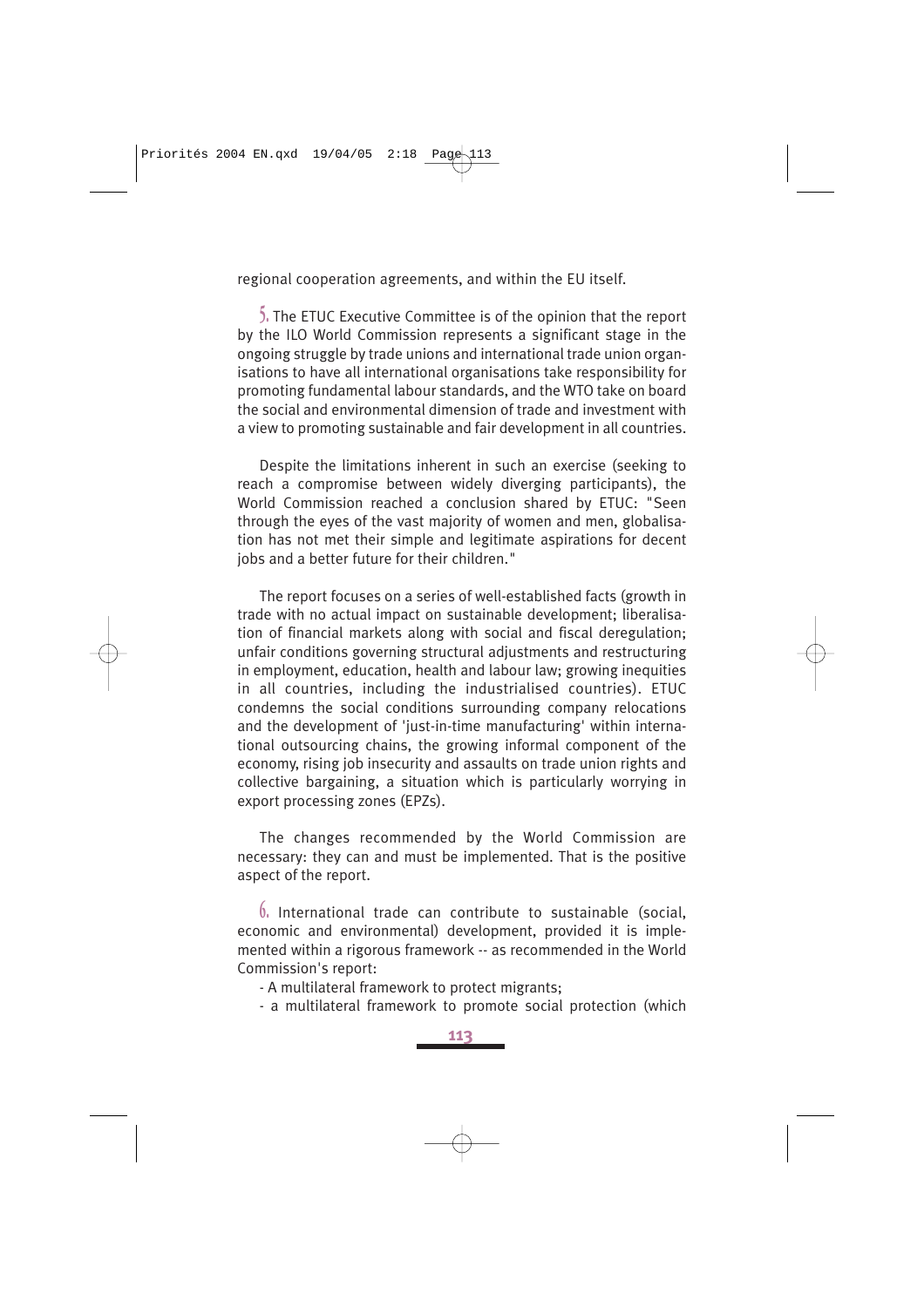regional cooperation agreements, and within the EU itself.

5. The ETUC Executive Committee is of the opinion that the report by the ILO World Commission represents a significant stage in the ongoing struggle by trade unions and international trade union organisations to have all international organisations take responsibility for promoting fundamental labour standards, and the WTO take on board the social and environmental dimension of trade and investment with a view to promoting sustainable and fair development in all countries.

Despite the limitations inherent in such an exercise (seeking to reach a compromise between widely diverging participants), the World Commission reached a conclusion shared by ETUC: "Seen through the eyes of the vast majority of women and men, globalisation has not met their simple and legitimate aspirations for decent jobs and a better future for their children."

The report focuses on a series of well-established facts (growth in trade with no actual impact on sustainable development; liberalisation of financial markets along with social and fiscal deregulation; unfair conditions governing structural adjustments and restructuring in employment, education, health and labour law; growing inequities in all countries, including the industrialised countries). ETUC condemns the social conditions surrounding company relocations and the development of 'just-in-time manufacturing' within international outsourcing chains, the growing informal component of the economy, rising job insecurity and assaults on trade union rights and collective bargaining, a situation which is particularly worrying in export processing zones (EPZs).

The changes recommended by the World Commission are necessary: they can and must be implemented. That is the positive aspect of the report.

6. International trade can contribute to sustainable (social, economic and environmental) development, provided it is implemented within a rigorous framework -- as recommended in the World Commission's report:

- A multilateral framework to protect migrants;
- a multilateral framework to promote social protection (which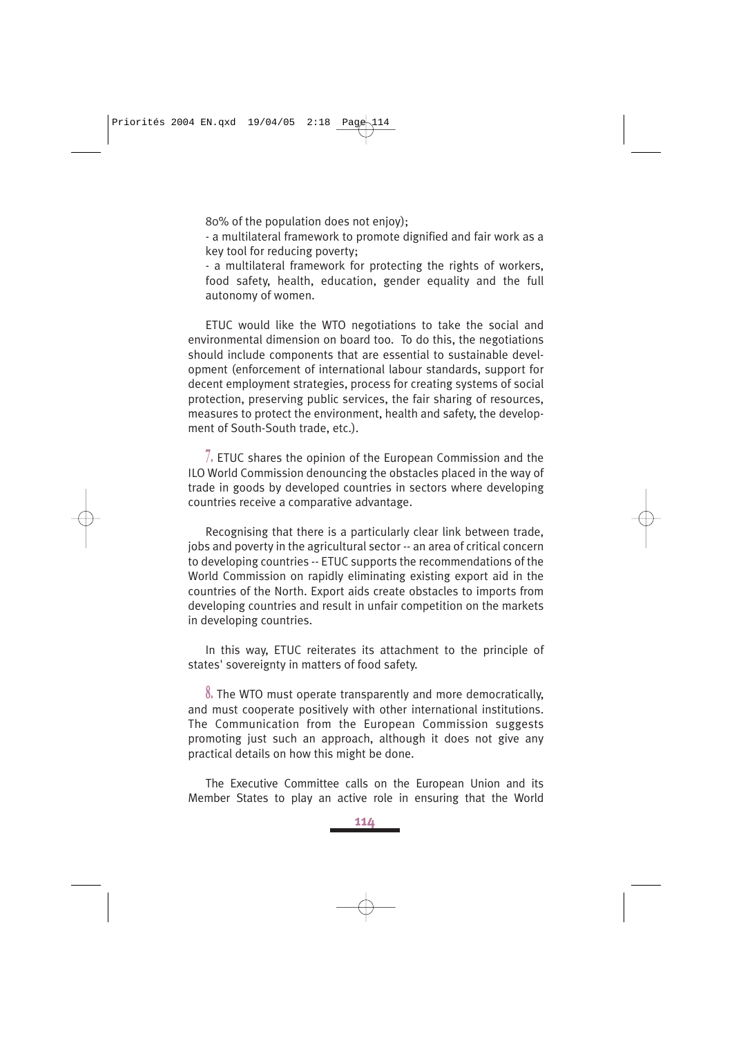80% of the population does not enjoy);

- a multilateral framework to promote dignified and fair work as a key tool for reducing poverty;
- a multilateral framework for protecting the rights of workers, food safety, health, education, gender equality and the full autonomy of women.

ETUC would like the WTO negotiations to take the social and environmental dimension on board too. To do this, the negotiations should include components that are essential to sustainable development (enforcement of international labour standards, support for decent employment strategies, process for creating systems of social protection, preserving public services, the fair sharing of resources, measures to protect the environment, health and safety, the development of South-South trade, etc.).

**7.** ETUC shares the opinion of the European Commission and the ILO World Commission denouncing the obstacles placed in the way of trade in goods by developed countries in sectors where developing countries receive a comparative advantage.

Recognising that there is a particularly clear link between trade, jobs and poverty in the agricultural sector -- an area of critical concern to developing countries -- ETUC supports the recommendations of the World Commission on rapidly eliminating existing export aid in the countries of the North. Export aids create obstacles to imports from developing countries and result in unfair competition on the markets in developing countries.

In this way, ETUC reiterates its attachment to the principle of states' sovereignty in matters of food safety.

**8.** The WTO must operate transparently and more democratically, and must cooperate positively with other international institutions. The Communication from the European Commission suggests promoting just such an approach, although it does not give any practical details on how this might be done.

The Executive Committee calls on the European Union and its Member States to play an active role in ensuring that the World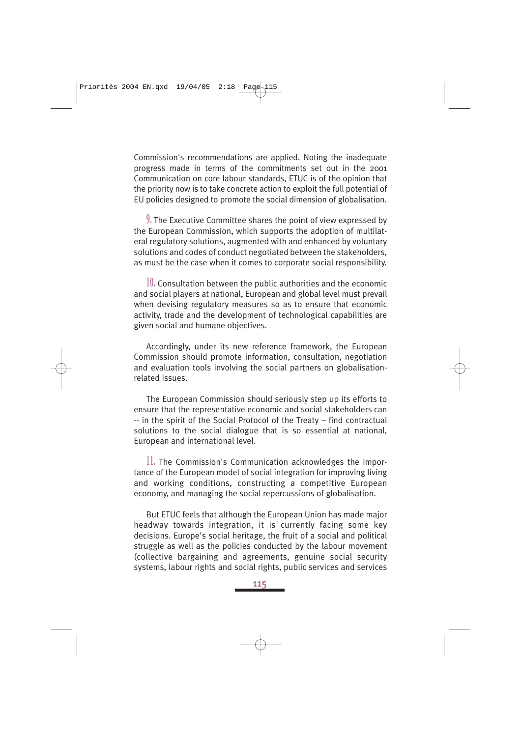Commission's recommendations are applied. Noting the inadequate progress made in terms of the commitments set out in the 2001 Communication on core labour standards, ETUC is of the opinion that the priority now is to take concrete action to exploit the full potential of EU policies designed to promote the social dimension of globalisation.

9. The Executive Committee shares the point of view expressed by the European Commission, which supports the adoption of multilateral regulatory solutions, augmented with and enhanced by voluntary solutions and codes of conduct negotiated between the stakeholders, as must be the case when it comes to corporate social responsibility.

10. Consultation between the public authorities and the economic and social players at national, European and global level must prevail when devising regulatory measures so as to ensure that economic activity, trade and the development of technological capabilities are given social and humane objectives.

Accordingly, under its new reference framework, the European Commission should promote information, consultation, negotiation and evaluation tools involving the social partners on globalisation-related issues.

The European Commission should seriously step up its efforts to ensure that the representative economic and social stakeholders can -- in the spirit of the Social Protocol of the Treaty – find contractual solutions to the social dialogue that is so essential at national, European and international level.

11. The Commission's Communication acknowledges the importance of the European model of social integration for improving living and working conditions, constructing a competitive European economy, and managing the social repercussions of globalisation.

But ETUC feels that although the European Union has made major headway towards integration, it is currently facing some key decisions. Europe's social heritage, the fruit of a social and political struggle as well as the policies conducted by the labour movement (collective bargaining and agreements, genuine social security systems, labour rights and social rights, public services and services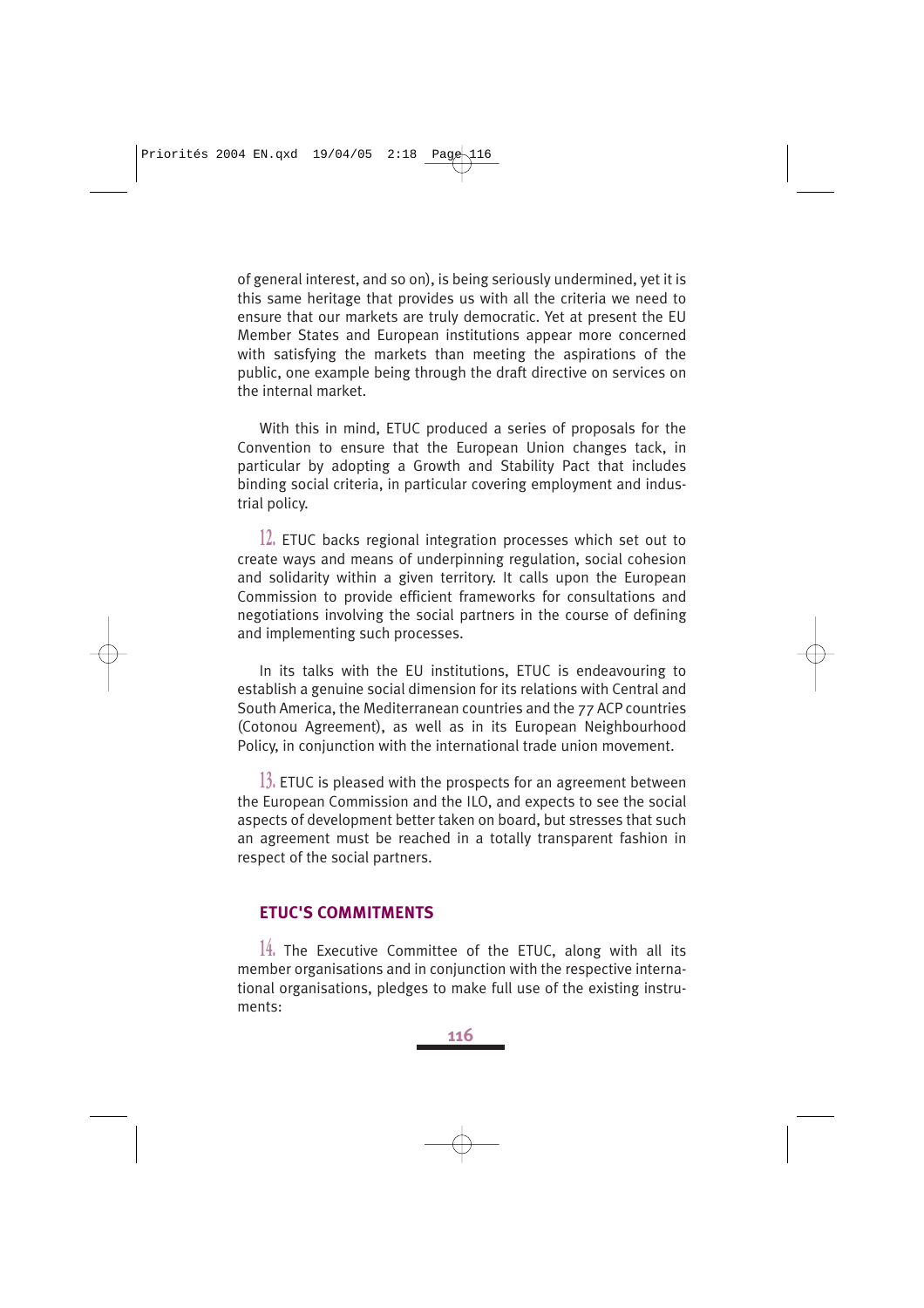of general interest, and so on), is being seriously undermined, yet it is this same heritage that provides us with all the criteria we need to ensure that our markets are truly democratic. Yet at present the EU Member States and European institutions appear more concerned with satisfying the markets than meeting the aspirations of the public, one example being through the draft directive on services on the internal market.

With this in mind, ETUC produced a series of proposals for the Convention to ensure that the European Union changes tack, in particular by adopting a Growth and Stability Pact that includes binding social criteria, in particular covering employment and industrial policy.

12. ETUC backs regional integration processes which set out to create ways and means of underpinning regulation, social cohesion and solidarity within a given territory. It calls upon the European Commission to provide efficient frameworks for consultations and negotiations involving the social partners in the course of defining and implementing such processes.

In its talks with the EU institutions, ETUC is endeavouring to establish a genuine social dimension for its relations with Central and South America, the Mediterranean countries and the 77 ACP countries (Cotonou Agreement), as well as in its European Neighbourhood Policy, in conjunction with the international trade union movement.

13. ETUC is pleased with the prospects for an agreement between the European Commission and the ILO, and expects to see the social aspects of development better taken on board, but stresses that such an agreement must be reached in a totally transparent fashion in respect of the social partners.

## ETUC'S COMMITMENTS

14. The Executive Committee of the ETUC, along with all its member organisations and in conjunction with the respective international organisations, pledges to make full use of the existing instruments: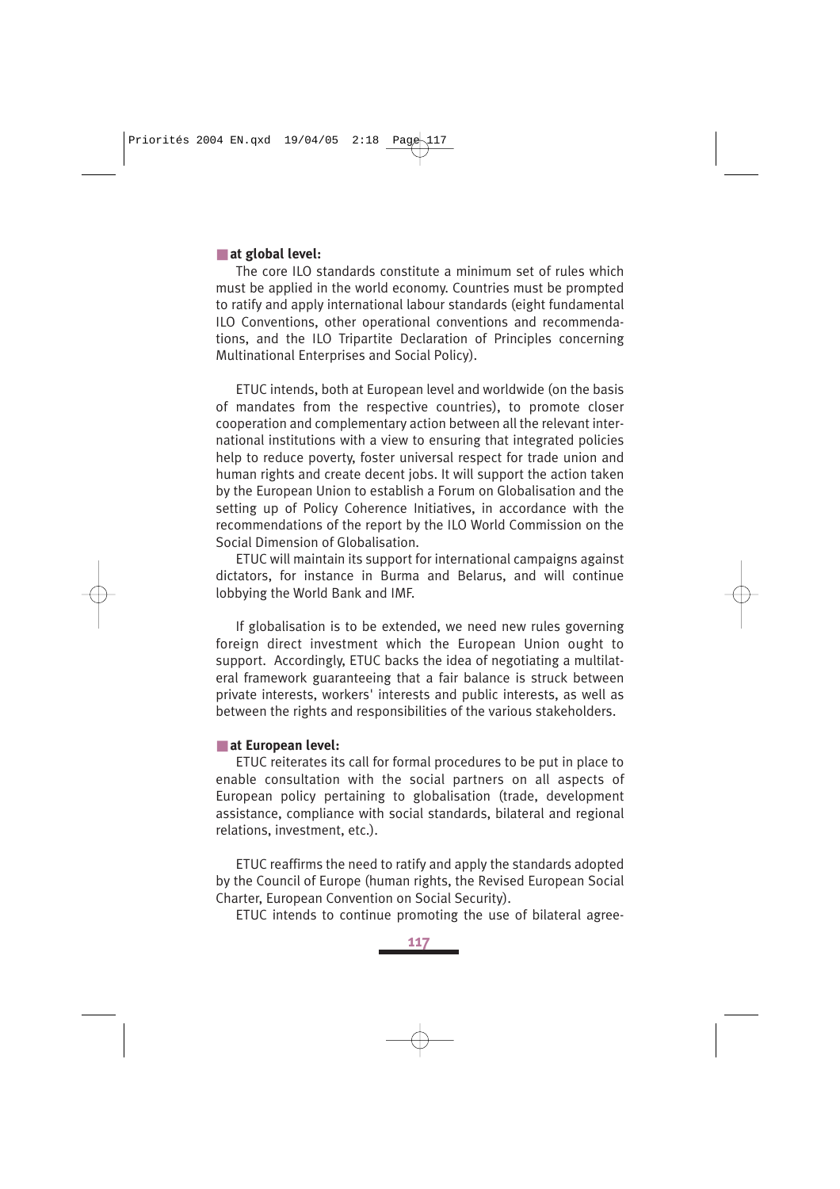**at global level:**

The core ILO standards constitute a minimum set of rules which must be applied in the world economy. Countries must be prompted to ratify and apply international labour standards (eight fundamental ILO Conventions, other operational conventions and recommendations, and the ILO Tripartite Declaration of Principles concerning Multinational Enterprises and Social Policy).

ETUC intends, both at European level and worldwide (on the basis of mandates from the respective countries), to promote closer cooperation and complementary action between all the relevant international institutions with a view to ensuring that integrated policies help to reduce poverty, foster universal respect for trade union and human rights and create decent jobs. It will support the action taken by the European Union to establish a Forum on Globalisation and the setting up of Policy Coherence Initiatives, in accordance with the recommendations of the report by the ILO World Commission on the Social Dimension of Globalisation.

ETUC will maintain its support for international campaigns against dictators, for instance in Burma and Belarus, and will continue lobbying the World Bank and IMF.

If globalisation is to be extended, we need new rules governing foreign direct investment which the European Union ought to support. Accordingly, ETUC backs the idea of negotiating a multilateral framework guaranteeing that a fair balance is struck between private interests, workers' interests and public interests, as well as between the rights and responsibilities of the various stakeholders.

**at European level:**

ETUC reiterates its call for formal procedures to be put in place to enable consultation with the social partners on all aspects of European policy pertaining to globalisation (trade, development assistance, compliance with social standards, bilateral and regional relations, investment, etc.).

ETUC reaffirms the need to ratify and apply the standards adopted by the Council of Europe (human rights, the Revised European Social Charter, European Convention on Social Security).

ETUC intends to continue promoting the use of bilateral agree-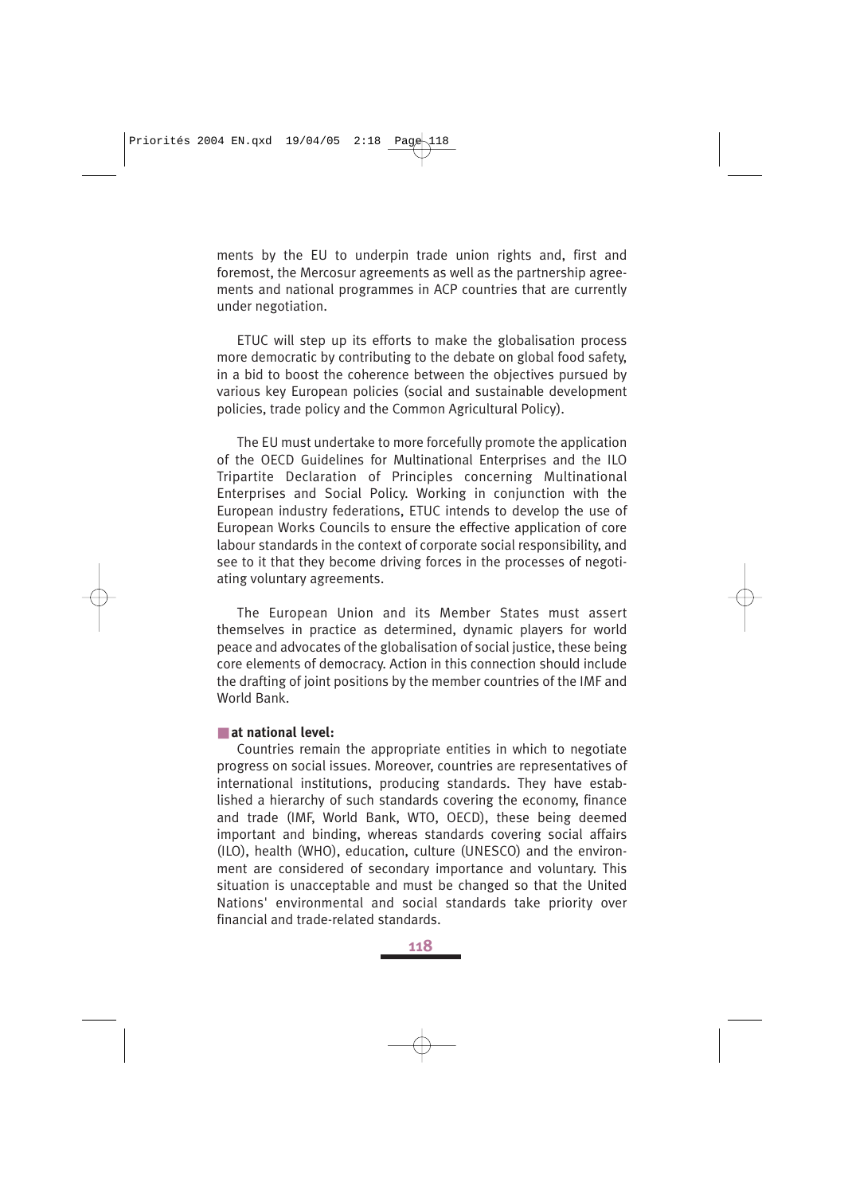ments by the EU to underpin trade union rights and, first and foremost, the Mercosur agreements as well as the partnership agreements and national programmes in ACP countries that are currently under negotiation.

ETUC will step up its efforts to make the globalisation process more democratic by contributing to the debate on global food safety, in a bid to boost the coherence between the objectives pursued by various key European policies (social and sustainable development policies, trade policy and the Common Agricultural Policy).

The EU must undertake to more forcefully promote the application of the OECD Guidelines for Multinational Enterprises and the ILO Tripartite Declaration of Principles concerning Multinational Enterprises and Social Policy. Working in conjunction with the European industry federations, ETUC intends to develop the use of European Works Councils to ensure the effective application of core labour standards in the context of corporate social responsibility, and see to it that they become driving forces in the processes of negotiating voluntary agreements.

The European Union and its Member States must assert themselves in practice as determined, dynamic players for world peace and advocates of the globalisation of social justice, these being core elements of democracy. Action in this connection should include the drafting of joint positions by the member countries of the IMF and World Bank.

- **at national level:**

Countries remain the appropriate entities in which to negotiate progress on social issues. Moreover, countries are representatives of international institutions, producing standards. They have established a hierarchy of such standards covering the economy, finance and trade (IMF, World Bank, WTO, OECD), these being deemed important and binding, whereas standards covering social affairs (ILO), health (WHO), education, culture (UNESCO) and the environment are considered of secondary importance and voluntary. This situation is unacceptable and must be changed so that the United Nations' environmental and social standards take priority over financial and trade-related standards.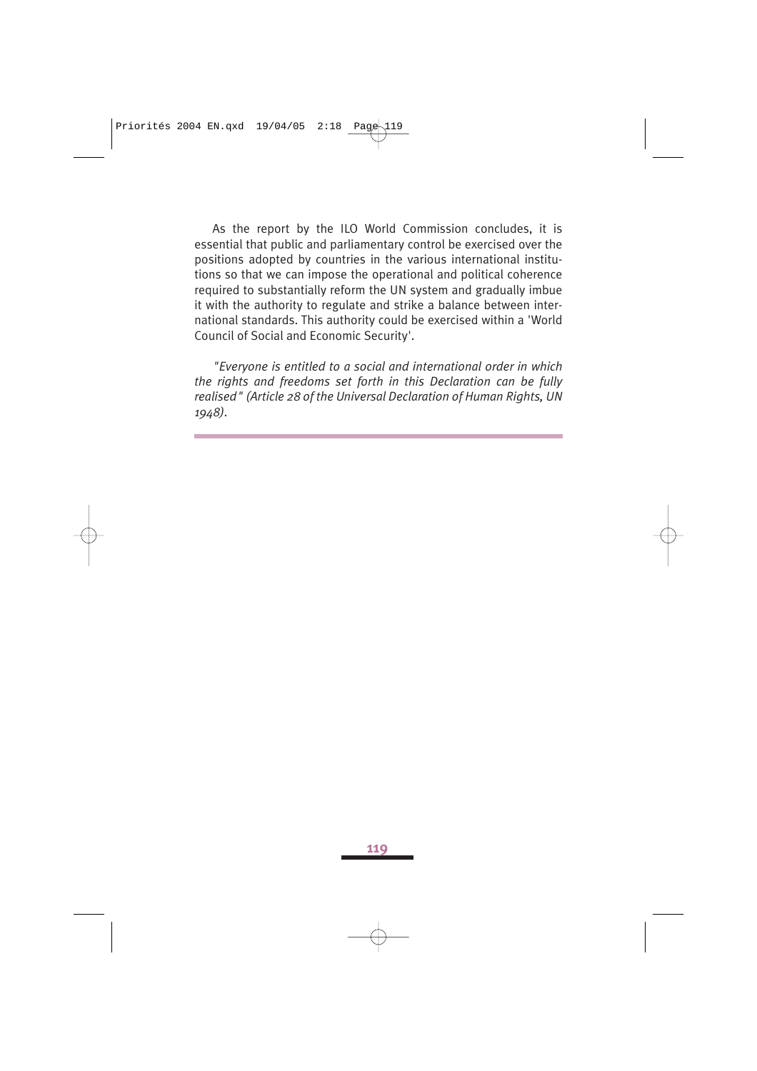As the report by the ILO World Commission concludes, it is essential that public and parliamentary control be exercised over the positions adopted by countries in the various international institutions so that we can impose the operational and political coherence required to substantially reform the UN system and gradually imbue it with the authority to regulate and strike a balance between international standards. This authority could be exercised within a 'World Council of Social and Economic Security'.

*"Everyone is entitled to a social and international order in which the rights and freedoms set forth in this Declaration can be fully realised" (Article 28 of the Universal Declaration of Human Rights, UN 1948).*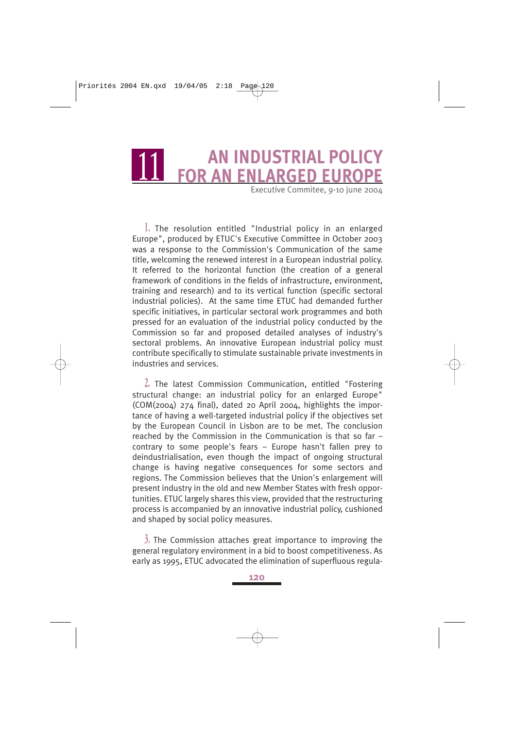# 11 AN INDUSTRIAL POLICY FOR AN ENLARGED EUROPE

Executive Commitee, 9-10 june 2004

1. The resolution entitled "Industrial policy in an enlarged Europe", produced by ETUC's Executive Committee in October 2003 was a response to the Commission's Communication of the same title, welcoming the renewed interest in a European industrial policy. It referred to the horizontal function (the creation of a general framework of conditions in the fields of infrastructure, environment, training and research) and to its vertical function (specific sectoral industrial policies). At the same time ETUC had demanded further specific initiatives, in particular sectoral work programmes and both pressed for an evaluation of the industrial policy conducted by the Commission so far and proposed detailed analyses of industry's sectoral problems. An innovative European industrial policy must contribute specifically to stimulate sustainable private investments in industries and services.

2. The latest Commission Communication, entitled "Fostering structural change: an industrial policy for an enlarged Europe" (COM(2004) 274 final), dated 20 April 2004, highlights the importance of having a well-targeted industrial policy if the objectives set by the European Council in Lisbon are to be met. The conclusion reached by the Commission in the Communication is that so far – contrary to some people's fears – Europe hasn't fallen prey to deindustrialisation, even though the impact of ongoing structural change is having negative consequences for some sectors and regions. The Commission believes that the Union's enlargement will present industry in the old and new Member States with fresh opportunities. ETUC largely shares this view, provided that the restructuring process is accompanied by an innovative industrial policy, cushioned and shaped by social policy measures.

3. The Commission attaches great importance to improving the general regulatory environment in a bid to boost competitiveness. As early as 1995, ETUC advocated the elimination of superfluous regula-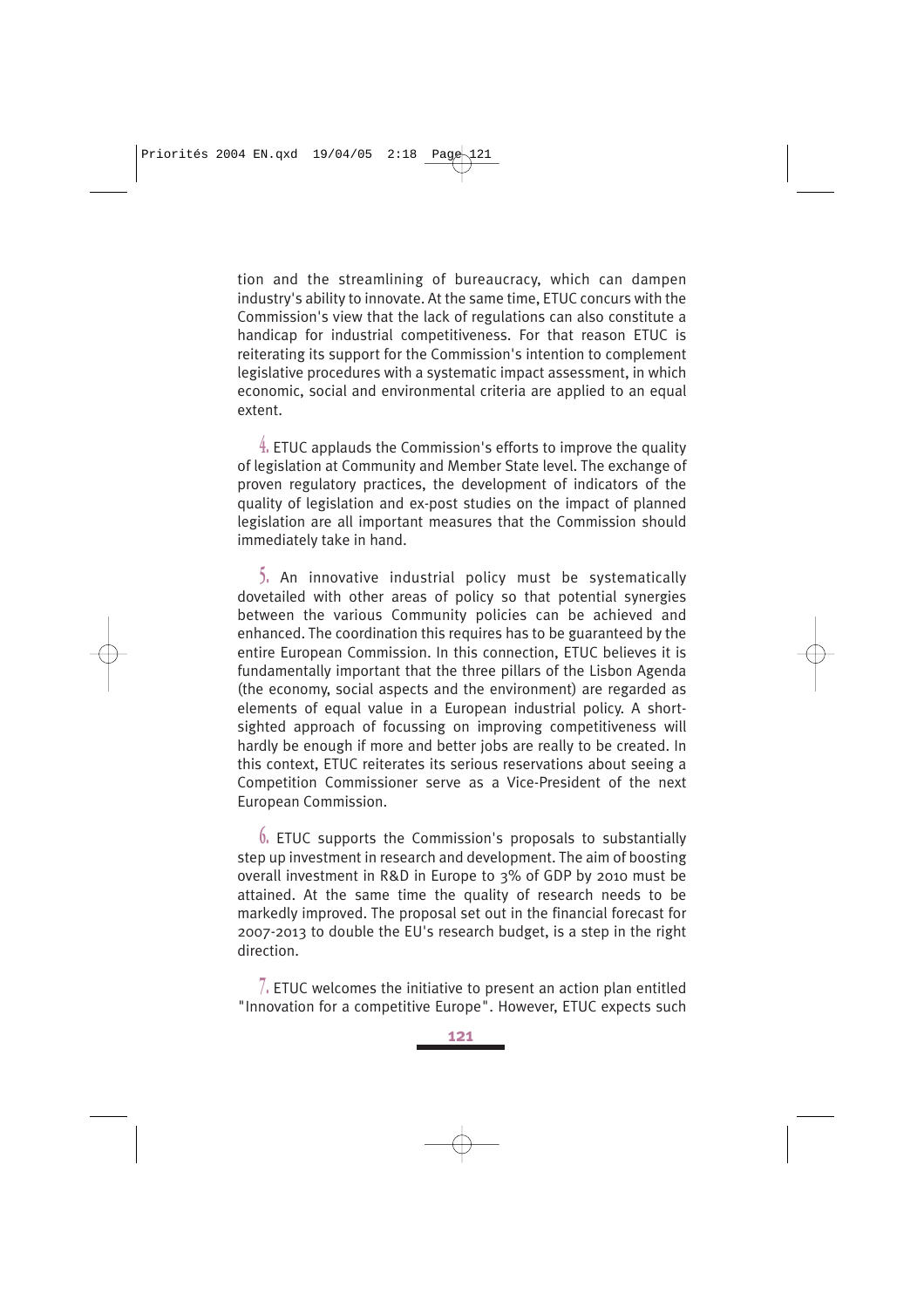tion and the streamlining of bureaucracy, which can dampen industry's ability to innovate. At the same time, ETUC concurs with the Commission's view that the lack of regulations can also constitute a handicap for industrial competitiveness. For that reason ETUC is reiterating its support for the Commission's intention to complement legislative procedures with a systematic impact assessment, in which economic, social and environmental criteria are applied to an equal extent.

4. ETUC applauds the Commission's efforts to improve the quality of legislation at Community and Member State level. The exchange of proven regulatory practices, the development of indicators of the quality of legislation and ex-post studies on the impact of planned legislation are all important measures that the Commission should immediately take in hand.

5. An innovative industrial policy must be systematically dovetailed with other areas of policy so that potential synergies between the various Community policies can be achieved and enhanced. The coordination this requires has to be guaranteed by the entire European Commission. In this connection, ETUC believes it is fundamentally important that the three pillars of the Lisbon Agenda (the economy, social aspects and the environment) are regarded as elements of equal value in a European industrial policy. A short-sighted approach of focussing on improving competitiveness will hardly be enough if more and better jobs are really to be created. In this context, ETUC reiterates its serious reservations about seeing a Competition Commissioner serve as a Vice-President of the next European Commission.

6. ETUC supports the Commission's proposals to substantially step up investment in research and development. The aim of boosting overall investment in R&D in Europe to 3% of GDP by 2010 must be attained. At the same time the quality of research needs to be markedly improved. The proposal set out in the financial forecast for 2007-2013 to double the EU's research budget, is a step in the right direction.

7. ETUC welcomes the initiative to present an action plan entitled "Innovation for a competitive Europe". However, ETUC expects such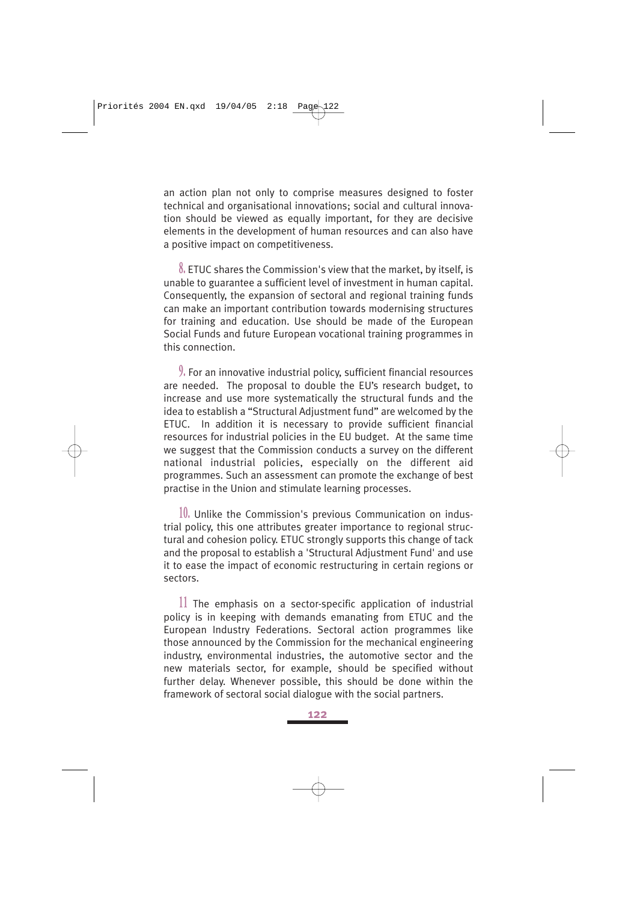an action plan not only to comprise measures designed to foster technical and organisational innovations; social and cultural innovation should be viewed as equally important, for they are decisive elements in the development of human resources and can also have a positive impact on competitiveness.

8. ETUC shares the Commission's view that the market, by itself, is unable to guarantee a sufficient level of investment in human capital. Consequently, the expansion of sectoral and regional training funds can make an important contribution towards modernising structures for training and education. Use should be made of the European Social Funds and future European vocational training programmes in this connection.

9. For an innovative industrial policy, sufficient financial resources are needed. The proposal to double the EU's research budget, to increase and use more systematically the structural funds and the idea to establish a "Structural Adjustment fund" are welcomed by the ETUC. In addition it is necessary to provide sufficient financial resources for industrial policies in the EU budget. At the same time we suggest that the Commission conducts a survey on the different national industrial policies, especially on the different aid programmes. Such an assessment can promote the exchange of best practise in the Union and stimulate learning processes.

10. Unlike the Commission's previous Communication on industrial policy, this one attributes greater importance to regional structural and cohesion policy. ETUC strongly supports this change of tack and the proposal to establish a 'Structural Adjustment Fund' and use it to ease the impact of economic restructuring in certain regions or sectors.

11 The emphasis on a sector-specific application of industrial policy is in keeping with demands emanating from ETUC and the European Industry Federations. Sectoral action programmes like those announced by the Commission for the mechanical engineering industry, environmental industries, the automotive sector and the new materials sector, for example, should be specified without further delay. Whenever possible, this should be done within the framework of sectoral social dialogue with the social partners.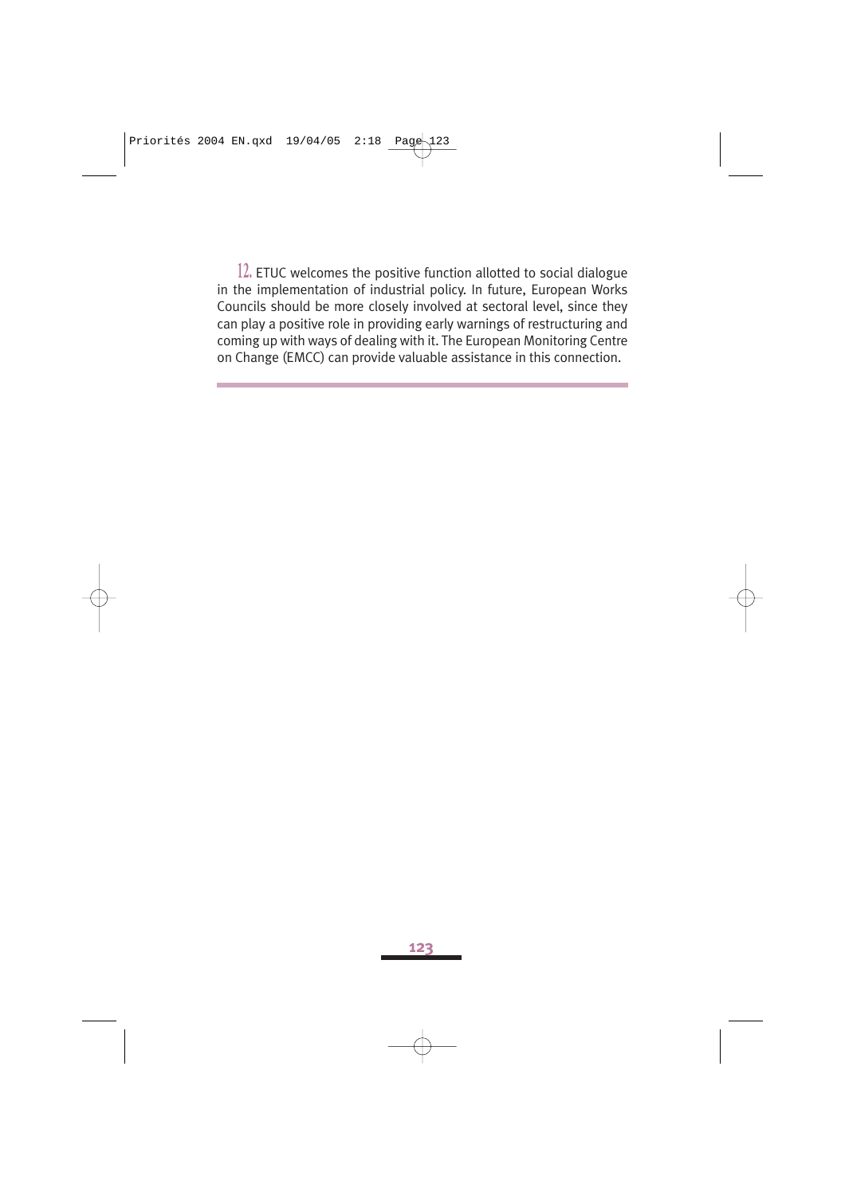12. ETUC welcomes the positive function allotted to social dialogue in the implementation of industrial policy. In future, European Works Councils should be more closely involved at sectoral level, since they can play a positive role in providing early warnings of restructuring and coming up with ways of dealing with it. The European Monitoring Centre on Change (EMCC) can provide valuable assistance in this connection.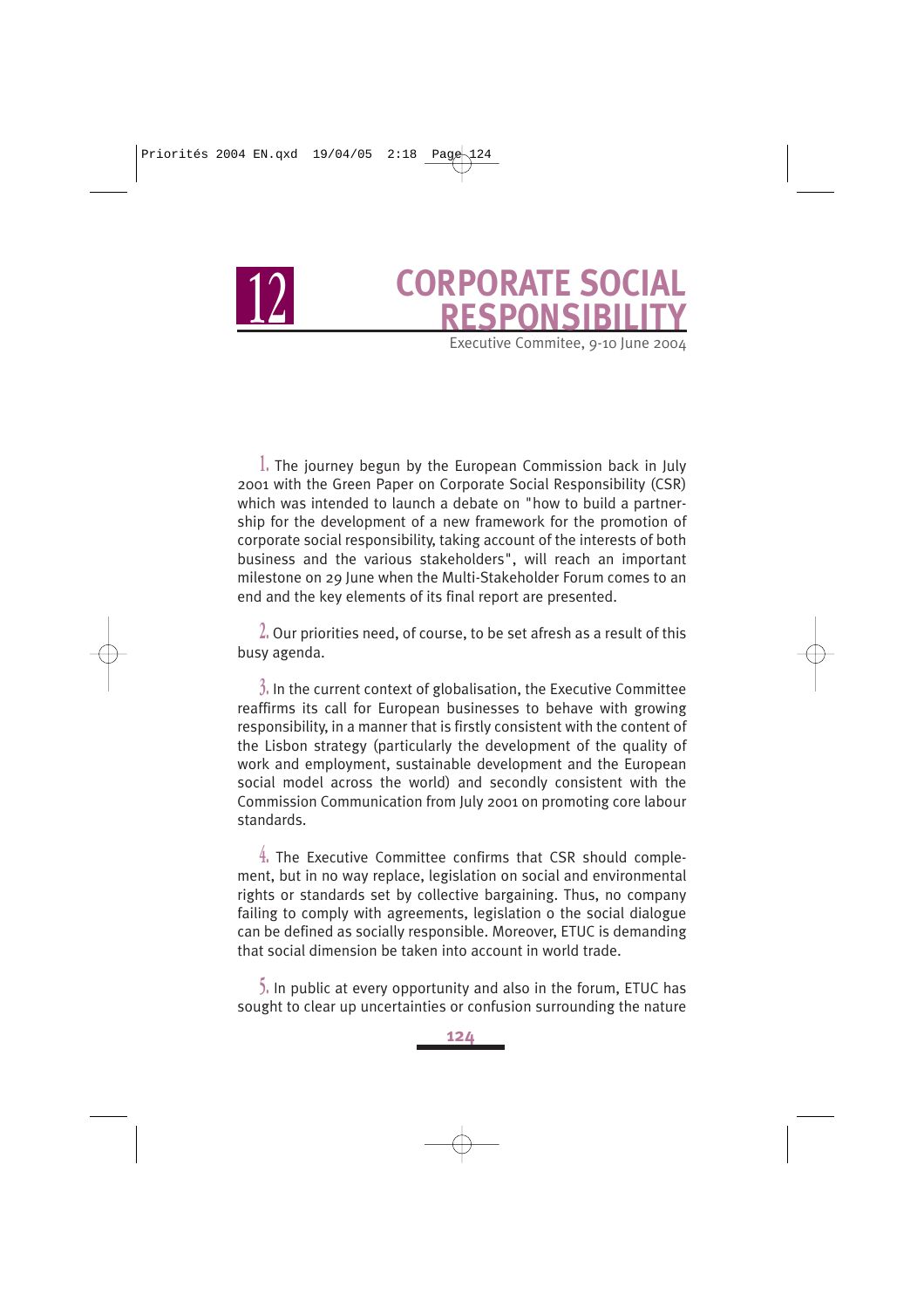# 12 CORPORATE SOCIAL RESPONSIBILITY

Executive Commitee, 9-10 June 2004

1. The journey begun by the European Commission back in July 2001 with the Green Paper on Corporate Social Responsibility (CSR) which was intended to launch a debate on "how to build a partnership for the development of a new framework for the promotion of corporate social responsibility, taking account of the interests of both business and the various stakeholders", will reach an important milestone on 29 June when the Multi-Stakeholder Forum comes to an end and the key elements of its final report are presented.

2. Our priorities need, of course, to be set afresh as a result of this busy agenda.

3. In the current context of globalisation, the Executive Committee reaffirms its call for European businesses to behave with growing responsibility, in a manner that is firstly consistent with the content of the Lisbon strategy (particularly the development of the quality of work and employment, sustainable development and the European social model across the world) and secondly consistent with the Commission Communication from July 2001 on promoting core labour standards.

4. The Executive Committee confirms that CSR should complement, but in no way replace, legislation on social and environmental rights or standards set by collective bargaining. Thus, no company failing to comply with agreements, legislation o the social dialogue can be defined as socially responsible. Moreover, ETUC is demanding that social dimension be taken into account in world trade.

5. In public at every opportunity and also in the forum, ETUC has sought to clear up uncertainties or confusion surrounding the nature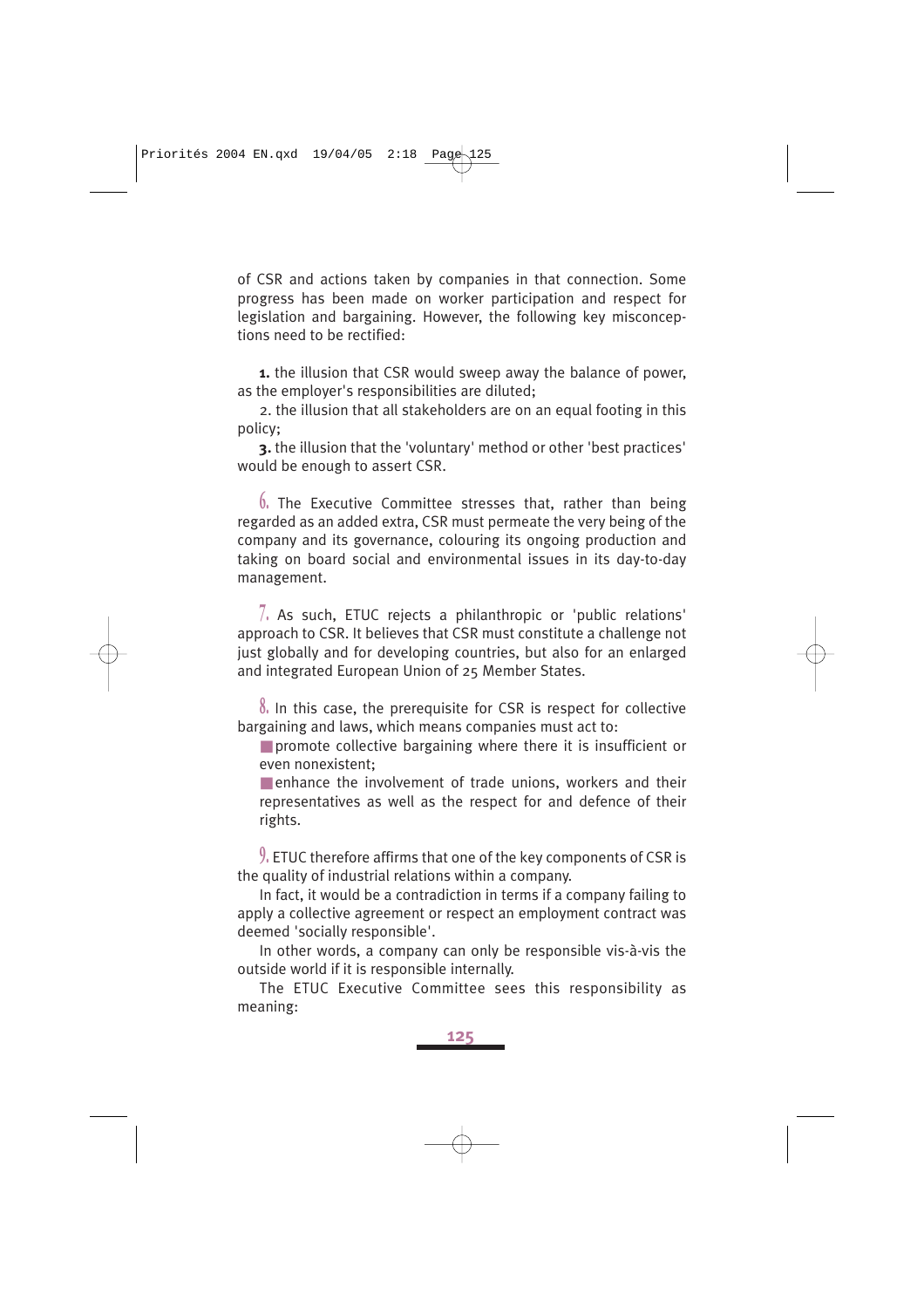of CSR and actions taken by companies in that connection. Some progress has been made on worker participation and respect for legislation and bargaining. However, the following key misconceptions need to be rectified:

**1.** the illusion that CSR would sweep away the balance of power, as the employer's responsibilities are diluted;

2. the illusion that all stakeholders are on an equal footing in this policy;

**3.** the illusion that the 'voluntary' method or other 'best practices' would be enough to assert CSR.

6. The Executive Committee stresses that, rather than being regarded as an added extra, CSR must permeate the very being of the company and its governance, colouring its ongoing production and taking on board social and environmental issues in its day-to-day management.

7. As such, ETUC rejects a philanthropic or 'public relations' approach to CSR. It believes that CSR must constitute a challenge not just globally and for developing countries, but also for an enlarged and integrated European Union of 25 Member States.

8. In this case, the prerequisite for CSR is respect for collective bargaining and laws, which means companies must act to:

- promote collective bargaining where there it is insufficient or even nonexistent;
- enhance the involvement of trade unions, workers and their representatives as well as the respect for and defence of their rights.

9. ETUC therefore affirms that one of the key components of CSR is the quality of industrial relations within a company.

In fact, it would be a contradiction in terms if a company failing to apply a collective agreement or respect an employment contract was deemed 'socially responsible'.

In other words, a company can only be responsible vis-à-vis the outside world if it is responsible internally.

The ETUC Executive Committee sees this responsibility as meaning: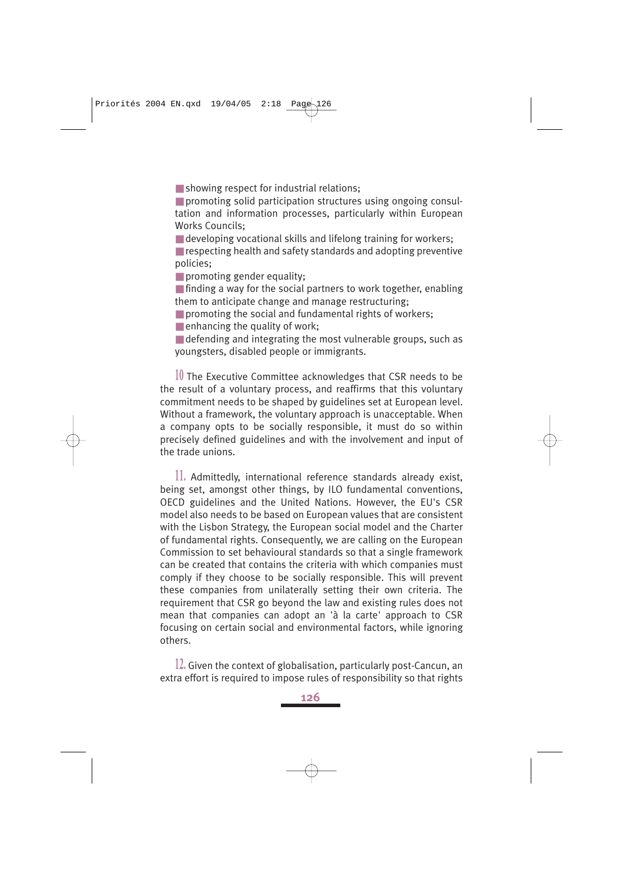- showing respect for industrial relations;
- promoting solid participation structures using ongoing consultation and information processes, particularly within European Works Councils;
- developing vocational skills and lifelong training for workers;
- respecting health and safety standards and adopting preventive policies;
- promoting gender equality;
- finding a way for the social partners to work together, enabling them to anticipate change and manage restructuring;
- promoting the social and fundamental rights of workers;
- enhancing the quality of work;
- defending and integrating the most vulnerable groups, such as youngsters, disabled people or immigrants.

10 The Executive Committee acknowledges that CSR needs to be the result of a voluntary process, and reaffirms that this voluntary commitment needs to be shaped by guidelines set at European level. Without a framework, the voluntary approach is unacceptable. When a company opts to be socially responsible, it must do so within precisely defined guidelines and with the involvement and input of the trade unions.

11. Admittedly, international reference standards already exist, being set, amongst other things, by ILO fundamental conventions, OECD guidelines and the United Nations. However, the EU's CSR model also needs to be based on European values that are consistent with the Lisbon Strategy, the European social model and the Charter of fundamental rights. Consequently, we are calling on the European Commission to set behavioural standards so that a single framework can be created that contains the criteria with which companies must comply if they choose to be socially responsible. This will prevent these companies from unilaterally setting their own criteria. The requirement that CSR go beyond the law and existing rules does not mean that companies can adopt an 'à la carte' approach to CSR focusing on certain social and environmental factors, while ignoring others.

12. Given the context of globalisation, particularly post-Cancun, an extra effort is required to impose rules of responsibility so that rights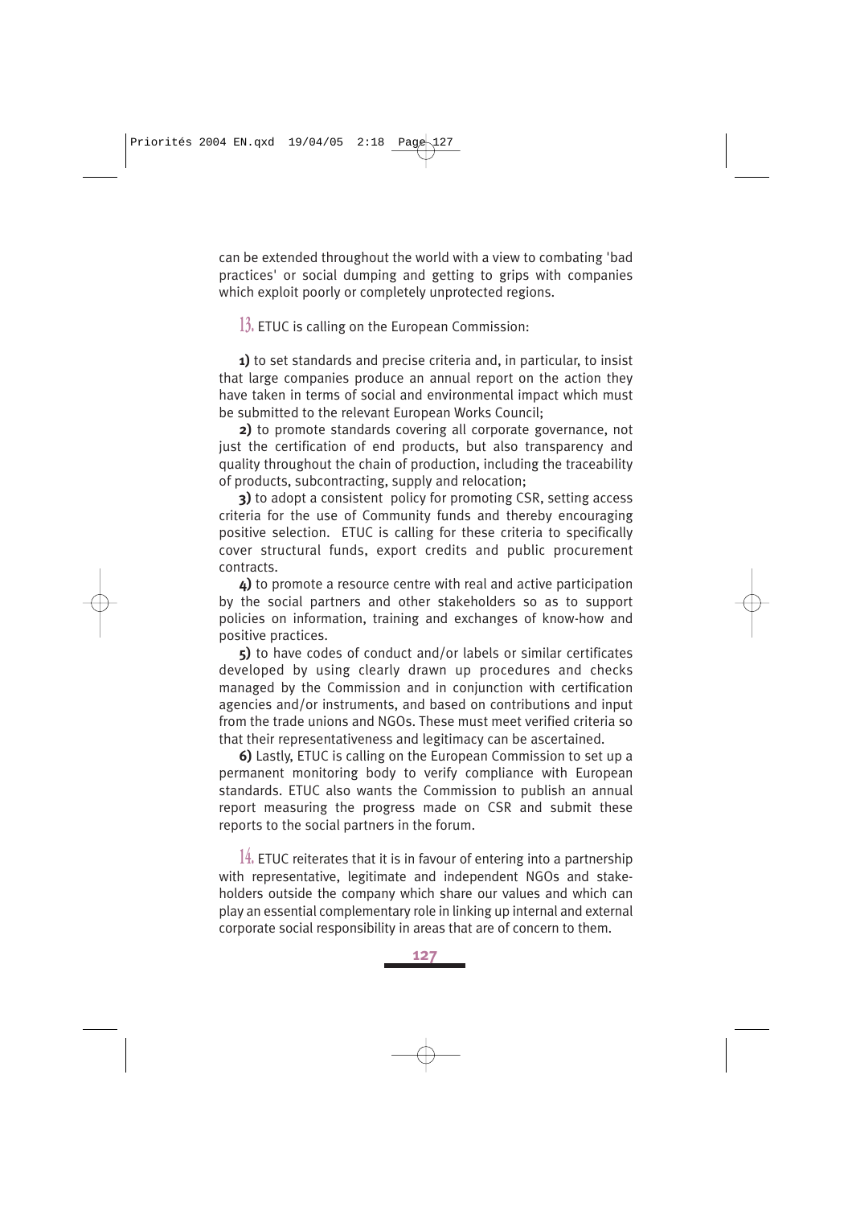can be extended throughout the world with a view to combating 'bad practices' or social dumping and getting to grips with companies which exploit poorly or completely unprotected regions.

13. ETUC is calling on the European Commission:

**1)** to set standards and precise criteria and, in particular, to insist that large companies produce an annual report on the action they have taken in terms of social and environmental impact which must be submitted to the relevant European Works Council;

**2)** to promote standards covering all corporate governance, not just the certification of end products, but also transparency and quality throughout the chain of production, including the traceability of products, subcontracting, supply and relocation;

**3)** to adopt a consistent policy for promoting CSR, setting access criteria for the use of Community funds and thereby encouraging positive selection. ETUC is calling for these criteria to specifically cover structural funds, export credits and public procurement contracts.

**4)** to promote a resource centre with real and active participation by the social partners and other stakeholders so as to support policies on information, training and exchanges of know-how and positive practices.

**5)** to have codes of conduct and/or labels or similar certificates developed by using clearly drawn up procedures and checks managed by the Commission and in conjunction with certification agencies and/or instruments, and based on contributions and input from the trade unions and NGOs. These must meet verified criteria so that their representativeness and legitimacy can be ascertained.

**6)** Lastly, ETUC is calling on the European Commission to set up a permanent monitoring body to verify compliance with European standards. ETUC also wants the Commission to publish an annual report measuring the progress made on CSR and submit these reports to the social partners in the forum.

14. ETUC reiterates that it is in favour of entering into a partnership with representative, legitimate and independent NGOs and stakeholders outside the company which share our values and which can play an essential complementary role in linking up internal and external corporate social responsibility in areas that are of concern to them.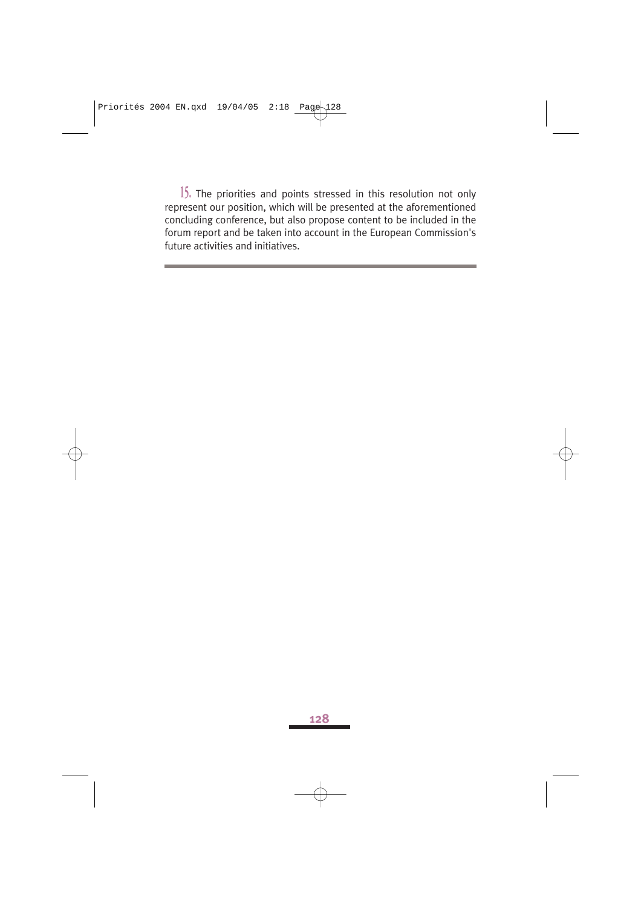15. The priorities and points stressed in this resolution not only represent our position, which will be presented at the aforementioned concluding conference, but also propose content to be included in the forum report and be taken into account in the European Commission's future activities and initiatives.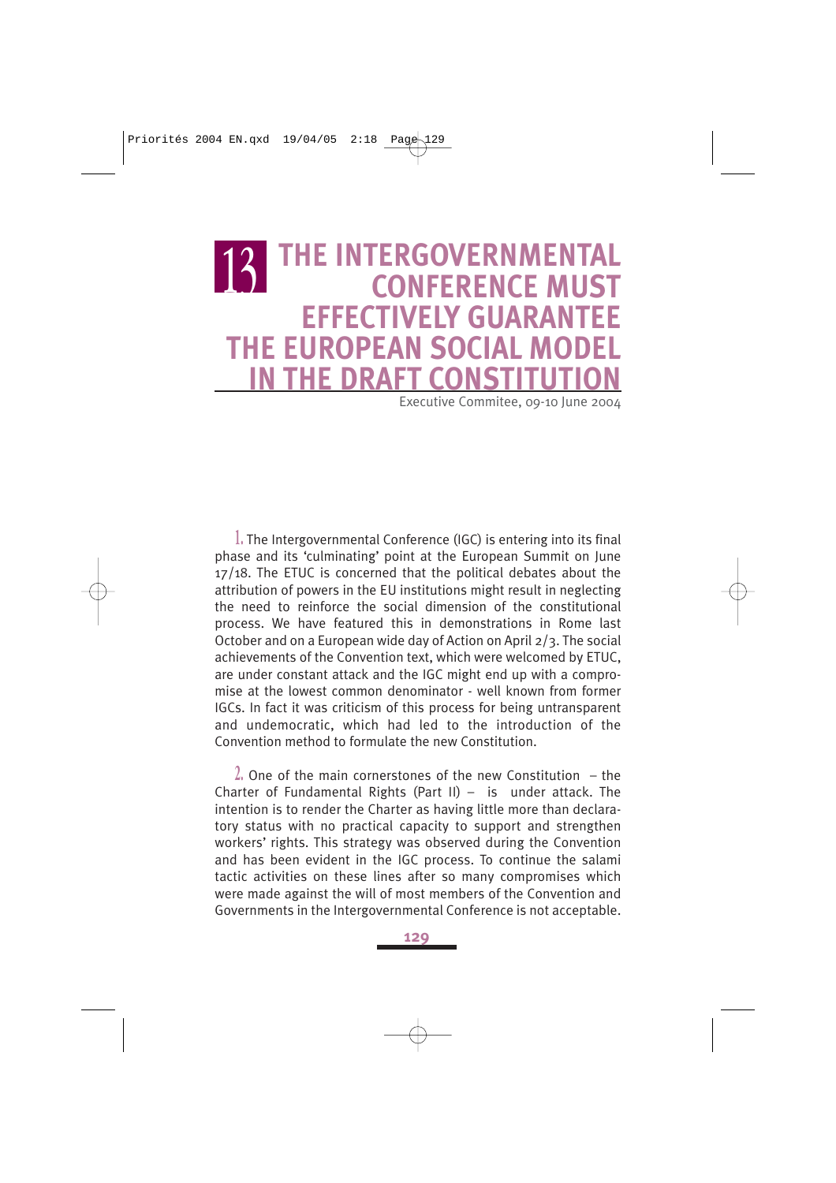# 13 THE INTERGOVERNMENTAL CONFERENCE MUST EFFECTIVELY GUARANTEE THE EUROPEAN SOCIAL MODEL IN THE DRAFT CONSTITUTION

Executive Commitee, 09-10 June 2004

1. The Intergovernmental Conference (IGC) is entering into its final phase and its 'culminating' point at the European Summit on June 17/18. The ETUC is concerned that the political debates about the attribution of powers in the EU institutions might result in neglecting the need to reinforce the social dimension of the constitutional process. We have featured this in demonstrations in Rome last October and on a European wide day of Action on April 2/3. The social achievements of the Convention text, which were welcomed by ETUC, are under constant attack and the IGC might end up with a compromise at the lowest common denominator - well known from former IGCs. In fact it was criticism of this process for being untransparent and undemocratic, which had led to the introduction of the Convention method to formulate the new Constitution.

2. One of the main cornerstones of the new Constitution – the Charter of Fundamental Rights (Part II) – is under attack. The intention is to render the Charter as having little more than declaratory status with no practical capacity to support and strengthen workers' rights. This strategy was observed during the Convention and has been evident in the IGC process. To continue the salami tactic activities on these lines after so many compromises which were made against the will of most members of the Convention and Governments in the Intergovernmental Conference is not acceptable.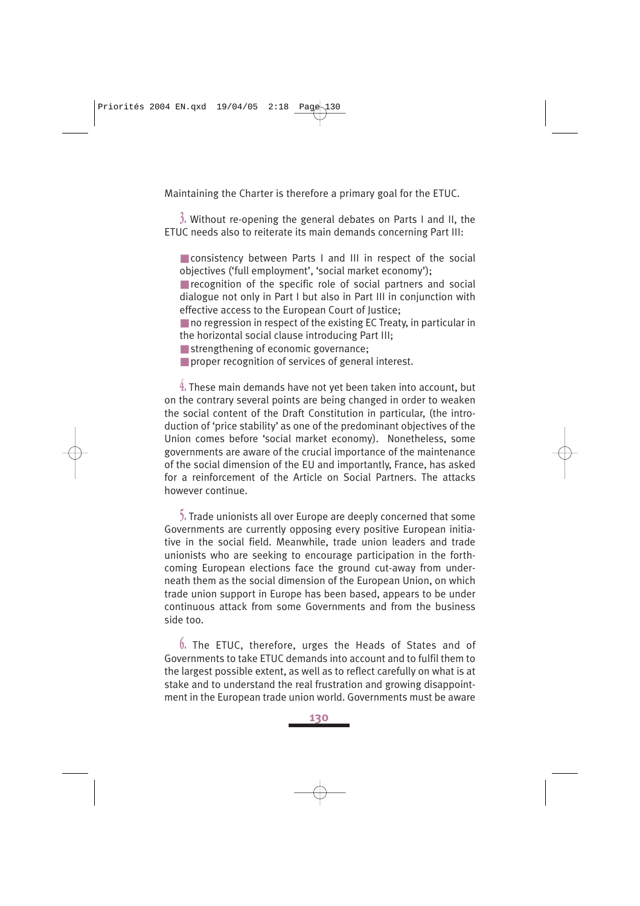Maintaining the Charter is therefore a primary goal for the ETUC.

3. Without re-opening the general debates on Parts I and II, the ETUC needs also to reiterate its main demands concerning Part III:

- consistency between Parts I and III in respect of the social objectives ('full employment', 'social market economy');
- recognition of the specific role of social partners and social dialogue not only in Part I but also in Part III in conjunction with effective access to the European Court of Justice;
- no regression in respect of the existing EC Treaty, in particular in the horizontal social clause introducing Part III;
- strengthening of economic governance;
- proper recognition of services of general interest.

4. These main demands have not yet been taken into account, but on the contrary several points are being changed in order to weaken the social content of the Draft Constitution in particular, (the introduction of 'price stability' as one of the predominant objectives of the Union comes before 'social market economy). Nonetheless, some governments are aware of the crucial importance of the maintenance of the social dimension of the EU and importantly, France, has asked for a reinforcement of the Article on Social Partners. The attacks however continue.

5. Trade unionists all over Europe are deeply concerned that some Governments are currently opposing every positive European initiative in the social field. Meanwhile, trade union leaders and trade unionists who are seeking to encourage participation in the forthcoming European elections face the ground cut-away from underneath them as the social dimension of the European Union, on which trade union support in Europe has been based, appears to be under continuous attack from some Governments and from the business side too.

6. The ETUC, therefore, urges the Heads of States and of Governments to take ETUC demands into account and to fulfil them to the largest possible extent, as well as to reflect carefully on what is at stake and to understand the real frustration and growing disappointment in the European trade union world. Governments must be aware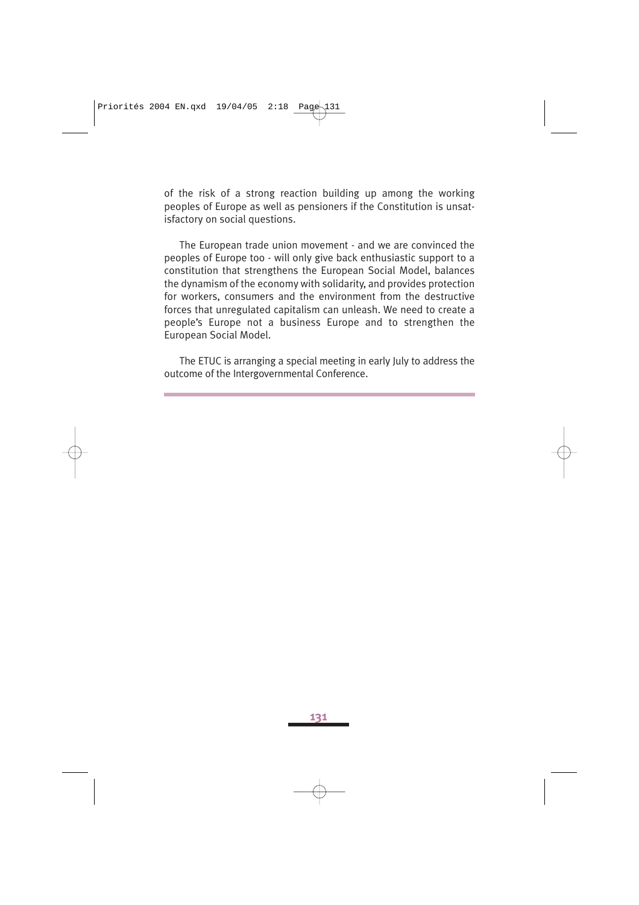of the risk of a strong reaction building up among the working peoples of Europe as well as pensioners if the Constitution is unsatisfactory on social questions.

The European trade union movement - and we are convinced the peoples of Europe too - will only give back enthusiastic support to a constitution that strengthens the European Social Model, balances the dynamism of the economy with solidarity, and provides protection for workers, consumers and the environment from the destructive forces that unregulated capitalism can unleash. We need to create a people's Europe not a business Europe and to strengthen the European Social Model.

The ETUC is arranging a special meeting in early July to address the outcome of the Intergovernmental Conference.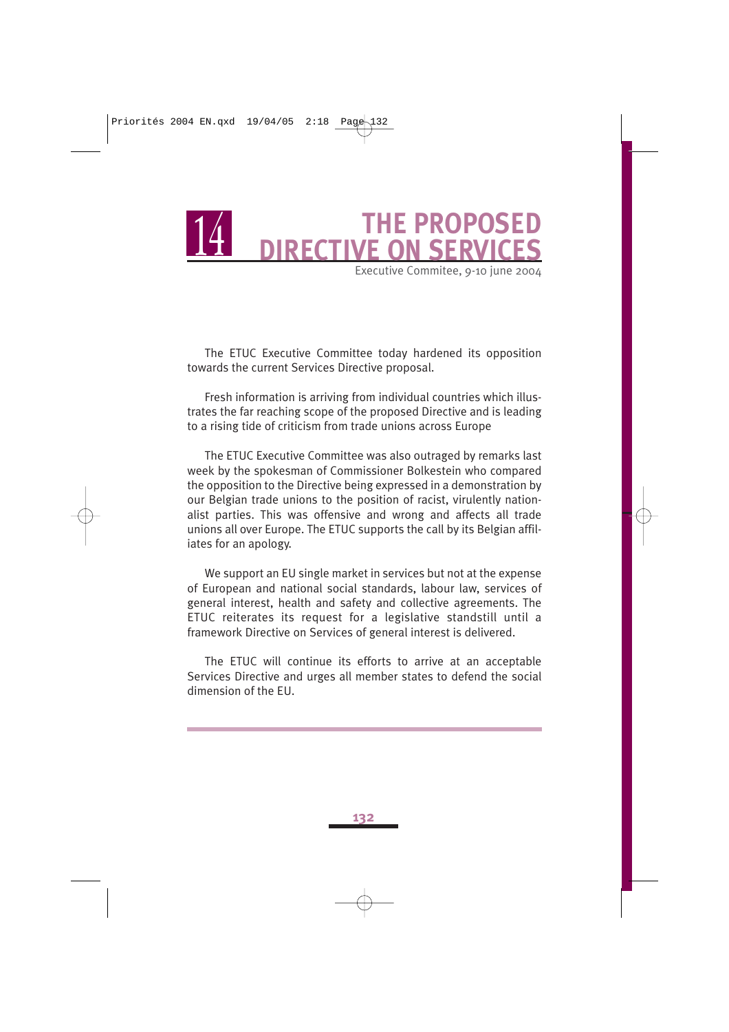# 14 THE PROPOSED DIRECTIVE ON SERVICES

Executive Commitee, 9-10 june 2004

The ETUC Executive Committee today hardened its opposition towards the current Services Directive proposal.

Fresh information is arriving from individual countries which illustrates the far reaching scope of the proposed Directive and is leading to a rising tide of criticism from trade unions across Europe

The ETUC Executive Committee was also outraged by remarks last week by the spokesman of Commissioner Bolkestein who compared the opposition to the Directive being expressed in a demonstration by our Belgian trade unions to the position of racist, virulently nationalist parties. This was offensive and wrong and affects all trade unions all over Europe. The ETUC supports the call by its Belgian affiliates for an apology.

We support an EU single market in services but not at the expense of European and national social standards, labour law, services of general interest, health and safety and collective agreements. The ETUC reiterates its request for a legislative standstill until a framework Directive on Services of general interest is delivered.

The ETUC will continue its efforts to arrive at an acceptable Services Directive and urges all member states to defend the social dimension of the EU.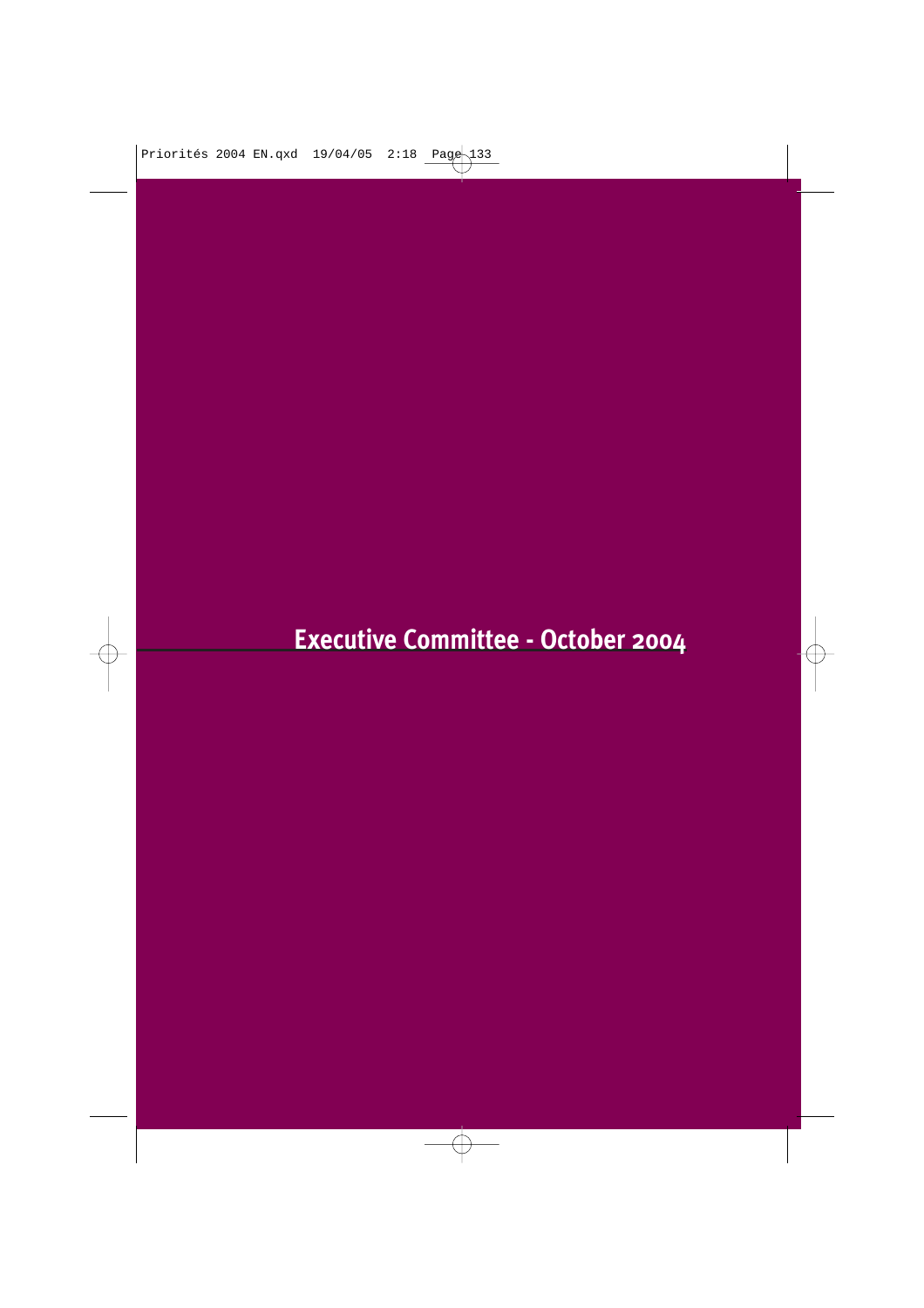# Executive Committee - October 2004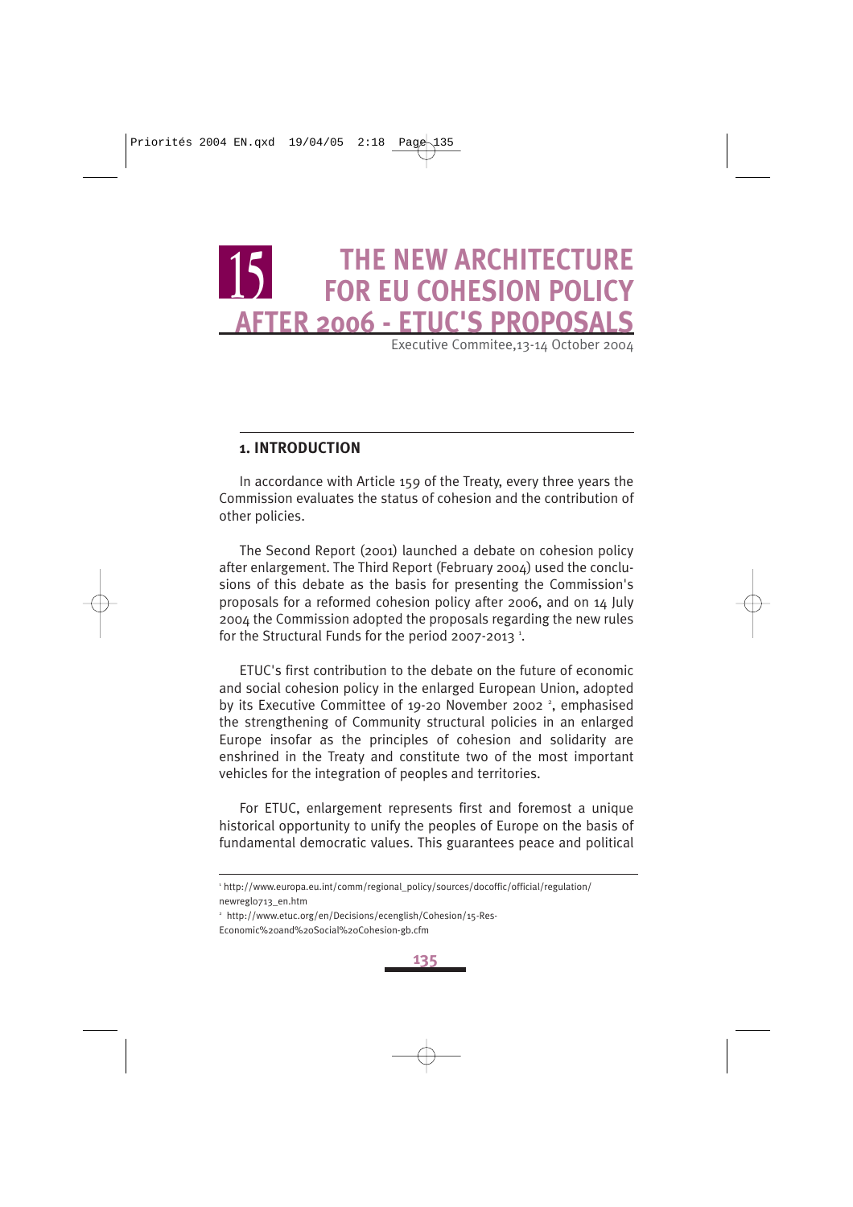# 15 THE NEW ARCHITECTURE FOR EU COHESION POLICY AFTER 2006 - ETUC'S PROPOSALS

Executive Commitee,13-14 October 2004

## 1. INTRODUCTION

In accordance with Article 159 of the Treaty, every three years the Commission evaluates the status of cohesion and the contribution of other policies.

The Second Report (2001) launched a debate on cohesion policy after enlargement. The Third Report (February 2004) used the conclusions of this debate as the basis for presenting the Commission's proposals for a reformed cohesion policy after 2006, and on 14 July 2004 the Commission adopted the proposals regarding the new rules for the Structural Funds for the period 2007-2013 [1].

ETUC's first contribution to the debate on the future of economic and social cohesion policy in the enlarged European Union, adopted by its Executive Committee of 19-20 November 2002 [2], emphasised the strengthening of Community structural policies in an enlarged Europe insofar as the principles of cohesion and solidarity are enshrined in the Treaty and constitute two of the most important vehicles for the integration of peoples and territories.

For ETUC, enlargement represents first and foremost a unique historical opportunity to unify the peoples of Europe on the basis of fundamental democratic values. This guarantees peace and political

[1] http://www.europa.eu.int/comm/regional_policy/sources/docoffic/official/regulation/newreglo713_en.htm

[2] http://www.etuc.org/en/Decisions/ecenglish/Cohesion/15-Res-Economic%20and%20Social%20Cohesion-gb.cfm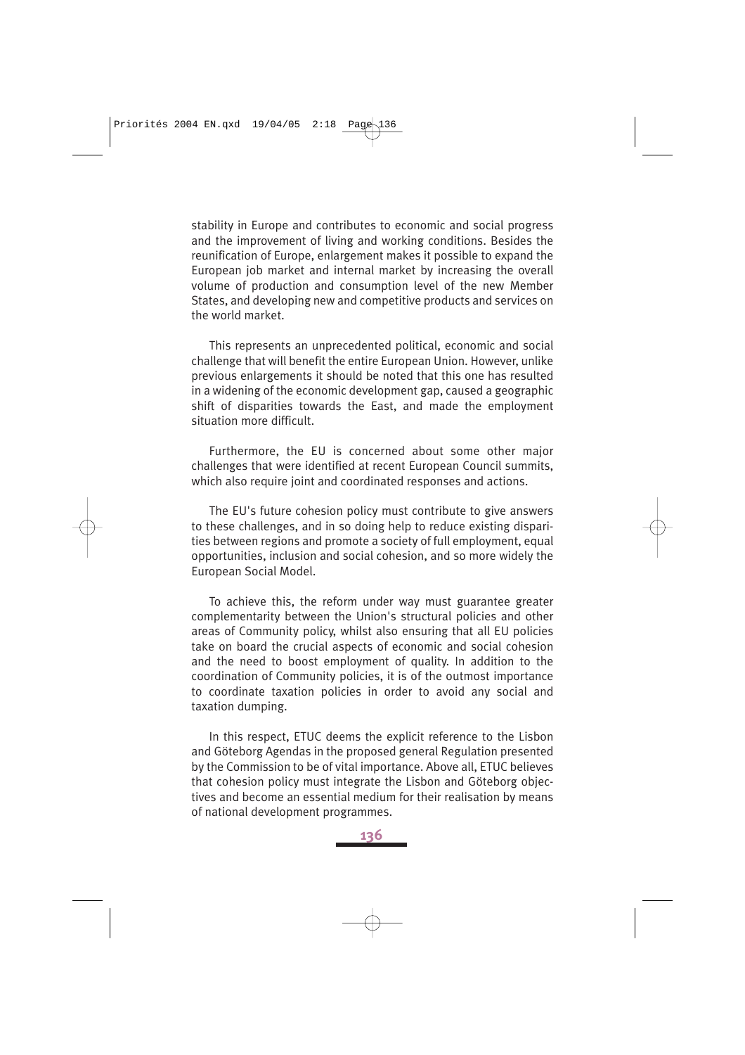stability in Europe and contributes to economic and social progress and the improvement of living and working conditions. Besides the reunification of Europe, enlargement makes it possible to expand the European job market and internal market by increasing the overall volume of production and consumption level of the new Member States, and developing new and competitive products and services on the world market.

This represents an unprecedented political, economic and social challenge that will benefit the entire European Union. However, unlike previous enlargements it should be noted that this one has resulted in a widening of the economic development gap, caused a geographic shift of disparities towards the East, and made the employment situation more difficult.

Furthermore, the EU is concerned about some other major challenges that were identified at recent European Council summits, which also require joint and coordinated responses and actions.

The EU's future cohesion policy must contribute to give answers to these challenges, and in so doing help to reduce existing disparities between regions and promote a society of full employment, equal opportunities, inclusion and social cohesion, and so more widely the European Social Model.

To achieve this, the reform under way must guarantee greater complementarity between the Union's structural policies and other areas of Community policy, whilst also ensuring that all EU policies take on board the crucial aspects of economic and social cohesion and the need to boost employment of quality. In addition to the coordination of Community policies, it is of the outmost importance to coordinate taxation policies in order to avoid any social and taxation dumping.

In this respect, ETUC deems the explicit reference to the Lisbon and Göteborg Agendas in the proposed general Regulation presented by the Commission to be of vital importance. Above all, ETUC believes that cohesion policy must integrate the Lisbon and Göteborg objectives and become an essential medium for their realisation by means of national development programmes.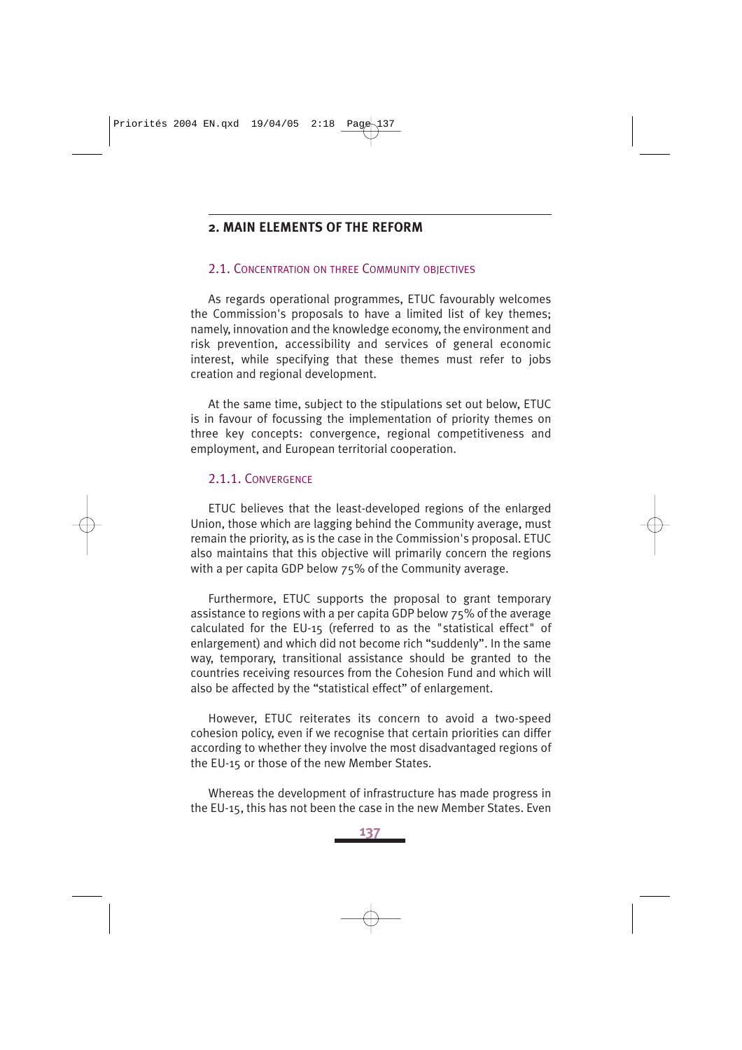## 2. MAIN ELEMENTS OF THE REFORM

### 2.1. CONCENTRATION ON THREE COMMUNITY OBJECTIVES

As regards operational programmes, ETUC favourably welcomes the Commission's proposals to have a limited list of key themes; namely, innovation and the knowledge economy, the environment and risk prevention, accessibility and services of general economic interest, while specifying that these themes must refer to jobs creation and regional development.

At the same time, subject to the stipulations set out below, ETUC is in favour of focussing the implementation of priority themes on three key concepts: convergence, regional competitiveness and employment, and European territorial cooperation.

#### 2.1.1. CONVERGENCE

ETUC believes that the least-developed regions of the enlarged Union, those which are lagging behind the Community average, must remain the priority, as is the case in the Commission's proposal. ETUC also maintains that this objective will primarily concern the regions with a per capita GDP below 75% of the Community average.

Furthermore, ETUC supports the proposal to grant temporary assistance to regions with a per capita GDP below 75% of the average calculated for the EU-15 (referred to as the "statistical effect" of enlargement) and which did not become rich "suddenly". In the same way, temporary, transitional assistance should be granted to the countries receiving resources from the Cohesion Fund and which will also be affected by the "statistical effect" of enlargement.

However, ETUC reiterates its concern to avoid a two-speed cohesion policy, even if we recognise that certain priorities can differ according to whether they involve the most disadvantaged regions of the EU-15 or those of the new Member States.

Whereas the development of infrastructure has made progress in the EU-15, this has not been the case in the new Member States. Even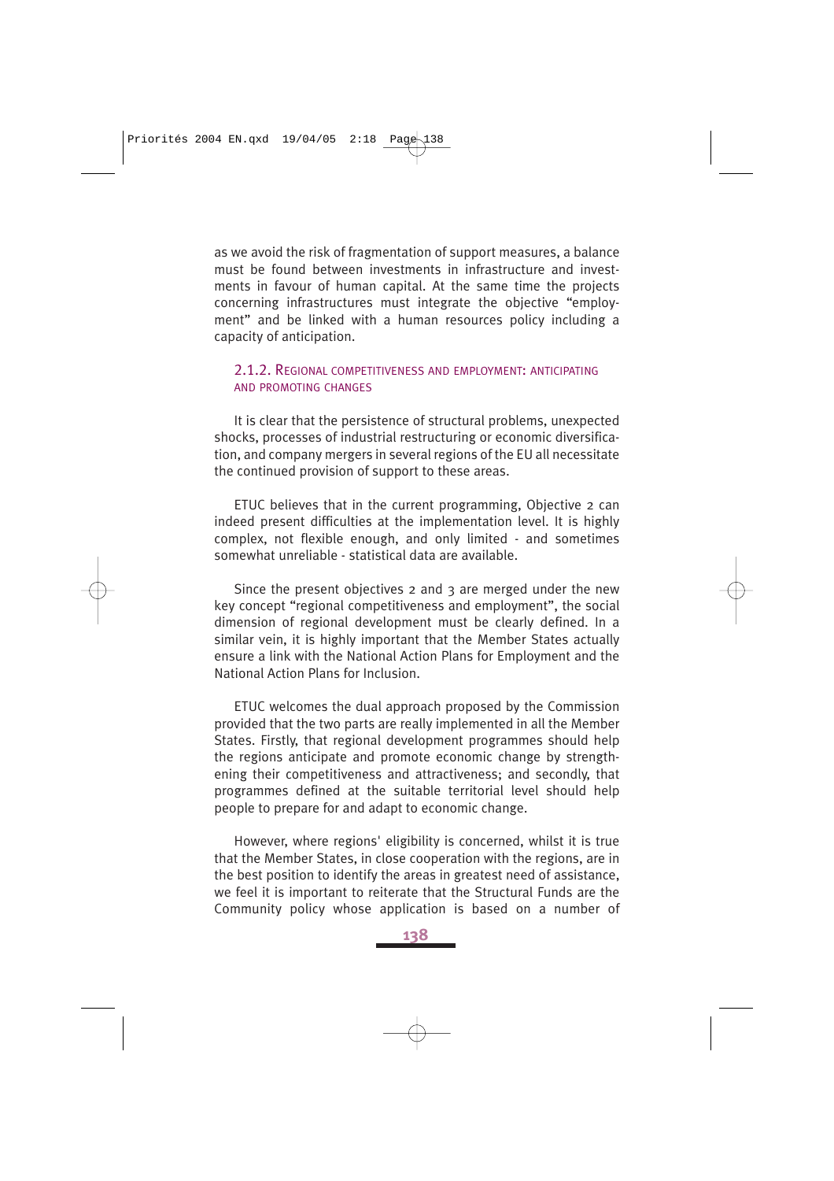as we avoid the risk of fragmentation of support measures, a balance must be found between investments in infrastructure and investments in favour of human capital. At the same time the projects concerning infrastructures must integrate the objective "employment" and be linked with a human resources policy including a capacity of anticipation.

### 2.1.2. Regional competitiveness and employment: anticipating and promoting changes

It is clear that the persistence of structural problems, unexpected shocks, processes of industrial restructuring or economic diversification, and company mergers in several regions of the EU all necessitate the continued provision of support to these areas.

ETUC believes that in the current programming, Objective 2 can indeed present difficulties at the implementation level. It is highly complex, not flexible enough, and only limited - and sometimes somewhat unreliable - statistical data are available.

Since the present objectives 2 and 3 are merged under the new key concept "regional competitiveness and employment", the social dimension of regional development must be clearly defined. In a similar vein, it is highly important that the Member States actually ensure a link with the National Action Plans for Employment and the National Action Plans for Inclusion.

ETUC welcomes the dual approach proposed by the Commission provided that the two parts are really implemented in all the Member States. Firstly, that regional development programmes should help the regions anticipate and promote economic change by strengthening their competitiveness and attractiveness; and secondly, that programmes defined at the suitable territorial level should help people to prepare for and adapt to economic change.

However, where regions' eligibility is concerned, whilst it is true that the Member States, in close cooperation with the regions, are in the best position to identify the areas in greatest need of assistance, we feel it is important to reiterate that the Structural Funds are the Community policy whose application is based on a number of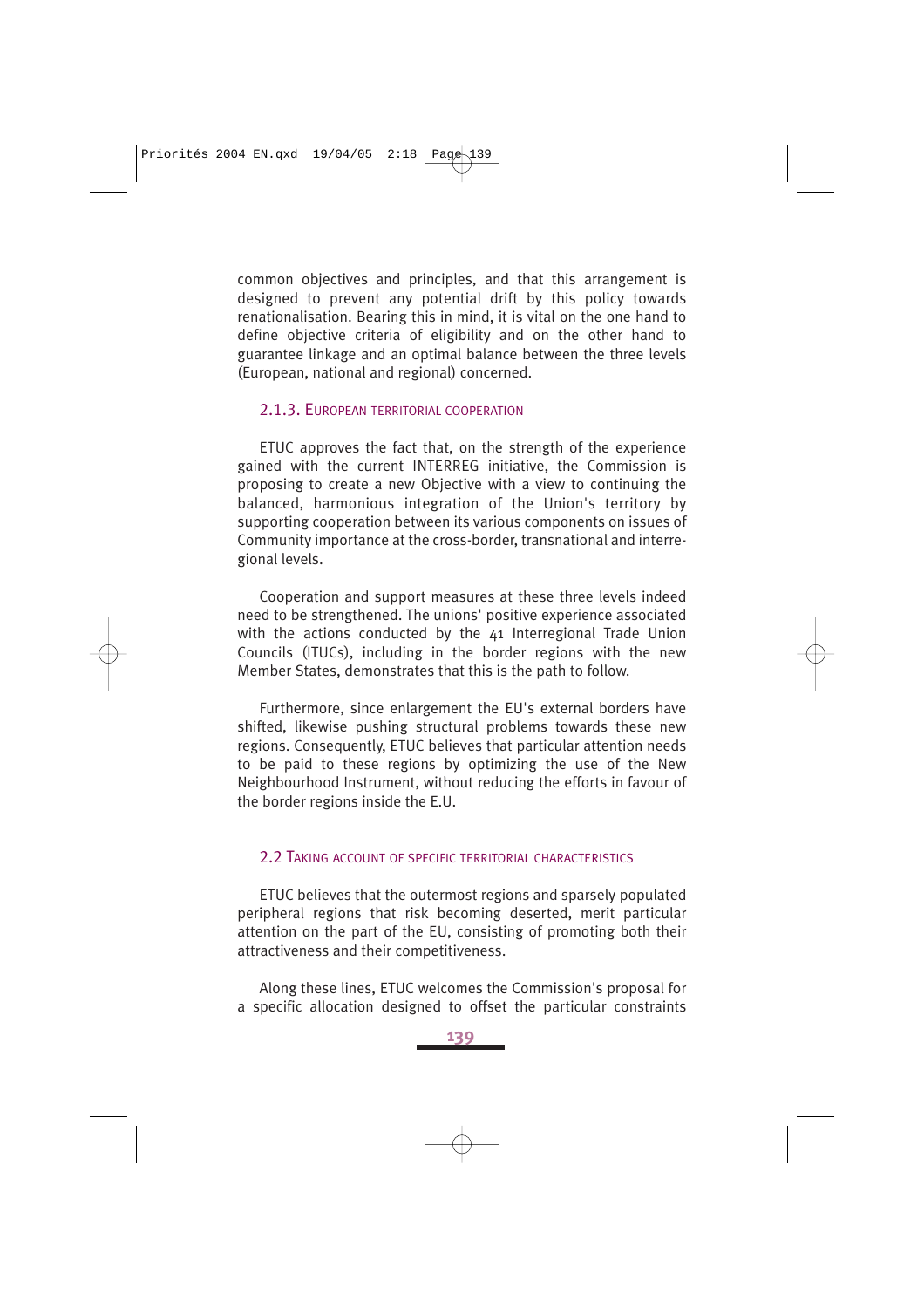common objectives and principles, and that this arrangement is designed to prevent any potential drift by this policy towards renationalisation. Bearing this in mind, it is vital on the one hand to define objective criteria of eligibility and on the other hand to guarantee linkage and an optimal balance between the three levels (European, national and regional) concerned.

### 2.1.3. European territorial cooperation

ETUC approves the fact that, on the strength of the experience gained with the current INTERREG initiative, the Commission is proposing to create a new Objective with a view to continuing the balanced, harmonious integration of the Union's territory by supporting cooperation between its various components on issues of Community importance at the cross-border, transnational and interregional levels.

Cooperation and support measures at these three levels indeed need to be strengthened. The unions' positive experience associated with the actions conducted by the 41 Interregional Trade Union Councils (ITUCs), including in the border regions with the new Member States, demonstrates that this is the path to follow.

Furthermore, since enlargement the EU's external borders have shifted, likewise pushing structural problems towards these new regions. Consequently, ETUC believes that particular attention needs to be paid to these regions by optimizing the use of the New Neighbourhood Instrument, without reducing the efforts in favour of the border regions inside the E.U.

## 2.2 Taking account of specific territorial characteristics

ETUC believes that the outermost regions and sparsely populated peripheral regions that risk becoming deserted, merit particular attention on the part of the EU, consisting of promoting both their attractiveness and their competitiveness.

Along these lines, ETUC welcomes the Commission's proposal for a specific allocation designed to offset the particular constraints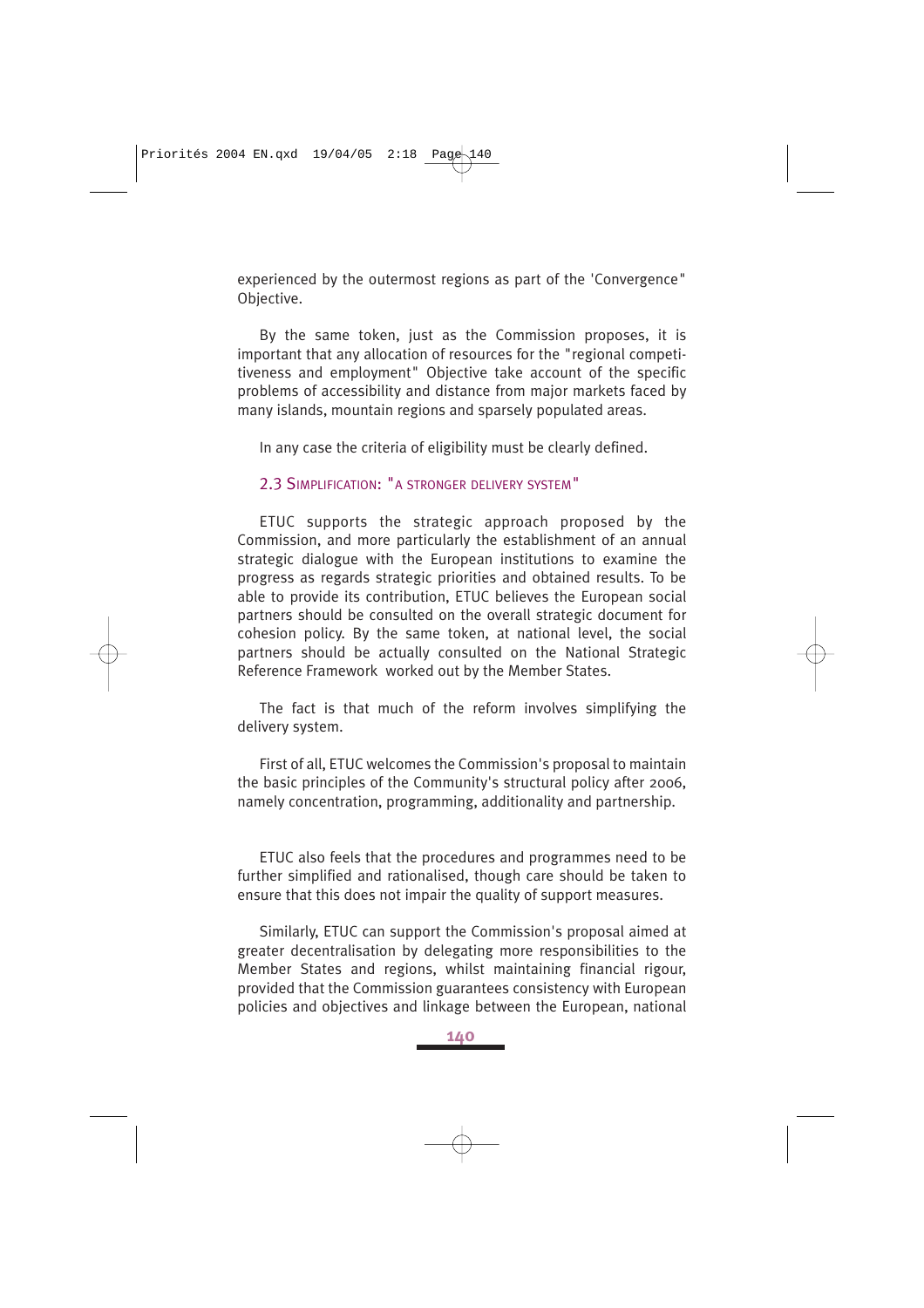experienced by the outermost regions as part of the 'Convergence" Objective.

By the same token, just as the Commission proposes, it is important that any allocation of resources for the "regional competitiveness and employment" Objective take account of the specific problems of accessibility and distance from major markets faced by many islands, mountain regions and sparsely populated areas.

In any case the criteria of eligibility must be clearly defined.

### 2.3 Simplification: "a stronger delivery system"

ETUC supports the strategic approach proposed by the Commission, and more particularly the establishment of an annual strategic dialogue with the European institutions to examine the progress as regards strategic priorities and obtained results. To be able to provide its contribution, ETUC believes the European social partners should be consulted on the overall strategic document for cohesion policy. By the same token, at national level, the social partners should be actually consulted on the National Strategic Reference Framework worked out by the Member States.

The fact is that much of the reform involves simplifying the delivery system.

First of all, ETUC welcomes the Commission's proposal to maintain the basic principles of the Community's structural policy after 2006, namely concentration, programming, additionality and partnership.

ETUC also feels that the procedures and programmes need to be further simplified and rationalised, though care should be taken to ensure that this does not impair the quality of support measures.

Similarly, ETUC can support the Commission's proposal aimed at greater decentralisation by delegating more responsibilities to the Member States and regions, whilst maintaining financial rigour, provided that the Commission guarantees consistency with European policies and objectives and linkage between the European, national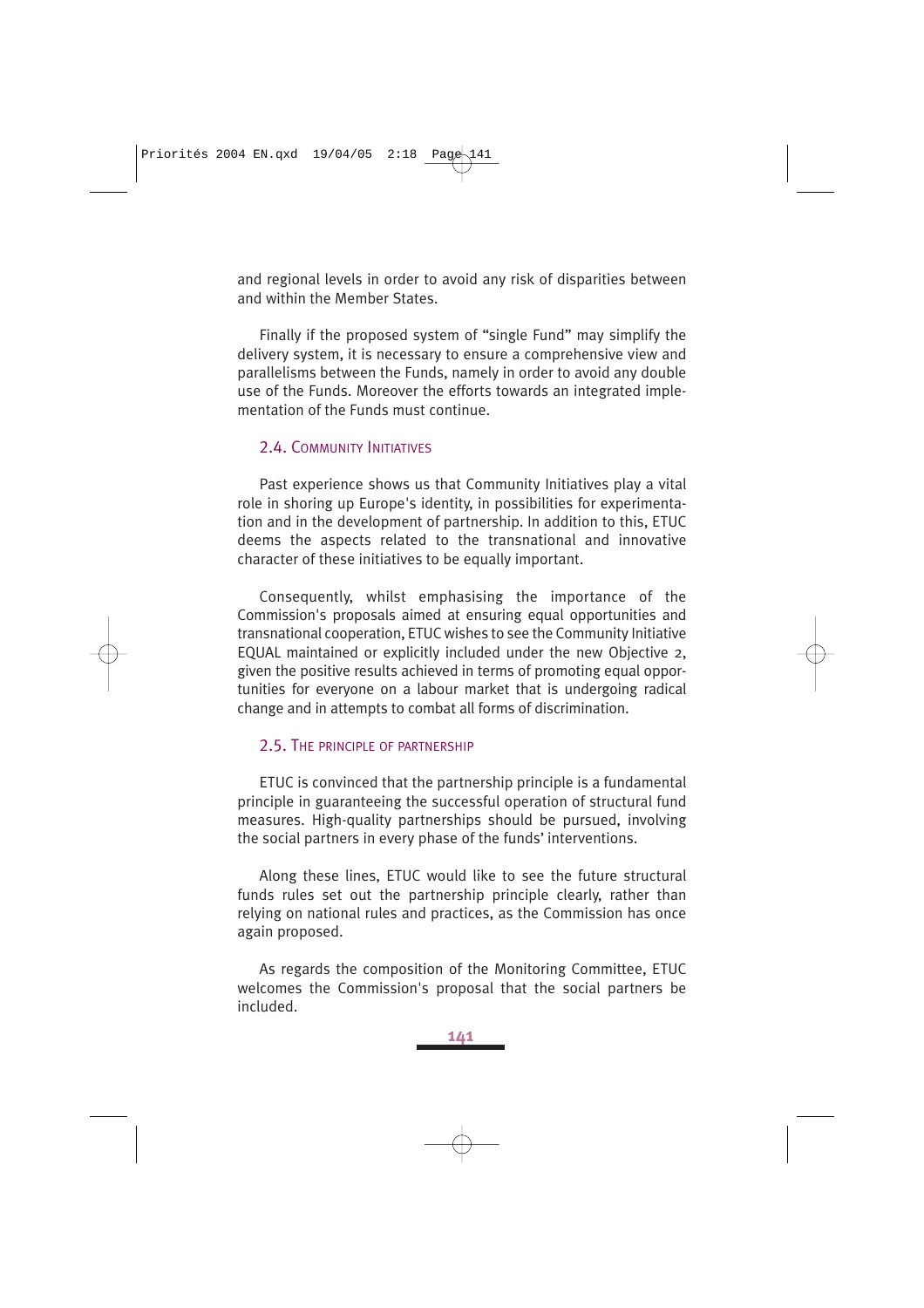and regional levels in order to avoid any risk of disparities between and within the Member States.

Finally if the proposed system of "single Fund" may simplify the delivery system, it is necessary to ensure a comprehensive view and parallelisms between the Funds, namely in order to avoid any double use of the Funds. Moreover the efforts towards an integrated implementation of the Funds must continue.

### 2.4. Community Initiatives

Past experience shows us that Community Initiatives play a vital role in shoring up Europe's identity, in possibilities for experimentation and in the development of partnership. In addition to this, ETUC deems the aspects related to the transnational and innovative character of these initiatives to be equally important.

Consequently, whilst emphasising the importance of the Commission's proposals aimed at ensuring equal opportunities and transnational cooperation, ETUC wishes to see the Community Initiative EQUAL maintained or explicitly included under the new Objective 2, given the positive results achieved in terms of promoting equal opportunities for everyone on a labour market that is undergoing radical change and in attempts to combat all forms of discrimination.

### 2.5. The principle of partnership

ETUC is convinced that the partnership principle is a fundamental principle in guaranteeing the successful operation of structural fund measures. High-quality partnerships should be pursued, involving the social partners in every phase of the funds' interventions.

Along these lines, ETUC would like to see the future structural funds rules set out the partnership principle clearly, rather than relying on national rules and practices, as the Commission has once again proposed.

As regards the composition of the Monitoring Committee, ETUC welcomes the Commission's proposal that the social partners be included.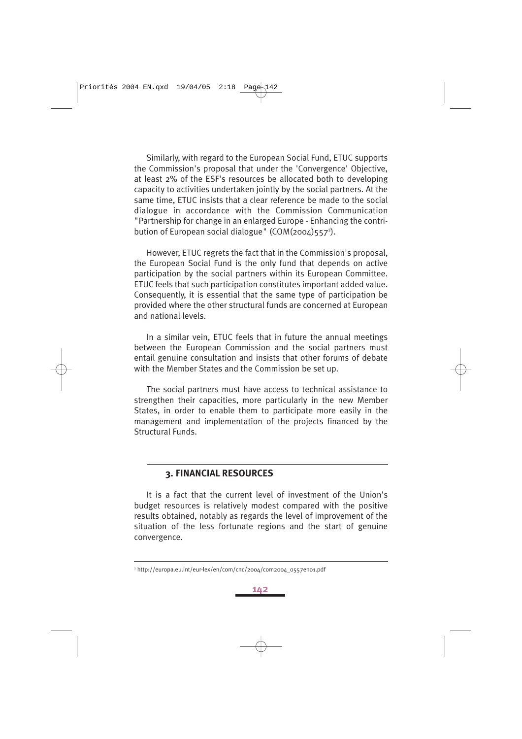Similarly, with regard to the European Social Fund, ETUC supports the Commission's proposal that under the 'Convergence' Objective, at least 2% of the ESF's resources be allocated both to developing capacity to activities undertaken jointly by the social partners. At the same time, ETUC insists that a clear reference be made to the social dialogue in accordance with the Commission Communication "Partnership for change in an enlarged Europe - Enhancing the contribution of European social dialogue" (COM(2004)557[3]).

However, ETUC regrets the fact that in the Commission's proposal, the European Social Fund is the only fund that depends on active participation by the social partners within its European Committee. ETUC feels that such participation constitutes important added value. Consequently, it is essential that the same type of participation be provided where the other structural funds are concerned at European and national levels.

In a similar vein, ETUC feels that in future the annual meetings between the European Commission and the social partners must entail genuine consultation and insists that other forums of debate with the Member States and the Commission be set up.

The social partners must have access to technical assistance to strengthen their capacities, more particularly in the new Member States, in order to enable them to participate more easily in the management and implementation of the projects financed by the Structural Funds.

## 3. FINANCIAL RESOURCES

It is a fact that the current level of investment of the Union's budget resources is relatively modest compared with the positive results obtained, notably as regards the level of improvement of the situation of the less fortunate regions and the start of genuine convergence.

[3] http://europa.eu.int/eur-lex/en/com/cnc/2004/com2004_0557en01.pdf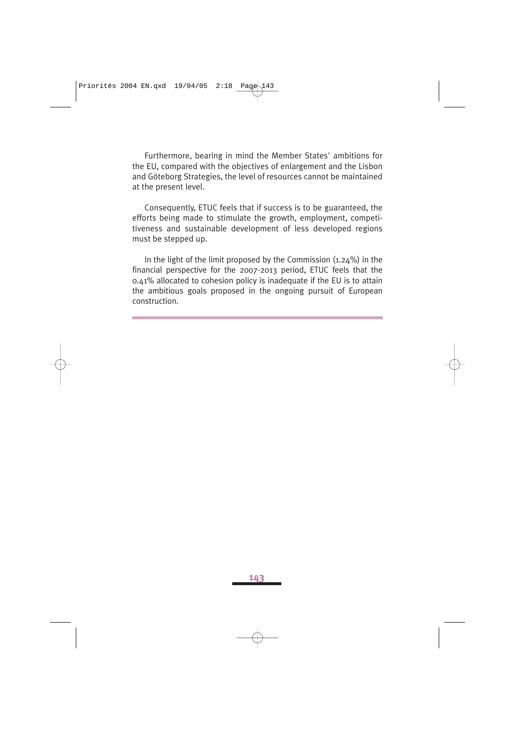Furthermore, bearing in mind the Member States' ambitions for the EU, compared with the objectives of enlargement and the Lisbon and Göteborg Strategies, the level of resources cannot be maintained at the present level.

Consequently, ETUC feels that if success is to be guaranteed, the efforts being made to stimulate the growth, employment, competitiveness and sustainable development of less developed regions must be stepped up.

In the light of the limit proposed by the Commission (1.24%) in the financial perspective for the 2007-2013 period, ETUC feels that the 0.41% allocated to cohesion policy is inadequate if the EU is to attain the ambitious goals proposed in the ongoing pursuit of European construction.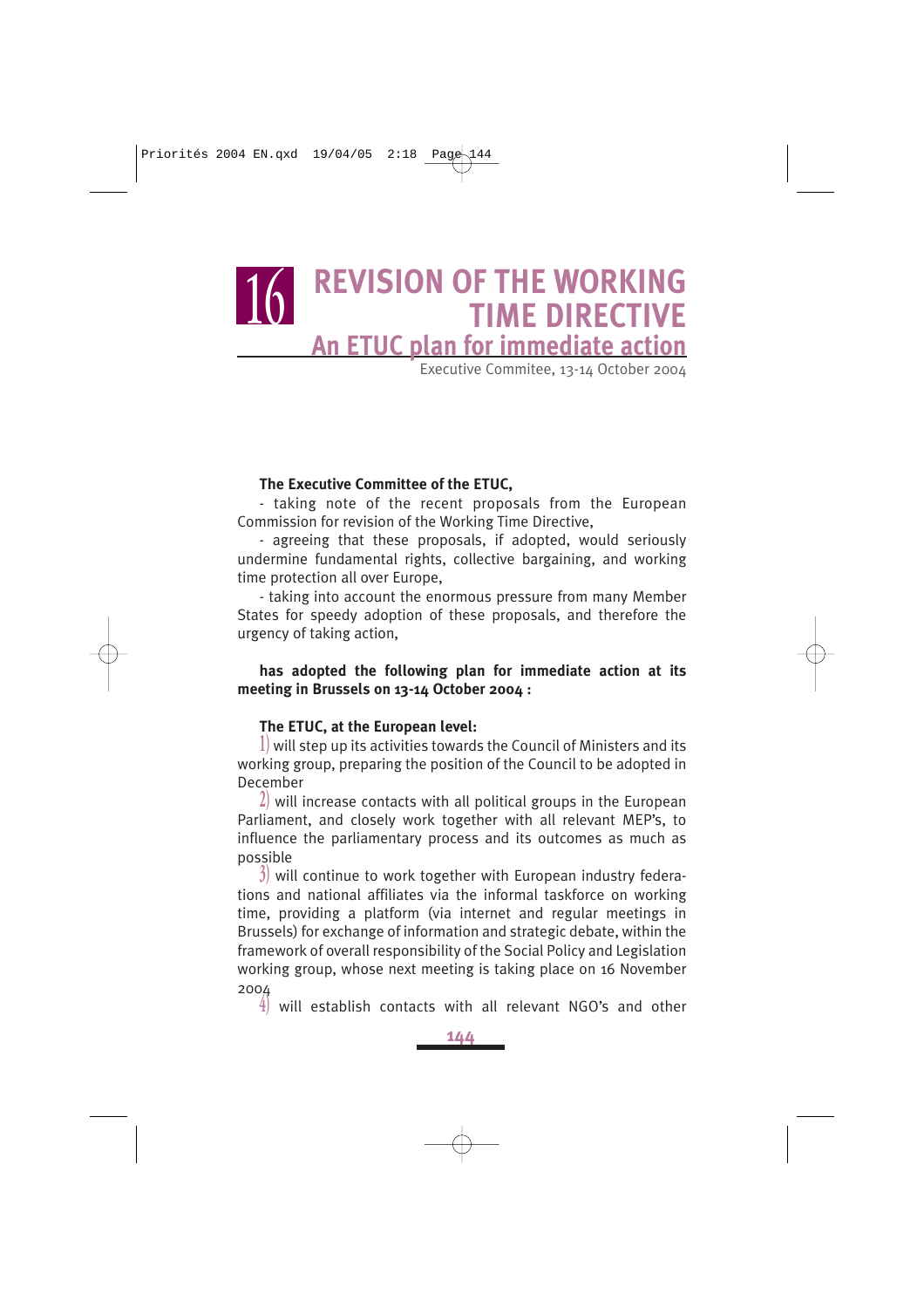# 16 REVISION OF THE WORKING TIME DIRECTIVE

## An ETUC plan for immediate action

Executive Commitee, 13-14 October 2004

**The Executive Committee of the ETUC,**

- taking note of the recent proposals from the European Commission for revision of the Working Time Directive,

- agreeing that these proposals, if adopted, would seriously undermine fundamental rights, collective bargaining, and working time protection all over Europe,

- taking into account the enormous pressure from many Member States for speedy adoption of these proposals, and therefore the urgency of taking action,

**has adopted the following plan for immediate action at its meeting in Brussels on 13-14 October 2004 :**

**The ETUC, at the European level:**

1) will step up its activities towards the Council of Ministers and its working group, preparing the position of the Council to be adopted in December

2) will increase contacts with all political groups in the European Parliament, and closely work together with all relevant MEP's, to influence the parliamentary process and its outcomes as much as possible

3) will continue to work together with European industry federations and national affiliates via the informal taskforce on working time, providing a platform (via internet and regular meetings in Brussels) for exchange of information and strategic debate, within the framework of overall responsibility of the Social Policy and Legislation working group, whose next meeting is taking place on 16 November 2004

4) will establish contacts with all relevant NGO's and other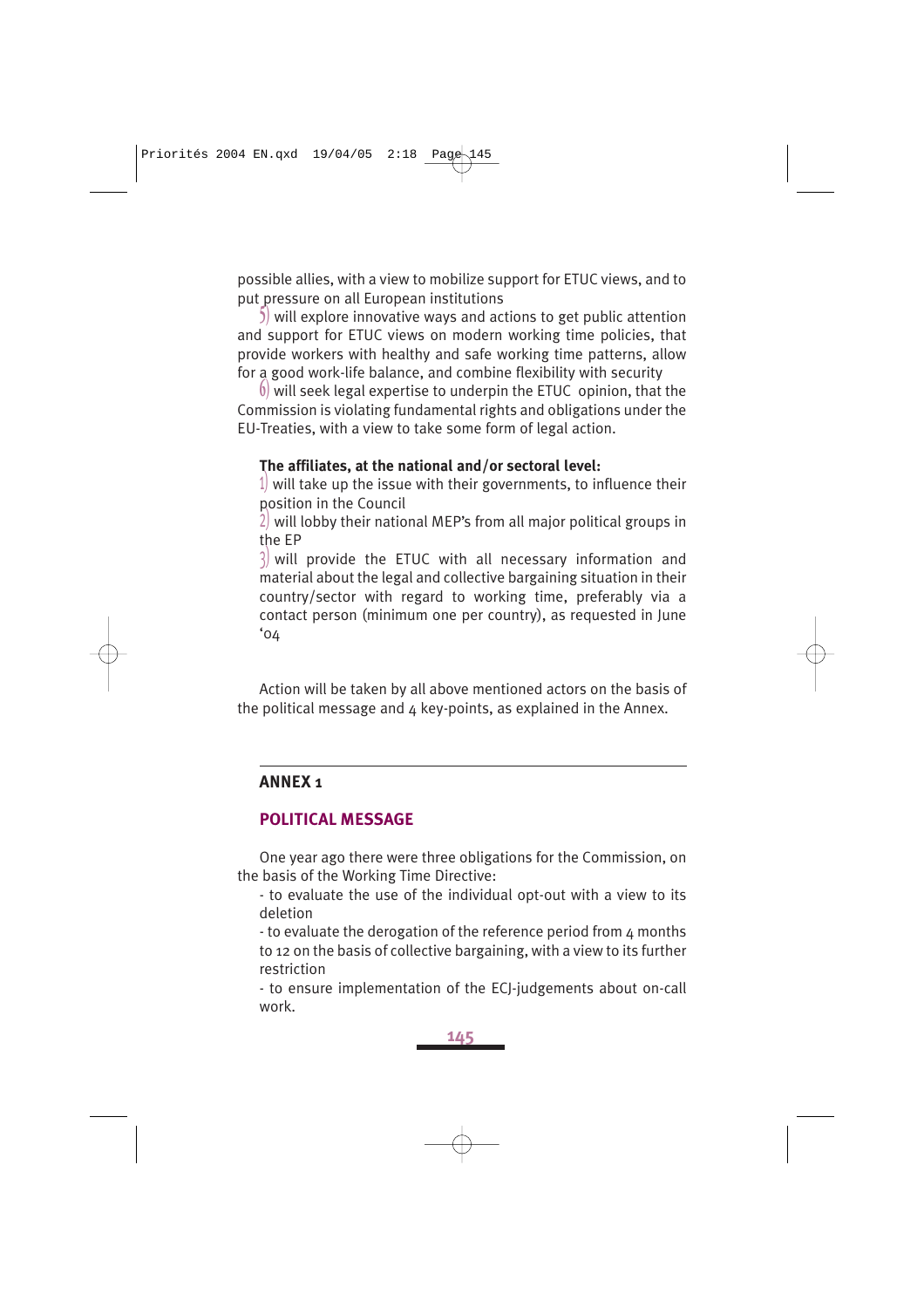possible allies, with a view to mobilize support for ETUC views, and to put pressure on all European institutions

5) will explore innovative ways and actions to get public attention and support for ETUC views on modern working time policies, that provide workers with healthy and safe working time patterns, allow for a good work-life balance, and combine flexibility with security

6) will seek legal expertise to underpin the ETUC opinion, that the Commission is violating fundamental rights and obligations under the EU-Treaties, with a view to take some form of legal action.

**The affiliates, at the national and/or sectoral level:**

1) will take up the issue with their governments, to influence their position in the Council

2) will lobby their national MEP's from all major political groups in the EP

3) will provide the ETUC with all necessary information and material about the legal and collective bargaining situation in their country/sector with regard to working time, preferably via a contact person (minimum one per country), as requested in June '04

Action will be taken by all above mentioned actors on the basis of the political message and 4 key-points, as explained in the Annex.

---

## ANNEX 1

### POLITICAL MESSAGE

One year ago there were three obligations for the Commission, on the basis of the Working Time Directive:

- to evaluate the use of the individual opt-out with a view to its deletion
- to evaluate the derogation of the reference period from 4 months to 12 on the basis of collective bargaining, with a view to its further restriction
- to ensure implementation of the ECJ-judgements about on-call work.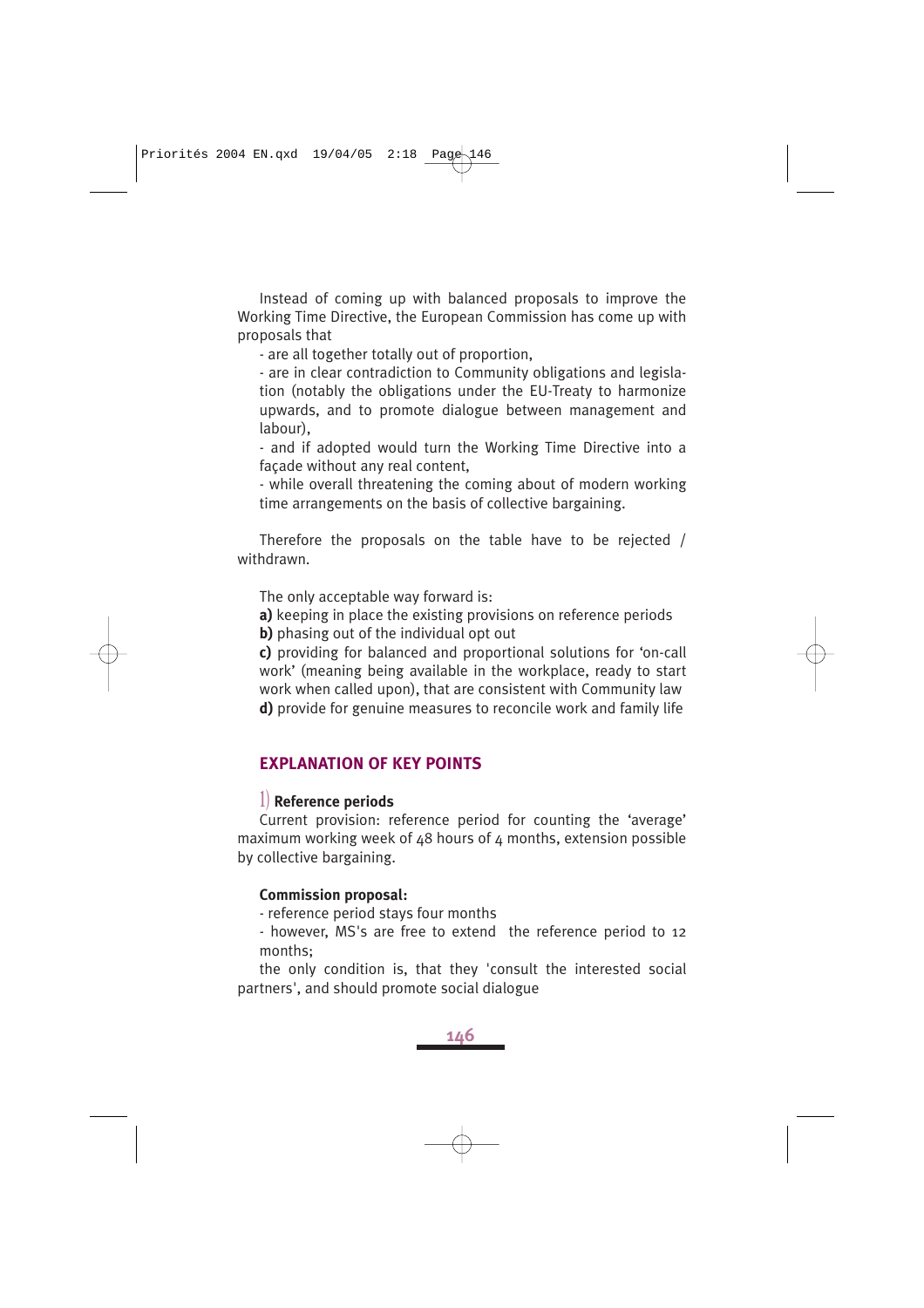Instead of coming up with balanced proposals to improve the Working Time Directive, the European Commission has come up with proposals that

- are all together totally out of proportion,
- are in clear contradiction to Community obligations and legislation (notably the obligations under the EU-Treaty to harmonize upwards, and to promote dialogue between management and labour),
- and if adopted would turn the Working Time Directive into a façade without any real content,
- while overall threatening the coming about of modern working time arrangements on the basis of collective bargaining.

Therefore the proposals on the table have to be rejected / withdrawn.

The only acceptable way forward is:

**a)** keeping in place the existing provisions on reference periods
**b)** phasing out of the individual opt out
**c)** providing for balanced and proportional solutions for 'on-call work' (meaning being available in the workplace, ready to start work when called upon), that are consistent with Community law
**d)** provide for genuine measures to reconcile work and family life

## EXPLANATION OF KEY POINTS

### 1) Reference periods

Current provision: reference period for counting the 'average' maximum working week of 48 hours of 4 months, extension possible by collective bargaining.

**Commission proposal:**

- reference period stays four months
- however, MS's are free to extend the reference period to 12 months;

the only condition is, that they 'consult the interested social partners', and should promote social dialogue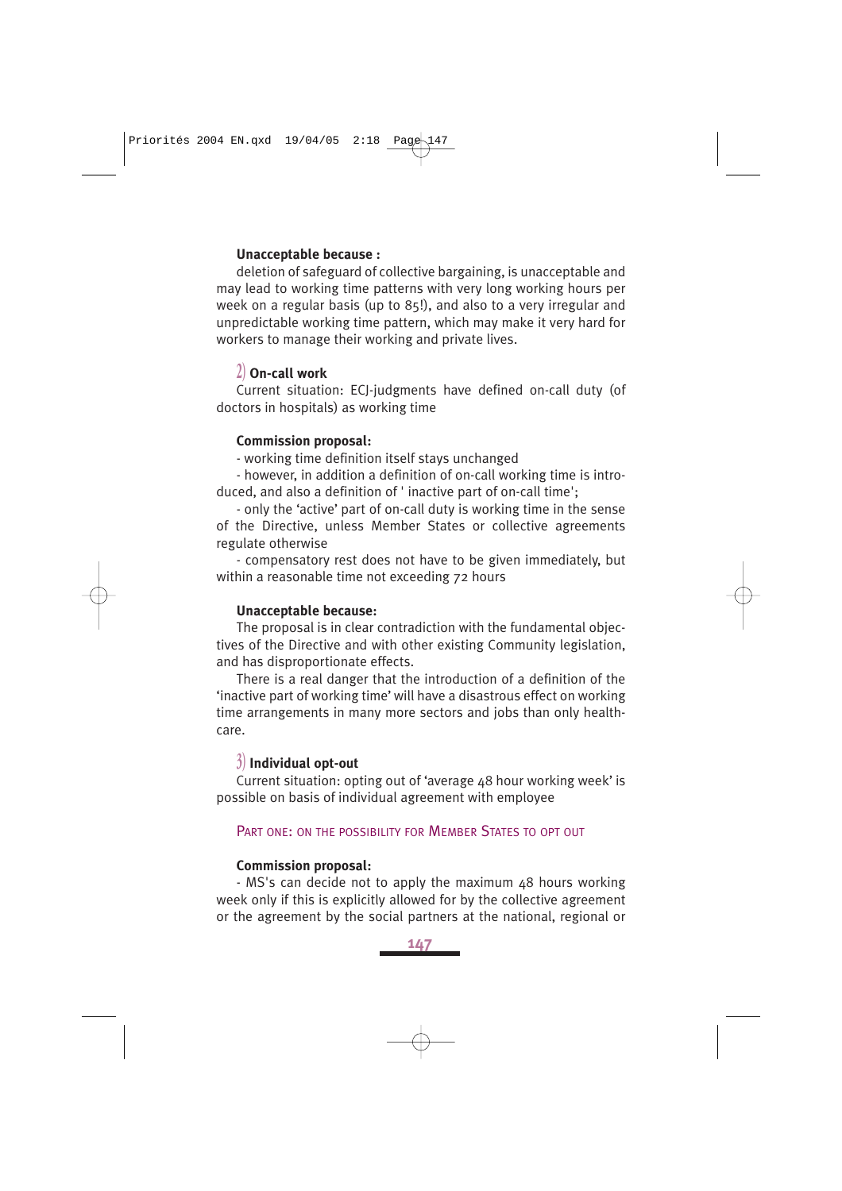**Unacceptable because :**

deletion of safeguard of collective bargaining, is unacceptable and may lead to working time patterns with very long working hours per week on a regular basis (up to 85!), and also to a very irregular and unpredictable working time pattern, which may make it very hard for workers to manage their working and private lives.

### 2) On-call work

Current situation: ECJ-judgments have defined on-call duty (of doctors in hospitals) as working time

**Commission proposal:**

- working time definition itself stays unchanged
- however, in addition a definition of on-call working time is introduced, and also a definition of ' inactive part of on-call time';
- only the 'active' part of on-call duty is working time in the sense of the Directive, unless Member States or collective agreements regulate otherwise
- compensatory rest does not have to be given immediately, but within a reasonable time not exceeding 72 hours

**Unacceptable because:**

The proposal is in clear contradiction with the fundamental objectives of the Directive and with other existing Community legislation, and has disproportionate effects.

There is a real danger that the introduction of a definition of the 'inactive part of working time' will have a disastrous effect on working time arrangements in many more sectors and jobs than only healthcare.

### 3) Individual opt-out

Current situation: opting out of 'average 48 hour working week' is possible on basis of individual agreement with employee

PART ONE: ON THE POSSIBILITY FOR MEMBER STATES TO OPT OUT

**Commission proposal:**

- MS's can decide not to apply the maximum 48 hours working week only if this is explicitly allowed for by the collective agreement or the agreement by the social partners at the national, regional or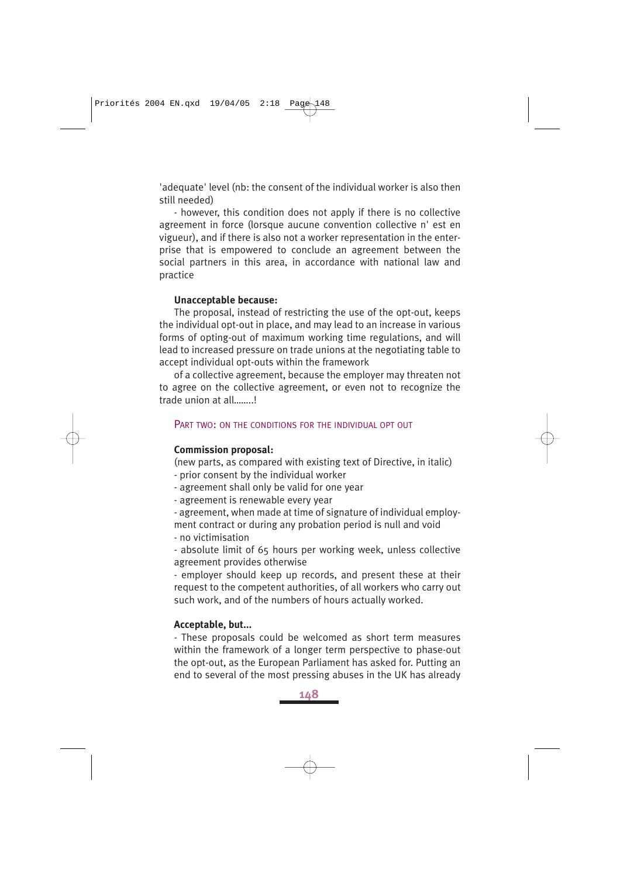'adequate' level (nb: the consent of the individual worker is also then still needed)

- however, this condition does not apply if there is no collective agreement in force (lorsque aucune convention collective n' est en vigueur), and if there is also not a worker representation in the enterprise that is empowered to conclude an agreement between the social partners in this area, in accordance with national law and practice

**Unacceptable because:**

The proposal, instead of restricting the use of the opt-out, keeps the individual opt-out in place, and may lead to an increase in various forms of opting-out of maximum working time regulations, and will lead to increased pressure on trade unions at the negotiating table to accept individual opt-outs within the framework

of a collective agreement, because the employer may threaten not to agree on the collective agreement, or even not to recognize the trade union at all……..!

## PART TWO: ON THE CONDITIONS FOR THE INDIVIDUAL OPT OUT

**Commission proposal:**

(new parts, as compared with existing text of Directive, in italic)

- prior consent by the individual worker
- agreement shall only be valid for one year
- agreement is renewable every year
- agreement, when made at time of signature of individual employment contract or during any probation period is null and void
- no victimisation
- absolute limit of 65 hours per working week, unless collective agreement provides otherwise
- employer should keep up records, and present these at their request to the competent authorities, of all workers who carry out such work, and of the numbers of hours actually worked.

**Acceptable, but…**

- These proposals could be welcomed as short term measures within the framework of a longer term perspective to phase-out the opt-out, as the European Parliament has asked for. Putting an end to several of the most pressing abuses in the UK has already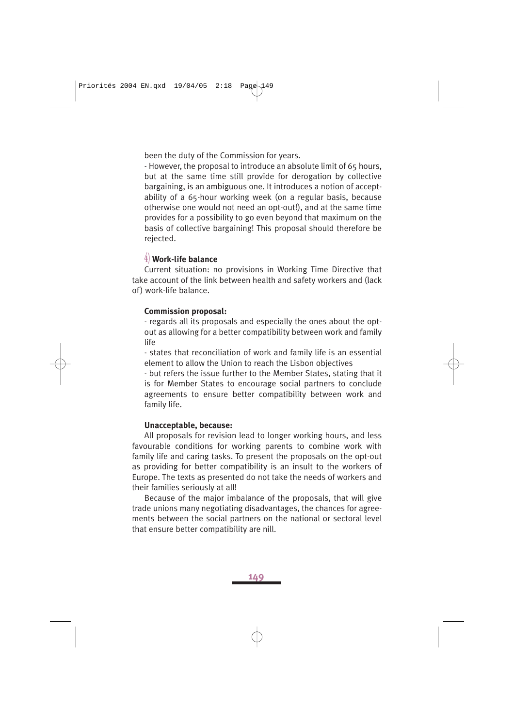been the duty of the Commission for years.

- However, the proposal to introduce an absolute limit of 65 hours, but at the same time still provide for derogation by collective bargaining, is an ambiguous one. It introduces a notion of acceptability of a 65-hour working week (on a regular basis, because otherwise one would not need an opt-out!), and at the same time provides for a possibility to go even beyond that maximum on the basis of collective bargaining! This proposal should therefore be rejected.

### 4) Work-life balance

Current situation: no provisions in Working Time Directive that take account of the link between health and safety workers and (lack of) work-life balance.

**Commission proposal:**

- regards all its proposals and especially the ones about the opt-out as allowing for a better compatibility between work and family life
- states that reconciliation of work and family life is an essential element to allow the Union to reach the Lisbon objectives
- but refers the issue further to the Member States, stating that it is for Member States to encourage social partners to conclude agreements to ensure better compatibility between work and family life.

**Unacceptable, because:**

All proposals for revision lead to longer working hours, and less favourable conditions for working parents to combine work with family life and caring tasks. To present the proposals on the opt-out as providing for better compatibility is an insult to the workers of Europe. The texts as presented do not take the needs of workers and their families seriously at all!

Because of the major imbalance of the proposals, that will give trade unions many negotiating disadvantages, the chances for agreements between the social partners on the national or sectoral level that ensure better compatibility are nill.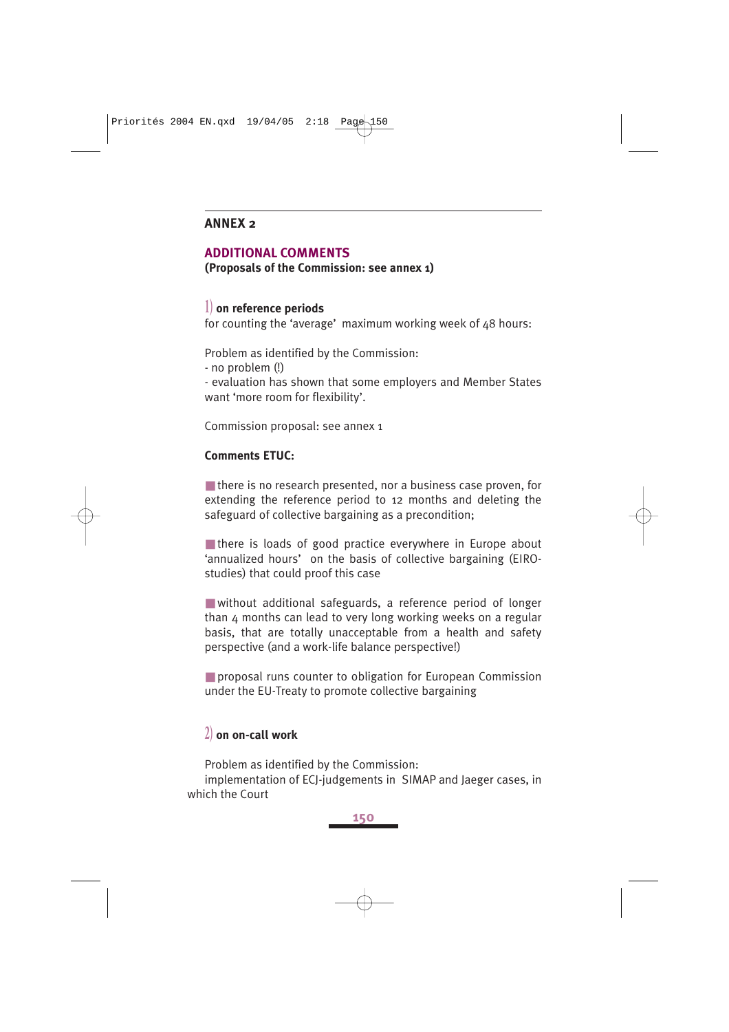## ANNEX 2

### ADDITIONAL COMMENTS

**(Proposals of the Commission: see annex 1)**

1) **on reference periods**

for counting the 'average' maximum working week of 48 hours:

Problem as identified by the Commission:
- no problem (!)
- evaluation has shown that some employers and Member States want 'more room for flexibility'.

Commission proposal: see annex 1

**Comments ETUC:**

- there is no research presented, nor a business case proven, for extending the reference period to 12 months and deleting the safeguard of collective bargaining as a precondition;

- there is loads of good practice everywhere in Europe about 'annualized hours' on the basis of collective bargaining (EIRO-studies) that could proof this case

- without additional safeguards, a reference period of longer than 4 months can lead to very long working weeks on a regular basis, that are totally unacceptable from a health and safety perspective (and a work-life balance perspective!)

- proposal runs counter to obligation for European Commission under the EU-Treaty to promote collective bargaining

2) **on on-call work**

Problem as identified by the Commission:
implementation of ECJ-judgements in SIMAP and Jaeger cases, in which the Court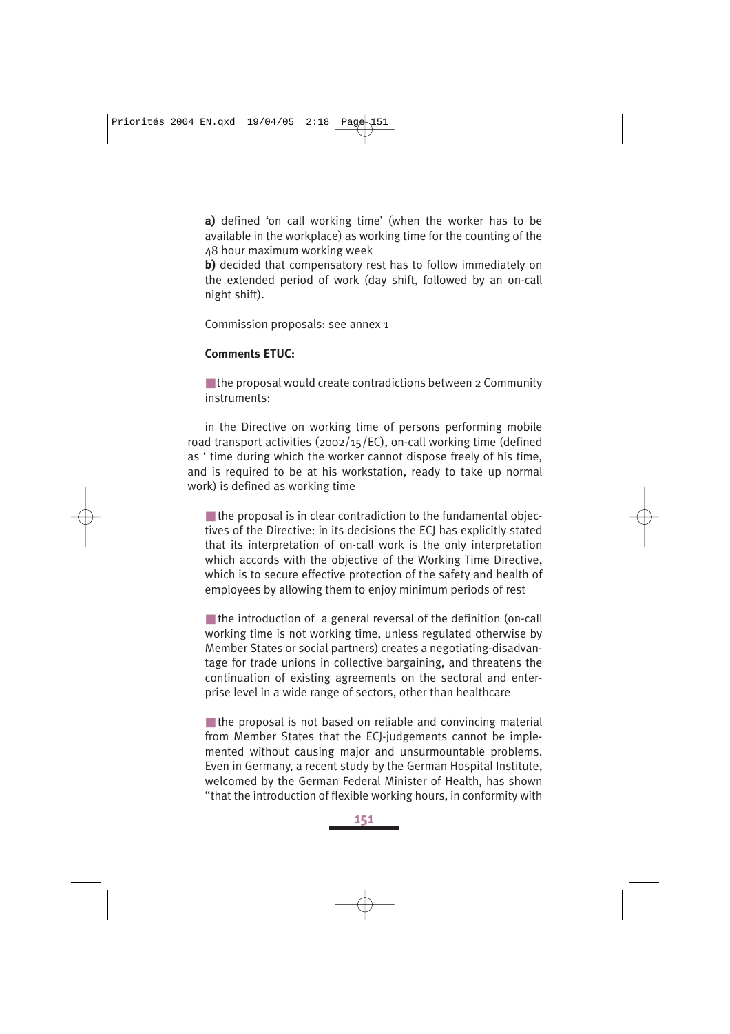**a)** defined 'on call working time' (when the worker has to be available in the workplace) as working time for the counting of the 48 hour maximum working week
**b)** decided that compensatory rest has to follow immediately on the extended period of work (day shift, followed by an on-call night shift).

Commission proposals: see annex 1

**Comments ETUC:**

- the proposal would create contradictions between 2 Community instruments:

in the Directive on working time of persons performing mobile road transport activities (2002/15/EC), on-call working time (defined as ' time during which the worker cannot dispose freely of his time, and is required to be at his workstation, ready to take up normal work) is defined as working time

- the proposal is in clear contradiction to the fundamental objectives of the Directive: in its decisions the ECJ has explicitly stated that its interpretation of on-call work is the only interpretation which accords with the objective of the Working Time Directive, which is to secure effective protection of the safety and health of employees by allowing them to enjoy minimum periods of rest

- the introduction of a general reversal of the definition (on-call working time is not working time, unless regulated otherwise by Member States or social partners) creates a negotiating-disadvantage for trade unions in collective bargaining, and threatens the continuation of existing agreements on the sectoral and enterprise level in a wide range of sectors, other than healthcare

- the proposal is not based on reliable and convincing material from Member States that the ECJ-judgements cannot be implemented without causing major and unsurmountable problems. Even in Germany, a recent study by the German Hospital Institute, welcomed by the German Federal Minister of Health, has shown "that the introduction of flexible working hours, in conformity with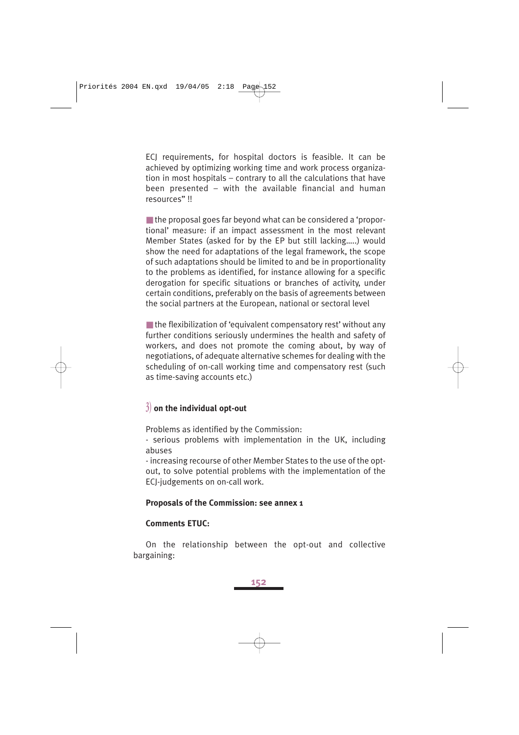ECJ requirements, for hospital doctors is feasible. It can be achieved by optimizing working time and work process organization in most hospitals – contrary to all the calculations that have been presented – with the available financial and human resources" !!

- the proposal goes far beyond what can be considered a 'proportional' measure: if an impact assessment in the most relevant Member States (asked for by the EP but still lacking.....) would show the need for adaptations of the legal framework, the scope of such adaptations should be limited to and be in proportionality to the problems as identified, for instance allowing for a specific derogation for specific situations or branches of activity, under certain conditions, preferably on the basis of agreements between the social partners at the European, national or sectoral level

- the flexibilization of 'equivalent compensatory rest' without any further conditions seriously undermines the health and safety of workers, and does not promote the coming about, by way of negotiations, of adequate alternative schemes for dealing with the scheduling of on-call working time and compensatory rest (such as time-saving accounts etc.)

### 3) on the individual opt-out

Problems as identified by the Commission:

- serious problems with implementation in the UK, including abuses
- increasing recourse of other Member States to the use of the opt-out, to solve potential problems with the implementation of the ECJ-judgements on on-call work.

**Proposals of the Commission: see annex 1**

**Comments ETUC:**

On the relationship between the opt-out and collective bargaining: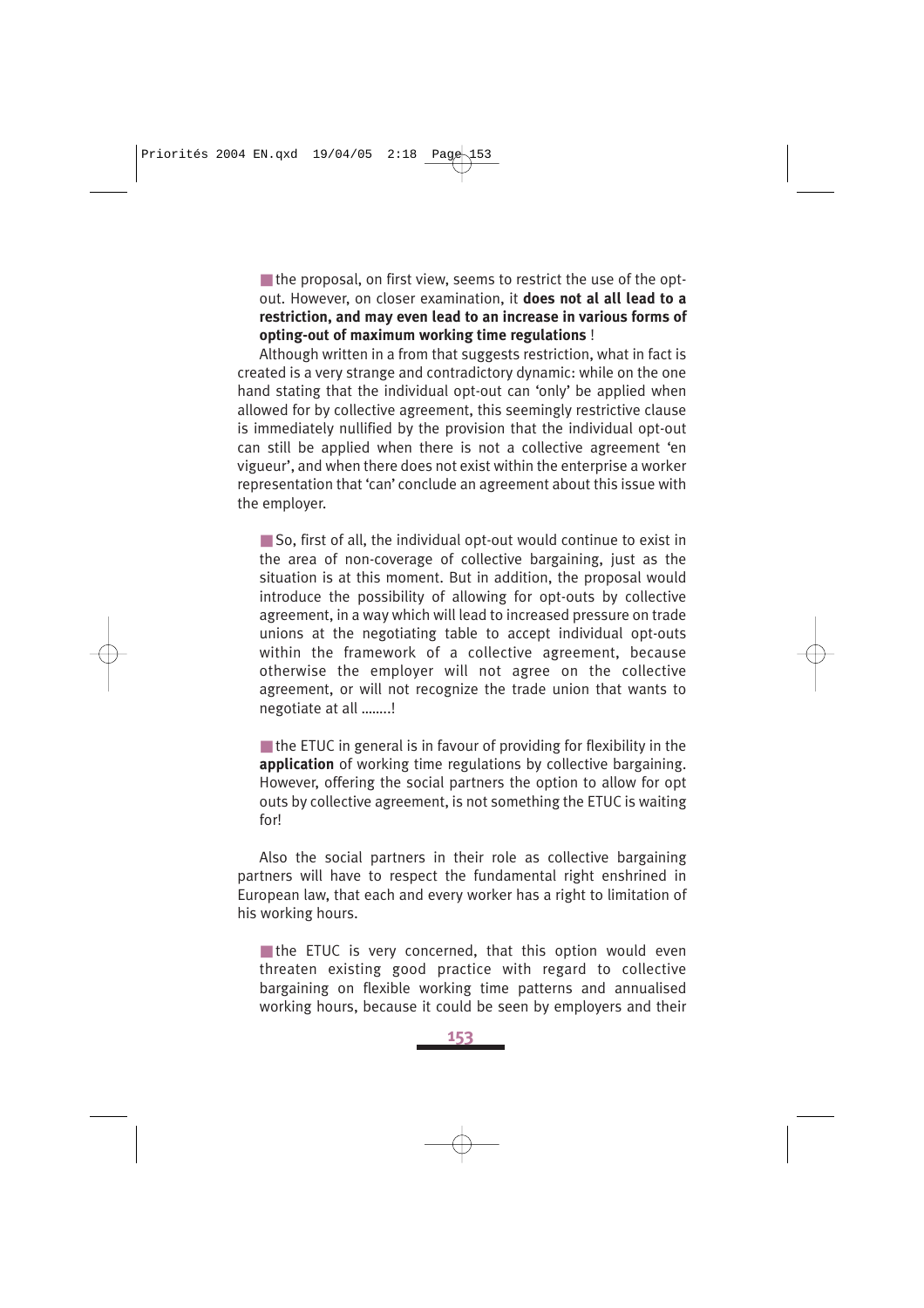- the proposal, on first view, seems to restrict the use of the opt-out. However, on closer examination, it **does not al all lead to a restriction, and may even lead to an increase in various forms of opting-out of maximum working time regulations** !

Although written in a from that suggests restriction, what in fact is created is a very strange and contradictory dynamic: while on the one hand stating that the individual opt-out can 'only' be applied when allowed for by collective agreement, this seemingly restrictive clause is immediately nullified by the provision that the individual opt-out can still be applied when there is not a collective agreement 'en vigueur', and when there does not exist within the enterprise a worker representation that 'can' conclude an agreement about this issue with the employer.

- So, first of all, the individual opt-out would continue to exist in the area of non-coverage of collective bargaining, just as the situation is at this moment. But in addition, the proposal would introduce the possibility of allowing for opt-outs by collective agreement, in a way which will lead to increased pressure on trade unions at the negotiating table to accept individual opt-outs within the framework of a collective agreement, because otherwise the employer will not agree on the collective agreement, or will not recognize the trade union that wants to negotiate at all ……..!

- the ETUC in general is in favour of providing for flexibility in the **application** of working time regulations by collective bargaining. However, offering the social partners the option to allow for opt outs by collective agreement, is not something the ETUC is waiting for!

Also the social partners in their role as collective bargaining partners will have to respect the fundamental right enshrined in European law, that each and every worker has a right to limitation of his working hours.

- the ETUC is very concerned, that this option would even threaten existing good practice with regard to collective bargaining on flexible working time patterns and annualised working hours, because it could be seen by employers and their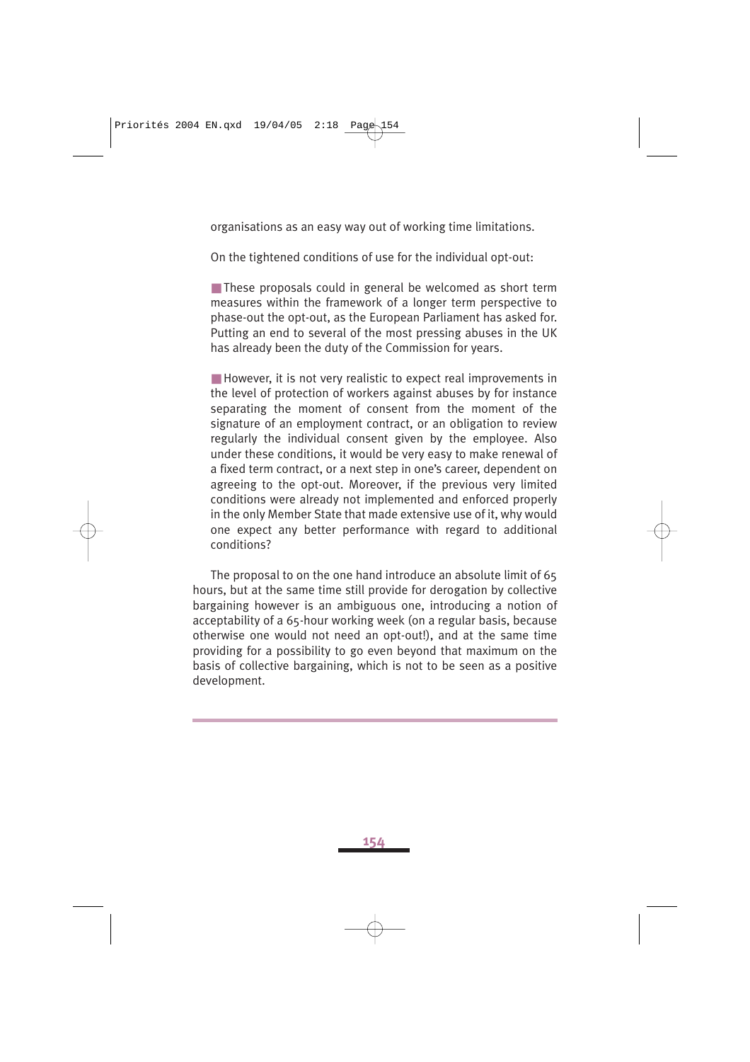organisations as an easy way out of working time limitations.

On the tightened conditions of use for the individual opt-out:

- These proposals could in general be welcomed as short term measures within the framework of a longer term perspective to phase-out the opt-out, as the European Parliament has asked for. Putting an end to several of the most pressing abuses in the UK has already been the duty of the Commission for years.

- However, it is not very realistic to expect real improvements in the level of protection of workers against abuses by for instance separating the moment of consent from the moment of the signature of an employment contract, or an obligation to review regularly the individual consent given by the employee. Also under these conditions, it would be very easy to make renewal of a fixed term contract, or a next step in one's career, dependent on agreeing to the opt-out. Moreover, if the previous very limited conditions were already not implemented and enforced properly in the only Member State that made extensive use of it, why would one expect any better performance with regard to additional conditions?

The proposal to on the one hand introduce an absolute limit of 65 hours, but at the same time still provide for derogation by collective bargaining however is an ambiguous one, introducing a notion of acceptability of a 65-hour working week (on a regular basis, because otherwise one would not need an opt-out!), and at the same time providing for a possibility to go even beyond that maximum on the basis of collective bargaining, which is not to be seen as a positive development.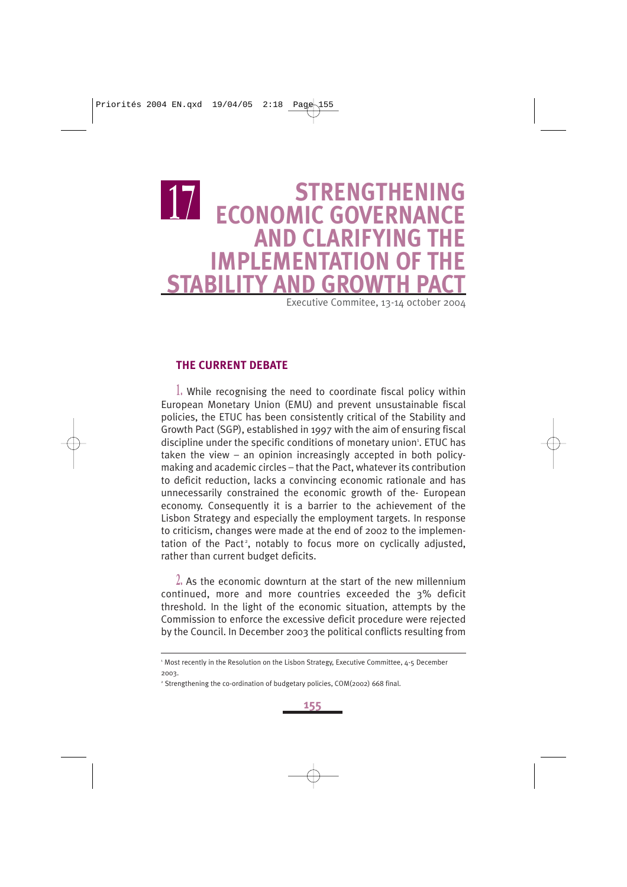# 17 STRENGTHENING ECONOMIC GOVERNANCE AND CLARIFYING THE IMPLEMENTATION OF THE STABILITY AND GROWTH PACT

Executive Commitee, 13-14 october 2004

## THE CURRENT DEBATE

1. While recognising the need to coordinate fiscal policy within European Monetary Union (EMU) and prevent unsustainable fiscal policies, the ETUC has been consistently critical of the Stability and Growth Pact (SGP), established in 1997 with the aim of ensuring fiscal discipline under the specific conditions of monetary union[1]. ETUC has taken the view – an opinion increasingly accepted in both policy-making and academic circles – that the Pact, whatever its contribution to deficit reduction, lacks a convincing economic rationale and has unnecessarily constrained the economic growth of the- European economy. Consequently it is a barrier to the achievement of the Lisbon Strategy and especially the employment targets. In response to criticism, changes were made at the end of 2002 to the implementation of the Pact[2], notably to focus more on cyclically adjusted, rather than current budget deficits.

2. As the economic downturn at the start of the new millennium continued, more and more countries exceeded the 3% deficit threshold. In the light of the economic situation, attempts by the Commission to enforce the excessive deficit procedure were rejected by the Council. In December 2003 the political conflicts resulting from

---

[1] Most recently in the Resolution on the Lisbon Strategy, Executive Committee, 4-5 December 2003.

[2] Strengthening the co-ordination of budgetary policies, COM(2002) 668 final.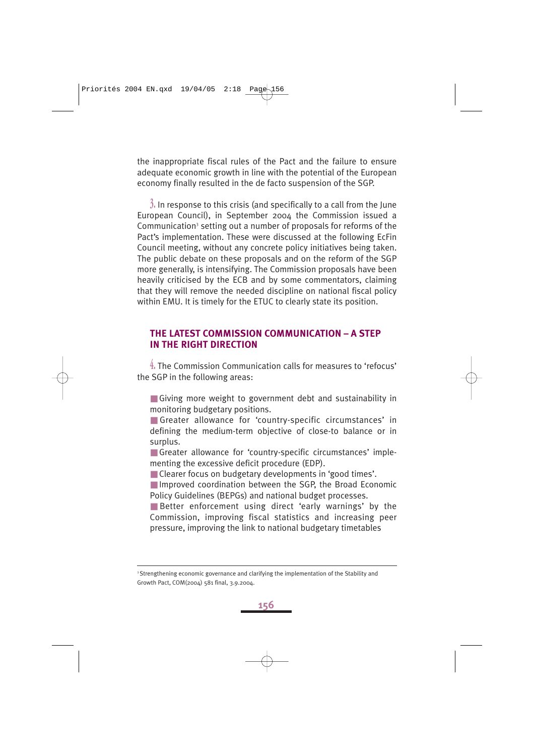the inappropriate fiscal rules of the Pact and the failure to ensure adequate economic growth in line with the potential of the European economy finally resulted in the de facto suspension of the SGP.

3. In response to this crisis (and specifically to a call from the June European Council), in September 2004 the Commission issued a Communication[3] setting out a number of proposals for reforms of the Pact's implementation. These were discussed at the following EcFin Council meeting, without any concrete policy initiatives being taken. The public debate on these proposals and on the reform of the SGP more generally, is intensifying. The Commission proposals have been heavily criticised by the ECB and by some commentators, claiming that they will remove the needed discipline on national fiscal policy within EMU. It is timely for the ETUC to clearly state its position.

## THE LATEST COMMISSION COMMUNICATION – A STEP IN THE RIGHT DIRECTION

4. The Commission Communication calls for measures to 'refocus' the SGP in the following areas:

- Giving more weight to government debt and sustainability in monitoring budgetary positions.
- Greater allowance for 'country-specific circumstances' in defining the medium-term objective of close-to balance or in surplus.
- Greater allowance for 'country-specific circumstances' implementing the excessive deficit procedure (EDP).
- Clearer focus on budgetary developments in 'good times'.
- Improved coordination between the SGP, the Broad Economic Policy Guidelines (BEPGs) and national budget processes.
- Better enforcement using direct 'early warnings' by the Commission, improving fiscal statistics and increasing peer pressure, improving the link to national budgetary timetables

---

[3] Strengthening economic governance and clarifying the implementation of the Stability and Growth Pact, COM(2004) 581 final, 3.9.2004.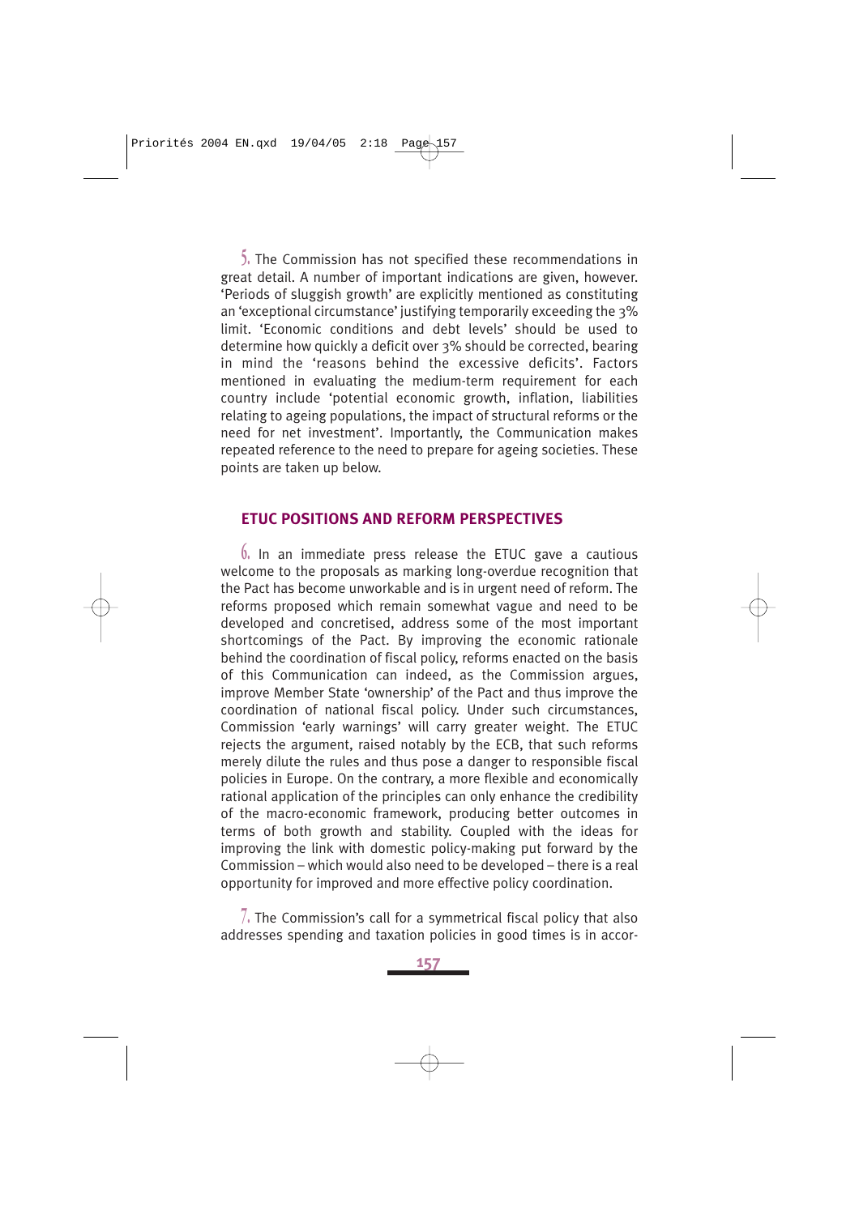5. The Commission has not specified these recommendations in great detail. A number of important indications are given, however. 'Periods of sluggish growth' are explicitly mentioned as constituting an 'exceptional circumstance' justifying temporarily exceeding the 3% limit. 'Economic conditions and debt levels' should be used to determine how quickly a deficit over 3% should be corrected, bearing in mind the 'reasons behind the excessive deficits'. Factors mentioned in evaluating the medium-term requirement for each country include 'potential economic growth, inflation, liabilities relating to ageing populations, the impact of structural reforms or the need for net investment'. Importantly, the Communication makes repeated reference to the need to prepare for ageing societies. These points are taken up below.

## ETUC POSITIONS AND REFORM PERSPECTIVES

6. In an immediate press release the ETUC gave a cautious welcome to the proposals as marking long-overdue recognition that the Pact has become unworkable and is in urgent need of reform. The reforms proposed which remain somewhat vague and need to be developed and concretised, address some of the most important shortcomings of the Pact. By improving the economic rationale behind the coordination of fiscal policy, reforms enacted on the basis of this Communication can indeed, as the Commission argues, improve Member State 'ownership' of the Pact and thus improve the coordination of national fiscal policy. Under such circumstances, Commission 'early warnings' will carry greater weight. The ETUC rejects the argument, raised notably by the ECB, that such reforms merely dilute the rules and thus pose a danger to responsible fiscal policies in Europe. On the contrary, a more flexible and economically rational application of the principles can only enhance the credibility of the macro-economic framework, producing better outcomes in terms of both growth and stability. Coupled with the ideas for improving the link with domestic policy-making put forward by the Commission – which would also need to be developed – there is a real opportunity for improved and more effective policy coordination.

7. The Commission's call for a symmetrical fiscal policy that also addresses spending and taxation policies in good times is in accor-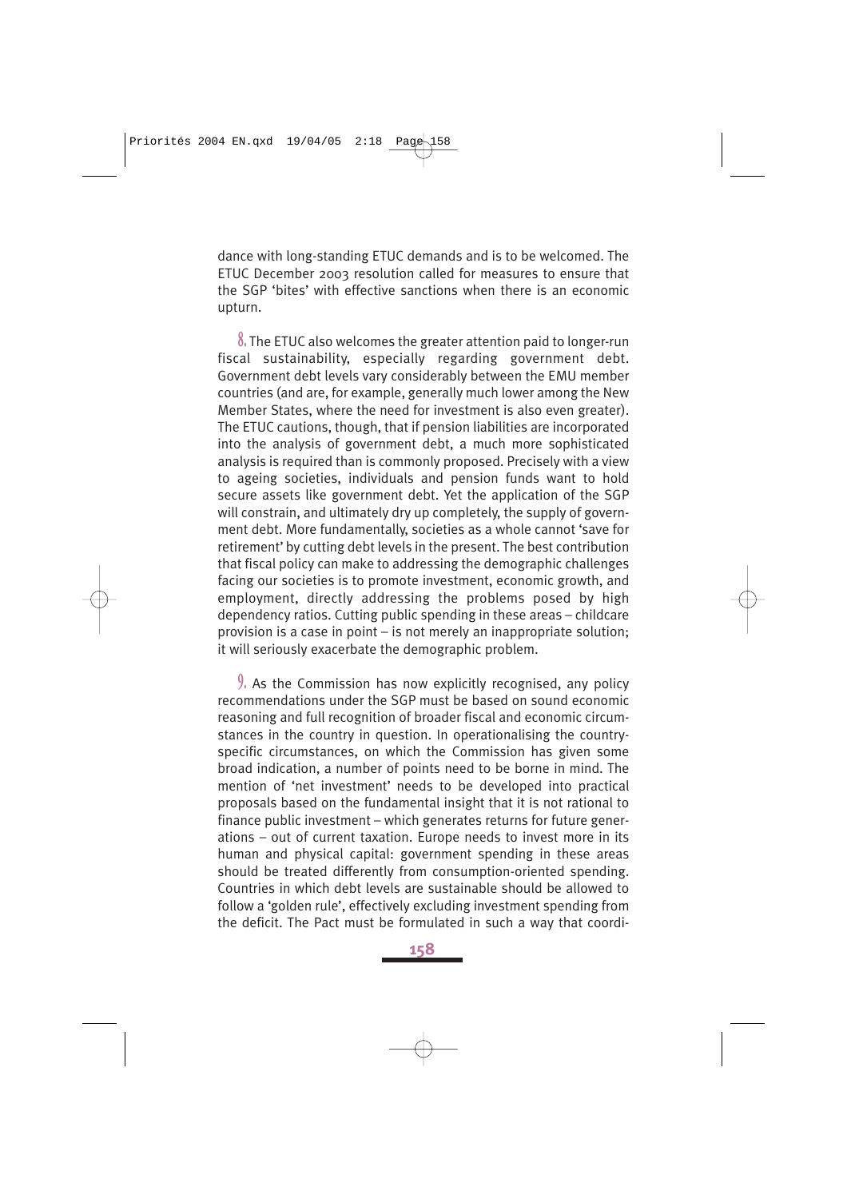dance with long-standing ETUC demands and is to be welcomed. The ETUC December 2003 resolution called for measures to ensure that the SGP 'bites' with effective sanctions when there is an economic upturn.

8. The ETUC also welcomes the greater attention paid to longer-run fiscal sustainability, especially regarding government debt. Government debt levels vary considerably between the EMU member countries (and are, for example, generally much lower among the New Member States, where the need for investment is also even greater). The ETUC cautions, though, that if pension liabilities are incorporated into the analysis of government debt, a much more sophisticated analysis is required than is commonly proposed. Precisely with a view to ageing societies, individuals and pension funds want to hold secure assets like government debt. Yet the application of the SGP will constrain, and ultimately dry up completely, the supply of government debt. More fundamentally, societies as a whole cannot 'save for retirement' by cutting debt levels in the present. The best contribution that fiscal policy can make to addressing the demographic challenges facing our societies is to promote investment, economic growth, and employment, directly addressing the problems posed by high dependency ratios. Cutting public spending in these areas – childcare provision is a case in point – is not merely an inappropriate solution; it will seriously exacerbate the demographic problem.

9. As the Commission has now explicitly recognised, any policy recommendations under the SGP must be based on sound economic reasoning and full recognition of broader fiscal and economic circumstances in the country in question. In operationalising the country-specific circumstances, on which the Commission has given some broad indication, a number of points need to be borne in mind. The mention of 'net investment' needs to be developed into practical proposals based on the fundamental insight that it is not rational to finance public investment – which generates returns for future generations – out of current taxation. Europe needs to invest more in its human and physical capital: government spending in these areas should be treated differently from consumption-oriented spending. Countries in which debt levels are sustainable should be allowed to follow a 'golden rule', effectively excluding investment spending from the deficit. The Pact must be formulated in such a way that coordi-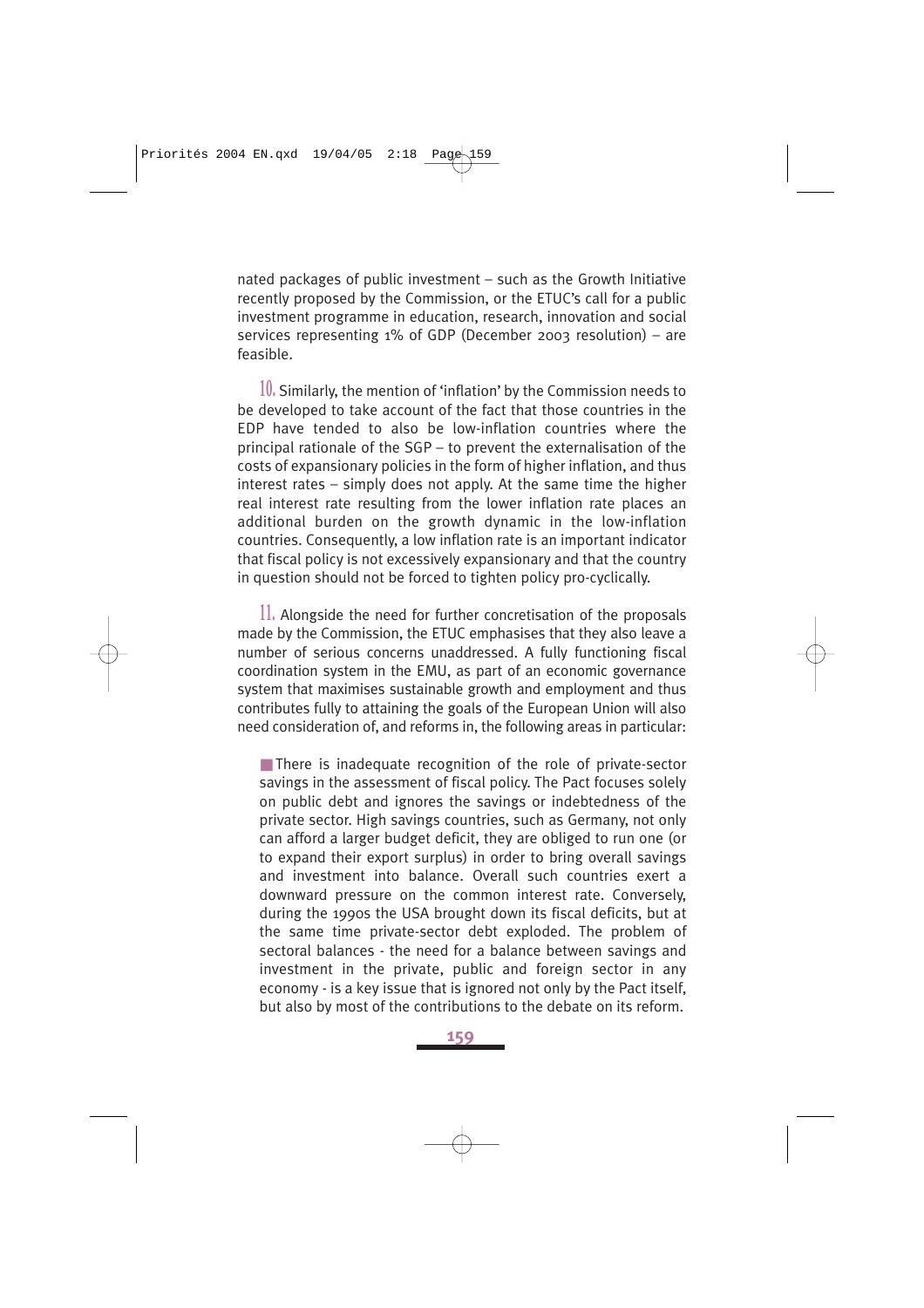nated packages of public investment – such as the Growth Initiative recently proposed by the Commission, or the ETUC's call for a public investment programme in education, research, innovation and social services representing 1% of GDP (December 2003 resolution) – are feasible.

10. Similarly, the mention of 'inflation' by the Commission needs to be developed to take account of the fact that those countries in the EDP have tended to also be low-inflation countries where the principal rationale of the SGP – to prevent the externalisation of the costs of expansionary policies in the form of higher inflation, and thus interest rates – simply does not apply. At the same time the higher real interest rate resulting from the lower inflation rate places an additional burden on the growth dynamic in the low-inflation countries. Consequently, a low inflation rate is an important indicator that fiscal policy is not excessively expansionary and that the country in question should not be forced to tighten policy pro-cyclically.

11. Alongside the need for further concretisation of the proposals made by the Commission, the ETUC emphasises that they also leave a number of serious concerns unaddressed. A fully functioning fiscal coordination system in the EMU, as part of an economic governance system that maximises sustainable growth and employment and thus contributes fully to attaining the goals of the European Union will also need consideration of, and reforms in, the following areas in particular:

- There is inadequate recognition of the role of private-sector savings in the assessment of fiscal policy. The Pact focuses solely on public debt and ignores the savings or indebtedness of the private sector. High savings countries, such as Germany, not only can afford a larger budget deficit, they are obliged to run one (or to expand their export surplus) in order to bring overall savings and investment into balance. Overall such countries exert a downward pressure on the common interest rate. Conversely, during the 1990s the USA brought down its fiscal deficits, but at the same time private-sector debt exploded. The problem of sectoral balances - the need for a balance between savings and investment in the private, public and foreign sector in any economy - is a key issue that is ignored not only by the Pact itself, but also by most of the contributions to the debate on its reform.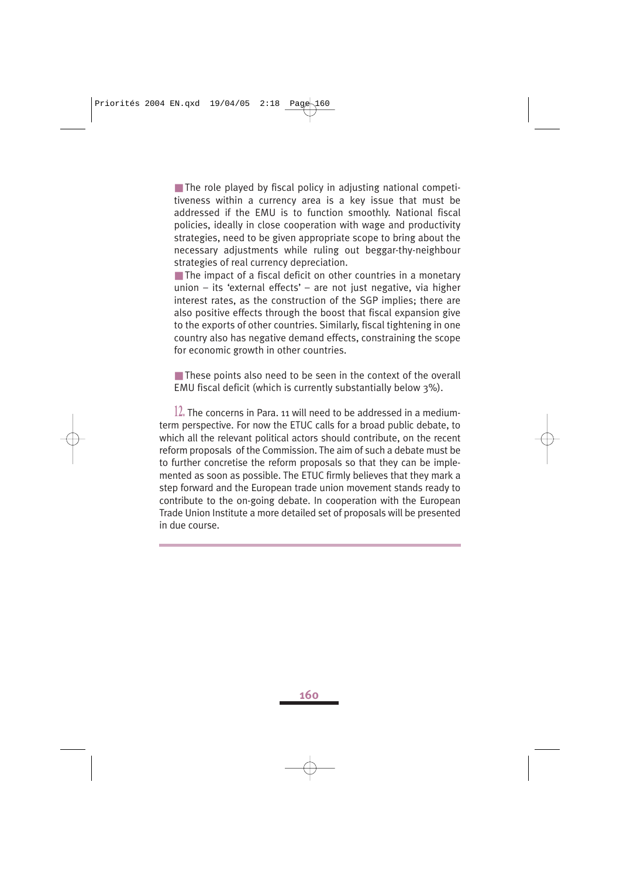- The role played by fiscal policy in adjusting national competitiveness within a currency area is a key issue that must be addressed if the EMU is to function smoothly. National fiscal policies, ideally in close cooperation with wage and productivity strategies, need to be given appropriate scope to bring about the necessary adjustments while ruling out beggar-thy-neighbour strategies of real currency depreciation.
- The impact of a fiscal deficit on other countries in a monetary union – its 'external effects' – are not just negative, via higher interest rates, as the construction of the SGP implies; there are also positive effects through the boost that fiscal expansion give to the exports of other countries. Similarly, fiscal tightening in one country also has negative demand effects, constraining the scope for economic growth in other countries.
- These points also need to be seen in the context of the overall EMU fiscal deficit (which is currently substantially below 3%).

**12.** The concerns in Para. 11 will need to be addressed in a medium-term perspective. For now the ETUC calls for a broad public debate, to which all the relevant political actors should contribute, on the recent reform proposals of the Commission. The aim of such a debate must be to further concretise the reform proposals so that they can be implemented as soon as possible. The ETUC firmly believes that they mark a step forward and the European trade union movement stands ready to contribute to the on-going debate. In cooperation with the European Trade Union Institute a more detailed set of proposals will be presented in due course.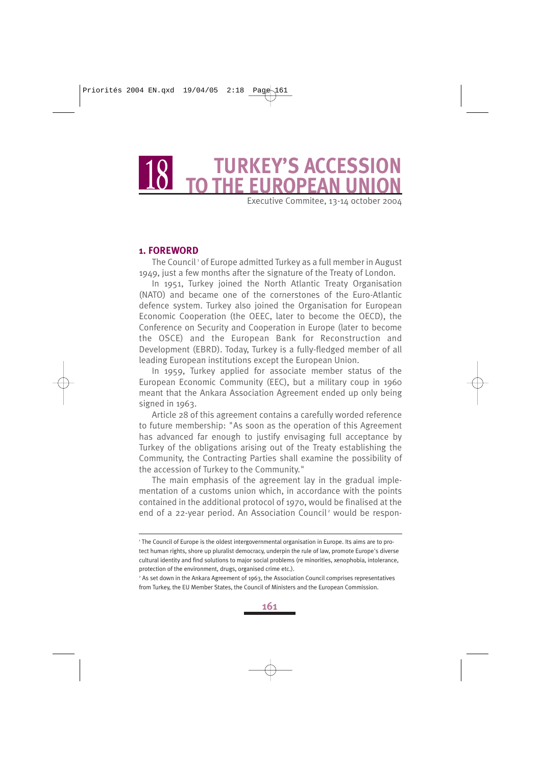# 18 TURKEY'S ACCESSION TO THE EUROPEAN UNION

Executive Commitee, 13-14 october 2004

## 1. FOREWORD

The Council[1] of Europe admitted Turkey as a full member in August 1949, just a few months after the signature of the Treaty of London.

In 1951, Turkey joined the North Atlantic Treaty Organisation (NATO) and became one of the cornerstones of the Euro-Atlantic defence system. Turkey also joined the Organisation for European Economic Cooperation (the OEEC, later to become the OECD), the Conference on Security and Cooperation in Europe (later to become the OSCE) and the European Bank for Reconstruction and Development (EBRD). Today, Turkey is a fully-fledged member of all leading European institutions except the European Union.

In 1959, Turkey applied for associate member status of the European Economic Community (EEC), but a military coup in 1960 meant that the Ankara Association Agreement ended up only being signed in 1963.

Article 28 of this agreement contains a carefully worded reference to future membership: "As soon as the operation of this Agreement has advanced far enough to justify envisaging full acceptance by Turkey of the obligations arising out of the Treaty establishing the Community, the Contracting Parties shall examine the possibility of the accession of Turkey to the Community."

The main emphasis of the agreement lay in the gradual implementation of a customs union which, in accordance with the points contained in the additional protocol of 1970, would be finalised at the end of a 22-year period. An Association Council[2] would be respon-

---

[1] The Council of Europe is the oldest intergovernmental organisation in Europe. Its aims are to protect human rights, shore up pluralist democracy, underpin the rule of law, promote Europe's diverse cultural identity and find solutions to major social problems (re minorities, xenophobia, intolerance, protection of the environment, drugs, organised crime etc.).

[2] As set down in the Ankara Agreement of 1963, the Association Council comprises representatives from Turkey, the EU Member States, the Council of Ministers and the European Commission.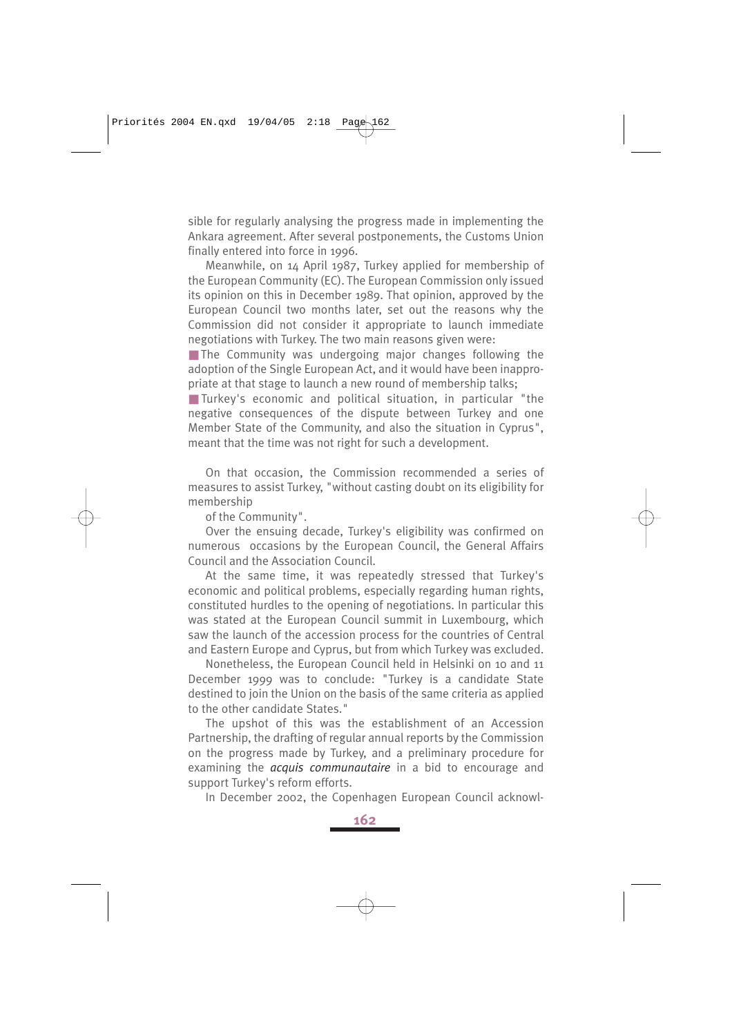sible for regularly analysing the progress made in implementing the Ankara agreement. After several postponements, the Customs Union finally entered into force in 1996.

Meanwhile, on 14 April 1987, Turkey applied for membership of the European Community (EC). The European Commission only issued its opinion on this in December 1989. That opinion, approved by the European Council two months later, set out the reasons why the Commission did not consider it appropriate to launch immediate negotiations with Turkey. The two main reasons given were:

- The Community was undergoing major changes following the adoption of the Single European Act, and it would have been inappropriate at that stage to launch a new round of membership talks;
- Turkey's economic and political situation, in particular "the negative consequences of the dispute between Turkey and one Member State of the Community, and also the situation in Cyprus", meant that the time was not right for such a development.

On that occasion, the Commission recommended a series of measures to assist Turkey, "without casting doubt on its eligibility for membership of the Community".

Over the ensuing decade, Turkey's eligibility was confirmed on numerous occasions by the European Council, the General Affairs Council and the Association Council.

At the same time, it was repeatedly stressed that Turkey's economic and political problems, especially regarding human rights, constituted hurdles to the opening of negotiations. In particular this was stated at the European Council summit in Luxembourg, which saw the launch of the accession process for the countries of Central and Eastern Europe and Cyprus, but from which Turkey was excluded.

Nonetheless, the European Council held in Helsinki on 10 and 11 December 1999 was to conclude: "Turkey is a candidate State destined to join the Union on the basis of the same criteria as applied to the other candidate States."

The upshot of this was the establishment of an Accession Partnership, the drafting of regular annual reports by the Commission on the progress made by Turkey, and a preliminary procedure for examining the *acquis communautaire* in a bid to encourage and support Turkey's reform efforts.

In December 2002, the Copenhagen European Council acknowl-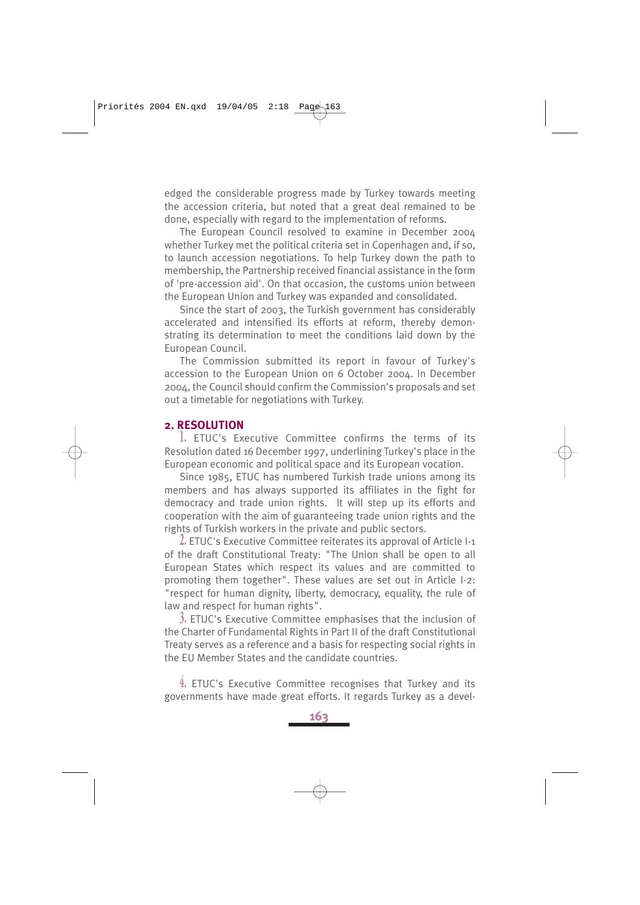edged the considerable progress made by Turkey towards meeting the accession criteria, but noted that a great deal remained to be done, especially with regard to the implementation of reforms.

The European Council resolved to examine in December 2004 whether Turkey met the political criteria set in Copenhagen and, if so, to launch accession negotiations. To help Turkey down the path to membership, the Partnership received financial assistance in the form of 'pre-accession aid'. On that occasion, the customs union between the European Union and Turkey was expanded and consolidated.

Since the start of 2003, the Turkish government has considerably accelerated and intensified its efforts at reform, thereby demonstrating its determination to meet the conditions laid down by the European Council.

The Commission submitted its report in favour of Turkey's accession to the European Union on 6 October 2004. In December 2004, the Council should confirm the Commission's proposals and set out a timetable for negotiations with Turkey.

## 2. RESOLUTION

1. ETUC's Executive Committee confirms the terms of its Resolution dated 16 December 1997, underlining Turkey's place in the European economic and political space and its European vocation.

Since 1985, ETUC has numbered Turkish trade unions among its members and has always supported its affiliates in the fight for democracy and trade union rights. It will step up its efforts and cooperation with the aim of guaranteeing trade union rights and the rights of Turkish workers in the private and public sectors.

2. ETUC's Executive Committee reiterates its approval of Article I-1 of the draft Constitutional Treaty: "The Union shall be open to all European States which respect its values and are committed to promoting them together". These values are set out in Article I-2: "respect for human dignity, liberty, democracy, equality, the rule of law and respect for human rights".

3. ETUC's Executive Committee emphasises that the inclusion of the Charter of Fundamental Rights in Part II of the draft Constitutional Treaty serves as a reference and a basis for respecting social rights in the EU Member States and the candidate countries.

4. ETUC's Executive Committee recognises that Turkey and its governments have made great efforts. It regards Turkey as a devel-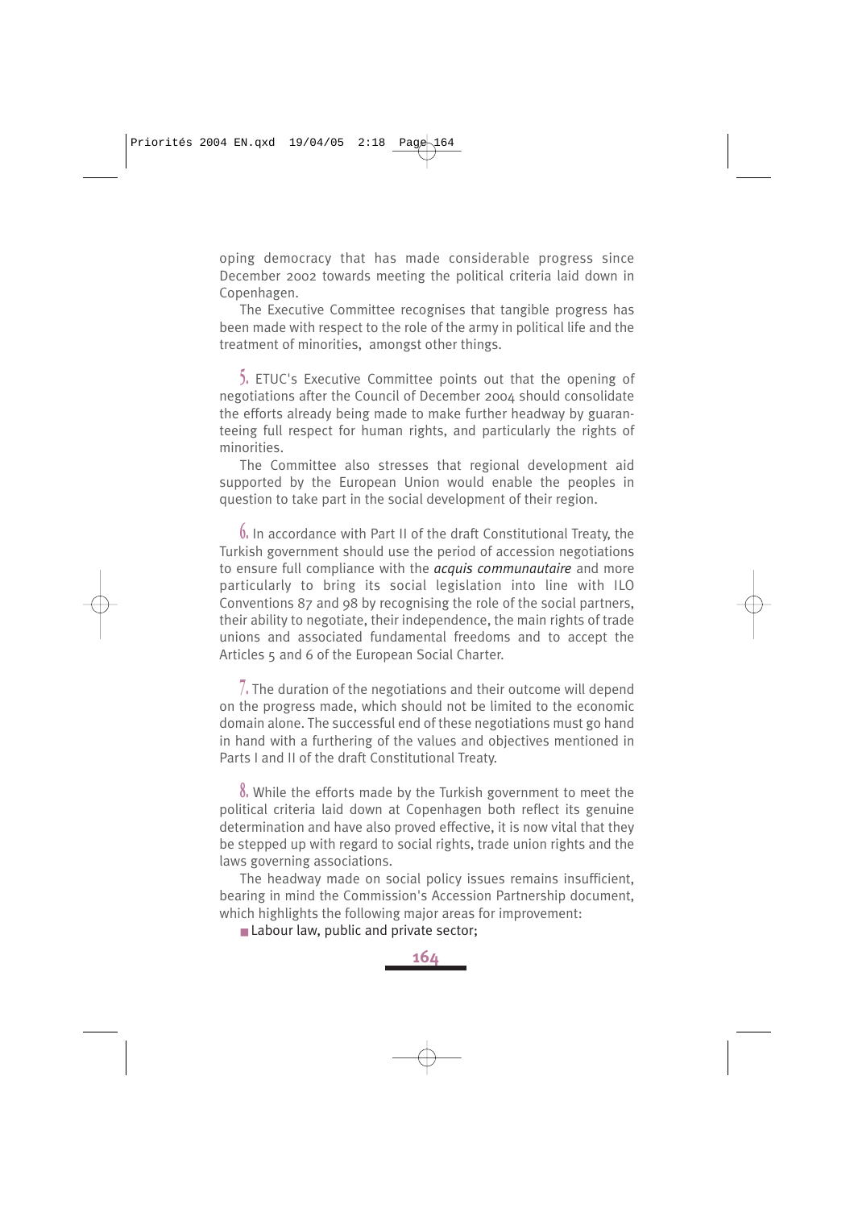oping democracy that has made considerable progress since December 2002 towards meeting the political criteria laid down in Copenhagen.

The Executive Committee recognises that tangible progress has been made with respect to the role of the army in political life and the treatment of minorities, amongst other things.

5. ETUC's Executive Committee points out that the opening of negotiations after the Council of December 2004 should consolidate the efforts already being made to make further headway by guaranteeing full respect for human rights, and particularly the rights of minorities.

The Committee also stresses that regional development aid supported by the European Union would enable the peoples in question to take part in the social development of their region.

6. In accordance with Part II of the draft Constitutional Treaty, the Turkish government should use the period of accession negotiations to ensure full compliance with the *acquis communautaire* and more particularly to bring its social legislation into line with ILO Conventions 87 and 98 by recognising the role of the social partners, their ability to negotiate, their independence, the main rights of trade unions and associated fundamental freedoms and to accept the Articles 5 and 6 of the European Social Charter.

7. The duration of the negotiations and their outcome will depend on the progress made, which should not be limited to the economic domain alone. The successful end of these negotiations must go hand in hand with a furthering of the values and objectives mentioned in Parts I and II of the draft Constitutional Treaty.

8. While the efforts made by the Turkish government to meet the political criteria laid down at Copenhagen both reflect its genuine determination and have also proved effective, it is now vital that they be stepped up with regard to social rights, trade union rights and the laws governing associations.

The headway made on social policy issues remains insufficient, bearing in mind the Commission's Accession Partnership document, which highlights the following major areas for improvement:

- Labour law, public and private sector;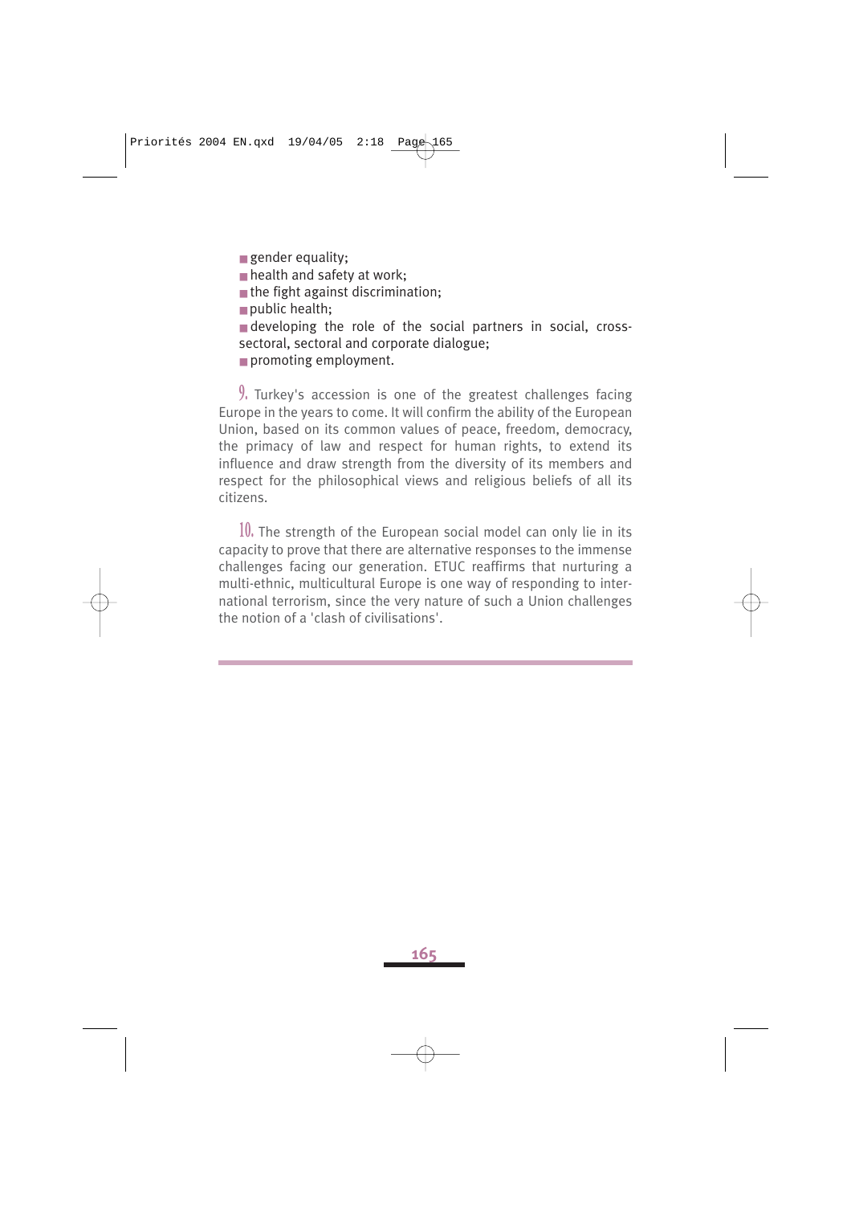- gender equality;
- health and safety at work;
- the fight against discrimination;
- public health;
- developing the role of the social partners in social, cross-sectoral, sectoral and corporate dialogue;
- promoting employment.

9. Turkey's accession is one of the greatest challenges facing Europe in the years to come. It will confirm the ability of the European Union, based on its common values of peace, freedom, democracy, the primacy of law and respect for human rights, to extend its influence and draw strength from the diversity of its members and respect for the philosophical views and religious beliefs of all its citizens.

10. The strength of the European social model can only lie in its capacity to prove that there are alternative responses to the immense challenges facing our generation. ETUC reaffirms that nurturing a multi-ethnic, multicultural Europe is one way of responding to international terrorism, since the very nature of such a Union challenges the notion of a 'clash of civilisations'.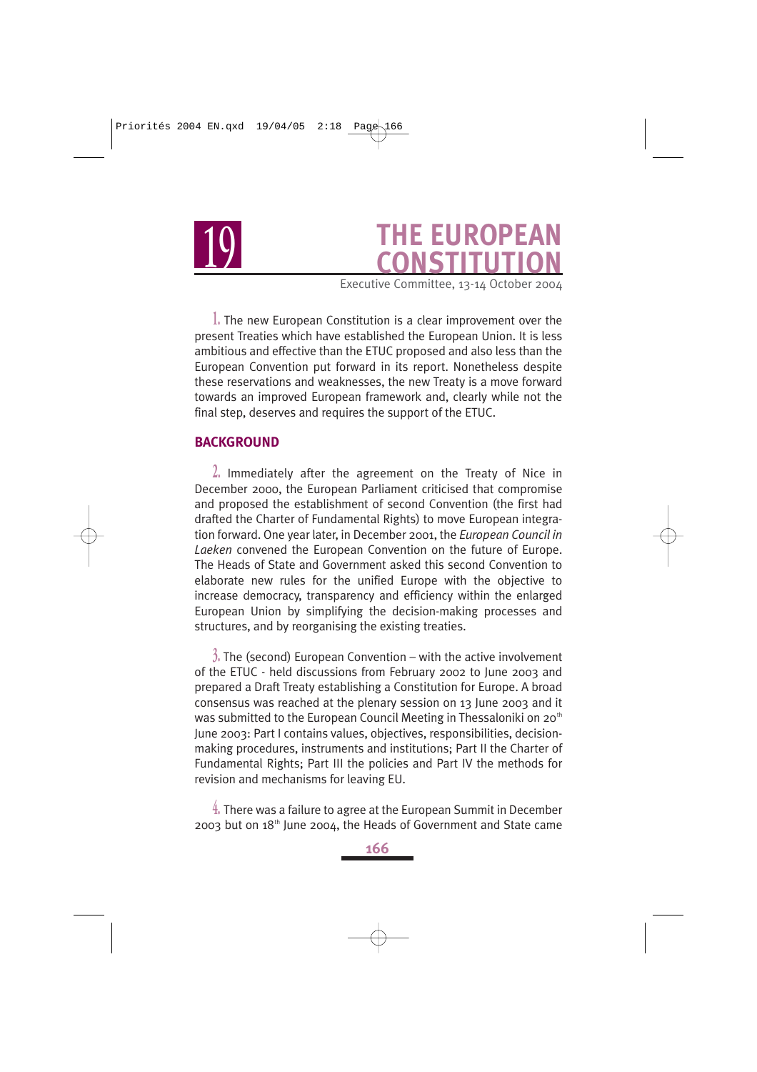# 19 THE EUROPEAN CONSTITUTION

Executive Committee, 13-14 October 2004

1. The new European Constitution is a clear improvement over the present Treaties which have established the European Union. It is less ambitious and effective than the ETUC proposed and also less than the European Convention put forward in its report. Nonetheless despite these reservations and weaknesses, the new Treaty is a move forward towards an improved European framework and, clearly while not the final step, deserves and requires the support of the ETUC.

## BACKGROUND

2. Immediately after the agreement on the Treaty of Nice in December 2000, the European Parliament criticised that compromise and proposed the establishment of second Convention (the first had drafted the Charter of Fundamental Rights) to move European integration forward. One year later, in December 2001, the *European Council in Laeken* convened the European Convention on the future of Europe. The Heads of State and Government asked this second Convention to elaborate new rules for the unified Europe with the objective to increase democracy, transparency and efficiency within the enlarged European Union by simplifying the decision-making processes and structures, and by reorganising the existing treaties.

3. The (second) European Convention – with the active involvement of the ETUC - held discussions from February 2002 to June 2003 and prepared a Draft Treaty establishing a Constitution for Europe. A broad consensus was reached at the plenary session on 13 June 2003 and it was submitted to the European Council Meeting in Thessaloniki on 20th June 2003: Part I contains values, objectives, responsibilities, decision-making procedures, instruments and institutions; Part II the Charter of Fundamental Rights; Part III the policies and Part IV the methods for revision and mechanisms for leaving EU.

4. There was a failure to agree at the European Summit in December 2003 but on 18th June 2004, the Heads of Government and State came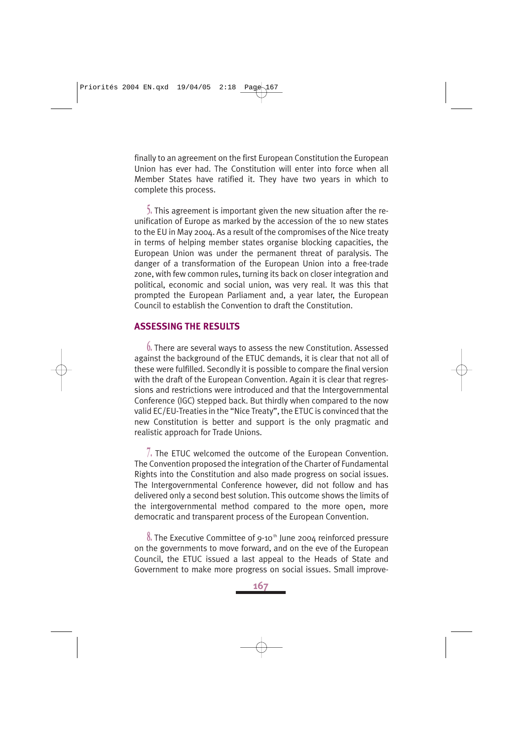finally to an agreement on the first European Constitution the European Union has ever had. The Constitution will enter into force when all Member States have ratified it. They have two years in which to complete this process.

5. This agreement is important given the new situation after the re-unification of Europe as marked by the accession of the 10 new states to the EU in May 2004. As a result of the compromises of the Nice treaty in terms of helping member states organise blocking capacities, the European Union was under the permanent threat of paralysis. The danger of a transformation of the European Union into a free-trade zone, with few common rules, turning its back on closer integration and political, economic and social union, was very real. It was this that prompted the European Parliament and, a year later, the European Council to establish the Convention to draft the Constitution.

## ASSESSING THE RESULTS

6. There are several ways to assess the new Constitution. Assessed against the background of the ETUC demands, it is clear that not all of these were fulfilled. Secondly it is possible to compare the final version with the draft of the European Convention. Again it is clear that regressions and restrictions were introduced and that the Intergovernmental Conference (IGC) stepped back. But thirdly when compared to the now valid EC/EU-Treaties in the "Nice Treaty", the ETUC is convinced that the new Constitution is better and support is the only pragmatic and realistic approach for Trade Unions.

7. The ETUC welcomed the outcome of the European Convention. The Convention proposed the integration of the Charter of Fundamental Rights into the Constitution and also made progress on social issues. The Intergovernmental Conference however, did not follow and has delivered only a second best solution. This outcome shows the limits of the intergovernmental method compared to the more open, more democratic and transparent process of the European Convention.

8. The Executive Committee of 9-10th June 2004 reinforced pressure on the governments to move forward, and on the eve of the European Council, the ETUC issued a last appeal to the Heads of State and Government to make more progress on social issues. Small improve-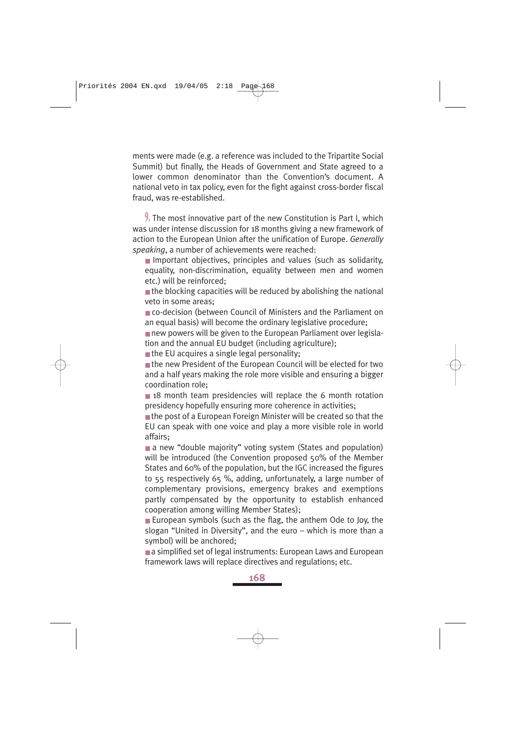ments were made (e.g. a reference was included to the Tripartite Social Summit) but finally, the Heads of Government and State agreed to a lower common denominator than the Convention's document. A national veto in tax policy, even for the fight against cross-border fiscal fraud, was re-established.

9. The most innovative part of the new Constitution is Part I, which was under intense discussion for 18 months giving a new framework of action to the European Union after the unification of Europe. *Generally speaking*, a number of achievements were reached:

- Important objectives, principles and values (such as solidarity, equality, non-discrimination, equality between men and women etc.) will be reinforced;
- the blocking capacities will be reduced by abolishing the national veto in some areas;
- co-decision (between Council of Ministers and the Parliament on an equal basis) will become the ordinary legislative procedure;
- new powers will be given to the European Parliament over legislation and the annual EU budget (including agriculture);
- the EU acquires a single legal personality;
- the new President of the European Council will be elected for two and a half years making the role more visible and ensuring a bigger coordination role;
- 18 month team presidencies will replace the 6 month rotation presidency hopefully ensuring more coherence in activities;
- the post of a European Foreign Minister will be created so that the EU can speak with one voice and play a more visible role in world affairs;
- a new "double majority" voting system (States and population) will be introduced (the Convention proposed 50% of the Member States and 60% of the population, but the IGC increased the figures to 55 respectively 65 %, adding, unfortunately, a large number of complementary provisions, emergency brakes and exemptions partly compensated by the opportunity to establish enhanced cooperation among willing Member States);
- European symbols (such as the flag, the anthem Ode to Joy, the slogan "United in Diversity", and the euro – which is more than a symbol) will be anchored;
- a simplified set of legal instruments: European Laws and European framework laws will replace directives and regulations; etc.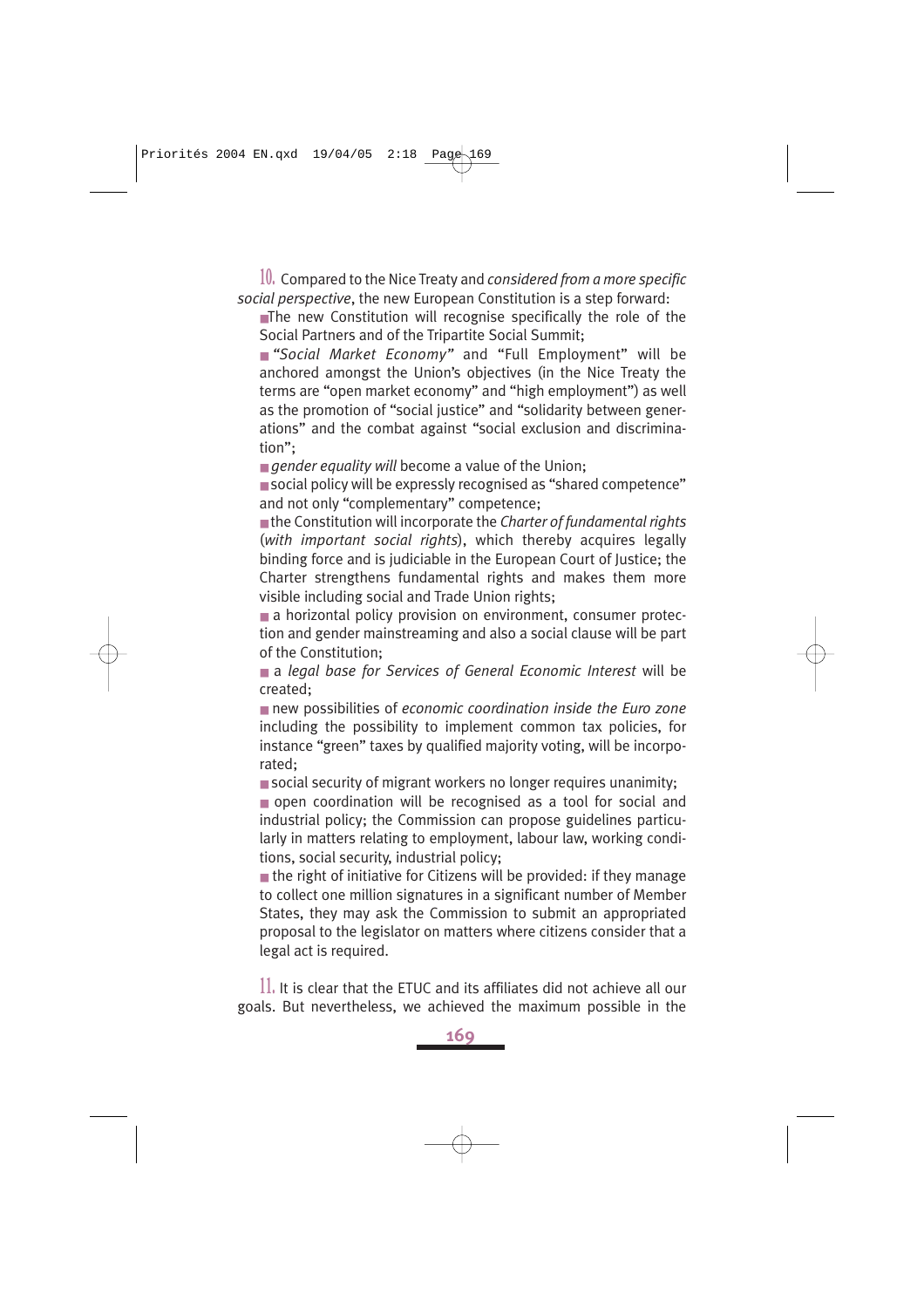10. Compared to the Nice Treaty and *considered from a more specific social perspective*, the new European Constitution is a step forward:

- The new Constitution will recognise specifically the role of the Social Partners and of the Tripartite Social Summit;
- *"Social Market Economy"* and "Full Employment" will be anchored amongst the Union's objectives (in the Nice Treaty the terms are "open market economy" and "high employment") as well as the promotion of "social justice" and "solidarity between generations" and the combat against "social exclusion and discrimination";
- *gender equality will* become a value of the Union;
- social policy will be expressly recognised as "shared competence" and not only "complementary" competence;
- the Constitution will incorporate the *Charter of fundamental rights* (*with important social rights*), which thereby acquires legally binding force and is judiciable in the European Court of Justice; the Charter strengthens fundamental rights and makes them more visible including social and Trade Union rights;
- a horizontal policy provision on environment, consumer protection and gender mainstreaming and also a social clause will be part of the Constitution;
- a *legal base for Services of General Economic Interest* will be created;
- new possibilities of *economic coordination inside the Euro zone* including the possibility to implement common tax policies, for instance "green" taxes by qualified majority voting, will be incorporated;
- social security of migrant workers no longer requires unanimity;
- open coordination will be recognised as a tool for social and industrial policy; the Commission can propose guidelines particularly in matters relating to employment, labour law, working conditions, social security, industrial policy;
- the right of initiative for Citizens will be provided: if they manage to collect one million signatures in a significant number of Member States, they may ask the Commission to submit an appropriated proposal to the legislator on matters where citizens consider that a legal act is required.

11. It is clear that the ETUC and its affiliates did not achieve all our goals. But nevertheless, we achieved the maximum possible in the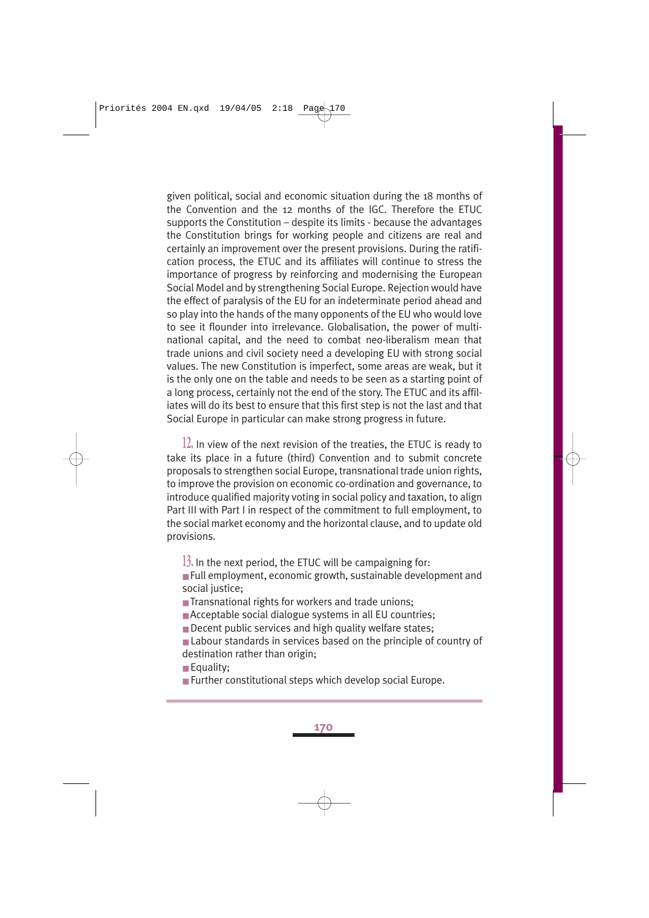given political, social and economic situation during the 18 months of the Convention and the 12 months of the IGC. Therefore the ETUC supports the Constitution – despite its limits - because the advantages the Constitution brings for working people and citizens are real and certainly an improvement over the present provisions. During the ratification process, the ETUC and its affiliates will continue to stress the importance of progress by reinforcing and modernising the European Social Model and by strengthening Social Europe. Rejection would have the effect of paralysis of the EU for an indeterminate period ahead and so play into the hands of the many opponents of the EU who would love to see it flounder into irrelevance. Globalisation, the power of multinational capital, and the need to combat neo-liberalism mean that trade unions and civil society need a developing EU with strong social values. The new Constitution is imperfect, some areas are weak, but it is the only one on the table and needs to be seen as a starting point of a long process, certainly not the end of the story. The ETUC and its affiliates will do its best to ensure that this first step is not the last and that Social Europe in particular can make strong progress in future.

12. In view of the next revision of the treaties, the ETUC is ready to take its place in a future (third) Convention and to submit concrete proposals to strengthen social Europe, transnational trade union rights, to improve the provision on economic co-ordination and governance, to introduce qualified majority voting in social policy and taxation, to align Part III with Part I in respect of the commitment to full employment, to the social market economy and the horizontal clause, and to update old provisions.

13. In the next period, the ETUC will be campaigning for:

- Full employment, economic growth, sustainable development and social justice;
- Transnational rights for workers and trade unions;
- Acceptable social dialogue systems in all EU countries;
- Decent public services and high quality welfare states;
- Labour standards in services based on the principle of country of destination rather than origin;
- Equality;
- Further constitutional steps which develop social Europe.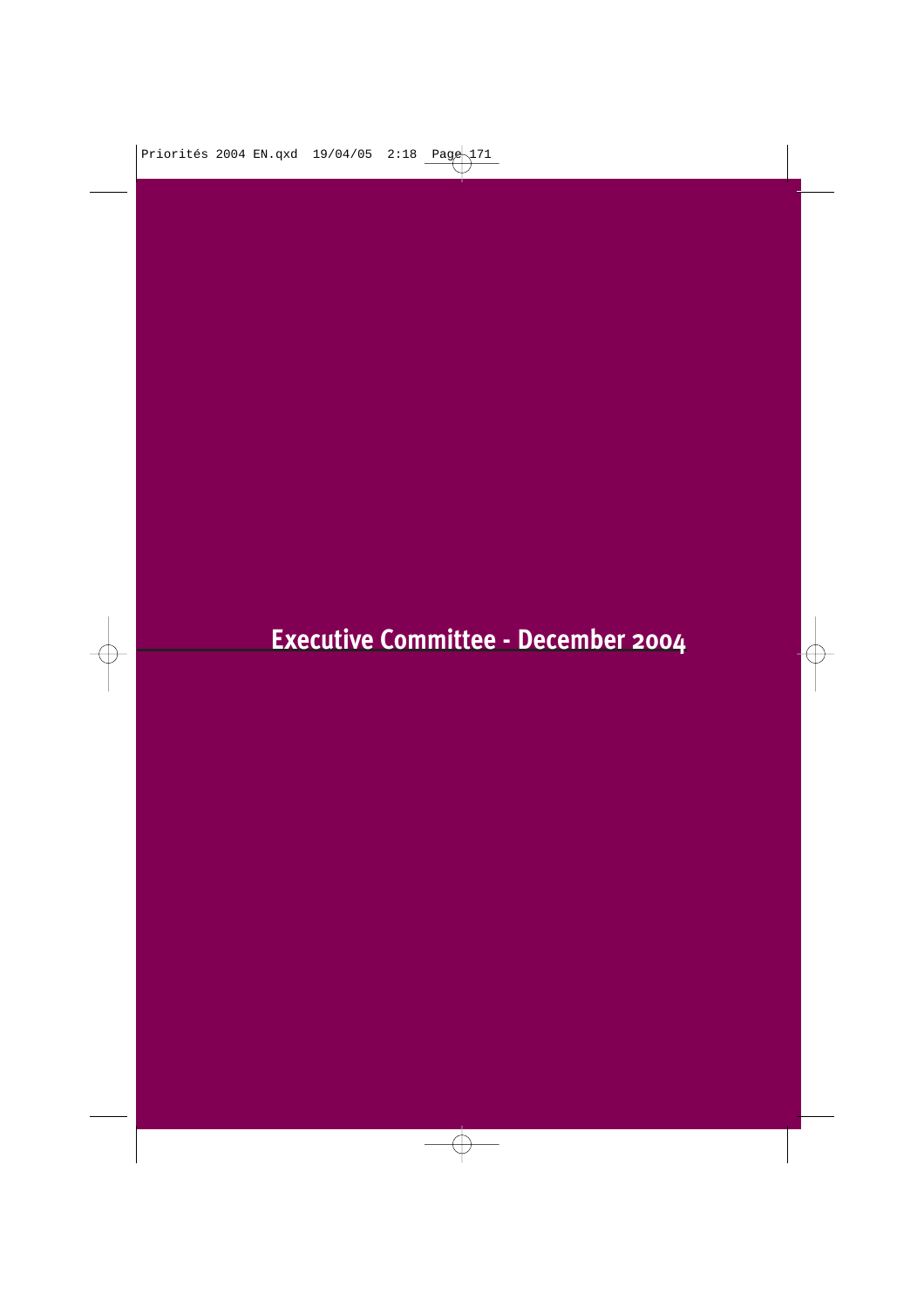# Executive Committee - December 2004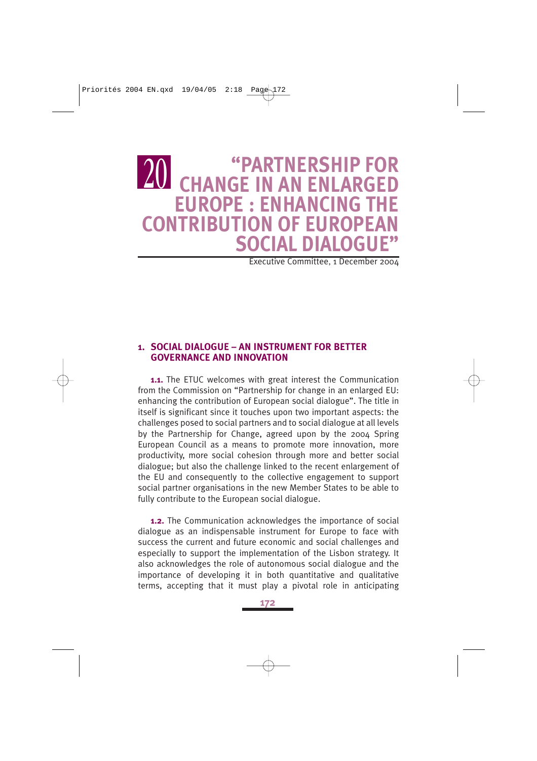# 20 "PARTNERSHIP FOR CHANGE IN AN ENLARGED EUROPE : ENHANCING THE CONTRIBUTION OF EUROPEAN SOCIAL DIALOGUE"

Executive Committee, 1 December 2004

## 1. SOCIAL DIALOGUE – AN INSTRUMENT FOR BETTER GOVERNANCE AND INNOVATION

**1.1.** The ETUC welcomes with great interest the Communication from the Commission on "Partnership for change in an enlarged EU: enhancing the contribution of European social dialogue". The title in itself is significant since it touches upon two important aspects: the challenges posed to social partners and to social dialogue at all levels by the Partnership for Change, agreed upon by the 2004 Spring European Council as a means to promote more innovation, more productivity, more social cohesion through more and better social dialogue; but also the challenge linked to the recent enlargement of the EU and consequently to the collective engagement to support social partner organisations in the new Member States to be able to fully contribute to the European social dialogue.

**1.2.** The Communication acknowledges the importance of social dialogue as an indispensable instrument for Europe to face with success the current and future economic and social challenges and especially to support the implementation of the Lisbon strategy. It also acknowledges the role of autonomous social dialogue and the importance of developing it in both quantitative and qualitative terms, accepting that it must play a pivotal role in anticipating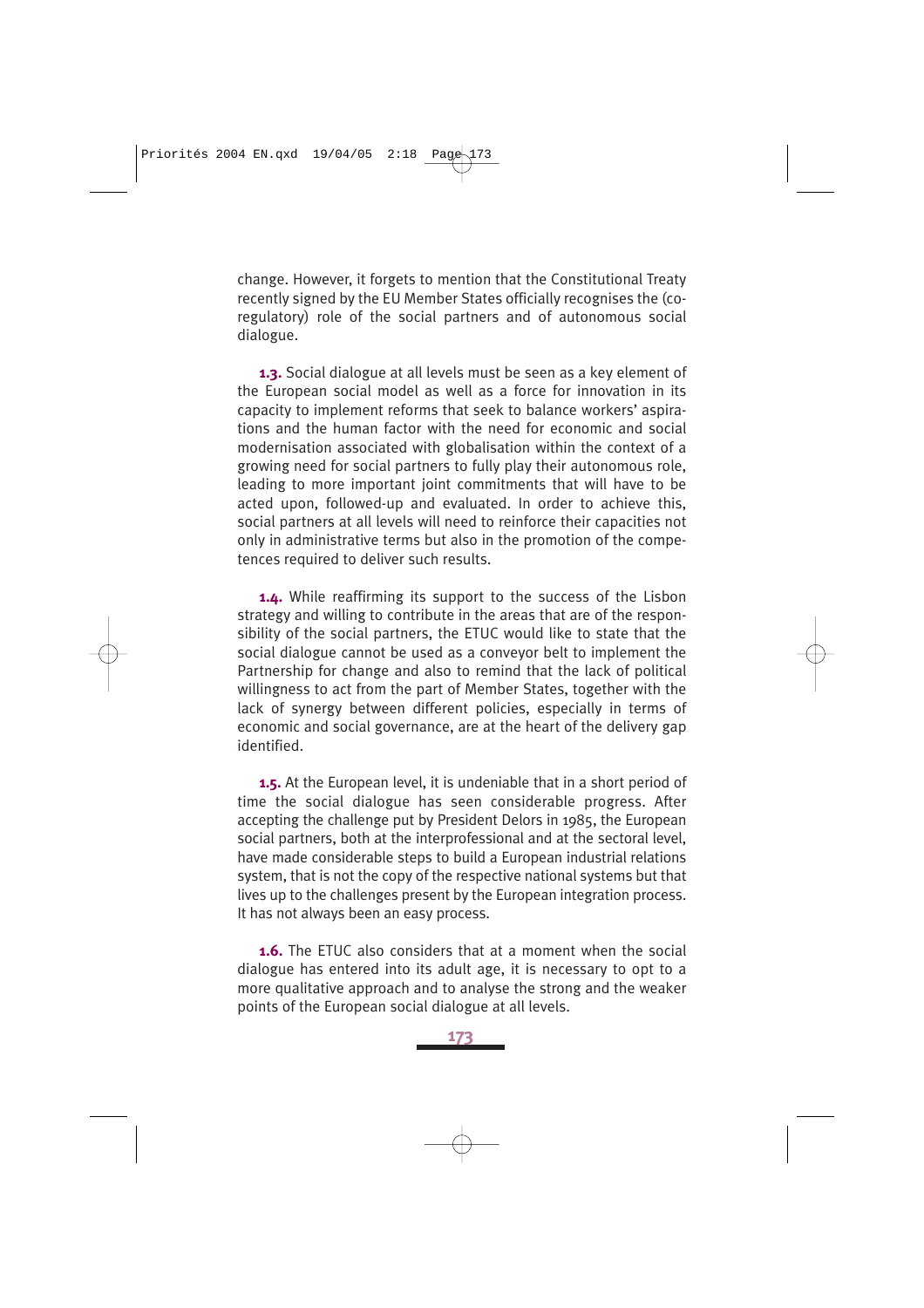change. However, it forgets to mention that the Constitutional Treaty recently signed by the EU Member States officially recognises the (co-regulatory) role of the social partners and of autonomous social dialogue.

**1.3.** Social dialogue at all levels must be seen as a key element of the European social model as well as a force for innovation in its capacity to implement reforms that seek to balance workers' aspirations and the human factor with the need for economic and social modernisation associated with globalisation within the context of a growing need for social partners to fully play their autonomous role, leading to more important joint commitments that will have to be acted upon, followed-up and evaluated. In order to achieve this, social partners at all levels will need to reinforce their capacities not only in administrative terms but also in the promotion of the competences required to deliver such results.

**1.4.** While reaffirming its support to the success of the Lisbon strategy and willing to contribute in the areas that are of the responsibility of the social partners, the ETUC would like to state that the social dialogue cannot be used as a conveyor belt to implement the Partnership for change and also to remind that the lack of political willingness to act from the part of Member States, together with the lack of synergy between different policies, especially in terms of economic and social governance, are at the heart of the delivery gap identified.

**1.5.** At the European level, it is undeniable that in a short period of time the social dialogue has seen considerable progress. After accepting the challenge put by President Delors in 1985, the European social partners, both at the interprofessional and at the sectoral level, have made considerable steps to build a European industrial relations system, that is not the copy of the respective national systems but that lives up to the challenges present by the European integration process. It has not always been an easy process.

**1.6.** The ETUC also considers that at a moment when the social dialogue has entered into its adult age, it is necessary to opt to a more qualitative approach and to analyse the strong and the weaker points of the European social dialogue at all levels.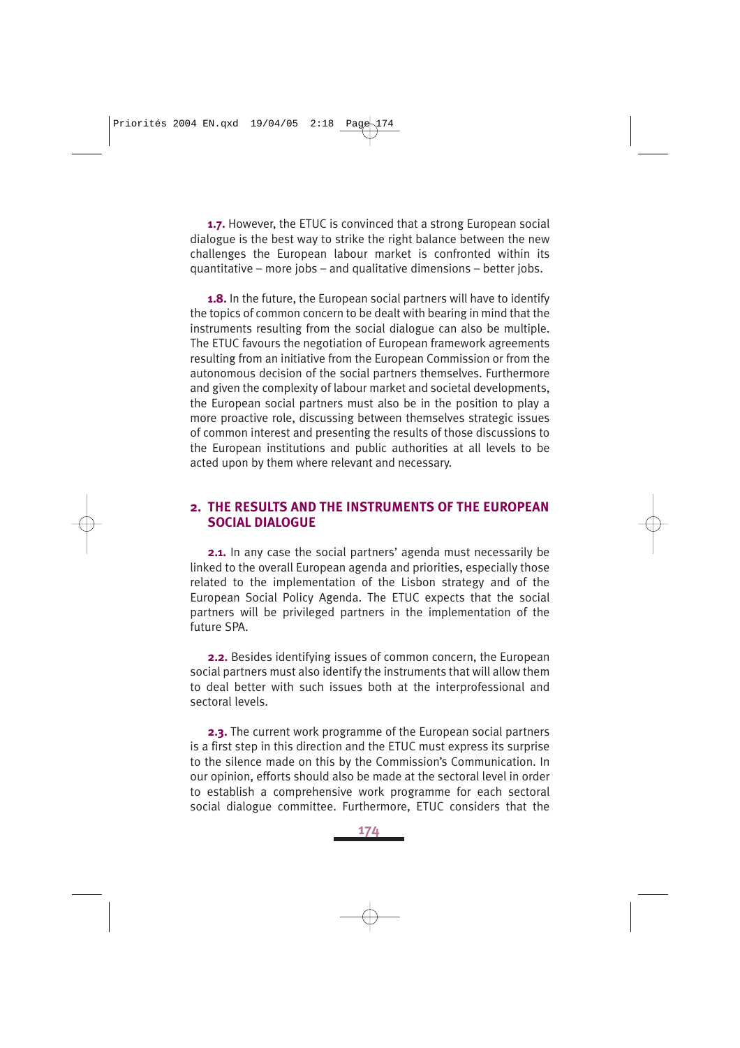**1.7.** However, the ETUC is convinced that a strong European social dialogue is the best way to strike the right balance between the new challenges the European labour market is confronted within its quantitative – more jobs – and qualitative dimensions – better jobs.

**1.8.** In the future, the European social partners will have to identify the topics of common concern to be dealt with bearing in mind that the instruments resulting from the social dialogue can also be multiple. The ETUC favours the negotiation of European framework agreements resulting from an initiative from the European Commission or from the autonomous decision of the social partners themselves. Furthermore and given the complexity of labour market and societal developments, the European social partners must also be in the position to play a more proactive role, discussing between themselves strategic issues of common interest and presenting the results of those discussions to the European institutions and public authorities at all levels to be acted upon by them where relevant and necessary.

## 2. THE RESULTS AND THE INSTRUMENTS OF THE EUROPEAN SOCIAL DIALOGUE

**2.1.** In any case the social partners' agenda must necessarily be linked to the overall European agenda and priorities, especially those related to the implementation of the Lisbon strategy and of the European Social Policy Agenda. The ETUC expects that the social partners will be privileged partners in the implementation of the future SPA.

**2.2.** Besides identifying issues of common concern, the European social partners must also identify the instruments that will allow them to deal better with such issues both at the interprofessional and sectoral levels.

**2.3.** The current work programme of the European social partners is a first step in this direction and the ETUC must express its surprise to the silence made on this by the Commission's Communication. In our opinion, efforts should also be made at the sectoral level in order to establish a comprehensive work programme for each sectoral social dialogue committee. Furthermore, ETUC considers that the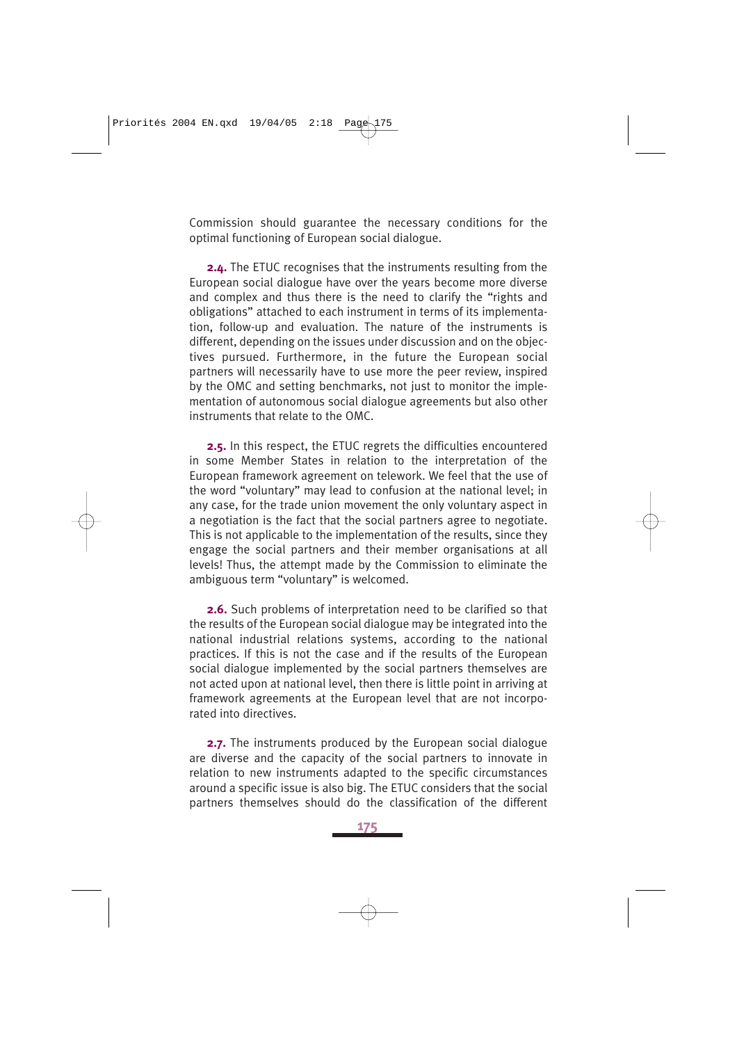Commission should guarantee the necessary conditions for the optimal functioning of European social dialogue.

**2.4.** The ETUC recognises that the instruments resulting from the European social dialogue have over the years become more diverse and complex and thus there is the need to clarify the "rights and obligations" attached to each instrument in terms of its implementation, follow-up and evaluation. The nature of the instruments is different, depending on the issues under discussion and on the objectives pursued. Furthermore, in the future the European social partners will necessarily have to use more the peer review, inspired by the OMC and setting benchmarks, not just to monitor the implementation of autonomous social dialogue agreements but also other instruments that relate to the OMC.

**2.5.** In this respect, the ETUC regrets the difficulties encountered in some Member States in relation to the interpretation of the European framework agreement on telework. We feel that the use of the word "voluntary" may lead to confusion at the national level; in any case, for the trade union movement the only voluntary aspect in a negotiation is the fact that the social partners agree to negotiate. This is not applicable to the implementation of the results, since they engage the social partners and their member organisations at all levels! Thus, the attempt made by the Commission to eliminate the ambiguous term "voluntary" is welcomed.

**2.6.** Such problems of interpretation need to be clarified so that the results of the European social dialogue may be integrated into the national industrial relations systems, according to the national practices. If this is not the case and if the results of the European social dialogue implemented by the social partners themselves are not acted upon at national level, then there is little point in arriving at framework agreements at the European level that are not incorporated into directives.

**2.7.** The instruments produced by the European social dialogue are diverse and the capacity of the social partners to innovate in relation to new instruments adapted to the specific circumstances around a specific issue is also big. The ETUC considers that the social partners themselves should do the classification of the different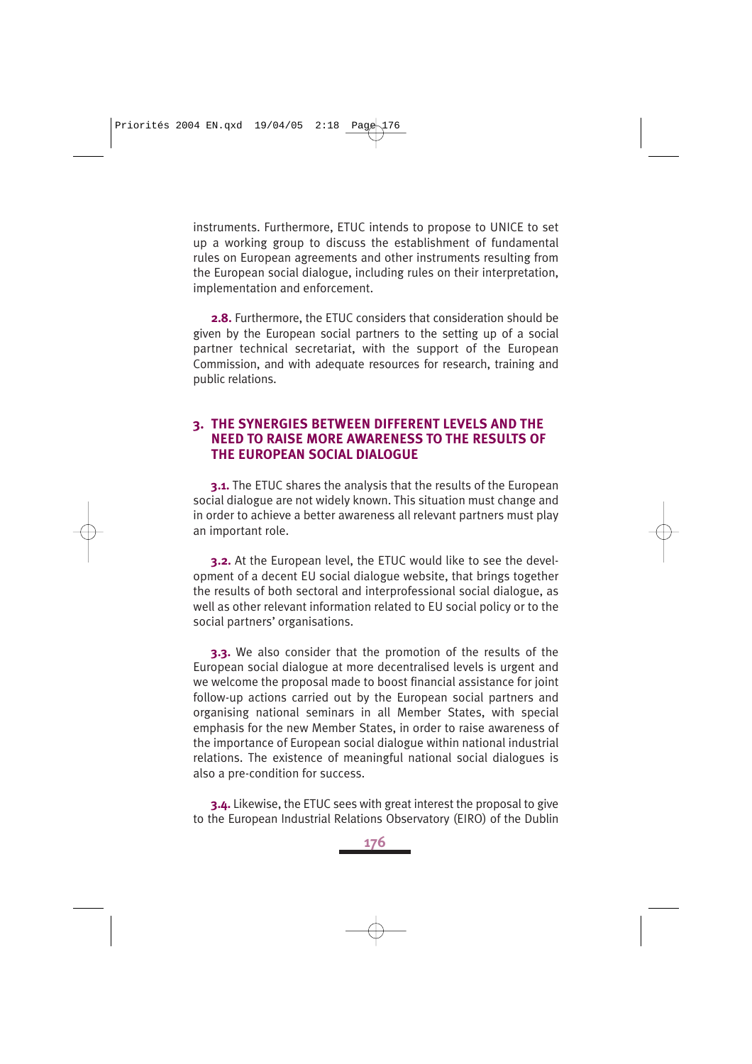instruments. Furthermore, ETUC intends to propose to UNICE to set up a working group to discuss the establishment of fundamental rules on European agreements and other instruments resulting from the European social dialogue, including rules on their interpretation, implementation and enforcement.

**2.8.** Furthermore, the ETUC considers that consideration should be given by the European social partners to the setting up of a social partner technical secretariat, with the support of the European Commission, and with adequate resources for research, training and public relations.

## 3. THE SYNERGIES BETWEEN DIFFERENT LEVELS AND THE NEED TO RAISE MORE AWARENESS TO THE RESULTS OF THE EUROPEAN SOCIAL DIALOGUE

**3.1.** The ETUC shares the analysis that the results of the European social dialogue are not widely known. This situation must change and in order to achieve a better awareness all relevant partners must play an important role.

**3.2.** At the European level, the ETUC would like to see the development of a decent EU social dialogue website, that brings together the results of both sectoral and interprofessional social dialogue, as well as other relevant information related to EU social policy or to the social partners' organisations.

**3.3.** We also consider that the promotion of the results of the European social dialogue at more decentralised levels is urgent and we welcome the proposal made to boost financial assistance for joint follow-up actions carried out by the European social partners and organising national seminars in all Member States, with special emphasis for the new Member States, in order to raise awareness of the importance of European social dialogue within national industrial relations. The existence of meaningful national social dialogues is also a pre-condition for success.

**3.4.** Likewise, the ETUC sees with great interest the proposal to give to the European Industrial Relations Observatory (EIRO) of the Dublin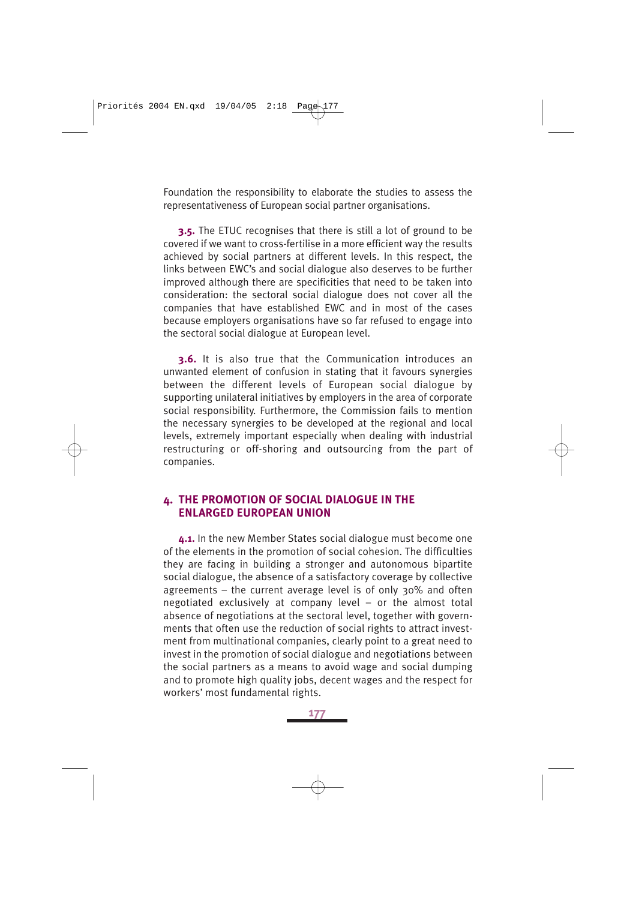Foundation the responsibility to elaborate the studies to assess the representativeness of European social partner organisations.

**3.5.** The ETUC recognises that there is still a lot of ground to be covered if we want to cross-fertilise in a more efficient way the results achieved by social partners at different levels. In this respect, the links between EWC's and social dialogue also deserves to be further improved although there are specificities that need to be taken into consideration: the sectoral social dialogue does not cover all the companies that have established EWC and in most of the cases because employers organisations have so far refused to engage into the sectoral social dialogue at European level.

**3.6.** It is also true that the Communication introduces an unwanted element of confusion in stating that it favours synergies between the different levels of European social dialogue by supporting unilateral initiatives by employers in the area of corporate social responsibility. Furthermore, the Commission fails to mention the necessary synergies to be developed at the regional and local levels, extremely important especially when dealing with industrial restructuring or off-shoring and outsourcing from the part of companies.

## 4. THE PROMOTION OF SOCIAL DIALOGUE IN THE ENLARGED EUROPEAN UNION

**4.1.** In the new Member States social dialogue must become one of the elements in the promotion of social cohesion. The difficulties they are facing in building a stronger and autonomous bipartite social dialogue, the absence of a satisfactory coverage by collective agreements – the current average level is of only 30% and often negotiated exclusively at company level – or the almost total absence of negotiations at the sectoral level, together with governments that often use the reduction of social rights to attract investment from multinational companies, clearly point to a great need to invest in the promotion of social dialogue and negotiations between the social partners as a means to avoid wage and social dumping and to promote high quality jobs, decent wages and the respect for workers' most fundamental rights.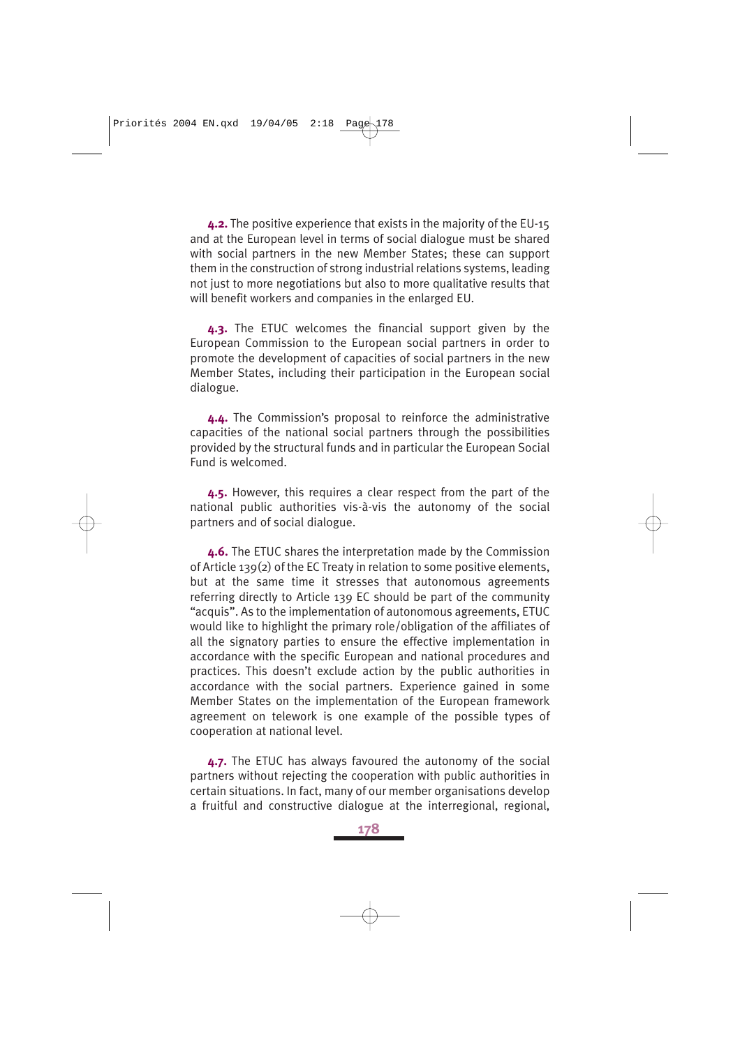**4.2.** The positive experience that exists in the majority of the EU-15 and at the European level in terms of social dialogue must be shared with social partners in the new Member States; these can support them in the construction of strong industrial relations systems, leading not just to more negotiations but also to more qualitative results that will benefit workers and companies in the enlarged EU.

**4.3.** The ETUC welcomes the financial support given by the European Commission to the European social partners in order to promote the development of capacities of social partners in the new Member States, including their participation in the European social dialogue.

**4.4.** The Commission's proposal to reinforce the administrative capacities of the national social partners through the possibilities provided by the structural funds and in particular the European Social Fund is welcomed.

**4.5.** However, this requires a clear respect from the part of the national public authorities vis-à-vis the autonomy of the social partners and of social dialogue.

**4.6.** The ETUC shares the interpretation made by the Commission of Article 139(2) of the EC Treaty in relation to some positive elements, but at the same time it stresses that autonomous agreements referring directly to Article 139 EC should be part of the community "acquis". As to the implementation of autonomous agreements, ETUC would like to highlight the primary role/obligation of the affiliates of all the signatory parties to ensure the effective implementation in accordance with the specific European and national procedures and practices. This doesn't exclude action by the public authorities in accordance with the social partners. Experience gained in some Member States on the implementation of the European framework agreement on telework is one example of the possible types of cooperation at national level.

**4.7.** The ETUC has always favoured the autonomy of the social partners without rejecting the cooperation with public authorities in certain situations. In fact, many of our member organisations develop a fruitful and constructive dialogue at the interregional, regional,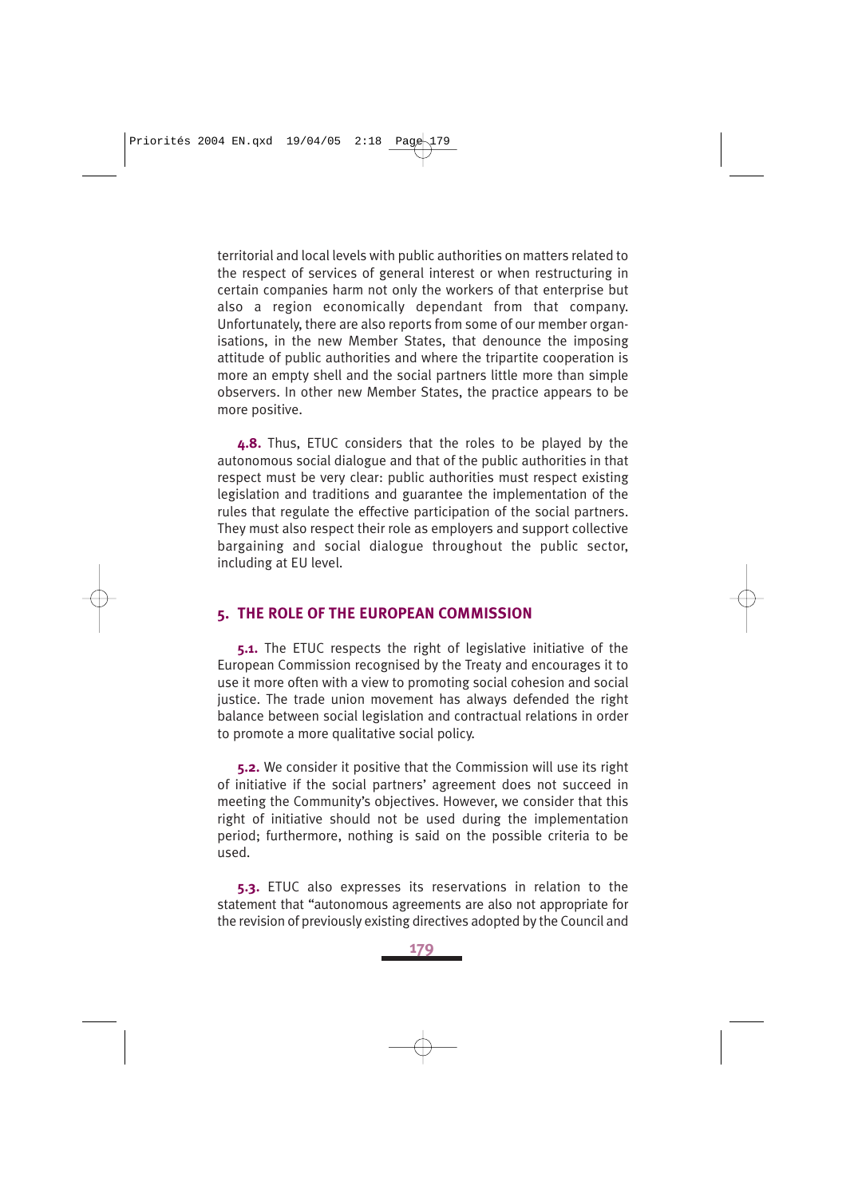territorial and local levels with public authorities on matters related to the respect of services of general interest or when restructuring in certain companies harm not only the workers of that enterprise but also a region economically dependant from that company. Unfortunately, there are also reports from some of our member organisations, in the new Member States, that denounce the imposing attitude of public authorities and where the tripartite cooperation is more an empty shell and the social partners little more than simple observers. In other new Member States, the practice appears to be more positive.

**4.8.** Thus, ETUC considers that the roles to be played by the autonomous social dialogue and that of the public authorities in that respect must be very clear: public authorities must respect existing legislation and traditions and guarantee the implementation of the rules that regulate the effective participation of the social partners. They must also respect their role as employers and support collective bargaining and social dialogue throughout the public sector, including at EU level.

## 5. THE ROLE OF THE EUROPEAN COMMISSION

**5.1.** The ETUC respects the right of legislative initiative of the European Commission recognised by the Treaty and encourages it to use it more often with a view to promoting social cohesion and social justice. The trade union movement has always defended the right balance between social legislation and contractual relations in order to promote a more qualitative social policy.

**5.2.** We consider it positive that the Commission will use its right of initiative if the social partners' agreement does not succeed in meeting the Community's objectives. However, we consider that this right of initiative should not be used during the implementation period; furthermore, nothing is said on the possible criteria to be used.

**5.3.** ETUC also expresses its reservations in relation to the statement that "autonomous agreements are also not appropriate for the revision of previously existing directives adopted by the Council and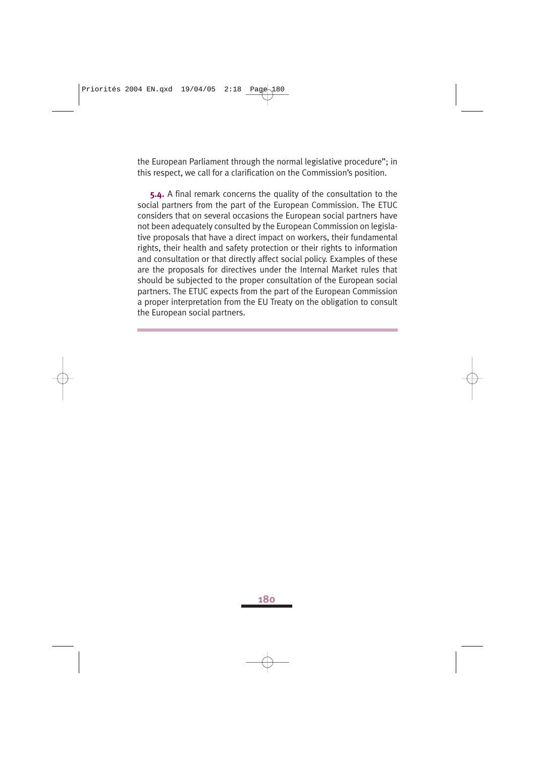the European Parliament through the normal legislative procedure"; in this respect, we call for a clarification on the Commission's position.

**5.4.** A final remark concerns the quality of the consultation to the social partners from the part of the European Commission. The ETUC considers that on several occasions the European social partners have not been adequately consulted by the European Commission on legislative proposals that have a direct impact on workers, their fundamental rights, their health and safety protection or their rights to information and consultation or that directly affect social policy. Examples of these are the proposals for directives under the Internal Market rules that should be subjected to the proper consultation of the European social partners. The ETUC expects from the part of the European Commission a proper interpretation from the EU Treaty on the obligation to consult the European social partners.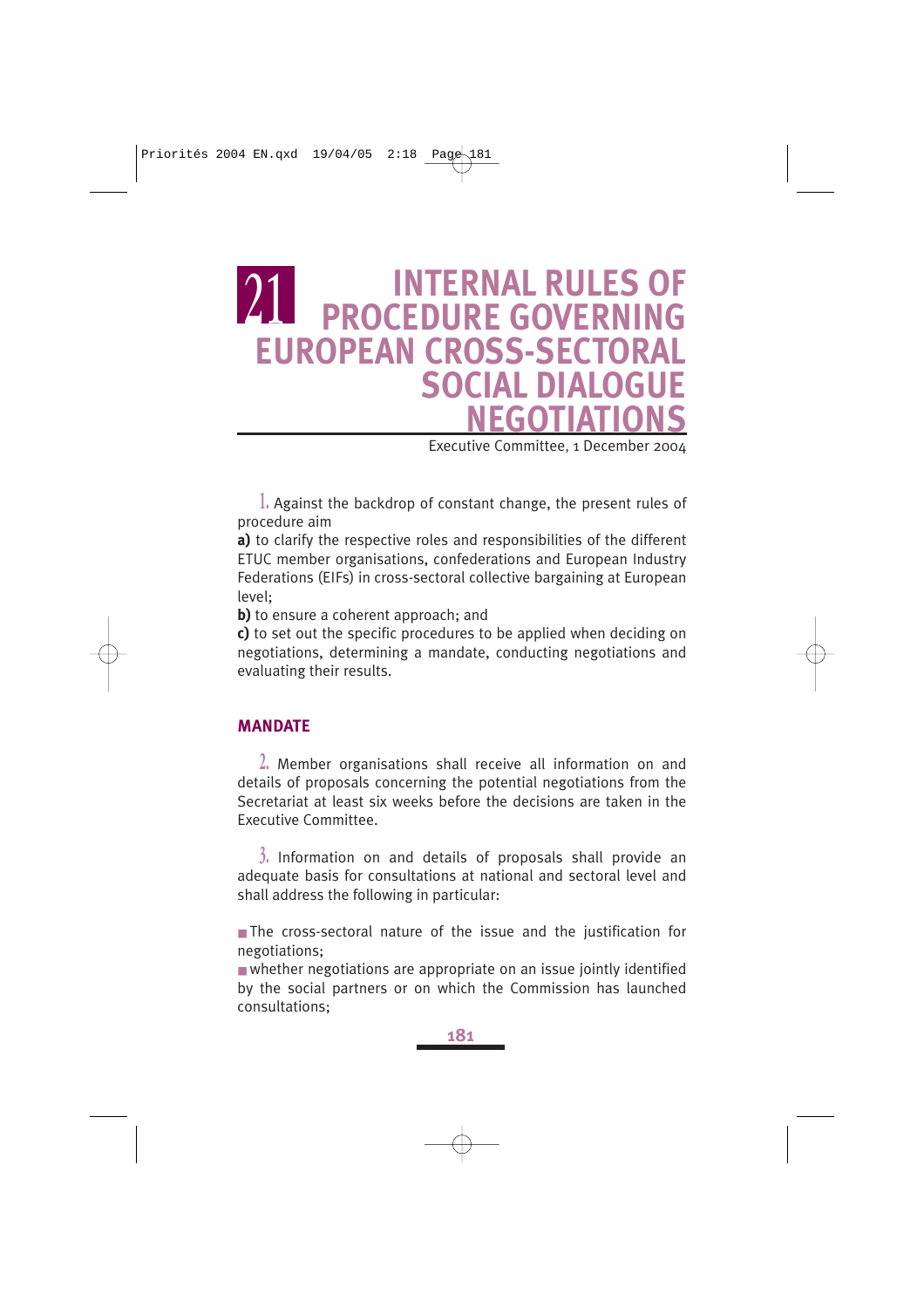# 21 INTERNAL RULES OF PROCEDURE GOVERNING EUROPEAN CROSS-SECTORAL SOCIAL DIALOGUE NEGOTIATIONS

Executive Committee, 1 December 2004

1. Against the backdrop of constant change, the present rules of procedure aim

**a)** to clarify the respective roles and responsibilities of the different ETUC member organisations, confederations and European Industry Federations (EIFs) in cross-sectoral collective bargaining at European level;

**b)** to ensure a coherent approach; and

**c)** to set out the specific procedures to be applied when deciding on negotiations, determining a mandate, conducting negotiations and evaluating their results.

## MANDATE

2. Member organisations shall receive all information on and details of proposals concerning the potential negotiations from the Secretariat at least six weeks before the decisions are taken in the Executive Committee.

3. Information on and details of proposals shall provide an adequate basis for consultations at national and sectoral level and shall address the following in particular:

- The cross-sectoral nature of the issue and the justification for negotiations;
- whether negotiations are appropriate on an issue jointly identified by the social partners or on which the Commission has launched consultations;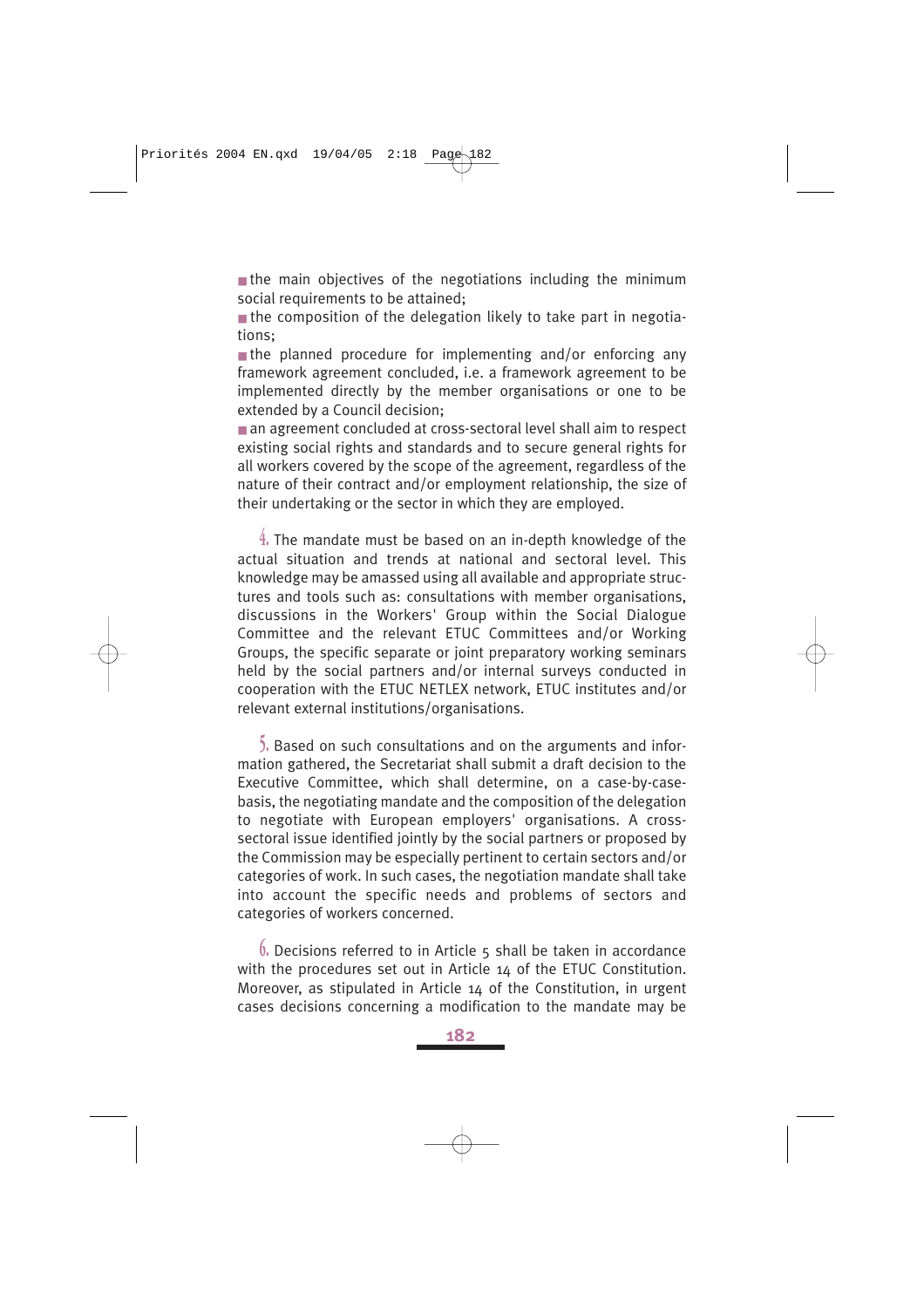- the main objectives of the negotiations including the minimum social requirements to be attained;
- the composition of the delegation likely to take part in negotiations;
- the planned procedure for implementing and/or enforcing any framework agreement concluded, i.e. a framework agreement to be implemented directly by the member organisations or one to be extended by a Council decision;
- an agreement concluded at cross-sectoral level shall aim to respect existing social rights and standards and to secure general rights for all workers covered by the scope of the agreement, regardless of the nature of their contract and/or employment relationship, the size of their undertaking or the sector in which they are employed.

4. The mandate must be based on an in-depth knowledge of the actual situation and trends at national and sectoral level. This knowledge may be amassed using all available and appropriate structures and tools such as: consultations with member organisations, discussions in the Workers' Group within the Social Dialogue Committee and the relevant ETUC Committees and/or Working Groups, the specific separate or joint preparatory working seminars held by the social partners and/or internal surveys conducted in cooperation with the ETUC NETLEX network, ETUC institutes and/or relevant external institutions/organisations.

5. Based on such consultations and on the arguments and information gathered, the Secretariat shall submit a draft decision to the Executive Committee, which shall determine, on a case-by-case-basis, the negotiating mandate and the composition of the delegation to negotiate with European employers' organisations. A cross-sectoral issue identified jointly by the social partners or proposed by the Commission may be especially pertinent to certain sectors and/or categories of work. In such cases, the negotiation mandate shall take into account the specific needs and problems of sectors and categories of workers concerned.

6. Decisions referred to in Article 5 shall be taken in accordance with the procedures set out in Article 14 of the ETUC Constitution. Moreover, as stipulated in Article 14 of the Constitution, in urgent cases decisions concerning a modification to the mandate may be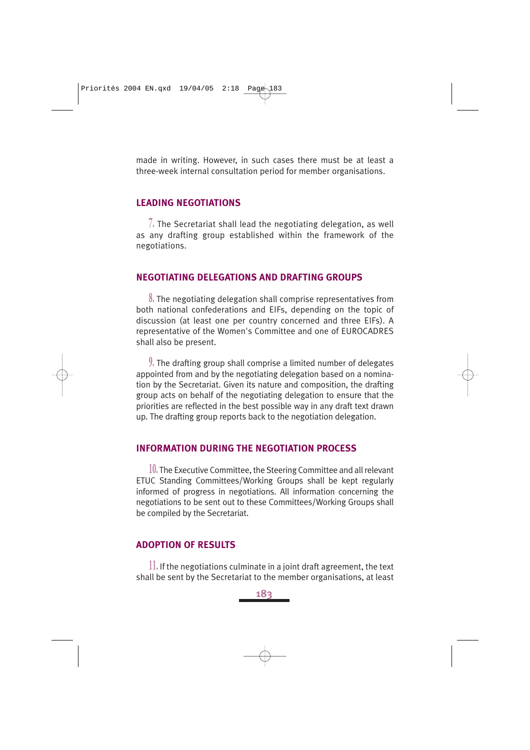made in writing. However, in such cases there must be at least a three-week internal consultation period for member organisations.

## LEADING NEGOTIATIONS

7. The Secretariat shall lead the negotiating delegation, as well as any drafting group established within the framework of the negotiations.

## NEGOTIATING DELEGATIONS AND DRAFTING GROUPS

8. The negotiating delegation shall comprise representatives from both national confederations and EIFs, depending on the topic of discussion (at least one per country concerned and three EIFs). A representative of the Women's Committee and one of EUROCADRES shall also be present.

9. The drafting group shall comprise a limited number of delegates appointed from and by the negotiating delegation based on a nomination by the Secretariat. Given its nature and composition, the drafting group acts on behalf of the negotiating delegation to ensure that the priorities are reflected in the best possible way in any draft text drawn up. The drafting group reports back to the negotiation delegation.

## INFORMATION DURING THE NEGOTIATION PROCESS

10. The Executive Committee, the Steering Committee and all relevant ETUC Standing Committees/Working Groups shall be kept regularly informed of progress in negotiations. All information concerning the negotiations to be sent out to these Committees/Working Groups shall be compiled by the Secretariat.

## ADOPTION OF RESULTS

11. If the negotiations culminate in a joint draft agreement, the text shall be sent by the Secretariat to the member organisations, at least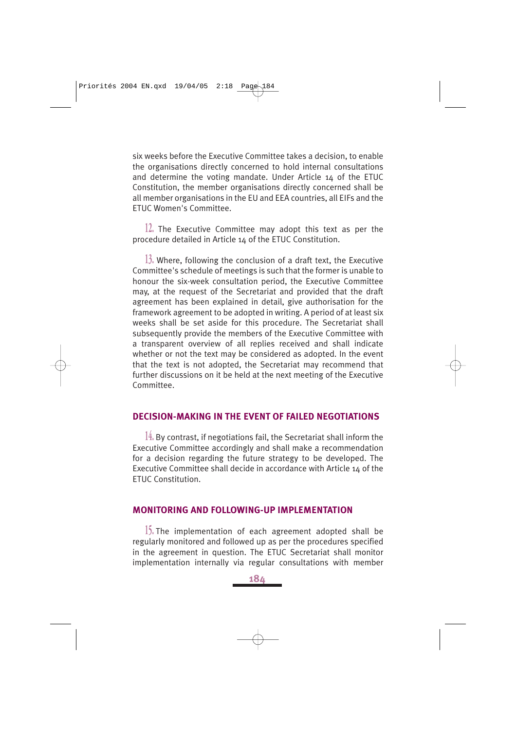six weeks before the Executive Committee takes a decision, to enable the organisations directly concerned to hold internal consultations and determine the voting mandate. Under Article 14 of the ETUC Constitution, the member organisations directly concerned shall be all member organisations in the EU and EEA countries, all EIFs and the ETUC Women's Committee.

12. The Executive Committee may adopt this text as per the procedure detailed in Article 14 of the ETUC Constitution.

13. Where, following the conclusion of a draft text, the Executive Committee's schedule of meetings is such that the former is unable to honour the six-week consultation period, the Executive Committee may, at the request of the Secretariat and provided that the draft agreement has been explained in detail, give authorisation for the framework agreement to be adopted in writing. A period of at least six weeks shall be set aside for this procedure. The Secretariat shall subsequently provide the members of the Executive Committee with a transparent overview of all replies received and shall indicate whether or not the text may be considered as adopted. In the event that the text is not adopted, the Secretariat may recommend that further discussions on it be held at the next meeting of the Executive Committee.

## DECISION-MAKING IN THE EVENT OF FAILED NEGOTIATIONS

14. By contrast, if negotiations fail, the Secretariat shall inform the Executive Committee accordingly and shall make a recommendation for a decision regarding the future strategy to be developed. The Executive Committee shall decide in accordance with Article 14 of the ETUC Constitution.

## MONITORING AND FOLLOWING-UP IMPLEMENTATION

15. The implementation of each agreement adopted shall be regularly monitored and followed up as per the procedures specified in the agreement in question. The ETUC Secretariat shall monitor implementation internally via regular consultations with member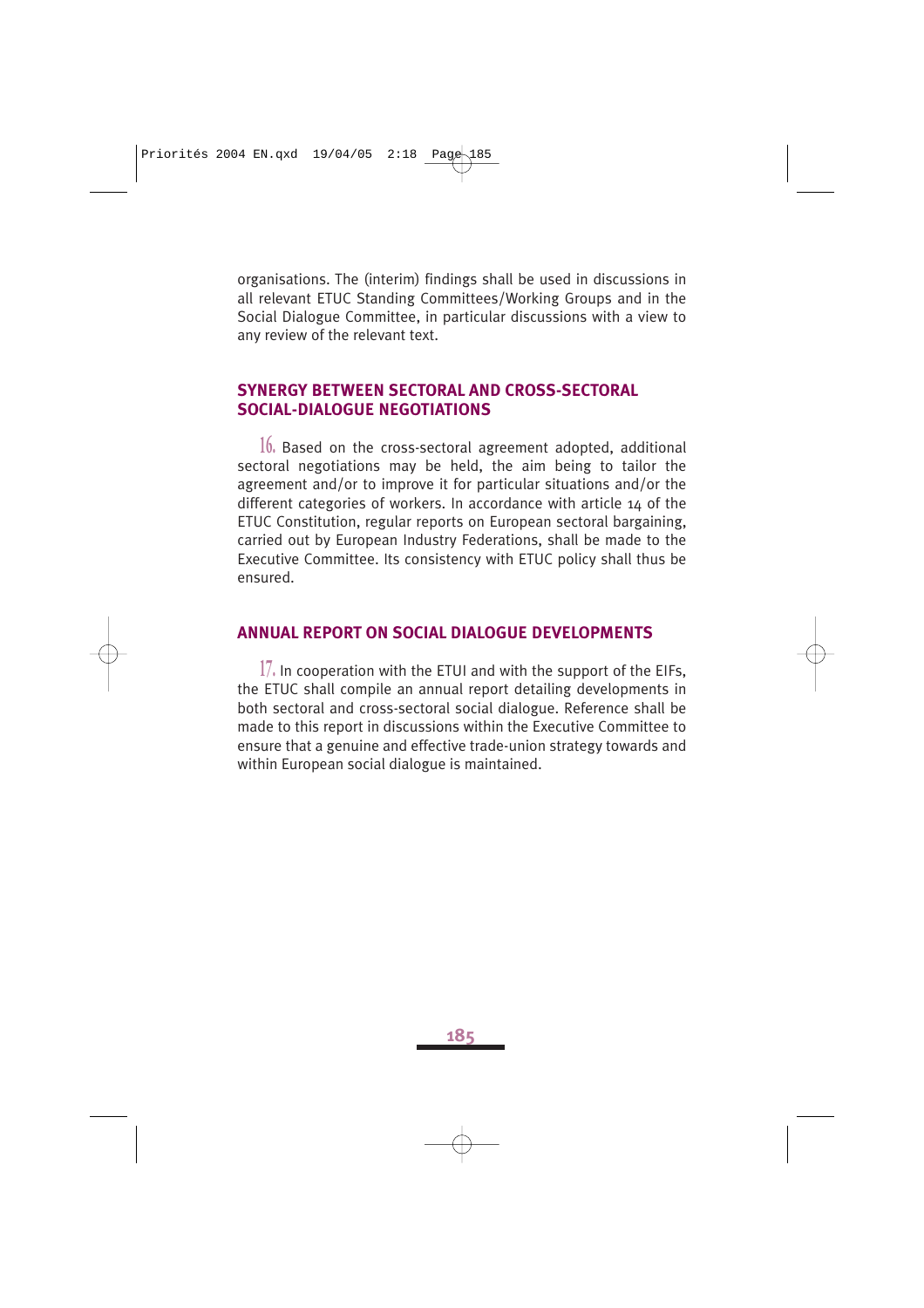organisations. The (interim) findings shall be used in discussions in all relevant ETUC Standing Committees/Working Groups and in the Social Dialogue Committee, in particular discussions with a view to any review of the relevant text.

## SYNERGY BETWEEN SECTORAL AND CROSS-SECTORAL SOCIAL-DIALOGUE NEGOTIATIONS

16. Based on the cross-sectoral agreement adopted, additional sectoral negotiations may be held, the aim being to tailor the agreement and/or to improve it for particular situations and/or the different categories of workers. In accordance with article 14 of the ETUC Constitution, regular reports on European sectoral bargaining, carried out by European Industry Federations, shall be made to the Executive Committee. Its consistency with ETUC policy shall thus be ensured.

## ANNUAL REPORT ON SOCIAL DIALOGUE DEVELOPMENTS

17. In cooperation with the ETUI and with the support of the EIFs, the ETUC shall compile an annual report detailing developments in both sectoral and cross-sectoral social dialogue. Reference shall be made to this report in discussions within the Executive Committee to ensure that a genuine and effective trade-union strategy towards and within European social dialogue is maintained.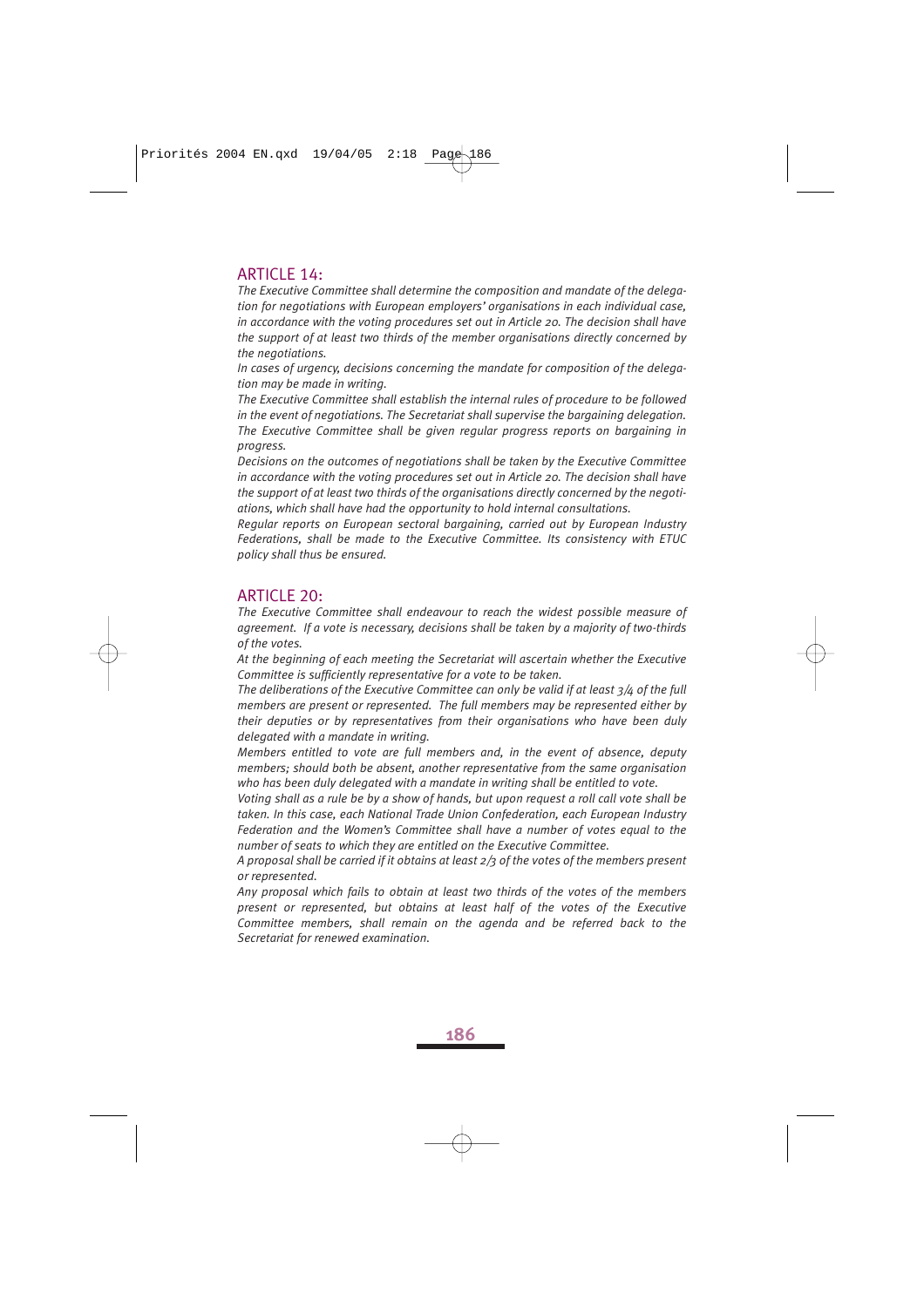## ARTICLE 14:

*The Executive Committee shall determine the composition and mandate of the delegation for negotiations with European employers' organisations in each individual case, in accordance with the voting procedures set out in Article 20. The decision shall have the support of at least two thirds of the member organisations directly concerned by the negotiations.*

*In cases of urgency, decisions concerning the mandate for composition of the delegation may be made in writing.*

*The Executive Committee shall establish the internal rules of procedure to be followed in the event of negotiations. The Secretariat shall supervise the bargaining delegation. The Executive Committee shall be given regular progress reports on bargaining in progress.*

*Decisions on the outcomes of negotiations shall be taken by the Executive Committee in accordance with the voting procedures set out in Article 20. The decision shall have the support of at least two thirds of the organisations directly concerned by the negotiations, which shall have had the opportunity to hold internal consultations.*

*Regular reports on European sectoral bargaining, carried out by European Industry Federations, shall be made to the Executive Committee. Its consistency with ETUC policy shall thus be ensured.*

## ARTICLE 20:

*The Executive Committee shall endeavour to reach the widest possible measure of agreement. If a vote is necessary, decisions shall be taken by a majority of two-thirds of the votes.*

*At the beginning of each meeting the Secretariat will ascertain whether the Executive Committee is sufficiently representative for a vote to be taken.*

*The deliberations of the Executive Committee can only be valid if at least 3/4 of the full members are present or represented. The full members may be represented either by their deputies or by representatives from their organisations who have been duly delegated with a mandate in writing.*

*Members entitled to vote are full members and, in the event of absence, deputy members; should both be absent, another representative from the same organisation who has been duly delegated with a mandate in writing shall be entitled to vote.*

*Voting shall as a rule be by a show of hands, but upon request a roll call vote shall be taken. In this case, each National Trade Union Confederation, each European Industry Federation and the Women's Committee shall have a number of votes equal to the number of seats to which they are entitled on the Executive Committee.*

*A proposal shall be carried if it obtains at least 2/3 of the votes of the members present or represented.*

*Any proposal which fails to obtain at least two thirds of the votes of the members present or represented, but obtains at least half of the votes of the Executive Committee members, shall remain on the agenda and be referred back to the Secretariat for renewed examination.*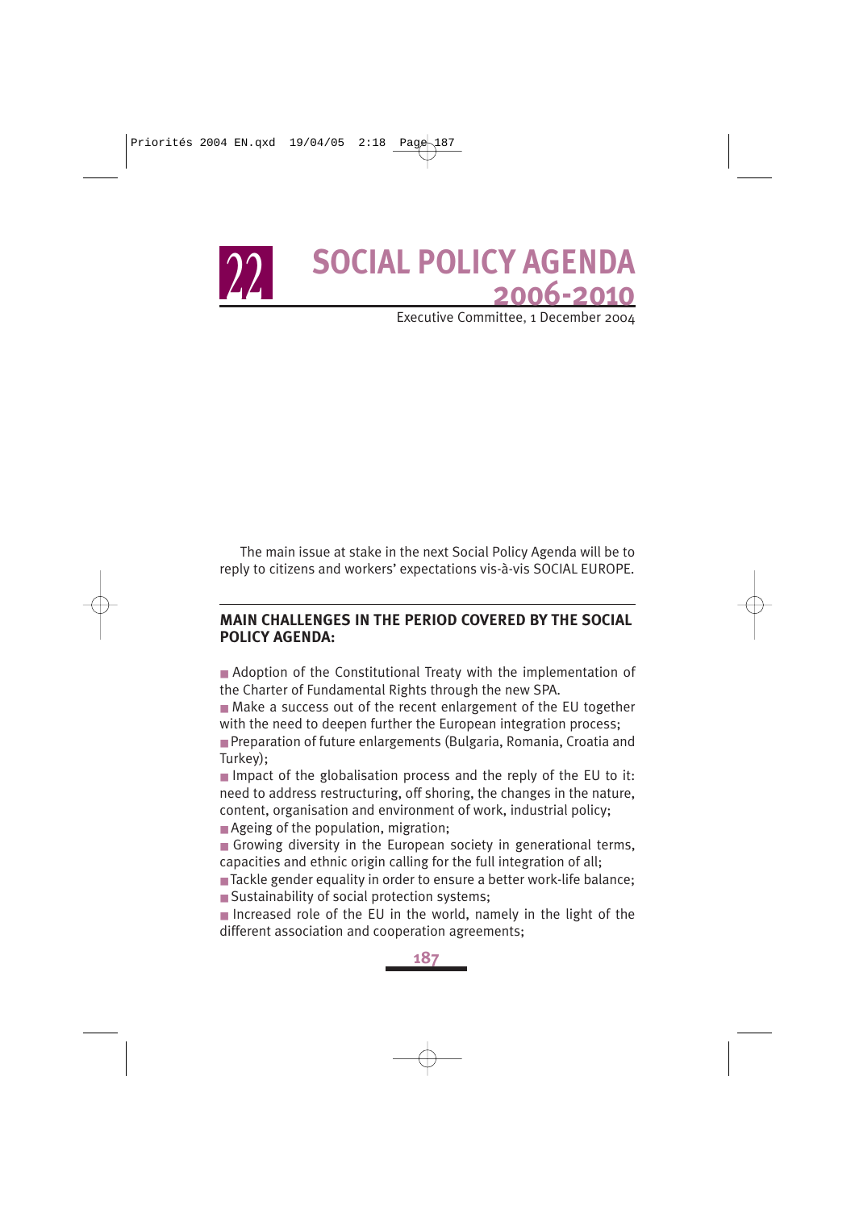# 22 SOCIAL POLICY AGENDA 2006-2010

Executive Committee, 1 December 2004

The main issue at stake in the next Social Policy Agenda will be to reply to citizens and workers' expectations vis-à-vis SOCIAL EUROPE.

## MAIN CHALLENGES IN THE PERIOD COVERED BY THE SOCIAL POLICY AGENDA:

- Adoption of the Constitutional Treaty with the implementation of the Charter of Fundamental Rights through the new SPA.
- Make a success out of the recent enlargement of the EU together with the need to deepen further the European integration process;
- Preparation of future enlargements (Bulgaria, Romania, Croatia and Turkey);
- Impact of the globalisation process and the reply of the EU to it: need to address restructuring, off shoring, the changes in the nature, content, organisation and environment of work, industrial policy;
- Ageing of the population, migration;
- Growing diversity in the European society in generational terms, capacities and ethnic origin calling for the full integration of all;
- Tackle gender equality in order to ensure a better work-life balance;
- Sustainability of social protection systems;
- Increased role of the EU in the world, namely in the light of the different association and cooperation agreements;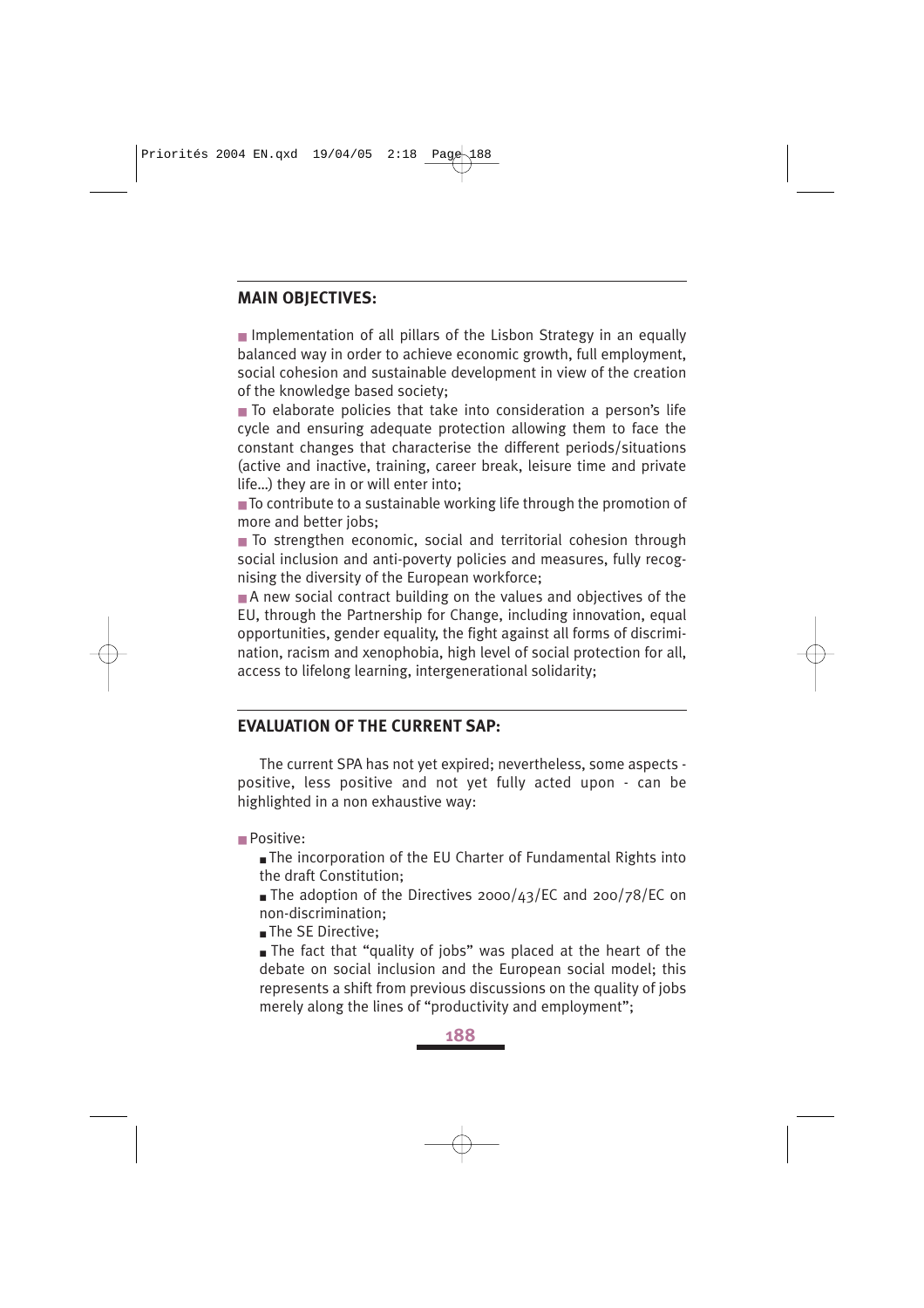## MAIN OBJECTIVES:

- Implementation of all pillars of the Lisbon Strategy in an equally balanced way in order to achieve economic growth, full employment, social cohesion and sustainable development in view of the creation of the knowledge based society;
- To elaborate policies that take into consideration a person's life cycle and ensuring adequate protection allowing them to face the constant changes that characterise the different periods/situations (active and inactive, training, career break, leisure time and private life...) they are in or will enter into;
- To contribute to a sustainable working life through the promotion of more and better jobs;
- To strengthen economic, social and territorial cohesion through social inclusion and anti-poverty policies and measures, fully recognising the diversity of the European workforce;
- A new social contract building on the values and objectives of the EU, through the Partnership for Change, including innovation, equal opportunities, gender equality, the fight against all forms of discrimination, racism and xenophobia, high level of social protection for all, access to lifelong learning, intergenerational solidarity;

## EVALUATION OF THE CURRENT SAP:

The current SPA has not yet expired; nevertheless, some aspects - positive, less positive and not yet fully acted upon - can be highlighted in a non exhaustive way:

- Positive:
  - The incorporation of the EU Charter of Fundamental Rights into the draft Constitution;
  - The adoption of the Directives 2000/43/EC and 200/78/EC on non-discrimination;
  - The SE Directive;
  - The fact that "quality of jobs" was placed at the heart of the debate on social inclusion and the European social model; this represents a shift from previous discussions on the quality of jobs merely along the lines of "productivity and employment";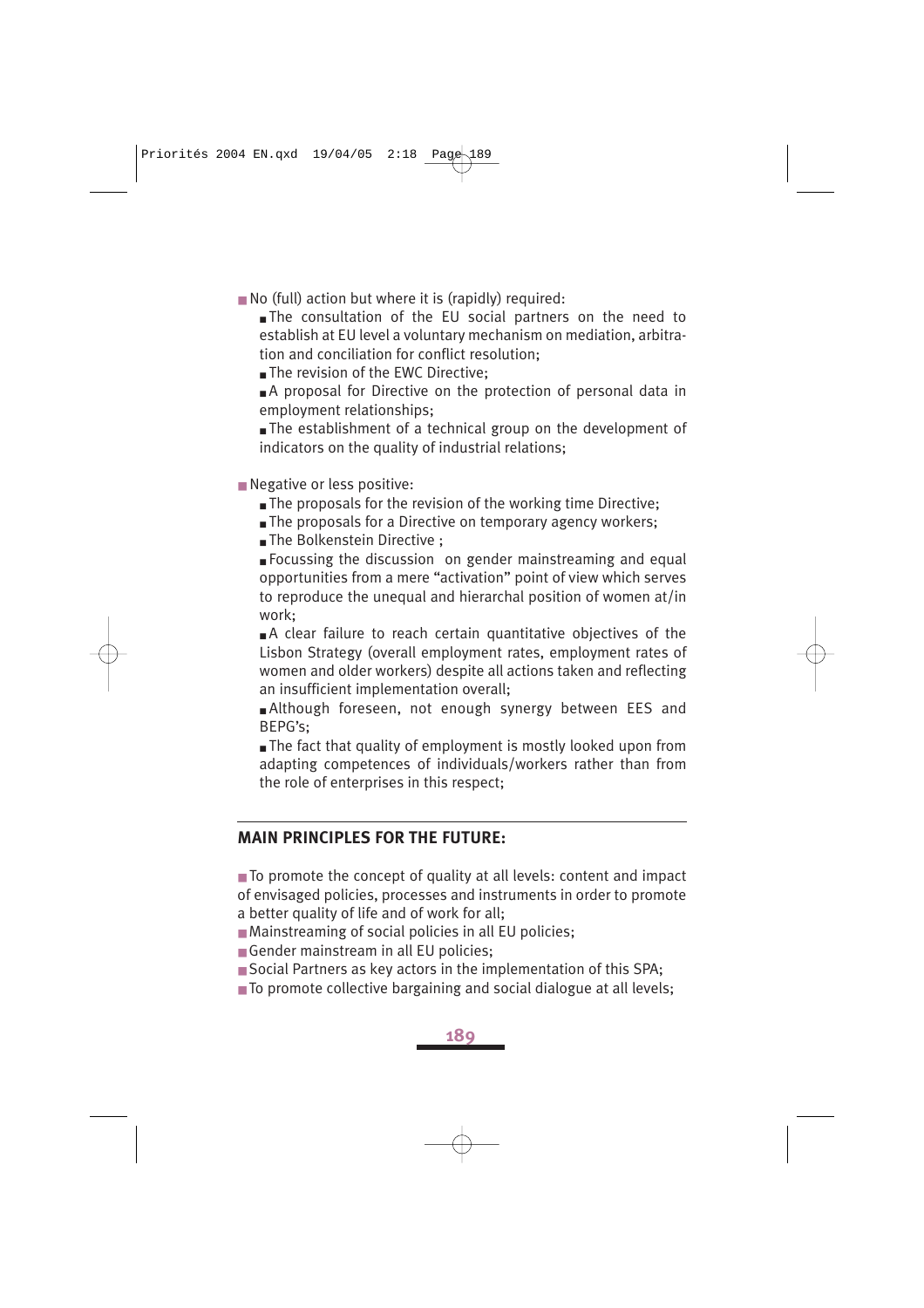- No (full) action but where it is (rapidly) required:
  - The consultation of the EU social partners on the need to establish at EU level a voluntary mechanism on mediation, arbitration and conciliation for conflict resolution;
  - The revision of the EWC Directive;
  - A proposal for Directive on the protection of personal data in employment relationships;
  - The establishment of a technical group on the development of indicators on the quality of industrial relations;

- Negative or less positive:
  - The proposals for the revision of the working time Directive;
  - The proposals for a Directive on temporary agency workers;
  - The Bolkenstein Directive ;
  - Focussing the discussion on gender mainstreaming and equal opportunities from a mere "activation" point of view which serves to reproduce the unequal and hierarchal position of women at/in work;
  - A clear failure to reach certain quantitative objectives of the Lisbon Strategy (overall employment rates, employment rates of women and older workers) despite all actions taken and reflecting an insufficient implementation overall;
  - Although foreseen, not enough synergy between EES and BEPG's;
  - The fact that quality of employment is mostly looked upon from adapting competences of individuals/workers rather than from the role of enterprises in this respect;

## MAIN PRINCIPLES FOR THE FUTURE:

- To promote the concept of quality at all levels: content and impact of envisaged policies, processes and instruments in order to promote a better quality of life and of work for all;
- Mainstreaming of social policies in all EU policies;
- Gender mainstream in all EU policies;
- Social Partners as key actors in the implementation of this SPA;
- To promote collective bargaining and social dialogue at all levels;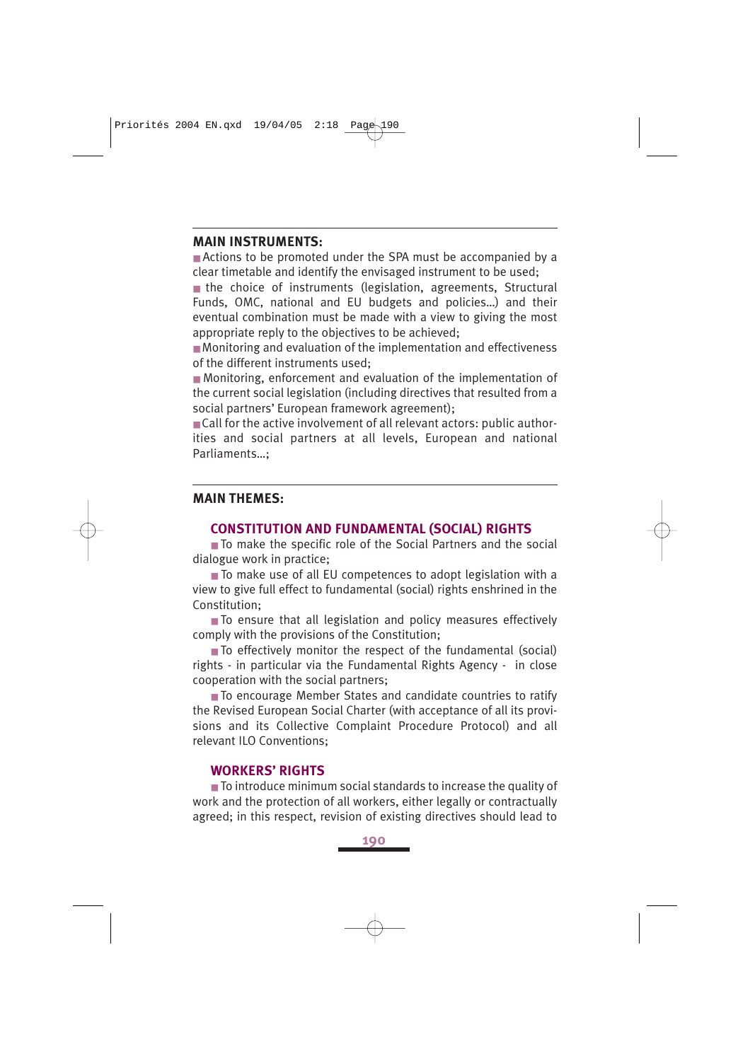## MAIN INSTRUMENTS:

- Actions to be promoted under the SPA must be accompanied by a clear timetable and identify the envisaged instrument to be used;
- the choice of instruments (legislation, agreements, Structural Funds, OMC, national and EU budgets and policies…) and their eventual combination must be made with a view to giving the most appropriate reply to the objectives to be achieved;
- Monitoring and evaluation of the implementation and effectiveness of the different instruments used;
- Monitoring, enforcement and evaluation of the implementation of the current social legislation (including directives that resulted from a social partners' European framework agreement);
- Call for the active involvement of all relevant actors: public authorities and social partners at all levels, European and national Parliaments…;

## MAIN THEMES:

### CONSTITUTION AND FUNDAMENTAL (SOCIAL) RIGHTS

- To make the specific role of the Social Partners and the social dialogue work in practice;
- To make use of all EU competences to adopt legislation with a view to give full effect to fundamental (social) rights enshrined in the Constitution;
- To ensure that all legislation and policy measures effectively comply with the provisions of the Constitution;
- To effectively monitor the respect of the fundamental (social) rights - in particular via the Fundamental Rights Agency - in close cooperation with the social partners;
- To encourage Member States and candidate countries to ratify the Revised European Social Charter (with acceptance of all its provisions and its Collective Complaint Procedure Protocol) and all relevant ILO Conventions;

### WORKERS' RIGHTS

- To introduce minimum social standards to increase the quality of work and the protection of all workers, either legally or contractually agreed; in this respect, revision of existing directives should lead to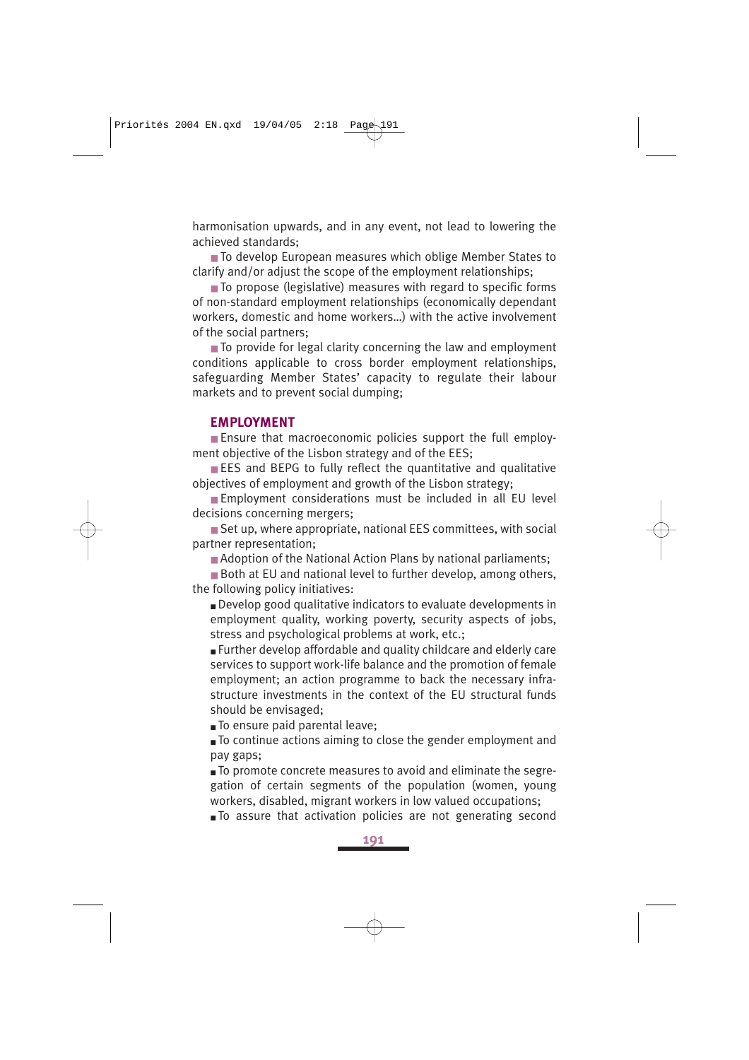harmonisation upwards, and in any event, not lead to lowering the achieved standards;

- To develop European measures which oblige Member States to clarify and/or adjust the scope of the employment relationships;
- To propose (legislative) measures with regard to specific forms of non-standard employment relationships (economically dependant workers, domestic and home workers…) with the active involvement of the social partners;
- To provide for legal clarity concerning the law and employment conditions applicable to cross border employment relationships, safeguarding Member States' capacity to regulate their labour markets and to prevent social dumping;

## EMPLOYMENT

- Ensure that macroeconomic policies support the full employment objective of the Lisbon strategy and of the EES;
- EES and BEPG to fully reflect the quantitative and qualitative objectives of employment and growth of the Lisbon strategy;
- Employment considerations must be included in all EU level decisions concerning mergers;
- Set up, where appropriate, national EES committees, with social partner representation;
- Adoption of the National Action Plans by national parliaments;
- Both at EU and national level to further develop, among others, the following policy initiatives:
  - Develop good qualitative indicators to evaluate developments in employment quality, working poverty, security aspects of jobs, stress and psychological problems at work, etc.;
  - Further develop affordable and quality childcare and elderly care services to support work-life balance and the promotion of female employment; an action programme to back the necessary infrastructure investments in the context of the EU structural funds should be envisaged;
  - To ensure paid parental leave;
  - To continue actions aiming to close the gender employment and pay gaps;
  - To promote concrete measures to avoid and eliminate the segregation of certain segments of the population (women, young workers, disabled, migrant workers in low valued occupations;
  - To assure that activation policies are not generating second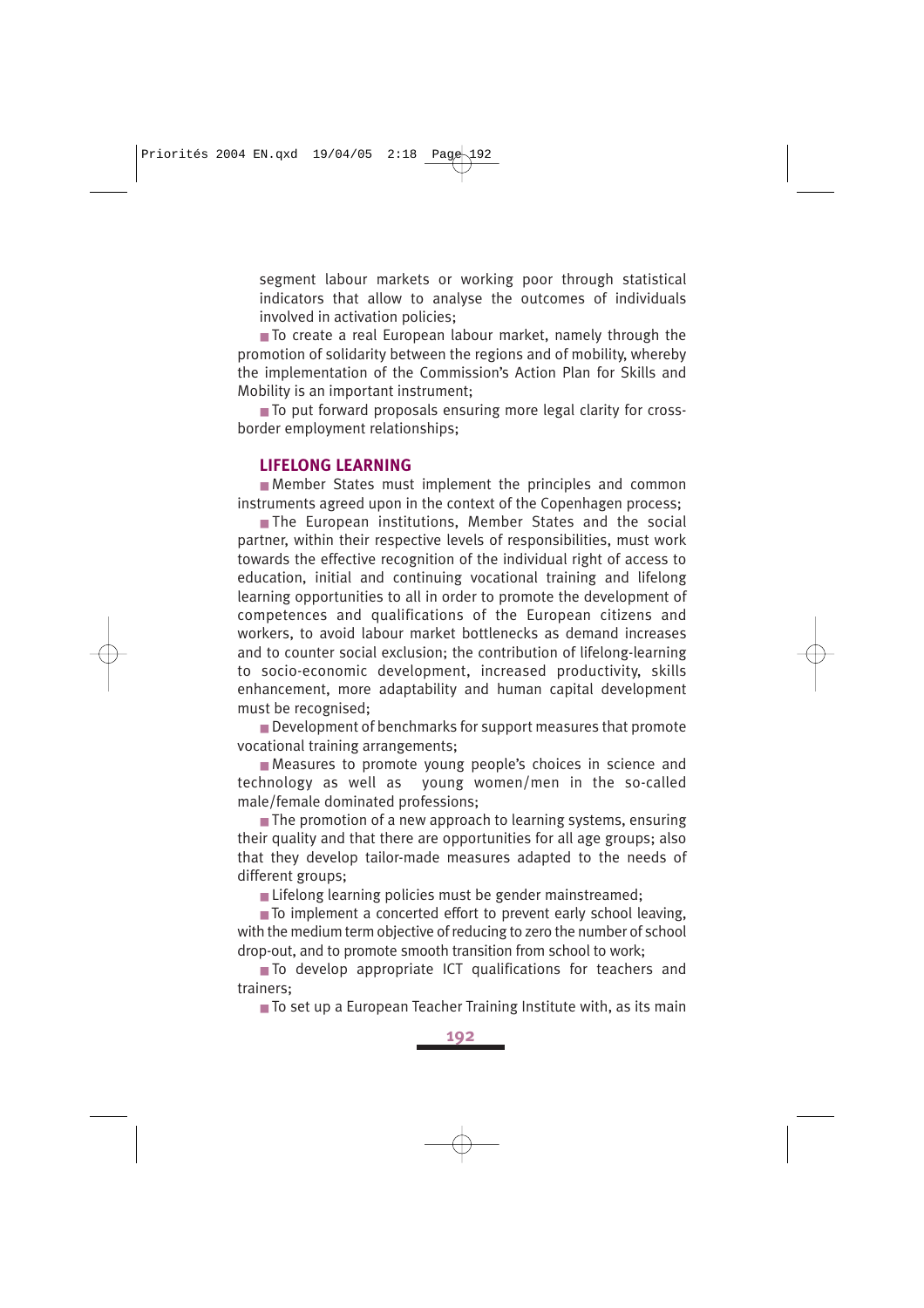segment labour markets or working poor through statistical indicators that allow to analyse the outcomes of individuals involved in activation policies;

- To create a real European labour market, namely through the promotion of solidarity between the regions and of mobility, whereby the implementation of the Commission's Action Plan for Skills and Mobility is an important instrument;
- To put forward proposals ensuring more legal clarity for cross-border employment relationships;

### LIFELONG LEARNING

- Member States must implement the principles and common instruments agreed upon in the context of the Copenhagen process;
- The European institutions, Member States and the social partner, within their respective levels of responsibilities, must work towards the effective recognition of the individual right of access to education, initial and continuing vocational training and lifelong learning opportunities to all in order to promote the development of competences and qualifications of the European citizens and workers, to avoid labour market bottlenecks as demand increases and to counter social exclusion; the contribution of lifelong-learning to socio-economic development, increased productivity, skills enhancement, more adaptability and human capital development must be recognised;
- Development of benchmarks for support measures that promote vocational training arrangements;
- Measures to promote young people's choices in science and technology as well as young women/men in the so-called male/female dominated professions;
- The promotion of a new approach to learning systems, ensuring their quality and that there are opportunities for all age groups; also that they develop tailor-made measures adapted to the needs of different groups;
- Lifelong learning policies must be gender mainstreamed;
- To implement a concerted effort to prevent early school leaving, with the medium term objective of reducing to zero the number of school drop-out, and to promote smooth transition from school to work;
- To develop appropriate ICT qualifications for teachers and trainers;
- To set up a European Teacher Training Institute with, as its main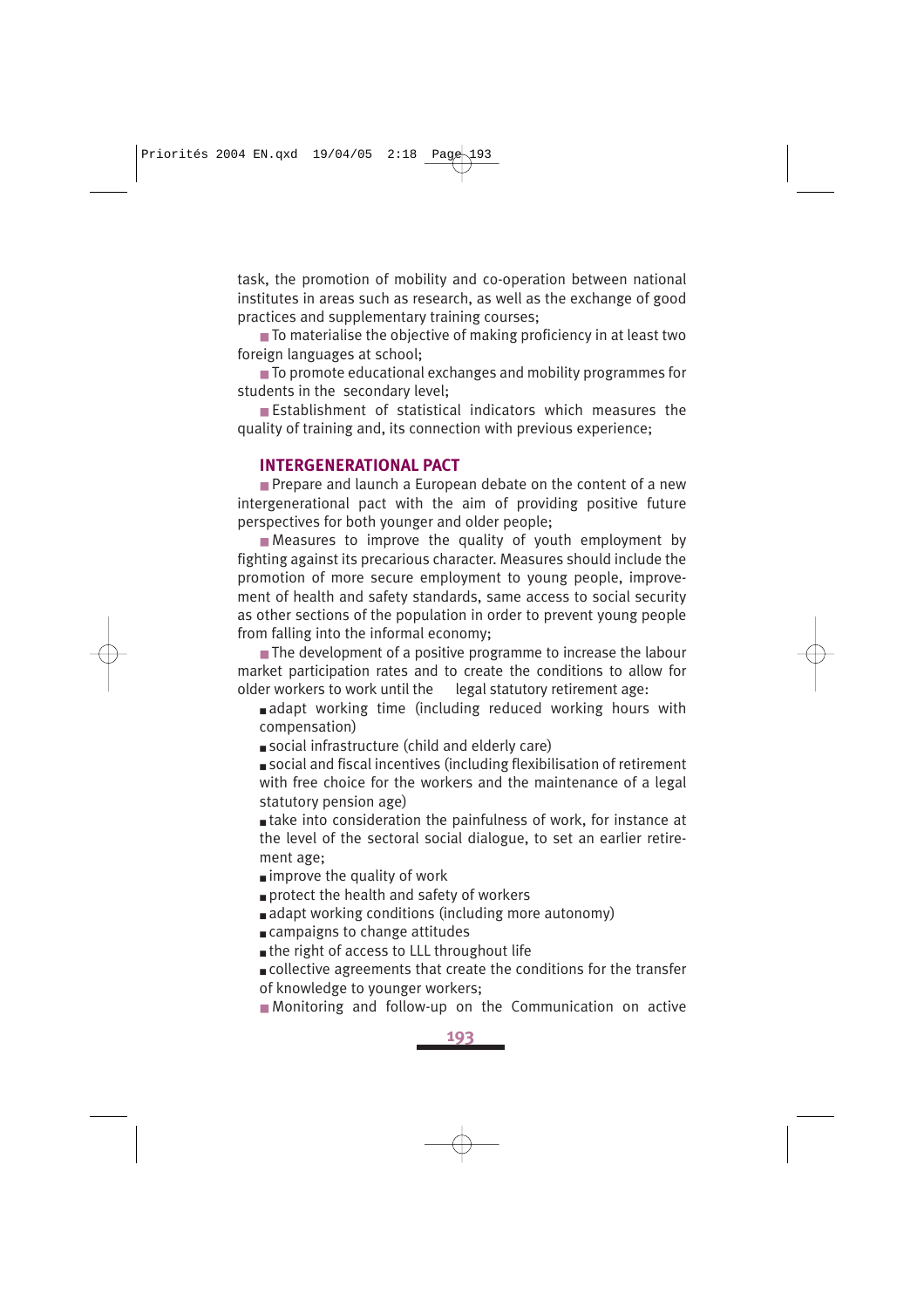task, the promotion of mobility and co-operation between national institutes in areas such as research, as well as the exchange of good practices and supplementary training courses;

- To materialise the objective of making proficiency in at least two foreign languages at school;
- To promote educational exchanges and mobility programmes for students in the secondary level;
- Establishment of statistical indicators which measures the quality of training and, its connection with previous experience;

## INTERGENERATIONAL PACT

- Prepare and launch a European debate on the content of a new intergenerational pact with the aim of providing positive future perspectives for both younger and older people;
- Measures to improve the quality of youth employment by fighting against its precarious character. Measures should include the promotion of more secure employment to young people, improvement of health and safety standards, same access to social security as other sections of the population in order to prevent young people from falling into the informal economy;
- The development of a positive programme to increase the labour market participation rates and to create the conditions to allow for older workers to work until the legal statutory retirement age:
  - adapt working time (including reduced working hours with compensation)
  - social infrastructure (child and elderly care)
  - social and fiscal incentives (including flexibilisation of retirement with free choice for the workers and the maintenance of a legal statutory pension age)
  - take into consideration the painfulness of work, for instance at the level of the sectoral social dialogue, to set an earlier retirement age;
  - improve the quality of work
  - protect the health and safety of workers
  - adapt working conditions (including more autonomy)
  - campaigns to change attitudes
  - the right of access to LLL throughout life
  - collective agreements that create the conditions for the transfer of knowledge to younger workers;
- Monitoring and follow-up on the Communication on active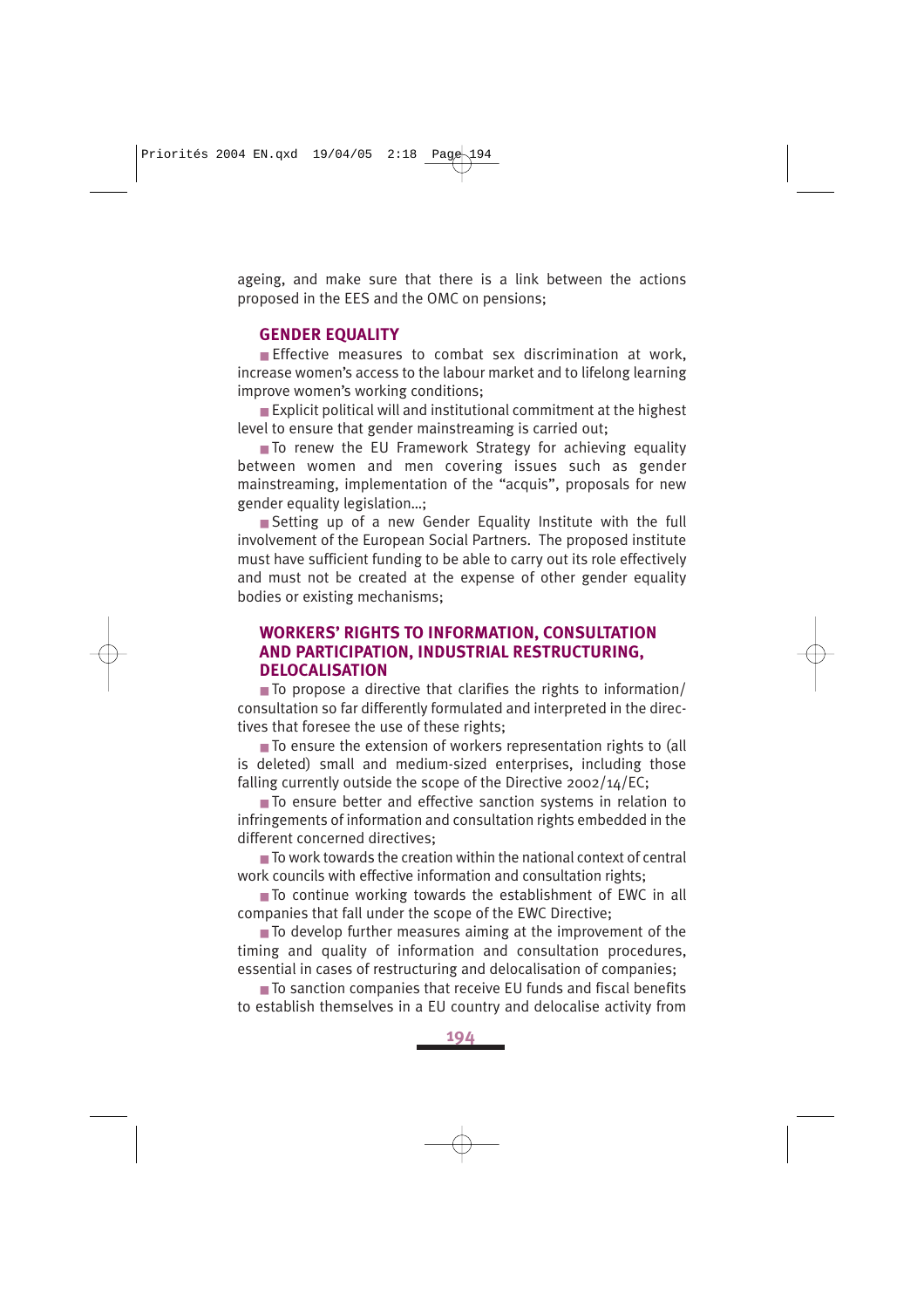ageing, and make sure that there is a link between the actions proposed in the EES and the OMC on pensions;

### GENDER EQUALITY

- Effective measures to combat sex discrimination at work, increase women's access to the labour market and to lifelong learning improve women's working conditions;
- Explicit political will and institutional commitment at the highest level to ensure that gender mainstreaming is carried out;
- To renew the EU Framework Strategy for achieving equality between women and men covering issues such as gender mainstreaming, implementation of the "acquis", proposals for new gender equality legislation…;
- Setting up of a new Gender Equality Institute with the full involvement of the European Social Partners. The proposed institute must have sufficient funding to be able to carry out its role effectively and must not be created at the expense of other gender equality bodies or existing mechanisms;

### WORKERS' RIGHTS TO INFORMATION, CONSULTATION AND PARTICIPATION, INDUSTRIAL RESTRUCTURING, DELOCALISATION

- To propose a directive that clarifies the rights to information/ consultation so far differently formulated and interpreted in the directives that foresee the use of these rights;
- To ensure the extension of workers representation rights to (all is deleted) small and medium-sized enterprises, including those falling currently outside the scope of the Directive 2002/14/EC;
- To ensure better and effective sanction systems in relation to infringements of information and consultation rights embedded in the different concerned directives;
- To work towards the creation within the national context of central work councils with effective information and consultation rights;
- To continue working towards the establishment of EWC in all companies that fall under the scope of the EWC Directive;
- To develop further measures aiming at the improvement of the timing and quality of information and consultation procedures, essential in cases of restructuring and delocalisation of companies;
- To sanction companies that receive EU funds and fiscal benefits to establish themselves in a EU country and delocalise activity from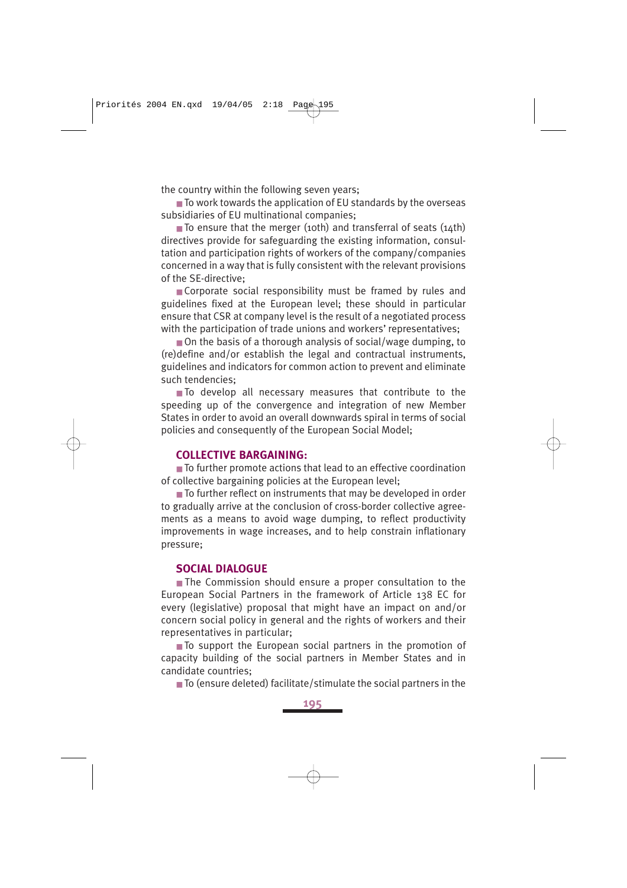the country within the following seven years;

- To work towards the application of EU standards by the overseas subsidiaries of EU multinational companies;
- To ensure that the merger (10th) and transferral of seats (14th) directives provide for safeguarding the existing information, consultation and participation rights of workers of the company/companies concerned in a way that is fully consistent with the relevant provisions of the SE-directive;
- Corporate social responsibility must be framed by rules and guidelines fixed at the European level; these should in particular ensure that CSR at company level is the result of a negotiated process with the participation of trade unions and workers' representatives;
- On the basis of a thorough analysis of social/wage dumping, to (re)define and/or establish the legal and contractual instruments, guidelines and indicators for common action to prevent and eliminate such tendencies;
- To develop all necessary measures that contribute to the speeding up of the convergence and integration of new Member States in order to avoid an overall downwards spiral in terms of social policies and consequently of the European Social Model;

### COLLECTIVE BARGAINING:

- To further promote actions that lead to an effective coordination of collective bargaining policies at the European level;
- To further reflect on instruments that may be developed in order to gradually arrive at the conclusion of cross-border collective agreements as a means to avoid wage dumping, to reflect productivity improvements in wage increases, and to help constrain inflationary pressure;

### SOCIAL DIALOGUE

- The Commission should ensure a proper consultation to the European Social Partners in the framework of Article 138 EC for every (legislative) proposal that might have an impact on and/or concern social policy in general and the rights of workers and their representatives in particular;
- To support the European social partners in the promotion of capacity building of the social partners in Member States and in candidate countries;
- To (ensure deleted) facilitate/stimulate the social partners in the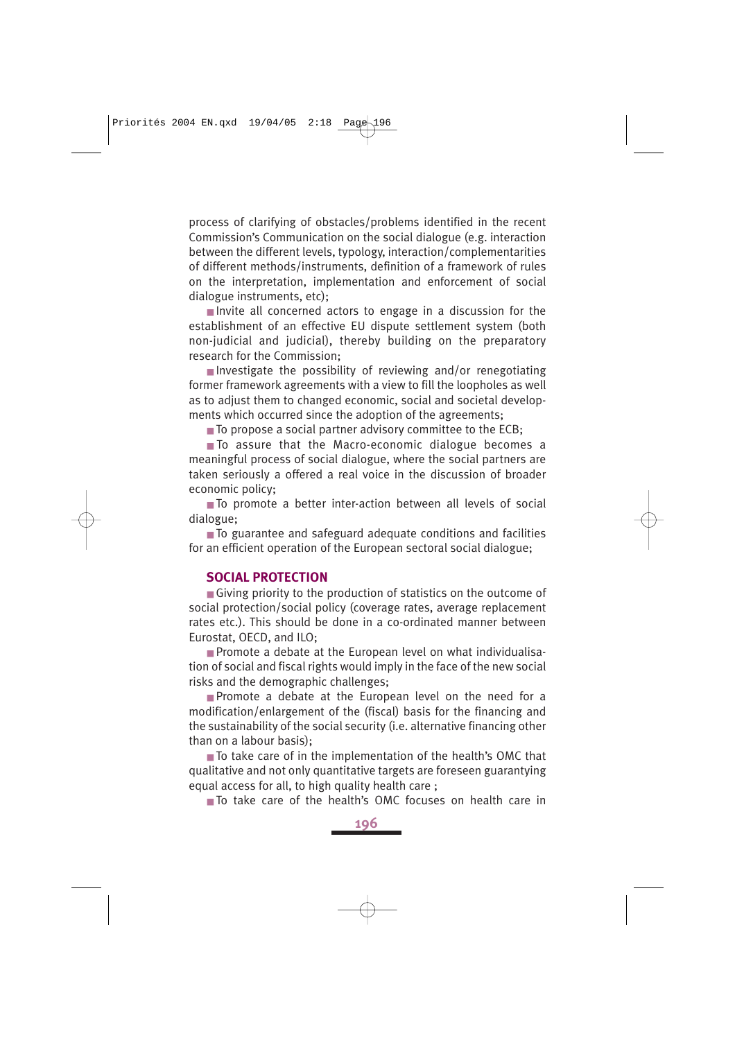process of clarifying of obstacles/problems identified in the recent Commission's Communication on the social dialogue (e.g. interaction between the different levels, typology, interaction/complementarities of different methods/instruments, definition of a framework of rules on the interpretation, implementation and enforcement of social dialogue instruments, etc);

- Invite all concerned actors to engage in a discussion for the establishment of an effective EU dispute settlement system (both non-judicial and judicial), thereby building on the preparatory research for the Commission;
- Investigate the possibility of reviewing and/or renegotiating former framework agreements with a view to fill the loopholes as well as to adjust them to changed economic, social and societal developments which occurred since the adoption of the agreements;
- To propose a social partner advisory committee to the ECB;
- To assure that the Macro-economic dialogue becomes a meaningful process of social dialogue, where the social partners are taken seriously a offered a real voice in the discussion of broader economic policy;
- To promote a better inter-action between all levels of social dialogue;
- To guarantee and safeguard adequate conditions and facilities for an efficient operation of the European sectoral social dialogue;

### SOCIAL PROTECTION

- Giving priority to the production of statistics on the outcome of social protection/social policy (coverage rates, average replacement rates etc.). This should be done in a co-ordinated manner between Eurostat, OECD, and ILO;
- Promote a debate at the European level on what individualisation of social and fiscal rights would imply in the face of the new social risks and the demographic challenges;
- Promote a debate at the European level on the need for a modification/enlargement of the (fiscal) basis for the financing and the sustainability of the social security (i.e. alternative financing other than on a labour basis);
- To take care of in the implementation of the health's OMC that qualitative and not only quantitative targets are foreseen guarantying equal access for all, to high quality health care ;
- To take care of the health's OMC focuses on health care in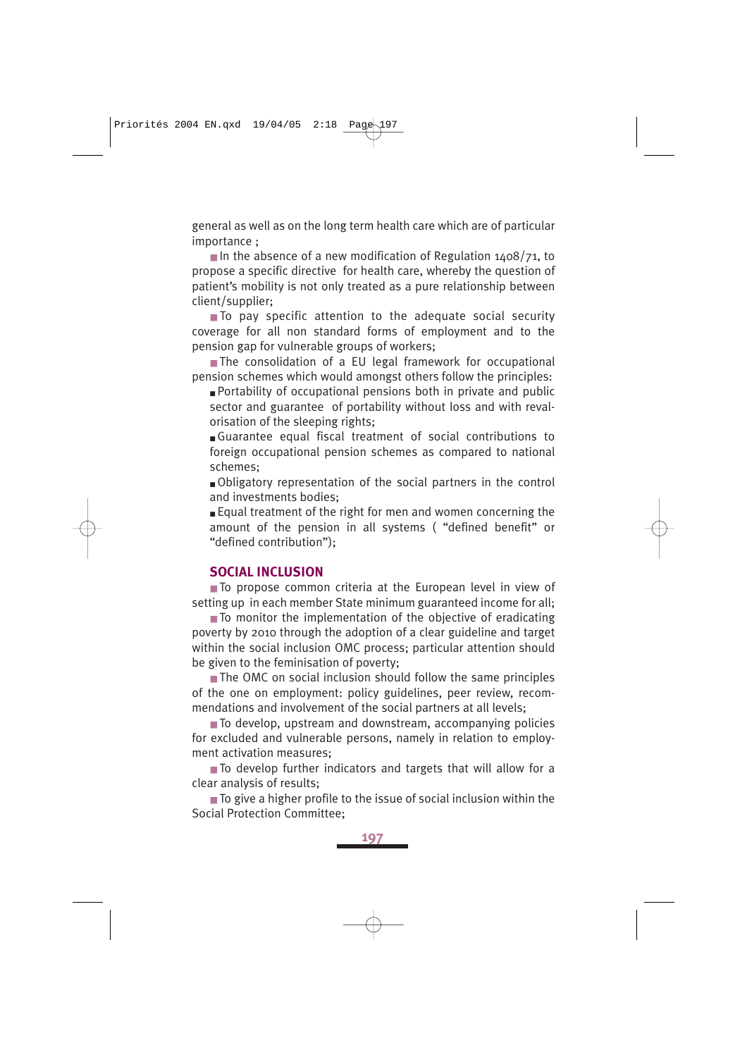general as well as on the long term health care which are of particular importance ;

- In the absence of a new modification of Regulation 1408/71, to propose a specific directive for health care, whereby the question of patient's mobility is not only treated as a pure relationship between client/supplier;
- To pay specific attention to the adequate social security coverage for all non standard forms of employment and to the pension gap for vulnerable groups of workers;
- The consolidation of a EU legal framework for occupational pension schemes which would amongst others follow the principles:
  - Portability of occupational pensions both in private and public sector and guarantee of portability without loss and with revalorisation of the sleeping rights;
  - Guarantee equal fiscal treatment of social contributions to foreign occupational pension schemes as compared to national schemes;
  - Obligatory representation of the social partners in the control and investments bodies;
  - Equal treatment of the right for men and women concerning the amount of the pension in all systems ( "defined benefit" or "defined contribution");

## SOCIAL INCLUSION

- To propose common criteria at the European level in view of setting up in each member State minimum guaranteed income for all;
- To monitor the implementation of the objective of eradicating poverty by 2010 through the adoption of a clear guideline and target within the social inclusion OMC process; particular attention should be given to the feminisation of poverty;
- The OMC on social inclusion should follow the same principles of the one on employment: policy guidelines, peer review, recommendations and involvement of the social partners at all levels;
- To develop, upstream and downstream, accompanying policies for excluded and vulnerable persons, namely in relation to employment activation measures;
- To develop further indicators and targets that will allow for a clear analysis of results;
- To give a higher profile to the issue of social inclusion within the Social Protection Committee;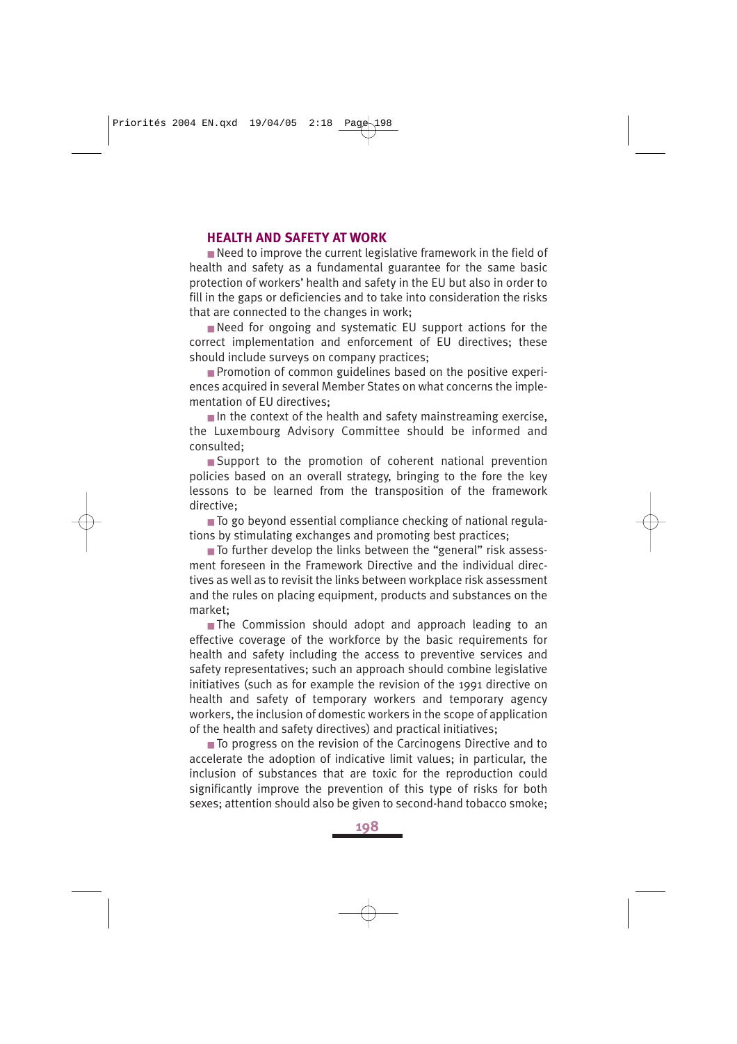## HEALTH AND SAFETY AT WORK

- Need to improve the current legislative framework in the field of health and safety as a fundamental guarantee for the same basic protection of workers' health and safety in the EU but also in order to fill in the gaps or deficiencies and to take into consideration the risks that are connected to the changes in work;
- Need for ongoing and systematic EU support actions for the correct implementation and enforcement of EU directives; these should include surveys on company practices;
- Promotion of common guidelines based on the positive experiences acquired in several Member States on what concerns the implementation of EU directives;
- In the context of the health and safety mainstreaming exercise, the Luxembourg Advisory Committee should be informed and consulted;
- Support to the promotion of coherent national prevention policies based on an overall strategy, bringing to the fore the key lessons to be learned from the transposition of the framework directive;
- To go beyond essential compliance checking of national regulations by stimulating exchanges and promoting best practices;
- To further develop the links between the "general" risk assessment foreseen in the Framework Directive and the individual directives as well as to revisit the links between workplace risk assessment and the rules on placing equipment, products and substances on the market;
- The Commission should adopt and approach leading to an effective coverage of the workforce by the basic requirements for health and safety including the access to preventive services and safety representatives; such an approach should combine legislative initiatives (such as for example the revision of the 1991 directive on health and safety of temporary workers and temporary agency workers, the inclusion of domestic workers in the scope of application of the health and safety directives) and practical initiatives;
- To progress on the revision of the Carcinogens Directive and to accelerate the adoption of indicative limit values; in particular, the inclusion of substances that are toxic for the reproduction could significantly improve the prevention of this type of risks for both sexes; attention should also be given to second-hand tobacco smoke;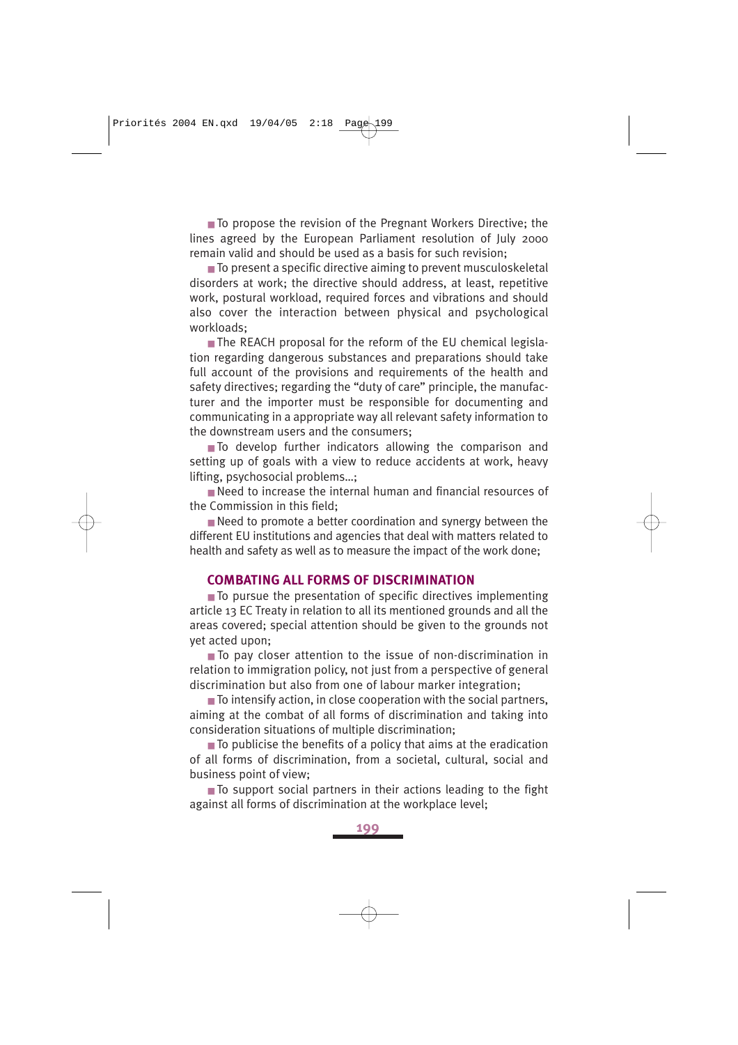- To propose the revision of the Pregnant Workers Directive; the lines agreed by the European Parliament resolution of July 2000 remain valid and should be used as a basis for such revision;
- To present a specific directive aiming to prevent musculoskeletal disorders at work; the directive should address, at least, repetitive work, postural workload, required forces and vibrations and should also cover the interaction between physical and psychological workloads;
- The REACH proposal for the reform of the EU chemical legislation regarding dangerous substances and preparations should take full account of the provisions and requirements of the health and safety directives; regarding the "duty of care" principle, the manufacturer and the importer must be responsible for documenting and communicating in a appropriate way all relevant safety information to the downstream users and the consumers;
- To develop further indicators allowing the comparison and setting up of goals with a view to reduce accidents at work, heavy lifting, psychosocial problems...;
- Need to increase the internal human and financial resources of the Commission in this field;
- Need to promote a better coordination and synergy between the different EU institutions and agencies that deal with matters related to health and safety as well as to measure the impact of the work done;

### COMBATING ALL FORMS OF DISCRIMINATION

- To pursue the presentation of specific directives implementing article 13 EC Treaty in relation to all its mentioned grounds and all the areas covered; special attention should be given to the grounds not yet acted upon;
- To pay closer attention to the issue of non-discrimination in relation to immigration policy, not just from a perspective of general discrimination but also from one of labour marker integration;
- To intensify action, in close cooperation with the social partners, aiming at the combat of all forms of discrimination and taking into consideration situations of multiple discrimination;
- To publicise the benefits of a policy that aims at the eradication of all forms of discrimination, from a societal, cultural, social and business point of view;
- To support social partners in their actions leading to the fight against all forms of discrimination at the workplace level;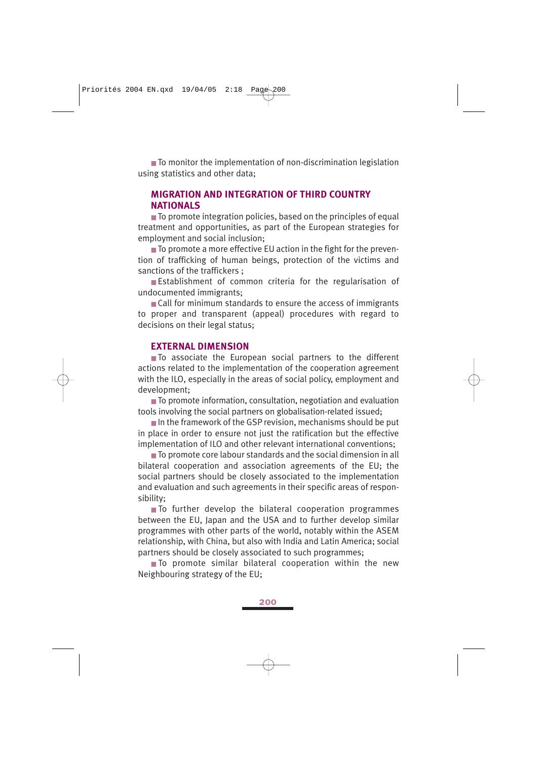- To monitor the implementation of non-discrimination legislation using statistics and other data;

## MIGRATION AND INTEGRATION OF THIRD COUNTRY NATIONALS

- To promote integration policies, based on the principles of equal treatment and opportunities, as part of the European strategies for employment and social inclusion;
- To promote a more effective EU action in the fight for the prevention of trafficking of human beings, protection of the victims and sanctions of the traffickers ;
- Establishment of common criteria for the regularisation of undocumented immigrants;
- Call for minimum standards to ensure the access of immigrants to proper and transparent (appeal) procedures with regard to decisions on their legal status;

## EXTERNAL DIMENSION

- To associate the European social partners to the different actions related to the implementation of the cooperation agreement with the ILO, especially in the areas of social policy, employment and development;
- To promote information, consultation, negotiation and evaluation tools involving the social partners on globalisation-related issued;
- In the framework of the GSP revision, mechanisms should be put in place in order to ensure not just the ratification but the effective implementation of ILO and other relevant international conventions;
- To promote core labour standards and the social dimension in all bilateral cooperation and association agreements of the EU; the social partners should be closely associated to the implementation and evaluation and such agreements in their specific areas of responsibility;
- To further develop the bilateral cooperation programmes between the EU, Japan and the USA and to further develop similar programmes with other parts of the world, notably within the ASEM relationship, with China, but also with India and Latin America; social partners should be closely associated to such programmes;
- To promote similar bilateral cooperation within the new Neighbouring strategy of the EU;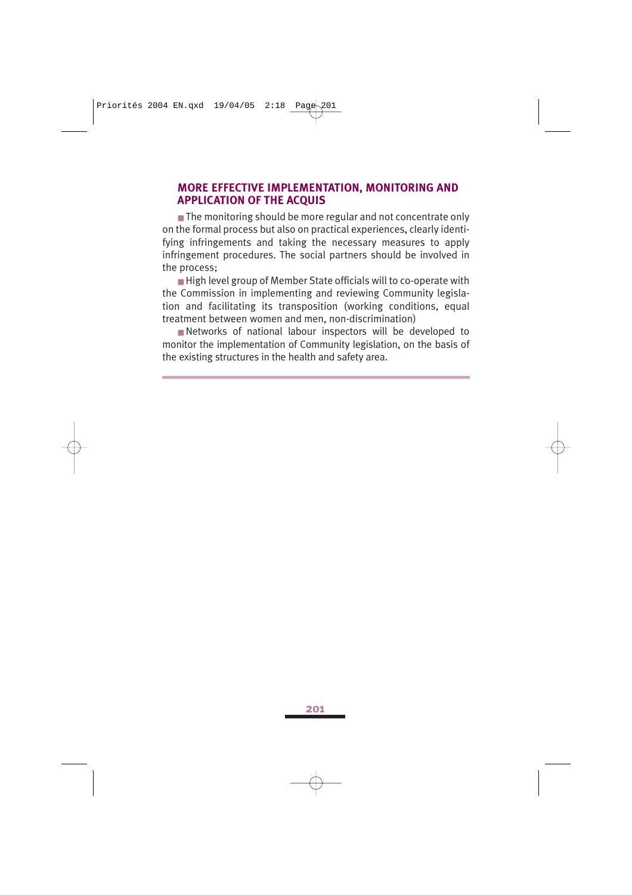## MORE EFFECTIVE IMPLEMENTATION, MONITORING AND APPLICATION OF THE ACQUIS

- The monitoring should be more regular and not concentrate only on the formal process but also on practical experiences, clearly identifying infringements and taking the necessary measures to apply infringement procedures. The social partners should be involved in the process;
- High level group of Member State officials will to co-operate with the Commission in implementing and reviewing Community legislation and facilitating its transposition (working conditions, equal treatment between women and men, non-discrimination)
- Networks of national labour inspectors will be developed to monitor the implementation of Community legislation, on the basis of the existing structures in the health and safety area.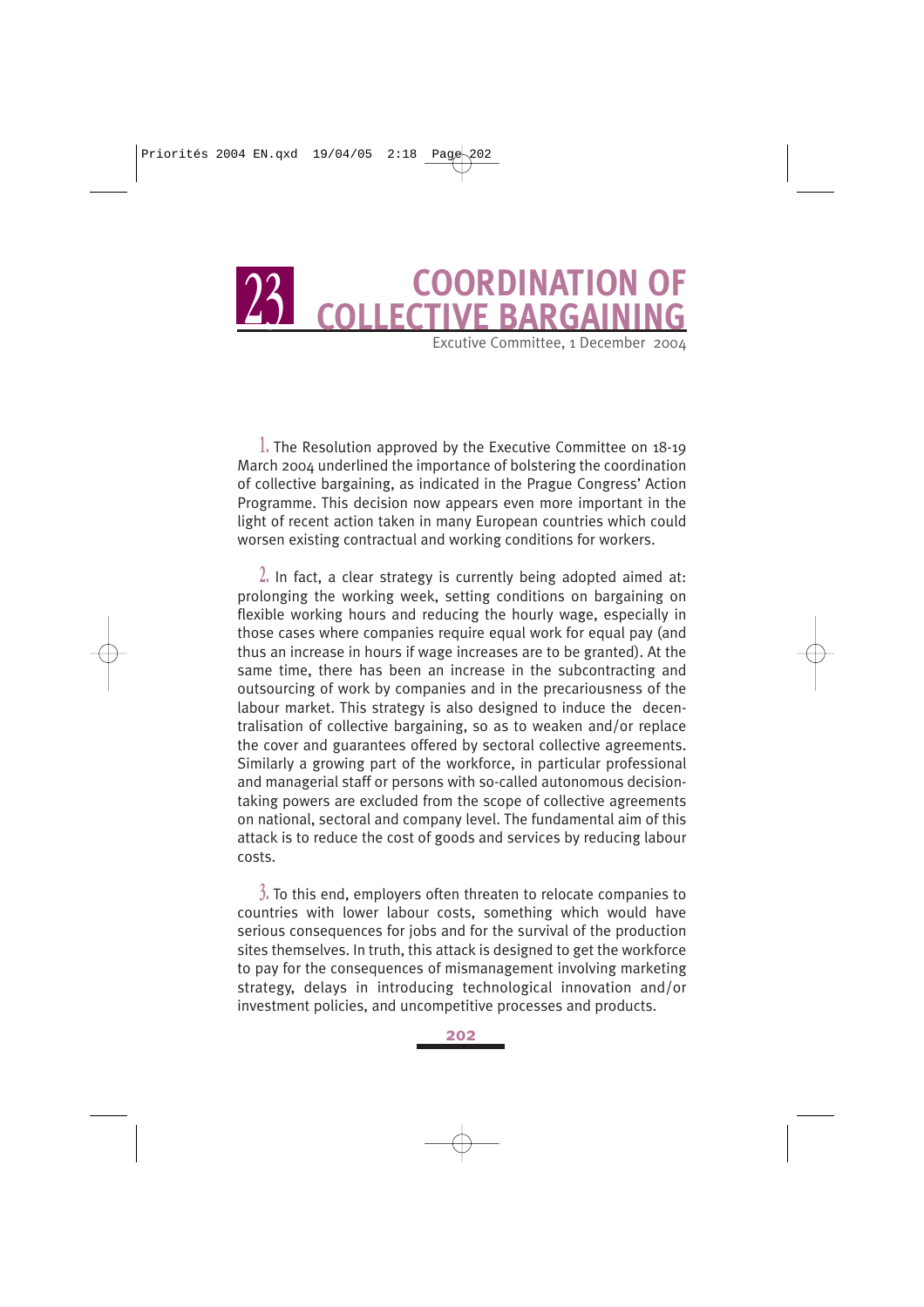# 23 COORDINATION OF COLLECTIVE BARGAINING

Excutive Committee, 1 December 2004

1. The Resolution approved by the Executive Committee on 18-19 March 2004 underlined the importance of bolstering the coordination of collective bargaining, as indicated in the Prague Congress' Action Programme. This decision now appears even more important in the light of recent action taken in many European countries which could worsen existing contractual and working conditions for workers.

2. In fact, a clear strategy is currently being adopted aimed at: prolonging the working week, setting conditions on bargaining on flexible working hours and reducing the hourly wage, especially in those cases where companies require equal work for equal pay (and thus an increase in hours if wage increases are to be granted). At the same time, there has been an increase in the subcontracting and outsourcing of work by companies and in the precariousness of the labour market. This strategy is also designed to induce the decentralisation of collective bargaining, so as to weaken and/or replace the cover and guarantees offered by sectoral collective agreements. Similarly a growing part of the workforce, in particular professional and managerial staff or persons with so-called autonomous decision-taking powers are excluded from the scope of collective agreements on national, sectoral and company level. The fundamental aim of this attack is to reduce the cost of goods and services by reducing labour costs.

3. To this end, employers often threaten to relocate companies to countries with lower labour costs, something which would have serious consequences for jobs and for the survival of the production sites themselves. In truth, this attack is designed to get the workforce to pay for the consequences of mismanagement involving marketing strategy, delays in introducing technological innovation and/or investment policies, and uncompetitive processes and products.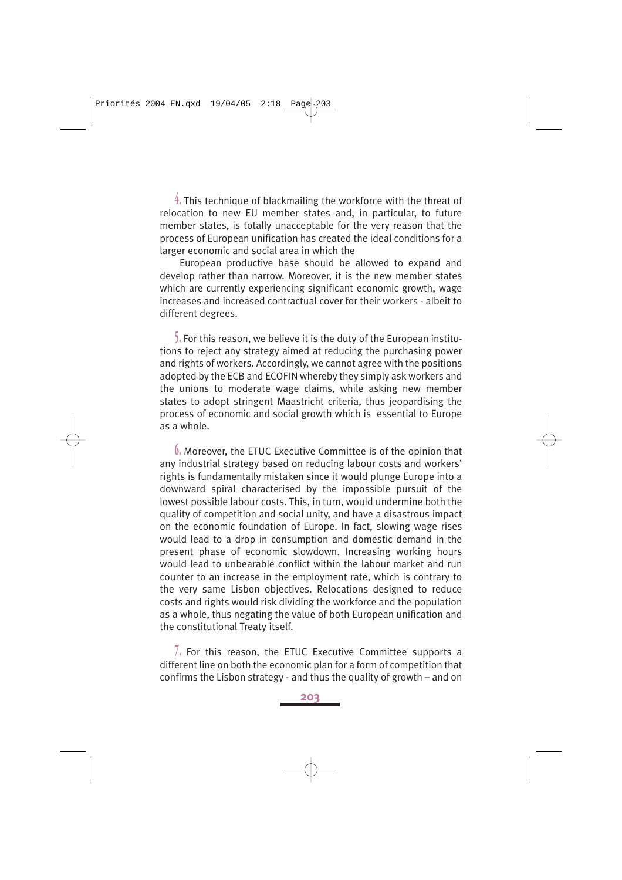4. This technique of blackmailing the workforce with the threat of relocation to new EU member states and, in particular, to future member states, is totally unacceptable for the very reason that the process of European unification has created the ideal conditions for a larger economic and social area in which the

European productive base should be allowed to expand and develop rather than narrow. Moreover, it is the new member states which are currently experiencing significant economic growth, wage increases and increased contractual cover for their workers - albeit to different degrees.

5. For this reason, we believe it is the duty of the European institutions to reject any strategy aimed at reducing the purchasing power and rights of workers. Accordingly, we cannot agree with the positions adopted by the ECB and ECOFIN whereby they simply ask workers and the unions to moderate wage claims, while asking new member states to adopt stringent Maastricht criteria, thus jeopardising the process of economic and social growth which is essential to Europe as a whole.

6. Moreover, the ETUC Executive Committee is of the opinion that any industrial strategy based on reducing labour costs and workers' rights is fundamentally mistaken since it would plunge Europe into a downward spiral characterised by the impossible pursuit of the lowest possible labour costs. This, in turn, would undermine both the quality of competition and social unity, and have a disastrous impact on the economic foundation of Europe. In fact, slowing wage rises would lead to a drop in consumption and domestic demand in the present phase of economic slowdown. Increasing working hours would lead to unbearable conflict within the labour market and run counter to an increase in the employment rate, which is contrary to the very same Lisbon objectives. Relocations designed to reduce costs and rights would risk dividing the workforce and the population as a whole, thus negating the value of both European unification and the constitutional Treaty itself.

7. For this reason, the ETUC Executive Committee supports a different line on both the economic plan for a form of competition that confirms the Lisbon strategy - and thus the quality of growth – and on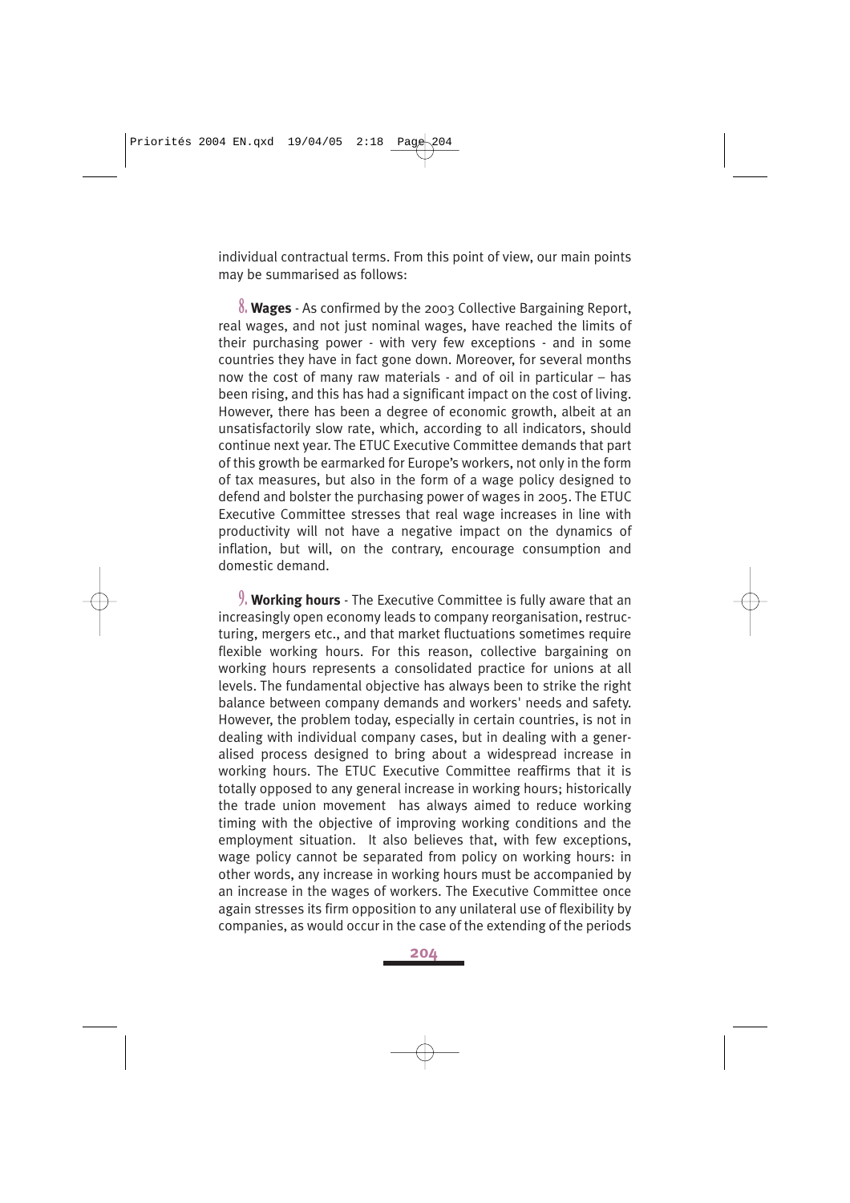individual contractual terms. From this point of view, our main points may be summarised as follows:

8. **Wages** - As confirmed by the 2003 Collective Bargaining Report, real wages, and not just nominal wages, have reached the limits of their purchasing power - with very few exceptions - and in some countries they have in fact gone down. Moreover, for several months now the cost of many raw materials - and of oil in particular – has been rising, and this has had a significant impact on the cost of living. However, there has been a degree of economic growth, albeit at an unsatisfactorily slow rate, which, according to all indicators, should continue next year. The ETUC Executive Committee demands that part of this growth be earmarked for Europe's workers, not only in the form of tax measures, but also in the form of a wage policy designed to defend and bolster the purchasing power of wages in 2005. The ETUC Executive Committee stresses that real wage increases in line with productivity will not have a negative impact on the dynamics of inflation, but will, on the contrary, encourage consumption and domestic demand.

9. **Working hours** - The Executive Committee is fully aware that an increasingly open economy leads to company reorganisation, restructuring, mergers etc., and that market fluctuations sometimes require flexible working hours. For this reason, collective bargaining on working hours represents a consolidated practice for unions at all levels. The fundamental objective has always been to strike the right balance between company demands and workers' needs and safety. However, the problem today, especially in certain countries, is not in dealing with individual company cases, but in dealing with a generalised process designed to bring about a widespread increase in working hours. The ETUC Executive Committee reaffirms that it is totally opposed to any general increase in working hours; historically the trade union movement has always aimed to reduce working timing with the objective of improving working conditions and the employment situation. It also believes that, with few exceptions, wage policy cannot be separated from policy on working hours: in other words, any increase in working hours must be accompanied by an increase in the wages of workers. The Executive Committee once again stresses its firm opposition to any unilateral use of flexibility by companies, as would occur in the case of the extending of the periods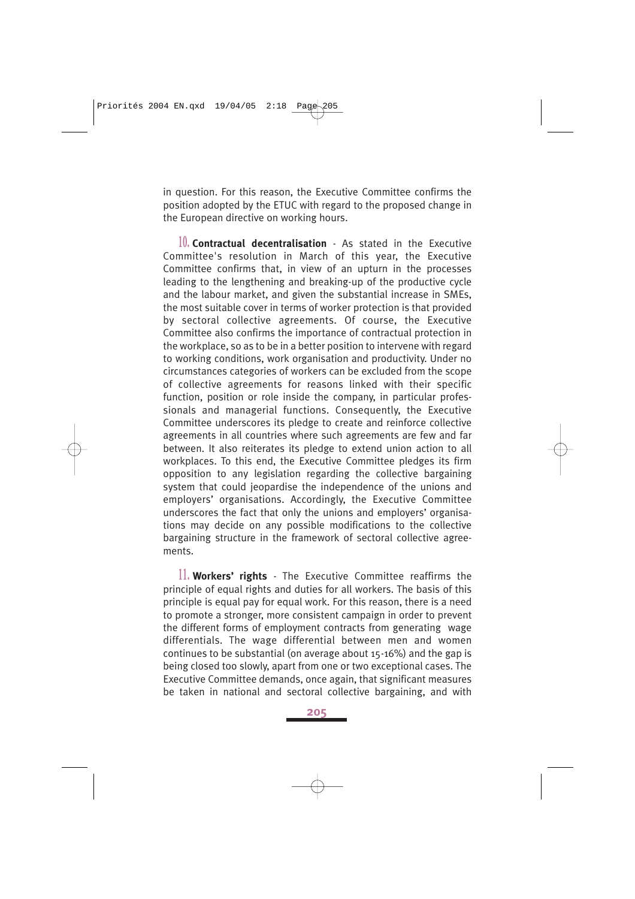in question. For this reason, the Executive Committee confirms the position adopted by the ETUC with regard to the proposed change in the European directive on working hours.

10. **Contractual decentralisation** - As stated in the Executive Committee's resolution in March of this year, the Executive Committee confirms that, in view of an upturn in the processes leading to the lengthening and breaking-up of the productive cycle and the labour market, and given the substantial increase in SMEs, the most suitable cover in terms of worker protection is that provided by sectoral collective agreements. Of course, the Executive Committee also confirms the importance of contractual protection in the workplace, so as to be in a better position to intervene with regard to working conditions, work organisation and productivity. Under no circumstances categories of workers can be excluded from the scope of collective agreements for reasons linked with their specific function, position or role inside the company, in particular professionals and managerial functions. Consequently, the Executive Committee underscores its pledge to create and reinforce collective agreements in all countries where such agreements are few and far between. It also reiterates its pledge to extend union action to all workplaces. To this end, the Executive Committee pledges its firm opposition to any legislation regarding the collective bargaining system that could jeopardise the independence of the unions and employers' organisations. Accordingly, the Executive Committee underscores the fact that only the unions and employers' organisations may decide on any possible modifications to the collective bargaining structure in the framework of sectoral collective agreements.

11. **Workers' rights** - The Executive Committee reaffirms the principle of equal rights and duties for all workers. The basis of this principle is equal pay for equal work. For this reason, there is a need to promote a stronger, more consistent campaign in order to prevent the different forms of employment contracts from generating wage differentials. The wage differential between men and women continues to be substantial (on average about 15-16%) and the gap is being closed too slowly, apart from one or two exceptional cases. The Executive Committee demands, once again, that significant measures be taken in national and sectoral collective bargaining, and with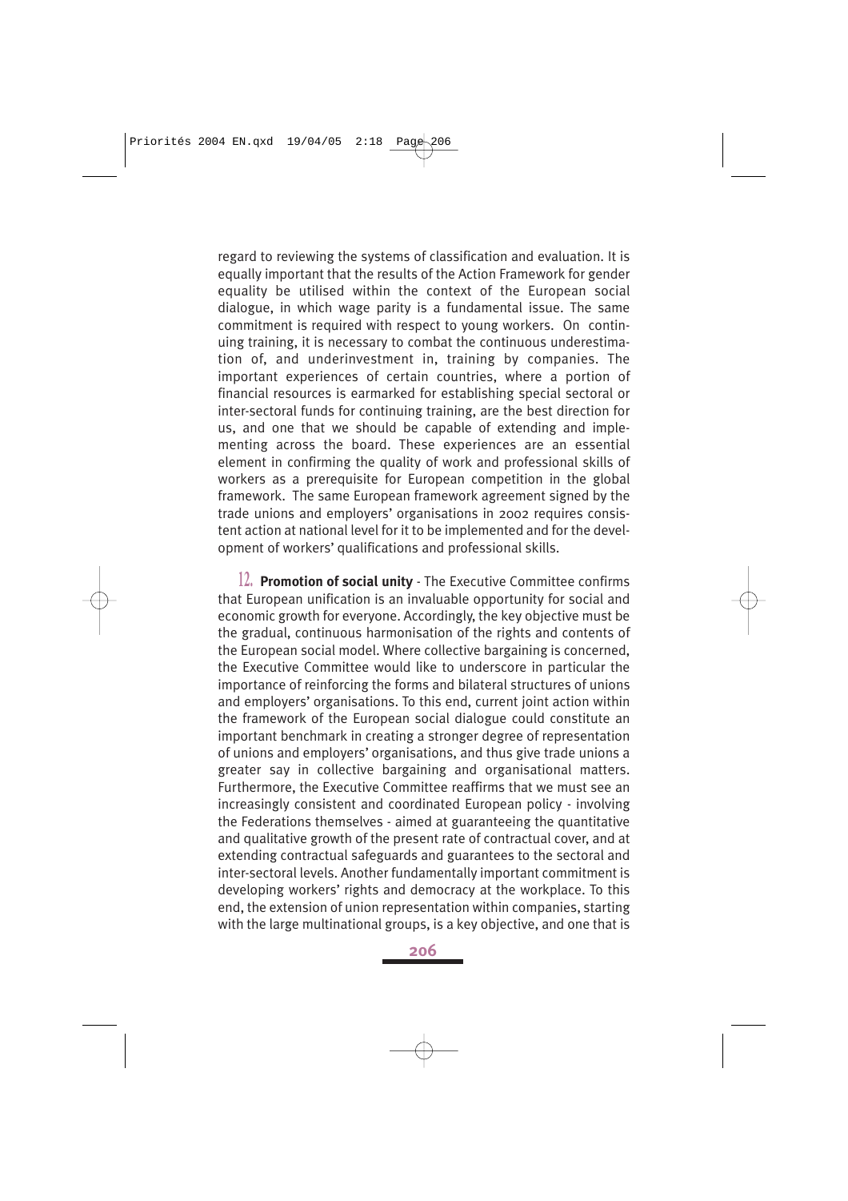regard to reviewing the systems of classification and evaluation. It is equally important that the results of the Action Framework for gender equality be utilised within the context of the European social dialogue, in which wage parity is a fundamental issue. The same commitment is required with respect to young workers. On continuing training, it is necessary to combat the continuous underestimation of, and underinvestment in, training by companies. The important experiences of certain countries, where a portion of financial resources is earmarked for establishing special sectoral or inter-sectoral funds for continuing training, are the best direction for us, and one that we should be capable of extending and implementing across the board. These experiences are an essential element in confirming the quality of work and professional skills of workers as a prerequisite for European competition in the global framework. The same European framework agreement signed by the trade unions and employers' organisations in 2002 requires consistent action at national level for it to be implemented and for the development of workers' qualifications and professional skills.

12. **Promotion of social unity** - The Executive Committee confirms that European unification is an invaluable opportunity for social and economic growth for everyone. Accordingly, the key objective must be the gradual, continuous harmonisation of the rights and contents of the European social model. Where collective bargaining is concerned, the Executive Committee would like to underscore in particular the importance of reinforcing the forms and bilateral structures of unions and employers' organisations. To this end, current joint action within the framework of the European social dialogue could constitute an important benchmark in creating a stronger degree of representation of unions and employers' organisations, and thus give trade unions a greater say in collective bargaining and organisational matters. Furthermore, the Executive Committee reaffirms that we must see an increasingly consistent and coordinated European policy - involving the Federations themselves - aimed at guaranteeing the quantitative and qualitative growth of the present rate of contractual cover, and at extending contractual safeguards and guarantees to the sectoral and inter-sectoral levels. Another fundamentally important commitment is developing workers' rights and democracy at the workplace. To this end, the extension of union representation within companies, starting with the large multinational groups, is a key objective, and one that is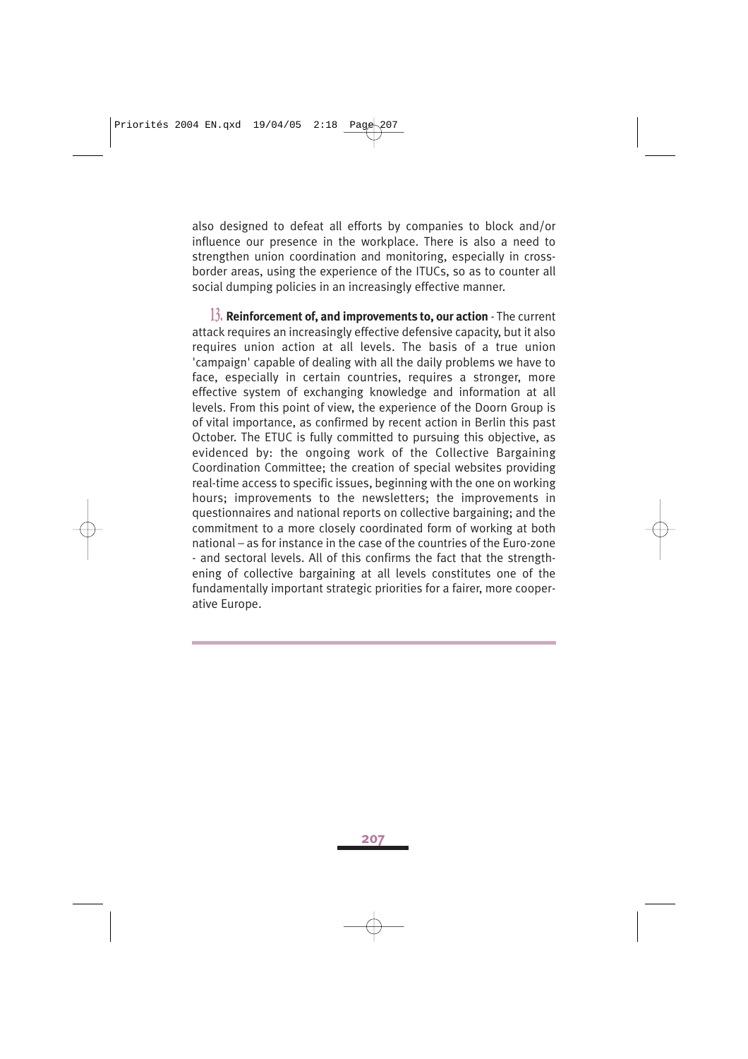also designed to defeat all efforts by companies to block and/or influence our presence in the workplace. There is also a need to strengthen union coordination and monitoring, especially in cross-border areas, using the experience of the ITUCs, so as to counter all social dumping policies in an increasingly effective manner.

13. **Reinforcement of, and improvements to, our action** - The current attack requires an increasingly effective defensive capacity, but it also requires union action at all levels. The basis of a true union 'campaign' capable of dealing with all the daily problems we have to face, especially in certain countries, requires a stronger, more effective system of exchanging knowledge and information at all levels. From this point of view, the experience of the Doorn Group is of vital importance, as confirmed by recent action in Berlin this past October. The ETUC is fully committed to pursuing this objective, as evidenced by: the ongoing work of the Collective Bargaining Coordination Committee; the creation of special websites providing real-time access to specific issues, beginning with the one on working hours; improvements to the newsletters; the improvements in questionnaires and national reports on collective bargaining; and the commitment to a more closely coordinated form of working at both national – as for instance in the case of the countries of the Euro-zone - and sectoral levels. All of this confirms the fact that the strengthening of collective bargaining at all levels constitutes one of the fundamentally important strategic priorities for a fairer, more cooperative Europe.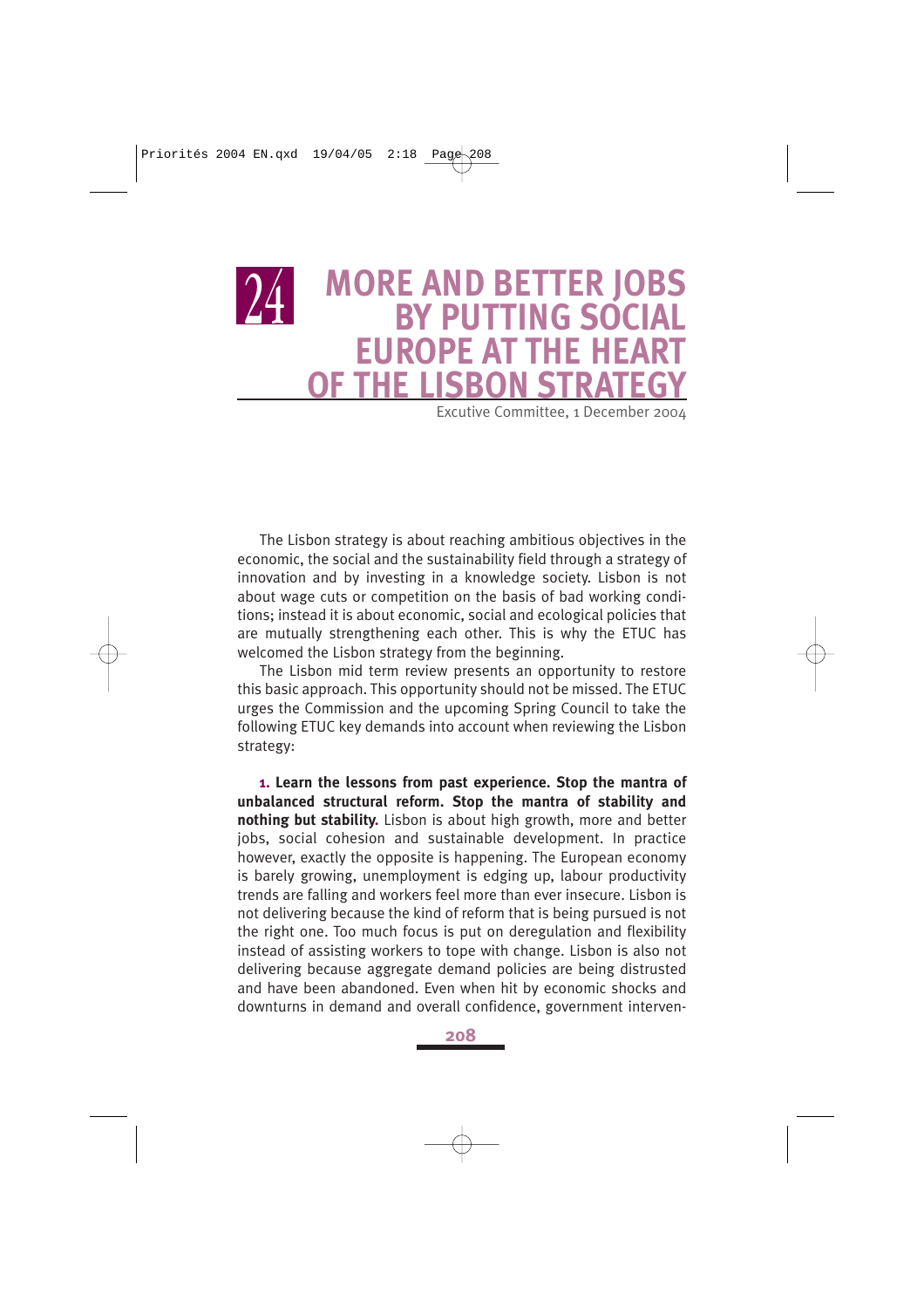# 24 MORE AND BETTER JOBS BY PUTTING SOCIAL EUROPE AT THE HEART OF THE LISBON STRATEGY

Excutive Committee, 1 December 2004

The Lisbon strategy is about reaching ambitious objectives in the economic, the social and the sustainability field through a strategy of innovation and by investing in a knowledge society. Lisbon is not about wage cuts or competition on the basis of bad working conditions; instead it is about economic, social and ecological policies that are mutually strengthening each other. This is why the ETUC has welcomed the Lisbon strategy from the beginning.

The Lisbon mid term review presents an opportunity to restore this basic approach. This opportunity should not be missed. The ETUC urges the Commission and the upcoming Spring Council to take the following ETUC key demands into account when reviewing the Lisbon strategy:

**1. Learn the lessons from past experience. Stop the mantra of unbalanced structural reform. Stop the mantra of stability and nothing but stability.** Lisbon is about high growth, more and better jobs, social cohesion and sustainable development. In practice however, exactly the opposite is happening. The European economy is barely growing, unemployment is edging up, labour productivity trends are falling and workers feel more than ever insecure. Lisbon is not delivering because the kind of reform that is being pursued is not the right one. Too much focus is put on deregulation and flexibility instead of assisting workers to tope with change. Lisbon is also not delivering because aggregate demand policies are being distrusted and have been abandoned. Even when hit by economic shocks and downturns in demand and overall confidence, government interven-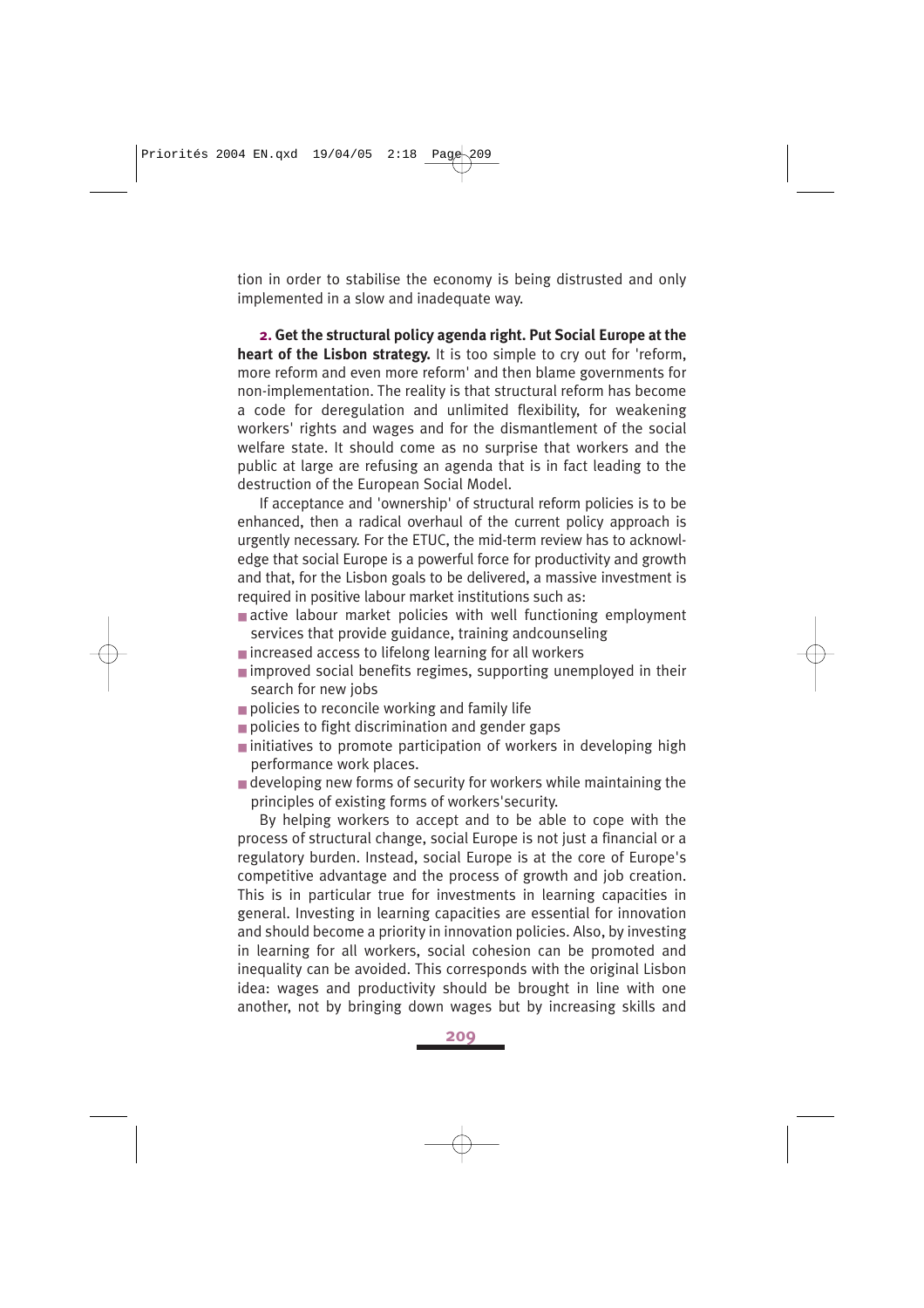tion in order to stabilise the economy is being distrusted and only implemented in a slow and inadequate way.

**2. Get the structural policy agenda right. Put Social Europe at the heart of the Lisbon strategy.** It is too simple to cry out for 'reform, more reform and even more reform' and then blame governments for non-implementation. The reality is that structural reform has become a code for deregulation and unlimited flexibility, for weakening workers' rights and wages and for the dismantlement of the social welfare state. It should come as no surprise that workers and the public at large are refusing an agenda that is in fact leading to the destruction of the European Social Model.

If acceptance and 'ownership' of structural reform policies is to be enhanced, then a radical overhaul of the current policy approach is urgently necessary. For the ETUC, the mid-term review has to acknowledge that social Europe is a powerful force for productivity and growth and that, for the Lisbon goals to be delivered, a massive investment is required in positive labour market institutions such as:

- active labour market policies with well functioning employment services that provide guidance, training andcounseling
- increased access to lifelong learning for all workers
- improved social benefits regimes, supporting unemployed in their search for new jobs
- policies to reconcile working and family life
- policies to fight discrimination and gender gaps
- initiatives to promote participation of workers in developing high performance work places.
- developing new forms of security for workers while maintaining the principles of existing forms of workers'security.

By helping workers to accept and to be able to cope with the process of structural change, social Europe is not just a financial or a regulatory burden. Instead, social Europe is at the core of Europe's competitive advantage and the process of growth and job creation. This is in particular true for investments in learning capacities in general. Investing in learning capacities are essential for innovation and should become a priority in innovation policies. Also, by investing in learning for all workers, social cohesion can be promoted and inequality can be avoided. This corresponds with the original Lisbon idea: wages and productivity should be brought in line with one another, not by bringing down wages but by increasing skills and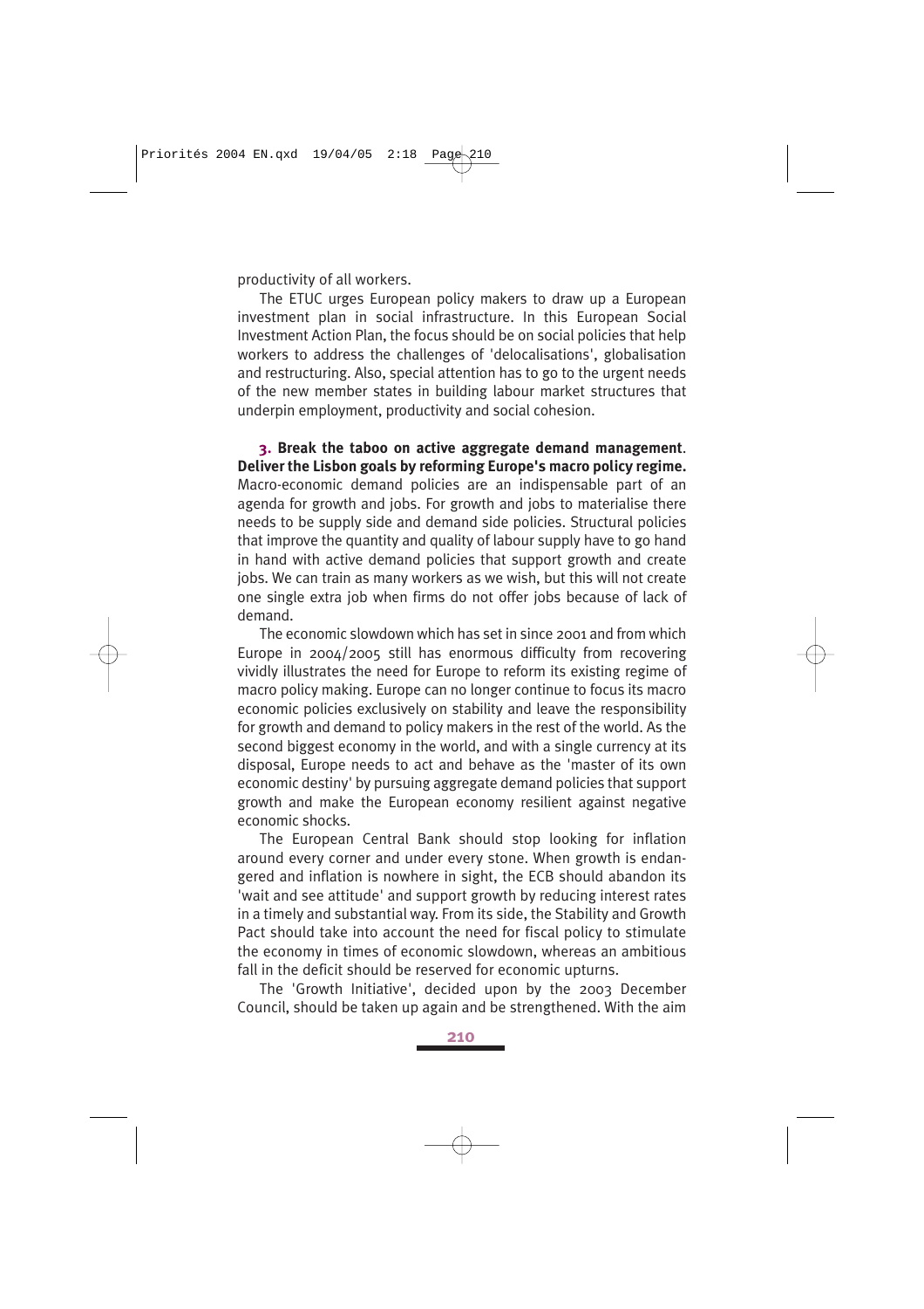productivity of all workers.

The ETUC urges European policy makers to draw up a European investment plan in social infrastructure. In this European Social Investment Action Plan, the focus should be on social policies that help workers to address the challenges of 'delocalisations', globalisation and restructuring. Also, special attention has to go to the urgent needs of the new member states in building labour market structures that underpin employment, productivity and social cohesion.

**3. Break the taboo on active aggregate demand management. Deliver the Lisbon goals by reforming Europe's macro policy regime.** Macro-economic demand policies are an indispensable part of an agenda for growth and jobs. For growth and jobs to materialise there needs to be supply side and demand side policies. Structural policies that improve the quantity and quality of labour supply have to go hand in hand with active demand policies that support growth and create jobs. We can train as many workers as we wish, but this will not create one single extra job when firms do not offer jobs because of lack of demand.

The economic slowdown which has set in since 2001 and from which Europe in 2004/2005 still has enormous difficulty from recovering vividly illustrates the need for Europe to reform its existing regime of macro policy making. Europe can no longer continue to focus its macro economic policies exclusively on stability and leave the responsibility for growth and demand to policy makers in the rest of the world. As the second biggest economy in the world, and with a single currency at its disposal, Europe needs to act and behave as the 'master of its own economic destiny' by pursuing aggregate demand policies that support growth and make the European economy resilient against negative economic shocks.

The European Central Bank should stop looking for inflation around every corner and under every stone. When growth is endangered and inflation is nowhere in sight, the ECB should abandon its 'wait and see attitude' and support growth by reducing interest rates in a timely and substantial way. From its side, the Stability and Growth Pact should take into account the need for fiscal policy to stimulate the economy in times of economic slowdown, whereas an ambitious fall in the deficit should be reserved for economic upturns.

The 'Growth Initiative', decided upon by the 2003 December Council, should be taken up again and be strengthened. With the aim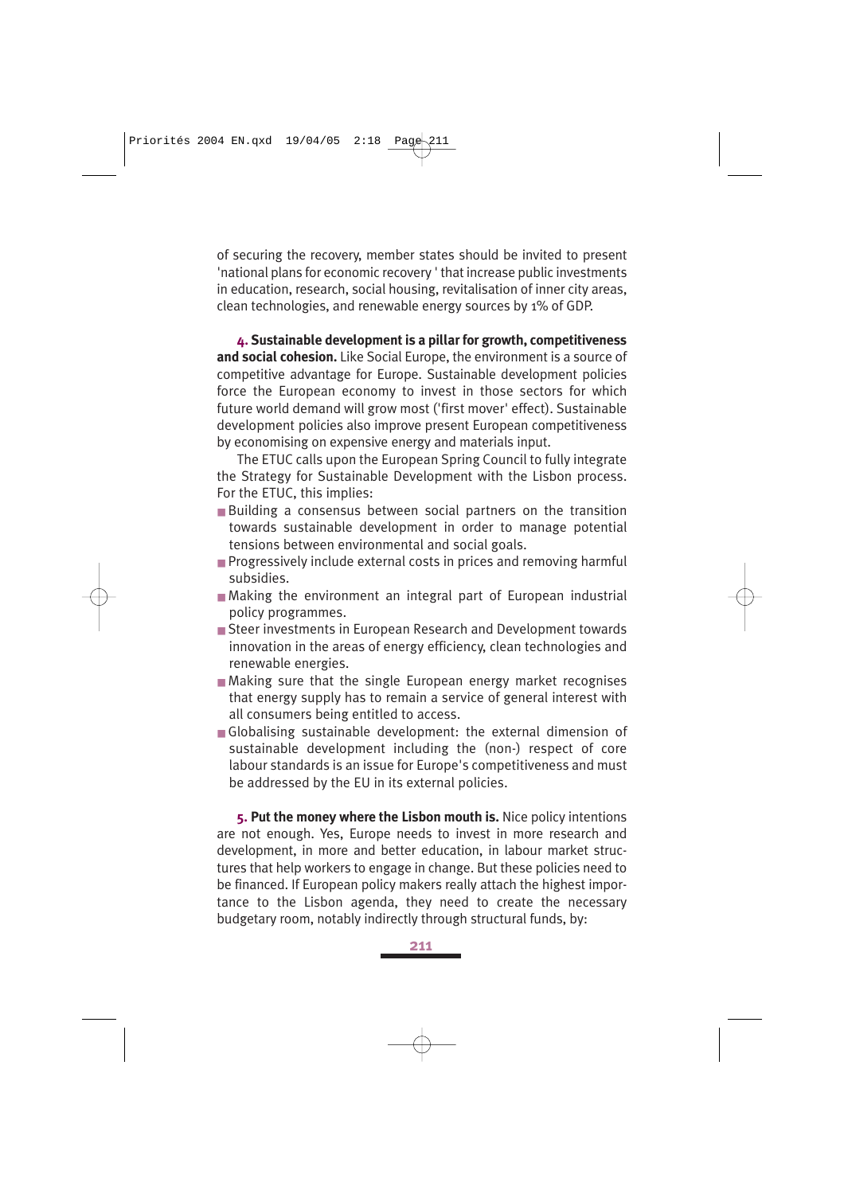of securing the recovery, member states should be invited to present 'national plans for economic recovery ' that increase public investments in education, research, social housing, revitalisation of inner city areas, clean technologies, and renewable energy sources by 1% of GDP.

**4. Sustainable development is a pillar for growth, competitiveness and social cohesion.** Like Social Europe, the environment is a source of competitive advantage for Europe. Sustainable development policies force the European economy to invest in those sectors for which future world demand will grow most ('first mover' effect). Sustainable development policies also improve present European competitiveness by economising on expensive energy and materials input.

The ETUC calls upon the European Spring Council to fully integrate the Strategy for Sustainable Development with the Lisbon process. For the ETUC, this implies:

- Building a consensus between social partners on the transition towards sustainable development in order to manage potential tensions between environmental and social goals.
- Progressively include external costs in prices and removing harmful subsidies.
- Making the environment an integral part of European industrial policy programmes.
- Steer investments in European Research and Development towards innovation in the areas of energy efficiency, clean technologies and renewable energies.
- Making sure that the single European energy market recognises that energy supply has to remain a service of general interest with all consumers being entitled to access.
- Globalising sustainable development: the external dimension of sustainable development including the (non-) respect of core labour standards is an issue for Europe's competitiveness and must be addressed by the EU in its external policies.

**5. Put the money where the Lisbon mouth is.** Nice policy intentions are not enough. Yes, Europe needs to invest in more research and development, in more and better education, in labour market structures that help workers to engage in change. But these policies need to be financed. If European policy makers really attach the highest importance to the Lisbon agenda, they need to create the necessary budgetary room, notably indirectly through structural funds, by: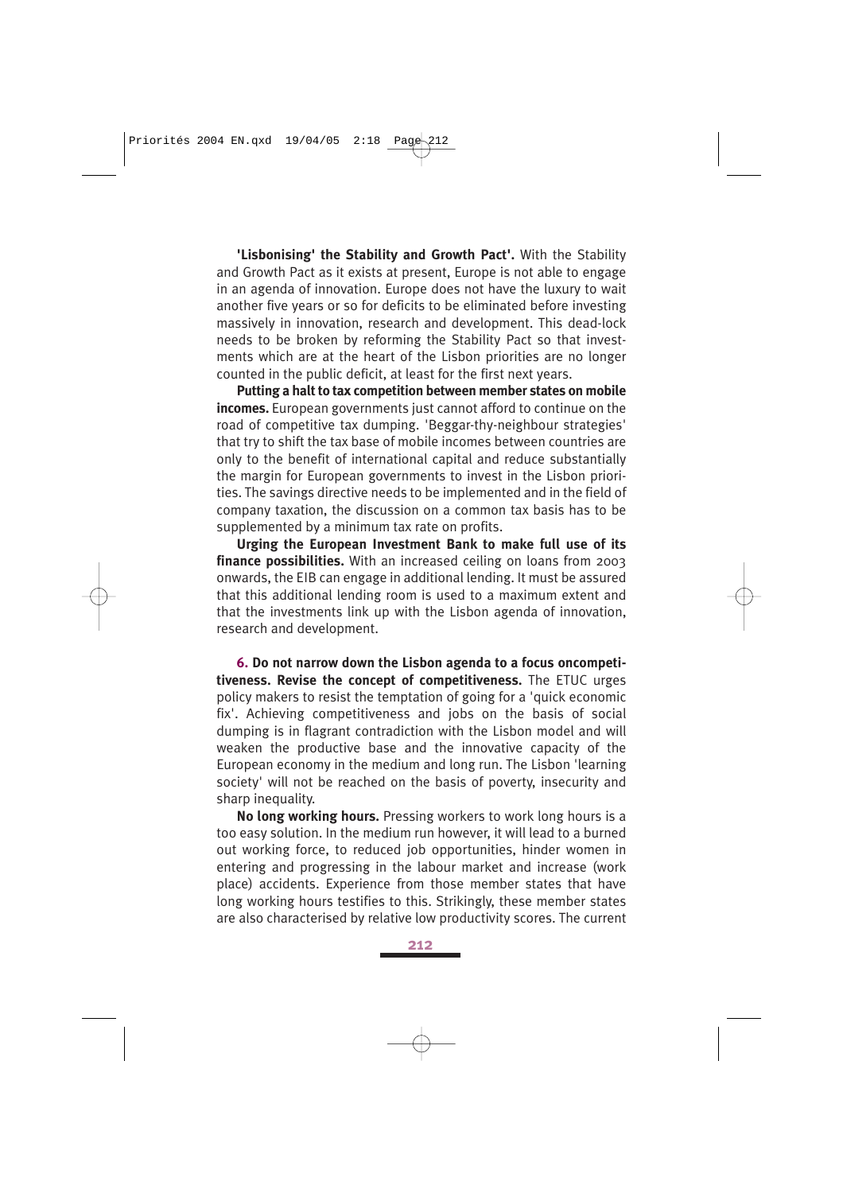**'Lisbonising' the Stability and Growth Pact'.** With the Stability and Growth Pact as it exists at present, Europe is not able to engage in an agenda of innovation. Europe does not have the luxury to wait another five years or so for deficits to be eliminated before investing massively in innovation, research and development. This dead-lock needs to be broken by reforming the Stability Pact so that investments which are at the heart of the Lisbon priorities are no longer counted in the public deficit, at least for the first next years.

**Putting a halt to tax competition between member states on mobile incomes.** European governments just cannot afford to continue on the road of competitive tax dumping. 'Beggar-thy-neighbour strategies' that try to shift the tax base of mobile incomes between countries are only to the benefit of international capital and reduce substantially the margin for European governments to invest in the Lisbon priorities. The savings directive needs to be implemented and in the field of company taxation, the discussion on a common tax basis has to be supplemented by a minimum tax rate on profits.

**Urging the European Investment Bank to make full use of its finance possibilities.** With an increased ceiling on loans from 2003 onwards, the EIB can engage in additional lending. It must be assured that this additional lending room is used to a maximum extent and that the investments link up with the Lisbon agenda of innovation, research and development.

**6. Do not narrow down the Lisbon agenda to a focus oncompetitiveness. Revise the concept of competitiveness.** The ETUC urges policy makers to resist the temptation of going for a 'quick economic fix'. Achieving competitiveness and jobs on the basis of social dumping is in flagrant contradiction with the Lisbon model and will weaken the productive base and the innovative capacity of the European economy in the medium and long run. The Lisbon 'learning society' will not be reached on the basis of poverty, insecurity and sharp inequality.

**No long working hours.** Pressing workers to work long hours is a too easy solution. In the medium run however, it will lead to a burned out working force, to reduced job opportunities, hinder women in entering and progressing in the labour market and increase (work place) accidents. Experience from those member states that have long working hours testifies to this. Strikingly, these member states are also characterised by relative low productivity scores. The current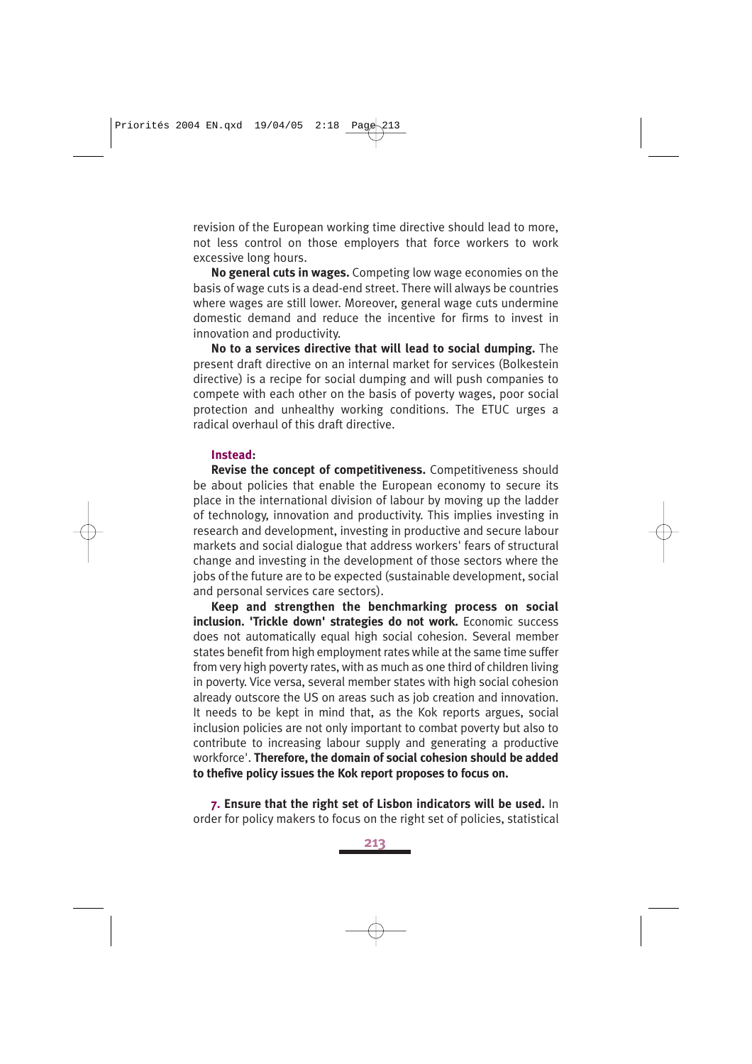revision of the European working time directive should lead to more, not less control on those employers that force workers to work excessive long hours.

**No general cuts in wages.** Competing low wage economies on the basis of wage cuts is a dead-end street. There will always be countries where wages are still lower. Moreover, general wage cuts undermine domestic demand and reduce the incentive for firms to invest in innovation and productivity.

**No to a services directive that will lead to social dumping.** The present draft directive on an internal market for services (Bolkestein directive) is a recipe for social dumping and will push companies to compete with each other on the basis of poverty wages, poor social protection and unhealthy working conditions. The ETUC urges a radical overhaul of this draft directive.

**Instead:**

**Revise the concept of competitiveness.** Competitiveness should be about policies that enable the European economy to secure its place in the international division of labour by moving up the ladder of technology, innovation and productivity. This implies investing in research and development, investing in productive and secure labour markets and social dialogue that address workers' fears of structural change and investing in the development of those sectors where the jobs of the future are to be expected (sustainable development, social and personal services care sectors).

**Keep and strengthen the benchmarking process on social inclusion. 'Trickle down' strategies do not work.** Economic success does not automatically equal high social cohesion. Several member states benefit from high employment rates while at the same time suffer from very high poverty rates, with as much as one third of children living in poverty. Vice versa, several member states with high social cohesion already outscore the US on areas such as job creation and innovation. It needs to be kept in mind that, as the Kok reports argues, social inclusion policies are not only important to combat poverty but also to contribute to increasing labour supply and generating a productive workforce'. **Therefore, the domain of social cohesion should be added to thefive policy issues the Kok report proposes to focus on.**

**7. Ensure that the right set of Lisbon indicators will be used.** In order for policy makers to focus on the right set of policies, statistical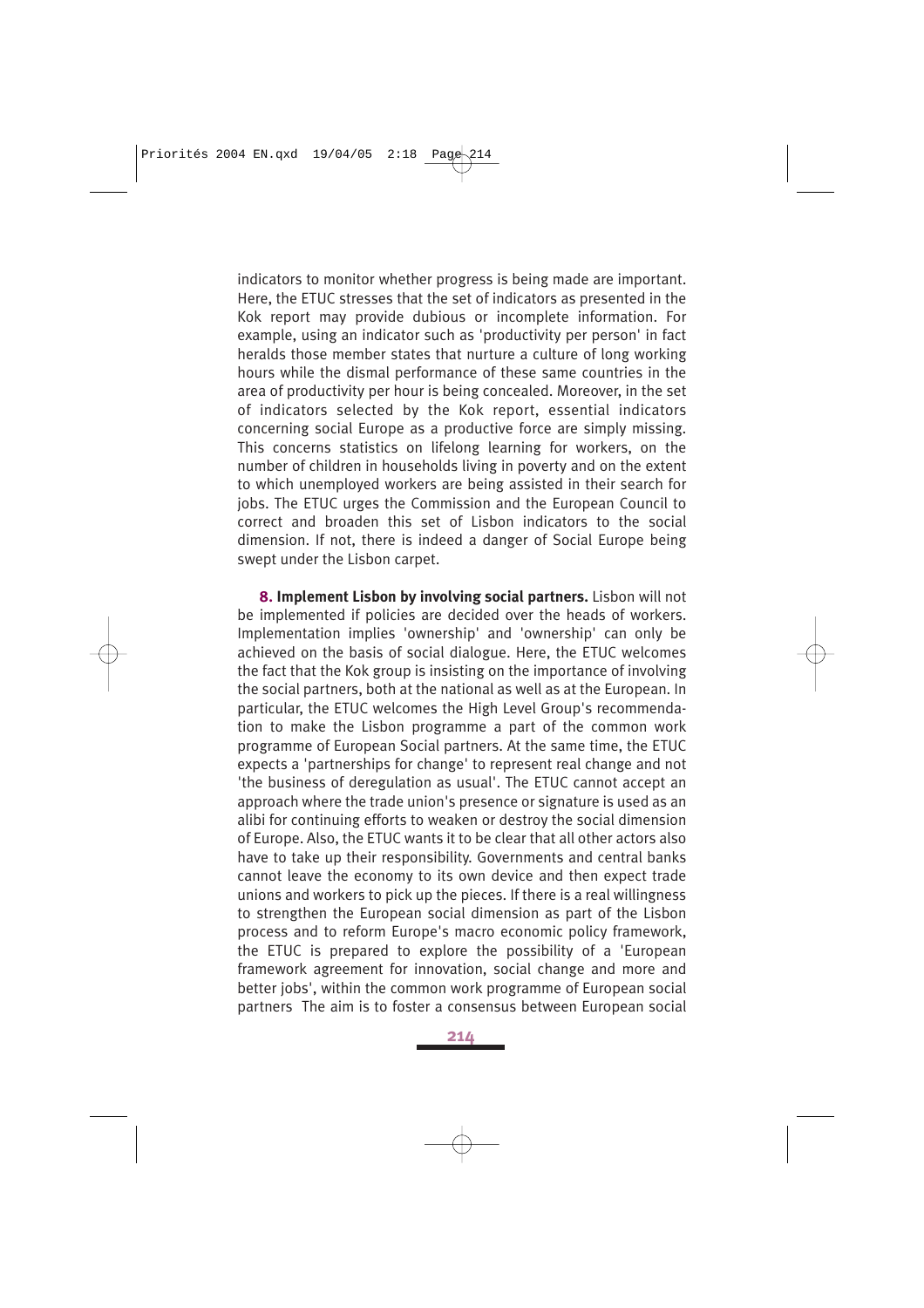indicators to monitor whether progress is being made are important. Here, the ETUC stresses that the set of indicators as presented in the Kok report may provide dubious or incomplete information. For example, using an indicator such as 'productivity per person' in fact heralds those member states that nurture a culture of long working hours while the dismal performance of these same countries in the area of productivity per hour is being concealed. Moreover, in the set of indicators selected by the Kok report, essential indicators concerning social Europe as a productive force are simply missing. This concerns statistics on lifelong learning for workers, on the number of children in households living in poverty and on the extent to which unemployed workers are being assisted in their search for jobs. The ETUC urges the Commission and the European Council to correct and broaden this set of Lisbon indicators to the social dimension. If not, there is indeed a danger of Social Europe being swept under the Lisbon carpet.

**8. Implement Lisbon by involving social partners.** Lisbon will not be implemented if policies are decided over the heads of workers. Implementation implies 'ownership' and 'ownership' can only be achieved on the basis of social dialogue. Here, the ETUC welcomes the fact that the Kok group is insisting on the importance of involving the social partners, both at the national as well as at the European. In particular, the ETUC welcomes the High Level Group's recommendation to make the Lisbon programme a part of the common work programme of European Social partners. At the same time, the ETUC expects a 'partnerships for change' to represent real change and not 'the business of deregulation as usual'. The ETUC cannot accept an approach where the trade union's presence or signature is used as an alibi for continuing efforts to weaken or destroy the social dimension of Europe. Also, the ETUC wants it to be clear that all other actors also have to take up their responsibility. Governments and central banks cannot leave the economy to its own device and then expect trade unions and workers to pick up the pieces. If there is a real willingness to strengthen the European social dimension as part of the Lisbon process and to reform Europe's macro economic policy framework, the ETUC is prepared to explore the possibility of a 'European framework agreement for innovation, social change and more and better jobs', within the common work programme of European social partners The aim is to foster a consensus between European social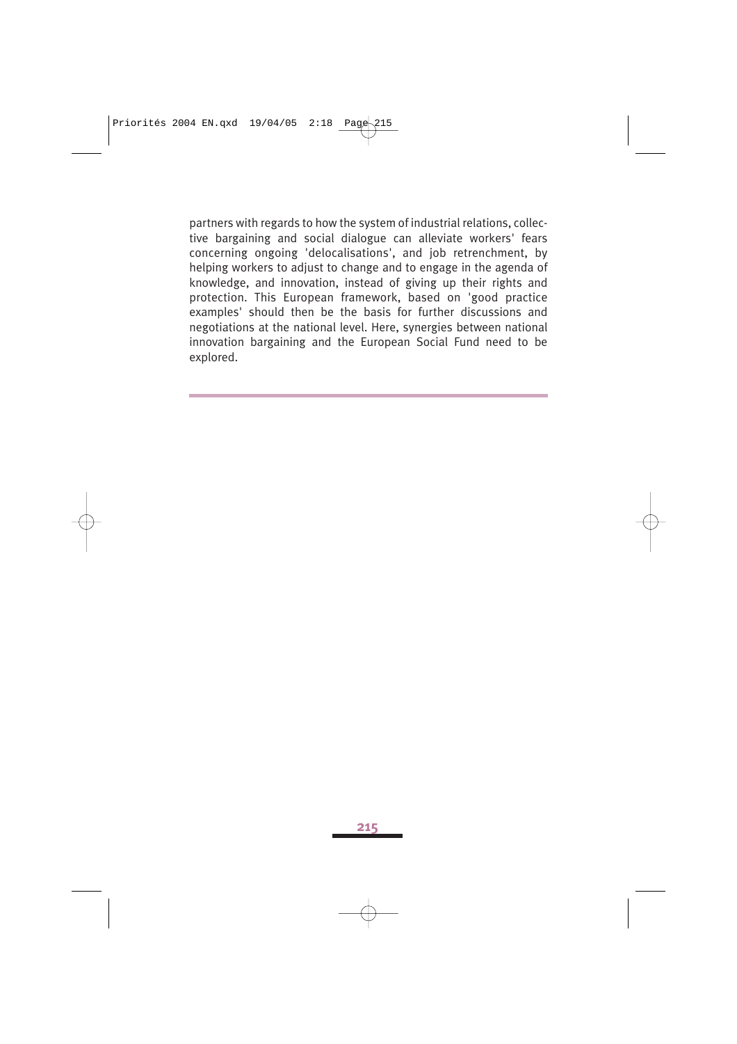partners with regards to how the system of industrial relations, collective bargaining and social dialogue can alleviate workers' fears concerning ongoing 'delocalisations', and job retrenchment, by helping workers to adjust to change and to engage in the agenda of knowledge, and innovation, instead of giving up their rights and protection. This European framework, based on 'good practice examples' should then be the basis for further discussions and negotiations at the national level. Here, synergies between national innovation bargaining and the European Social Fund need to be explored.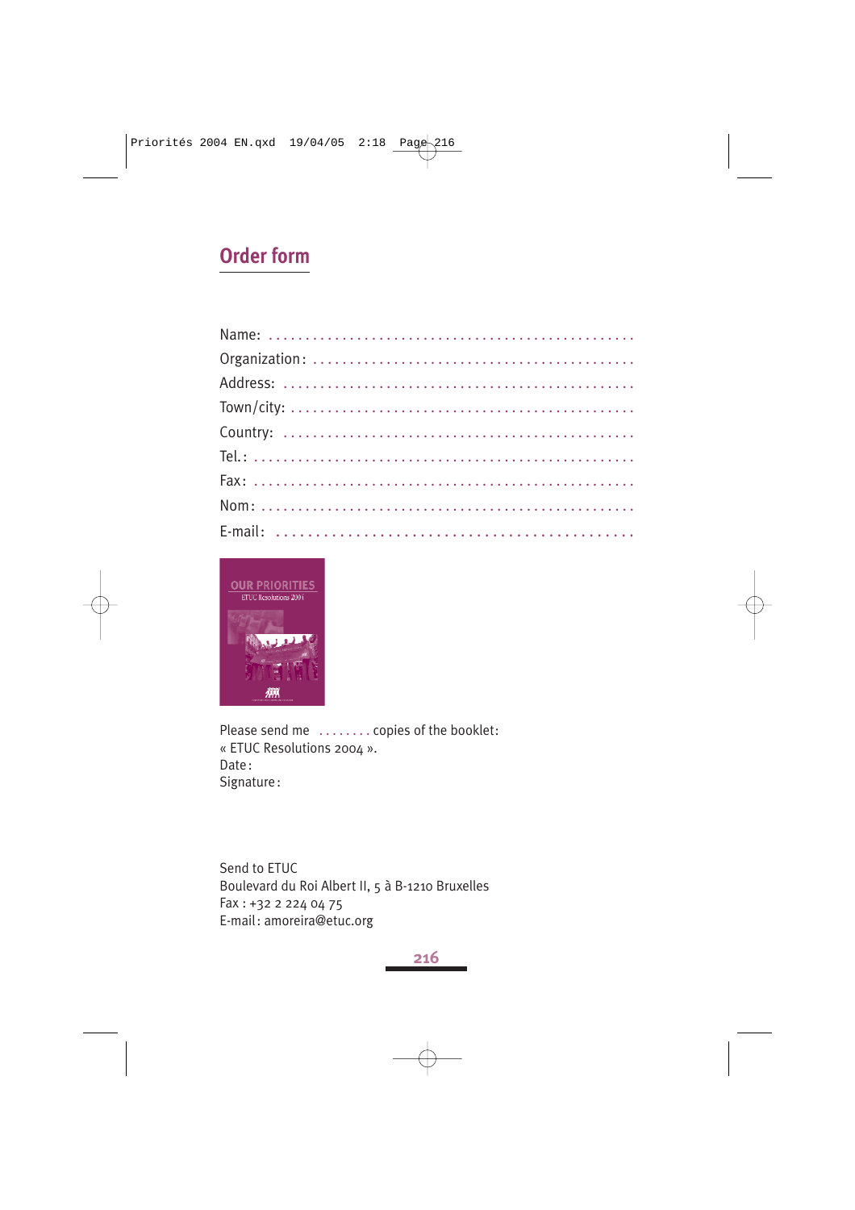## Order form

Name: ..................................................

Organization: ...........................................

Address: ...............................................

Town/city: ..............................................

Country: ...............................................

Tel.: ..................................................

Fax: ...................................................

Nom: ...................................................

E-mail: ..............................................

Please send me ........ copies of the booklet:
« ETUC Resolutions 2004 ».
Date:
Signature:

Send to ETUC
Boulevard du Roi Albert II, 5 à B-1210 Bruxelles
Fax : +32 2 224 04 75
E-mail: amoreira@etuc.org